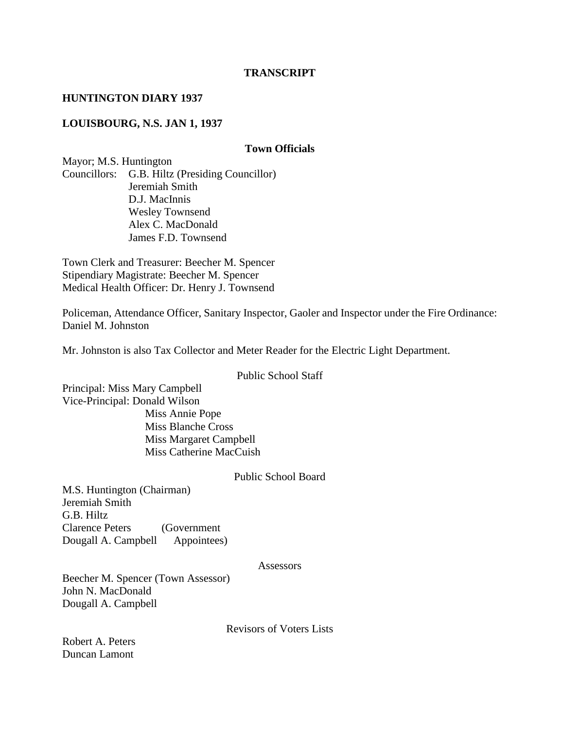**TRANSCRIPT**

**HUNTINGTON DIARY 1937**

**LOUISBOURG, N.S. JAN 1, 1937**

**Town Officials**

Mayor; M.S. Huntington
Councillors: G.B. Hiltz (Presiding Councillor)
Jeremiah Smith
D.J. MacInnis
Wesley Townsend
Alex C. MacDonald
James F.D. Townsend

Town Clerk and Treasurer: Beecher M. Spencer
Stipendiary Magistrate: Beecher M. Spencer
Medical Health Officer: Dr. Henry J. Townsend

Policeman, Attendance Officer, Sanitary Inspector, Gaoler and Inspector under the Fire Ordinance: Daniel M. Johnston

Mr. Johnston is also Tax Collector and Meter Reader for the Electric Light Department.

Public School Staff

Principal: Miss Mary Campbell
Vice-Principal: Donald Wilson
Miss Annie Pope
Miss Blanche Cross
Miss Margaret Campbell
Miss Catherine MacCuish

Public School Board

M.S. Huntington (Chairman)
Jeremiah Smith
G.B. Hiltz
Clarence Peters (Government
Dougall A. Campbell Appointees)

Assessors

Beecher M. Spencer (Town Assessor)
John N. MacDonald
Dougall A. Campbell

Revisors of Voters Lists

Robert A. Peters
Duncan Lamont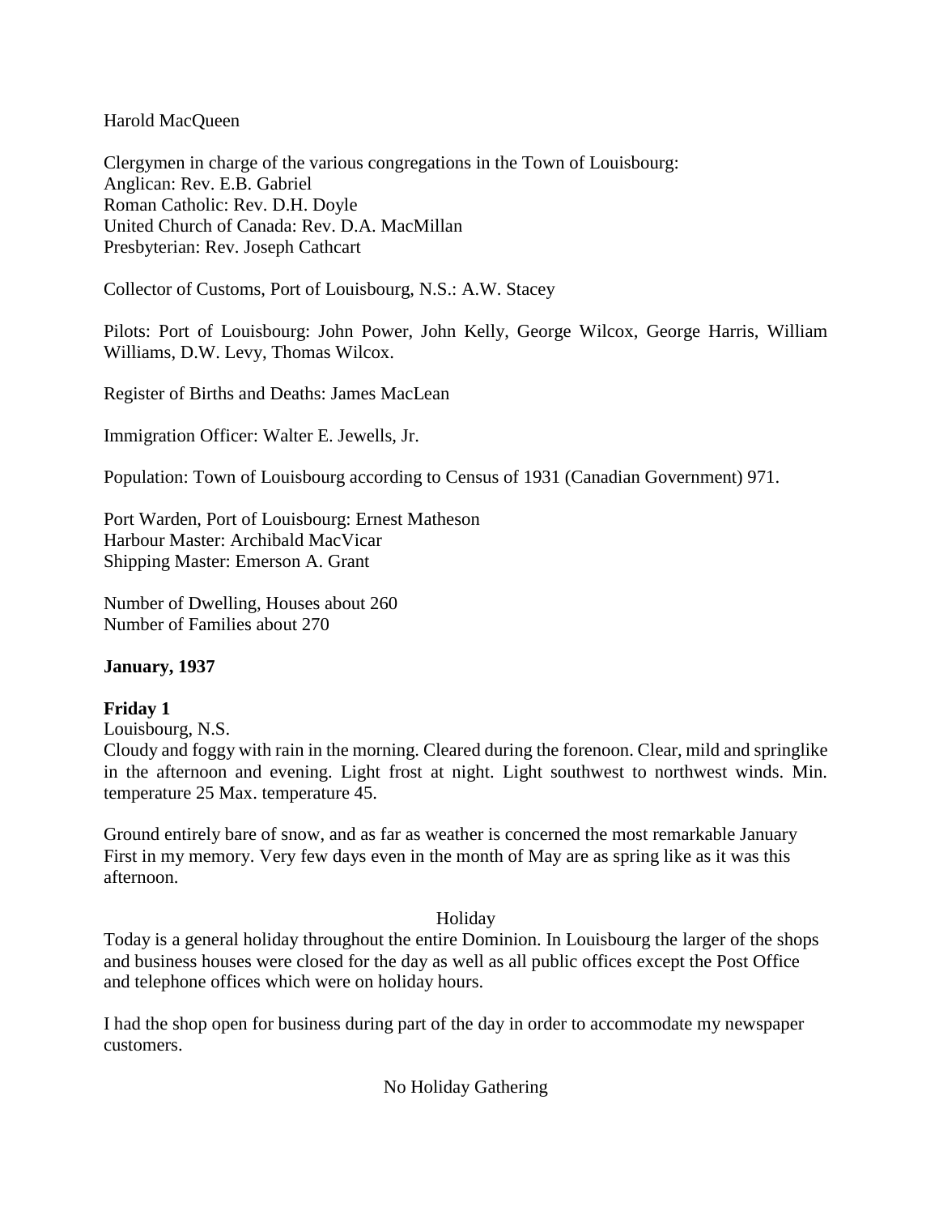Harold MacQueen

Clergymen in charge of the various congregations in the Town of Louisbourg:
Anglican: Rev. E.B. Gabriel
Roman Catholic: Rev. D.H. Doyle
United Church of Canada: Rev. D.A. MacMillan
Presbyterian: Rev. Joseph Cathcart

Collector of Customs, Port of Louisbourg, N.S.: A.W. Stacey

Pilots: Port of Louisbourg: John Power, John Kelly, George Wilcox, George Harris, William Williams, D.W. Levy, Thomas Wilcox.

Register of Births and Deaths: James MacLean

Immigration Officer: Walter E. Jewells, Jr.

Population: Town of Louisbourg according to Census of 1931 (Canadian Government) 971.

Port Warden, Port of Louisbourg: Ernest Matheson
Harbour Master: Archibald MacVicar
Shipping Master: Emerson A. Grant

Number of Dwelling, Houses about 260
Number of Families about 270

**January, 1937**

**Friday 1**
Louisbourg, N.S.
Cloudy and foggy with rain in the morning. Cleared during the forenoon. Clear, mild and springlike in the afternoon and evening. Light frost at night. Light southwest to northwest winds. Min. temperature 25 Max. temperature 45.

Ground entirely bare of snow, and as far as weather is concerned the most remarkable January First in my memory. Very few days even in the month of May are as spring like as it was this afternoon.

Holiday

Today is a general holiday throughout the entire Dominion. In Louisbourg the larger of the shops and business houses were closed for the day as well as all public offices except the Post Office and telephone offices which were on holiday hours.

I had the shop open for business during part of the day in order to accommodate my newspaper customers.

No Holiday Gathering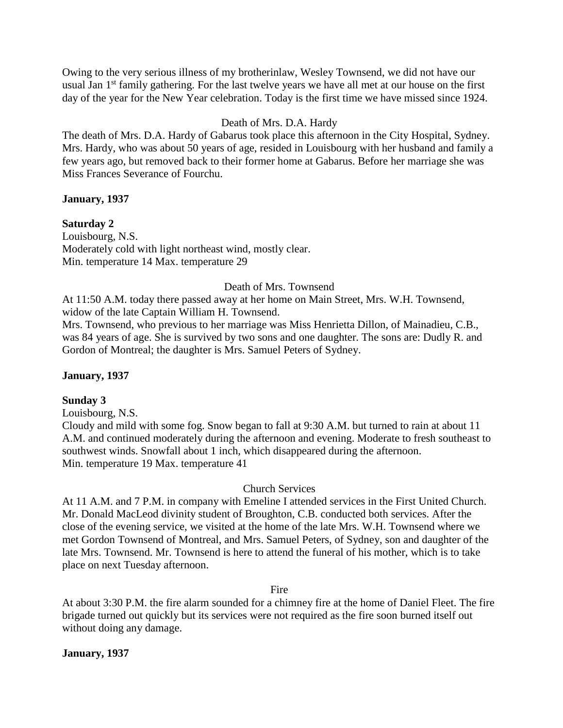Owing to the very serious illness of my brotherinlaw, Wesley Townsend, we did not have our usual Jan 1st family gathering. For the last twelve years we have all met at our house on the first day of the year for the New Year celebration. Today is the first time we have missed since 1924.

Death of Mrs. D.A. Hardy

The death of Mrs. D.A. Hardy of Gabarus took place this afternoon in the City Hospital, Sydney. Mrs. Hardy, who was about 50 years of age, resided in Louisbourg with her husband and family a few years ago, but removed back to their former home at Gabarus. Before her marriage she was Miss Frances Severance of Fourchu.

**January, 1937**

**Saturday 2**

Louisbourg, N.S.
Moderately cold with light northeast wind, mostly clear.
Min. temperature 14 Max. temperature 29

Death of Mrs. Townsend

At 11:50 A.M. today there passed away at her home on Main Street, Mrs. W.H. Townsend, widow of the late Captain William H. Townsend.
Mrs. Townsend, who previous to her marriage was Miss Henrietta Dillon, of Mainadieu, C.B., was 84 years of age. She is survived by two sons and one daughter. The sons are: Dudly R. and Gordon of Montreal; the daughter is Mrs. Samuel Peters of Sydney.

**January, 1937**

**Sunday 3**

Louisbourg, N.S.
Cloudy and mild with some fog. Snow began to fall at 9:30 A.M. but turned to rain at about 11 A.M. and continued moderately during the afternoon and evening. Moderate to fresh southeast to southwest winds. Snowfall about 1 inch, which disappeared during the afternoon.
Min. temperature 19 Max. temperature 41

Church Services

At 11 A.M. and 7 P.M. in company with Emeline I attended services in the First United Church. Mr. Donald MacLeod divinity student of Broughton, C.B. conducted both services. After the close of the evening service, we visited at the home of the late Mrs. W.H. Townsend where we met Gordon Townsend of Montreal, and Mrs. Samuel Peters, of Sydney, son and daughter of the late Mrs. Townsend. Mr. Townsend is here to attend the funeral of his mother, which is to take place on next Tuesday afternoon.

Fire

At about 3:30 P.M. the fire alarm sounded for a chimney fire at the home of Daniel Fleet. The fire brigade turned out quickly but its services were not required as the fire soon burned itself out without doing any damage.

**January, 1937**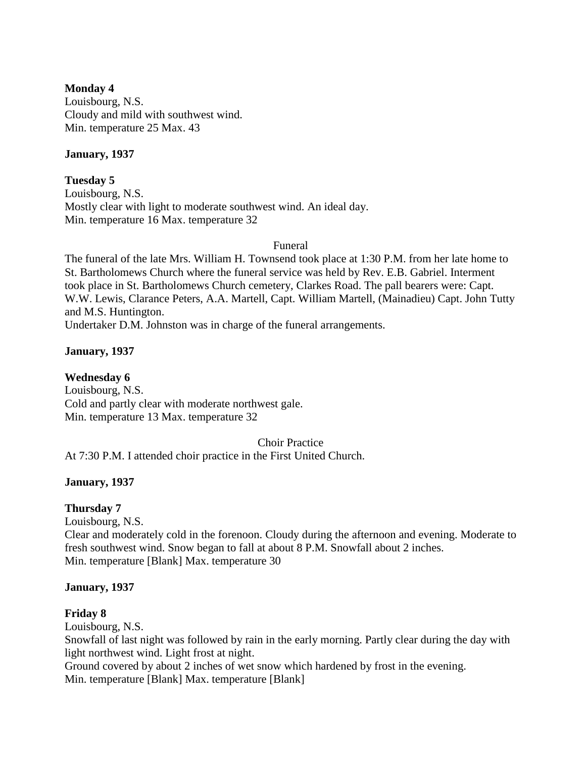**Monday 4**
Louisbourg, N.S.
Cloudy and mild with southwest wind.
Min. temperature 25 Max. 43

**January, 1937**

**Tuesday 5**
Louisbourg, N.S.
Mostly clear with light to moderate southwest wind. An ideal day.
Min. temperature 16 Max. temperature 32

Funeral

The funeral of the late Mrs. William H. Townsend took place at 1:30 P.M. from her late home to St. Bartholomews Church where the funeral service was held by Rev. E.B. Gabriel. Interment took place in St. Bartholomews Church cemetery, Clarkes Road. The pall bearers were: Capt. W.W. Lewis, Clarance Peters, A.A. Martell, Capt. William Martell, (Mainadieu) Capt. John Tutty and M.S. Huntington.
Undertaker D.M. Johnston was in charge of the funeral arrangements.

**January, 1937**

**Wednesday 6**
Louisbourg, N.S.
Cold and partly clear with moderate northwest gale.
Min. temperature 13 Max. temperature 32

Choir Practice

At 7:30 P.M. I attended choir practice in the First United Church.

**January, 1937**

**Thursday 7**
Louisbourg, N.S.
Clear and moderately cold in the forenoon. Cloudy during the afternoon and evening. Moderate to fresh southwest wind. Snow began to fall at about 8 P.M. Snowfall about 2 inches.
Min. temperature [Blank] Max. temperature 30

**January, 1937**

**Friday 8**
Louisbourg, N.S.
Snowfall of last night was followed by rain in the early morning. Partly clear during the day with light northwest wind. Light frost at night.
Ground covered by about 2 inches of wet snow which hardened by frost in the evening.
Min. temperature [Blank] Max. temperature [Blank]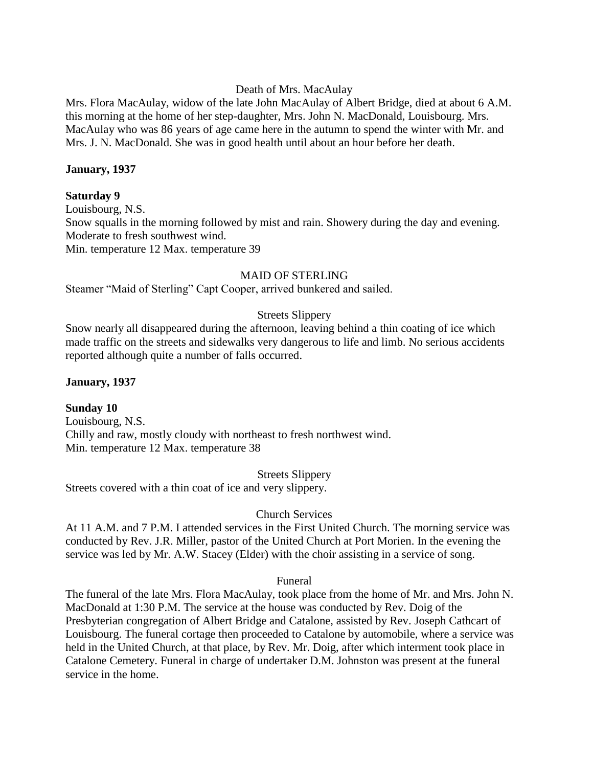Death of Mrs. MacAulay

Mrs. Flora MacAulay, widow of the late John MacAulay of Albert Bridge, died at about 6 A.M. this morning at the home of her step-daughter, Mrs. John N. MacDonald, Louisbourg. Mrs. MacAulay who was 86 years of age came here in the autumn to spend the winter with Mr. and Mrs. J. N. MacDonald. She was in good health until about an hour before her death.

**January, 1937**

**Saturday 9**

Louisbourg, N.S.

Snow squalls in the morning followed by mist and rain. Showery during the day and evening. Moderate to fresh southwest wind.

Min. temperature 12 Max. temperature 39

MAID OF STERLING

Steamer "Maid of Sterling" Capt Cooper, arrived bunkered and sailed.

Streets Slippery

Snow nearly all disappeared during the afternoon, leaving behind a thin coating of ice which made traffic on the streets and sidewalks very dangerous to life and limb. No serious accidents reported although quite a number of falls occurred.

**January, 1937**

**Sunday 10**

Louisbourg, N.S.

Chilly and raw, mostly cloudy with northeast to fresh northwest wind.

Min. temperature 12 Max. temperature 38

Streets Slippery

Streets covered with a thin coat of ice and very slippery.

Church Services

At 11 A.M. and 7 P.M. I attended services in the First United Church. The morning service was conducted by Rev. J.R. Miller, pastor of the United Church at Port Morien. In the evening the service was led by Mr. A.W. Stacey (Elder) with the choir assisting in a service of song.

Funeral

The funeral of the late Mrs. Flora MacAulay, took place from the home of Mr. and Mrs. John N. MacDonald at 1:30 P.M. The service at the house was conducted by Rev. Doig of the Presbyterian congregation of Albert Bridge and Catalone, assisted by Rev. Joseph Cathcart of Louisbourg. The funeral cortage then proceeded to Catalone by automobile, where a service was held in the United Church, at that place, by Rev. Mr. Doig, after which interment took place in Catalone Cemetery. Funeral in charge of undertaker D.M. Johnston was present at the funeral service in the home.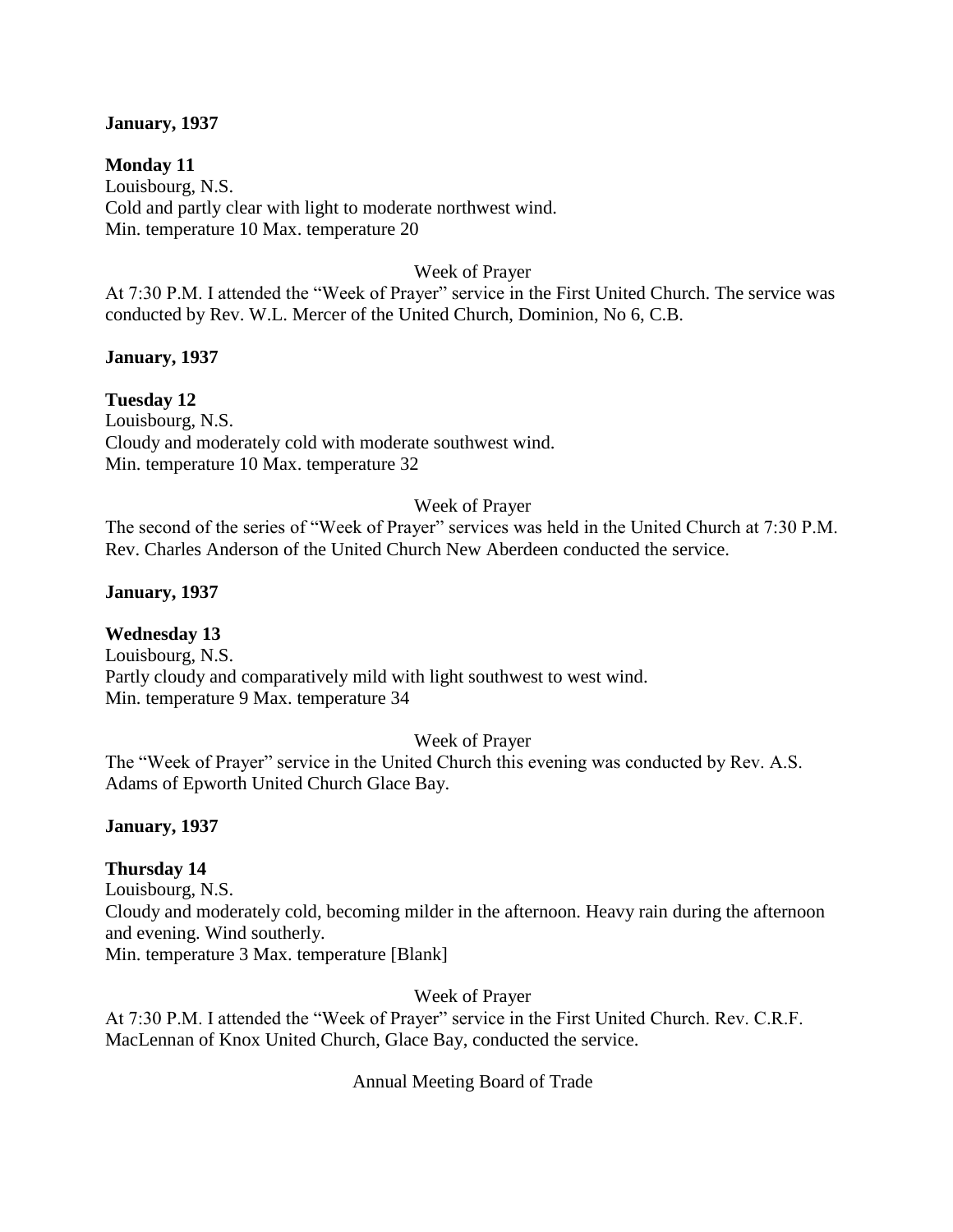**January, 1937**

**Monday 11**
Louisbourg, N.S.
Cold and partly clear with light to moderate northwest wind.
Min. temperature 10 Max. temperature 20

Week of Prayer

At 7:30 P.M. I attended the "Week of Prayer" service in the First United Church. The service was conducted by Rev. W.L. Mercer of the United Church, Dominion, No 6, C.B.

**January, 1937**

**Tuesday 12**
Louisbourg, N.S.
Cloudy and moderately cold with moderate southwest wind.
Min. temperature 10 Max. temperature 32

Week of Prayer

The second of the series of "Week of Prayer" services was held in the United Church at 7:30 P.M. Rev. Charles Anderson of the United Church New Aberdeen conducted the service.

**January, 1937**

**Wednesday 13**
Louisbourg, N.S.
Partly cloudy and comparatively mild with light southwest to west wind.
Min. temperature 9 Max. temperature 34

Week of Prayer

The "Week of Prayer" service in the United Church this evening was conducted by Rev. A.S. Adams of Epworth United Church Glace Bay.

**January, 1937**

**Thursday 14**
Louisbourg, N.S.
Cloudy and moderately cold, becoming milder in the afternoon. Heavy rain during the afternoon and evening. Wind southerly.
Min. temperature 3 Max. temperature [Blank]

Week of Prayer

At 7:30 P.M. I attended the "Week of Prayer" service in the First United Church. Rev. C.R.F. MacLennan of Knox United Church, Glace Bay, conducted the service.

Annual Meeting Board of Trade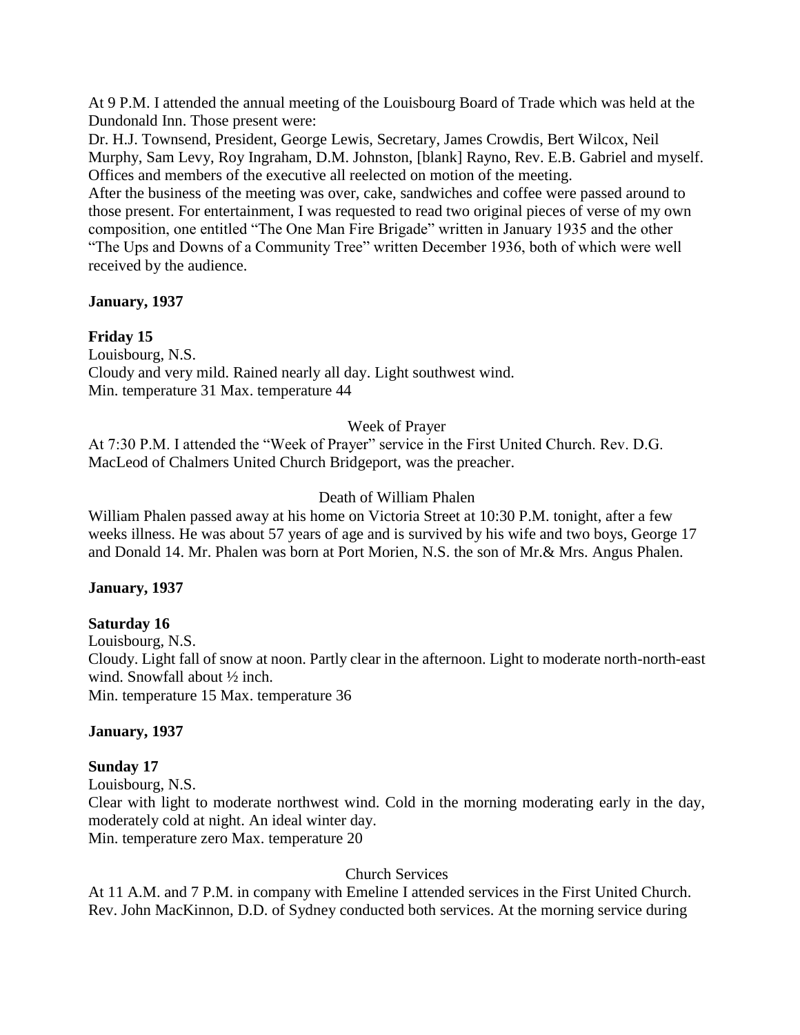At 9 P.M. I attended the annual meeting of the Louisbourg Board of Trade which was held at the Dundonald Inn. Those present were:

Dr. H.J. Townsend, President, George Lewis, Secretary, James Crowdis, Bert Wilcox, Neil Murphy, Sam Levy, Roy Ingraham, D.M. Johnston, [blank] Rayno, Rev. E.B. Gabriel and myself. Offices and members of the executive all reelected on motion of the meeting.

After the business of the meeting was over, cake, sandwiches and coffee were passed around to those present. For entertainment, I was requested to read two original pieces of verse of my own composition, one entitled "The One Man Fire Brigade" written in January 1935 and the other "The Ups and Downs of a Community Tree" written December 1936, both of which were well received by the audience.

**January, 1937**

**Friday 15**

Louisbourg, N.S.

Cloudy and very mild. Rained nearly all day. Light southwest wind.

Min. temperature 31 Max. temperature 44

Week of Prayer

At 7:30 P.M. I attended the "Week of Prayer" service in the First United Church. Rev. D.G. MacLeod of Chalmers United Church Bridgeport, was the preacher.

Death of William Phalen

William Phalen passed away at his home on Victoria Street at 10:30 P.M. tonight, after a few weeks illness. He was about 57 years of age and is survived by his wife and two boys, George 17 and Donald 14. Mr. Phalen was born at Port Morien, N.S. the son of Mr.& Mrs. Angus Phalen.

**January, 1937**

**Saturday 16**

Louisbourg, N.S.

Cloudy. Light fall of snow at noon. Partly clear in the afternoon. Light to moderate north-north-east wind. Snowfall about ½ inch.

Min. temperature 15 Max. temperature 36

**January, 1937**

**Sunday 17**

Louisbourg, N.S.

Clear with light to moderate northwest wind. Cold in the morning moderating early in the day, moderately cold at night. An ideal winter day.

Min. temperature zero Max. temperature 20

Church Services

At 11 A.M. and 7 P.M. in company with Emeline I attended services in the First United Church. Rev. John MacKinnon, D.D. of Sydney conducted both services. At the morning service during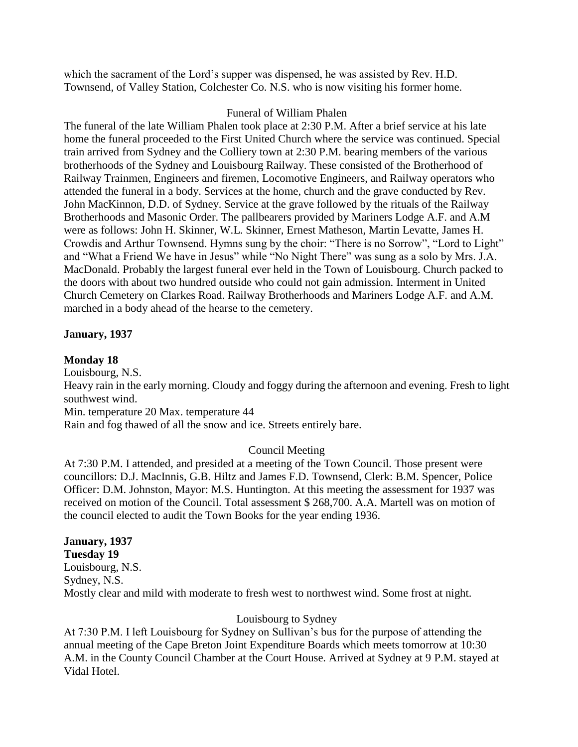which the sacrament of the Lord's supper was dispensed, he was assisted by Rev. H.D. Townsend, of Valley Station, Colchester Co. N.S. who is now visiting his former home.

Funeral of William Phalen

The funeral of the late William Phalen took place at 2:30 P.M. After a brief service at his late home the funeral proceeded to the First United Church where the service was continued. Special train arrived from Sydney and the Colliery town at 2:30 P.M. bearing members of the various brotherhoods of the Sydney and Louisbourg Railway. These consisted of the Brotherhood of Railway Trainmen, Engineers and firemen, Locomotive Engineers, and Railway operators who attended the funeral in a body. Services at the home, church and the grave conducted by Rev. John MacKinnon, D.D. of Sydney. Service at the grave followed by the rituals of the Railway Brotherhoods and Masonic Order. The pallbearers provided by Mariners Lodge A.F. and A.M were as follows: John H. Skinner, W.L. Skinner, Ernest Matheson, Martin Levatte, James H. Crowdis and Arthur Townsend. Hymns sung by the choir: "There is no Sorrow", "Lord to Light" and "What a Friend We have in Jesus" while "No Night There" was sung as a solo by Mrs. J.A. MacDonald. Probably the largest funeral ever held in the Town of Louisbourg. Church packed to the doors with about two hundred outside who could not gain admission. Interment in United Church Cemetery on Clarkes Road. Railway Brotherhoods and Mariners Lodge A.F. and A.M. marched in a body ahead of the hearse to the cemetery.

**January, 1937**

**Monday 18**

Louisbourg, N.S.

Heavy rain in the early morning. Cloudy and foggy during the afternoon and evening. Fresh to light southwest wind.

Min. temperature 20 Max. temperature 44

Rain and fog thawed of all the snow and ice. Streets entirely bare.

Council Meeting

At 7:30 P.M. I attended, and presided at a meeting of the Town Council. Those present were councillors: D.J. MacInnis, G.B. Hiltz and James F.D. Townsend, Clerk: B.M. Spencer, Police Officer: D.M. Johnston, Mayor: M.S. Huntington. At this meeting the assessment for 1937 was received on motion of the Council. Total assessment $ 268,700. A.A. Martell was on motion of the council elected to audit the Town Books for the year ending 1936.

**January, 1937**

**Tuesday 19**

Louisbourg, N.S.

Sydney, N.S.

Mostly clear and mild with moderate to fresh west to northwest wind. Some frost at night.

Louisbourg to Sydney

At 7:30 P.M. I left Louisbourg for Sydney on Sullivan's bus for the purpose of attending the annual meeting of the Cape Breton Joint Expenditure Boards which meets tomorrow at 10:30 A.M. in the County Council Chamber at the Court House. Arrived at Sydney at 9 P.M. stayed at Vidal Hotel.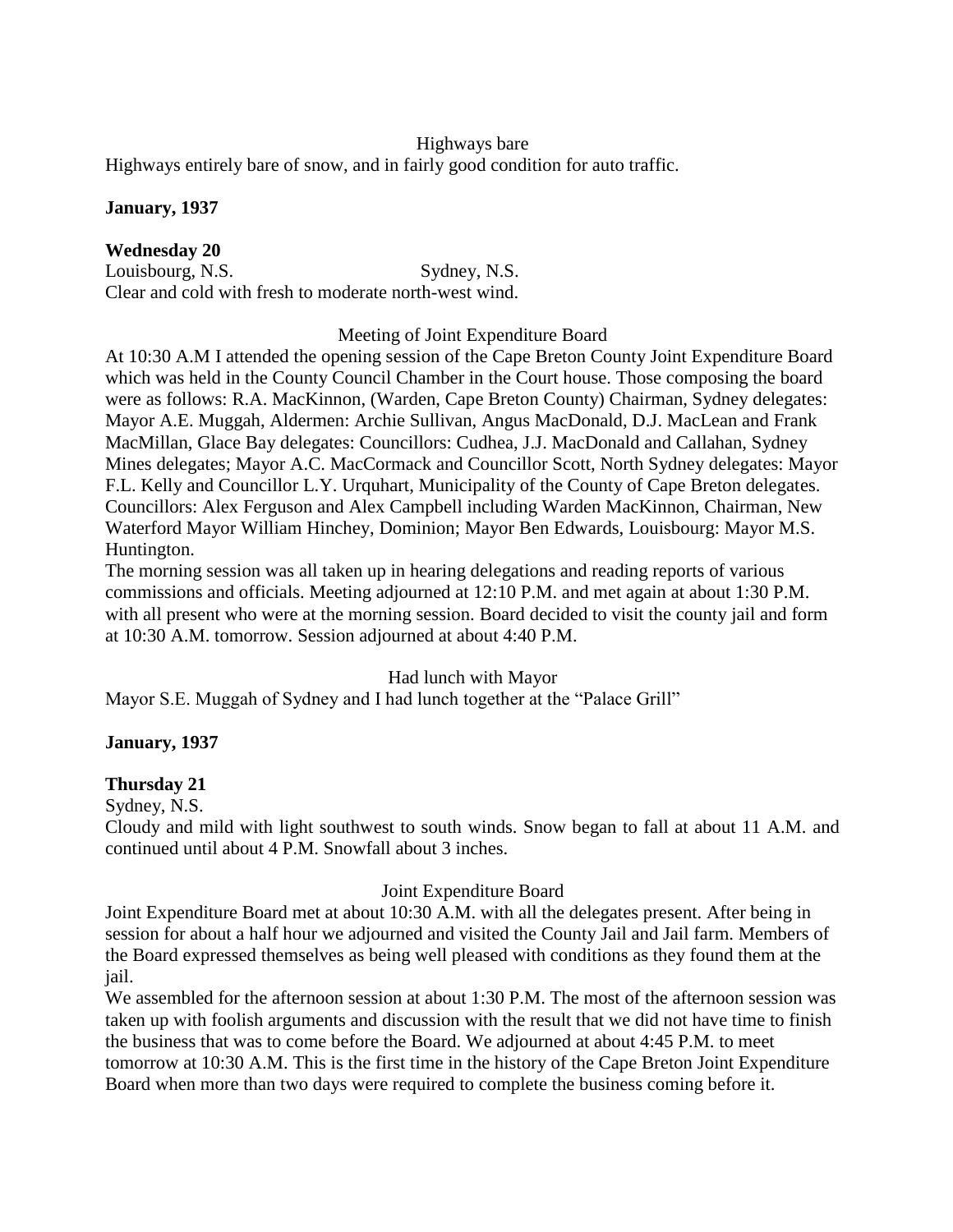Highways bare

Highways entirely bare of snow, and in fairly good condition for auto traffic.

**January, 1937**

**Wednesday 20**

Louisbourg, N.S. Sydney, N.S.

Clear and cold with fresh to moderate north-west wind.

Meeting of Joint Expenditure Board

At 10:30 A.M I attended the opening session of the Cape Breton County Joint Expenditure Board which was held in the County Council Chamber in the Court house. Those composing the board were as follows: R.A. MacKinnon, (Warden, Cape Breton County) Chairman, Sydney delegates: Mayor A.E. Muggah, Aldermen: Archie Sullivan, Angus MacDonald, D.J. MacLean and Frank MacMillan, Glace Bay delegates: Councillors: Cudhea, J.J. MacDonald and Callahan, Sydney Mines delegates; Mayor A.C. MacCormack and Councillor Scott, North Sydney delegates: Mayor F.L. Kelly and Councillor L.Y. Urquhart, Municipality of the County of Cape Breton delegates. Councillors: Alex Ferguson and Alex Campbell including Warden MacKinnon, Chairman, New Waterford Mayor William Hinchey, Dominion; Mayor Ben Edwards, Louisbourg: Mayor M.S. Huntington.

The morning session was all taken up in hearing delegations and reading reports of various commissions and officials. Meeting adjourned at 12:10 P.M. and met again at about 1:30 P.M. with all present who were at the morning session. Board decided to visit the county jail and form at 10:30 A.M. tomorrow. Session adjourned at about 4:40 P.M.

Had lunch with Mayor

Mayor S.E. Muggah of Sydney and I had lunch together at the "Palace Grill"

**January, 1937**

**Thursday 21**

Sydney, N.S.

Cloudy and mild with light southwest to south winds. Snow began to fall at about 11 A.M. and continued until about 4 P.M. Snowfall about 3 inches.

Joint Expenditure Board

Joint Expenditure Board met at about 10:30 A.M. with all the delegates present. After being in session for about a half hour we adjourned and visited the County Jail and Jail farm. Members of the Board expressed themselves as being well pleased with conditions as they found them at the jail.

We assembled for the afternoon session at about 1:30 P.M. The most of the afternoon session was taken up with foolish arguments and discussion with the result that we did not have time to finish the business that was to come before the Board. We adjourned at about 4:45 P.M. to meet tomorrow at 10:30 A.M. This is the first time in the history of the Cape Breton Joint Expenditure Board when more than two days were required to complete the business coming before it.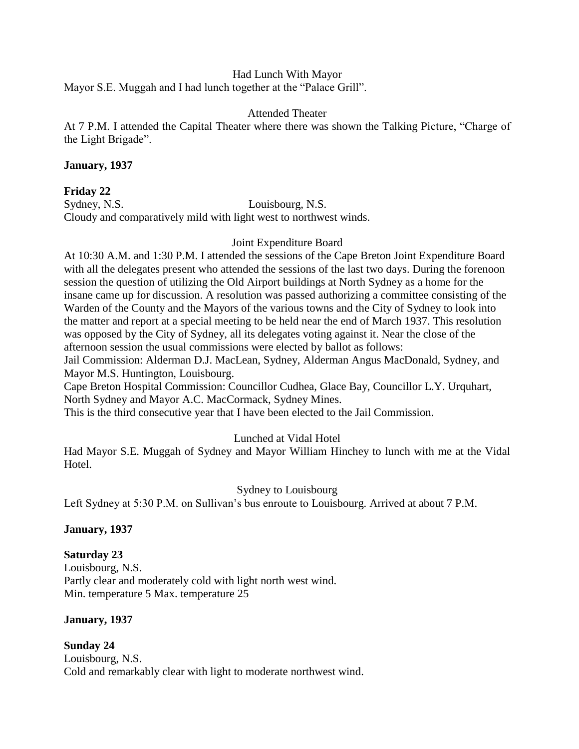Had Lunch With Mayor

Mayor S.E. Muggah and I had lunch together at the "Palace Grill".

Attended Theater

At 7 P.M. I attended the Capital Theater where there was shown the Talking Picture, "Charge of the Light Brigade".

**January, 1937**

**Friday 22**

Sydney, N.S. Louisbourg, N.S.

Cloudy and comparatively mild with light west to northwest winds.

Joint Expenditure Board

At 10:30 A.M. and 1:30 P.M. I attended the sessions of the Cape Breton Joint Expenditure Board with all the delegates present who attended the sessions of the last two days. During the forenoon session the question of utilizing the Old Airport buildings at North Sydney as a home for the insane came up for discussion. A resolution was passed authorizing a committee consisting of the Warden of the County and the Mayors of the various towns and the City of Sydney to look into the matter and report at a special meeting to be held near the end of March 1937. This resolution was opposed by the City of Sydney, all its delegates voting against it. Near the close of the afternoon session the usual commissions were elected by ballot as follows:

Jail Commission: Alderman D.J. MacLean, Sydney, Alderman Angus MacDonald, Sydney, and Mayor M.S. Huntington, Louisbourg.

Cape Breton Hospital Commission: Councillor Cudhea, Glace Bay, Councillor L.Y. Urquhart, North Sydney and Mayor A.C. MacCormack, Sydney Mines.

This is the third consecutive year that I have been elected to the Jail Commission.

Lunched at Vidal Hotel

Had Mayor S.E. Muggah of Sydney and Mayor William Hinchey to lunch with me at the Vidal Hotel.

Sydney to Louisbourg

Left Sydney at 5:30 P.M. on Sullivan's bus enroute to Louisbourg. Arrived at about 7 P.M.

**January, 1937**

**Saturday 23**

Louisbourg, N.S.

Partly clear and moderately cold with light north west wind.

Min. temperature 5 Max. temperature 25

**January, 1937**

**Sunday 24**

Louisbourg, N.S.

Cold and remarkably clear with light to moderate northwest wind.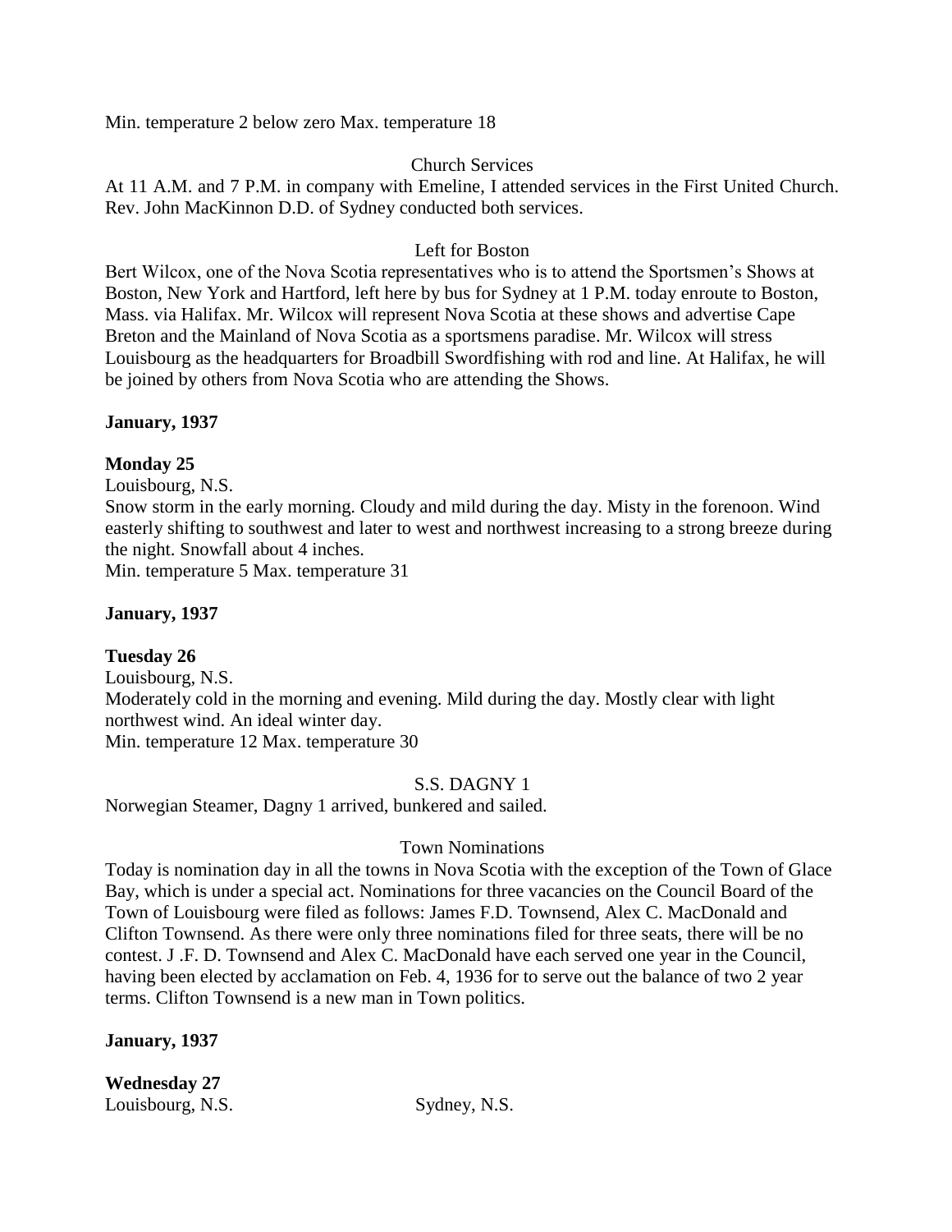Min. temperature 2 below zero Max. temperature 18

Church Services

At 11 A.M. and 7 P.M. in company with Emeline, I attended services in the First United Church. Rev. John MacKinnon D.D. of Sydney conducted both services.

Left for Boston

Bert Wilcox, one of the Nova Scotia representatives who is to attend the Sportsmen's Shows at Boston, New York and Hartford, left here by bus for Sydney at 1 P.M. today enroute to Boston, Mass. via Halifax. Mr. Wilcox will represent Nova Scotia at these shows and advertise Cape Breton and the Mainland of Nova Scotia as a sportsmens paradise. Mr. Wilcox will stress Louisbourg as the headquarters for Broadbill Swordfishing with rod and line. At Halifax, he will be joined by others from Nova Scotia who are attending the Shows.

**January, 1937**

**Monday 25**

Louisbourg, N.S.

Snow storm in the early morning. Cloudy and mild during the day. Misty in the forenoon. Wind easterly shifting to southwest and later to west and northwest increasing to a strong breeze during the night. Snowfall about 4 inches.

Min. temperature 5 Max. temperature 31

**January, 1937**

**Tuesday 26**

Louisbourg, N.S.

Moderately cold in the morning and evening. Mild during the day. Mostly clear with light northwest wind. An ideal winter day.

Min. temperature 12 Max. temperature 30

S.S. DAGNY 1

Norwegian Steamer, Dagny 1 arrived, bunkered and sailed.

Town Nominations

Today is nomination day in all the towns in Nova Scotia with the exception of the Town of Glace Bay, which is under a special act. Nominations for three vacancies on the Council Board of the Town of Louisbourg were filed as follows: James F.D. Townsend, Alex C. MacDonald and Clifton Townsend. As there were only three nominations filed for three seats, there will be no contest. J .F. D. Townsend and Alex C. MacDonald have each served one year in the Council, having been elected by acclamation on Feb. 4, 1936 for to serve out the balance of two 2 year terms. Clifton Townsend is a new man in Town politics.

**January, 1937**

**Wednesday 27**

Louisbourg, N.S. Sydney, N.S.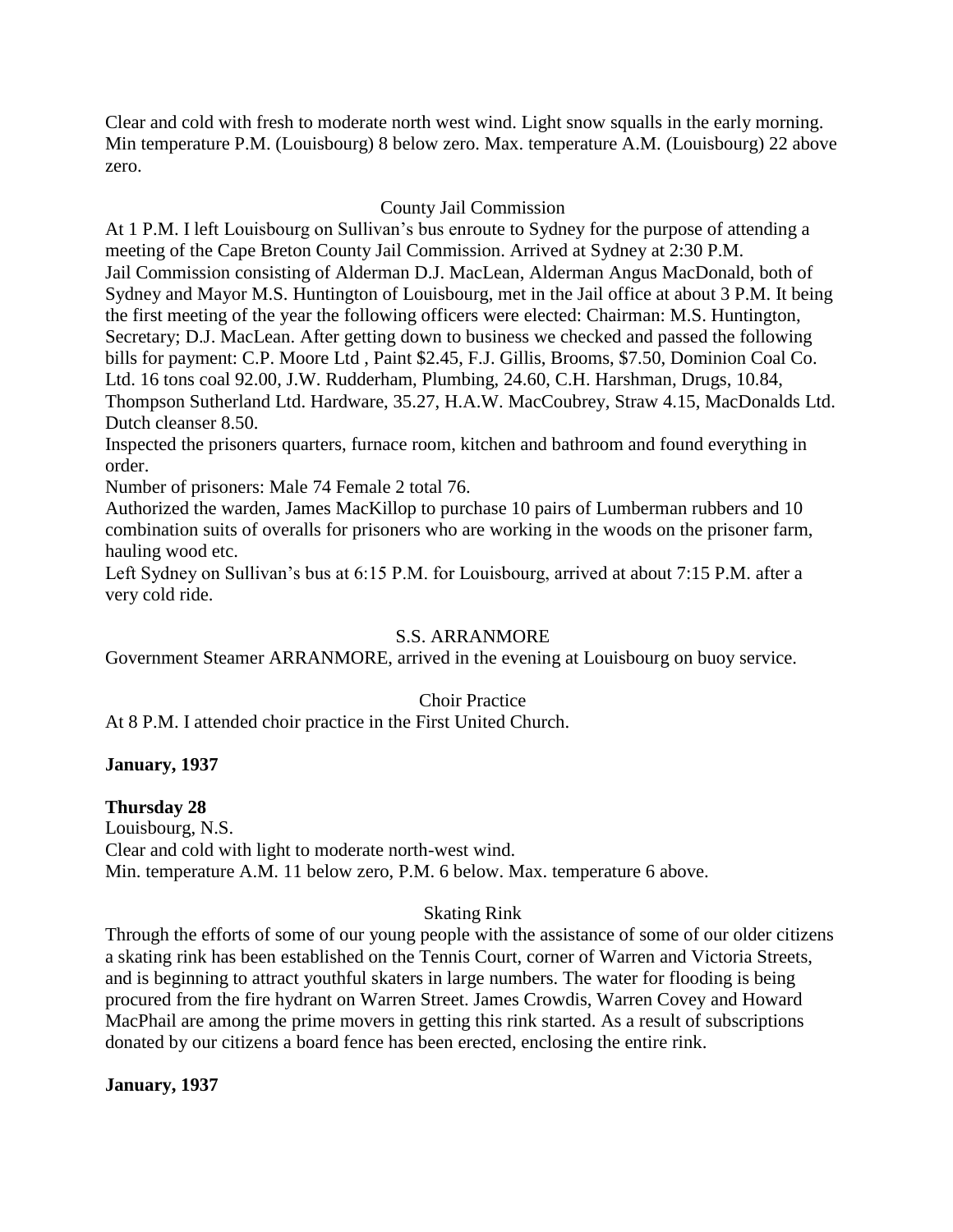Clear and cold with fresh to moderate north west wind. Light snow squalls in the early morning. Min temperature P.M. (Louisbourg) 8 below zero. Max. temperature A.M. (Louisbourg) 22 above zero.

County Jail Commission

At 1 P.M. I left Louisbourg on Sullivan's bus enroute to Sydney for the purpose of attending a meeting of the Cape Breton County Jail Commission. Arrived at Sydney at 2:30 P.M.
Jail Commission consisting of Alderman D.J. MacLean, Alderman Angus MacDonald, both of Sydney and Mayor M.S. Huntington of Louisbourg, met in the Jail office at about 3 P.M. It being the first meeting of the year the following officers were elected: Chairman: M.S. Huntington, Secretary; D.J. MacLean. After getting down to business we checked and passed the following bills for payment: C.P. Moore Ltd , Paint $2.45, F.J. Gillis, Brooms, $7.50, Dominion Coal Co. Ltd. 16 tons coal 92.00, J.W. Rudderham, Plumbing, 24.60, C.H. Harshman, Drugs, 10.84, Thompson Sutherland Ltd. Hardware, 35.27, H.A.W. MacCoubrey, Straw 4.15, MacDonalds Ltd. Dutch cleanser 8.50.
Inspected the prisoners quarters, furnace room, kitchen and bathroom and found everything in order.
Number of prisoners: Male 74 Female 2 total 76.
Authorized the warden, James MacKillop to purchase 10 pairs of Lumberman rubbers and 10 combination suits of overalls for prisoners who are working in the woods on the prisoner farm, hauling wood etc.
Left Sydney on Sullivan's bus at 6:15 P.M. for Louisbourg, arrived at about 7:15 P.M. after a very cold ride.

S.S. ARRANMORE

Government Steamer ARRANMORE, arrived in the evening at Louisbourg on buoy service.

Choir Practice

At 8 P.M. I attended choir practice in the First United Church.

**January, 1937**

**Thursday 28**

Louisbourg, N.S.
Clear and cold with light to moderate north-west wind.
Min. temperature A.M. 11 below zero, P.M. 6 below. Max. temperature 6 above.

Skating Rink

Through the efforts of some of our young people with the assistance of some of our older citizens a skating rink has been established on the Tennis Court, corner of Warren and Victoria Streets, and is beginning to attract youthful skaters in large numbers. The water for flooding is being procured from the fire hydrant on Warren Street. James Crowdis, Warren Covey and Howard MacPhail are among the prime movers in getting this rink started. As a result of subscriptions donated by our citizens a board fence has been erected, enclosing the entire rink.

**January, 1937**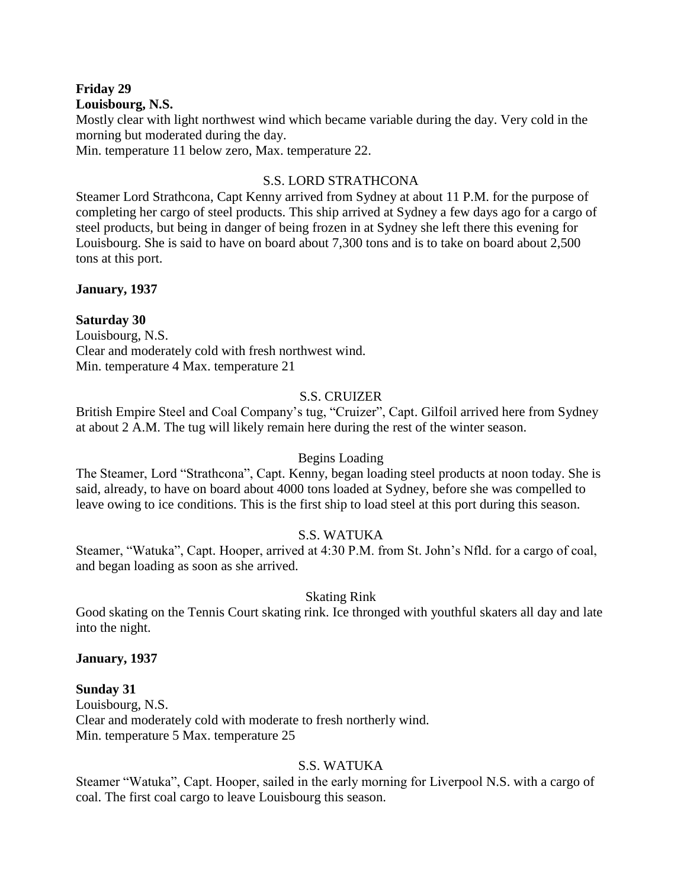**Friday 29**
**Louisbourg, N.S.**
Mostly clear with light northwest wind which became variable during the day. Very cold in the morning but moderated during the day.
Min. temperature 11 below zero, Max. temperature 22.

S.S. LORD STRATHCONA

Steamer Lord Strathcona, Capt Kenny arrived from Sydney at about 11 P.M. for the purpose of completing her cargo of steel products. This ship arrived at Sydney a few days ago for a cargo of steel products, but being in danger of being frozen in at Sydney she left there this evening for Louisbourg. She is said to have on board about 7,300 tons and is to take on board about 2,500 tons at this port.

**January, 1937**

**Saturday 30**
Louisbourg, N.S.
Clear and moderately cold with fresh northwest wind.
Min. temperature 4 Max. temperature 21

S.S. CRUIZER

British Empire Steel and Coal Company's tug, "Cruizer", Capt. Gilfoil arrived here from Sydney at about 2 A.M. The tug will likely remain here during the rest of the winter season.

Begins Loading

The Steamer, Lord "Strathcona", Capt. Kenny, began loading steel products at noon today. She is said, already, to have on board about 4000 tons loaded at Sydney, before she was compelled to leave owing to ice conditions. This is the first ship to load steel at this port during this season.

S.S. WATUKA

Steamer, "Watuka", Capt. Hooper, arrived at 4:30 P.M. from St. John's Nfld. for a cargo of coal, and began loading as soon as she arrived.

Skating Rink

Good skating on the Tennis Court skating rink. Ice thronged with youthful skaters all day and late into the night.

**January, 1937**

**Sunday 31**
Louisbourg, N.S.
Clear and moderately cold with moderate to fresh northerly wind.
Min. temperature 5 Max. temperature 25

S.S. WATUKA

Steamer "Watuka", Capt. Hooper, sailed in the early morning for Liverpool N.S. with a cargo of coal. The first coal cargo to leave Louisbourg this season.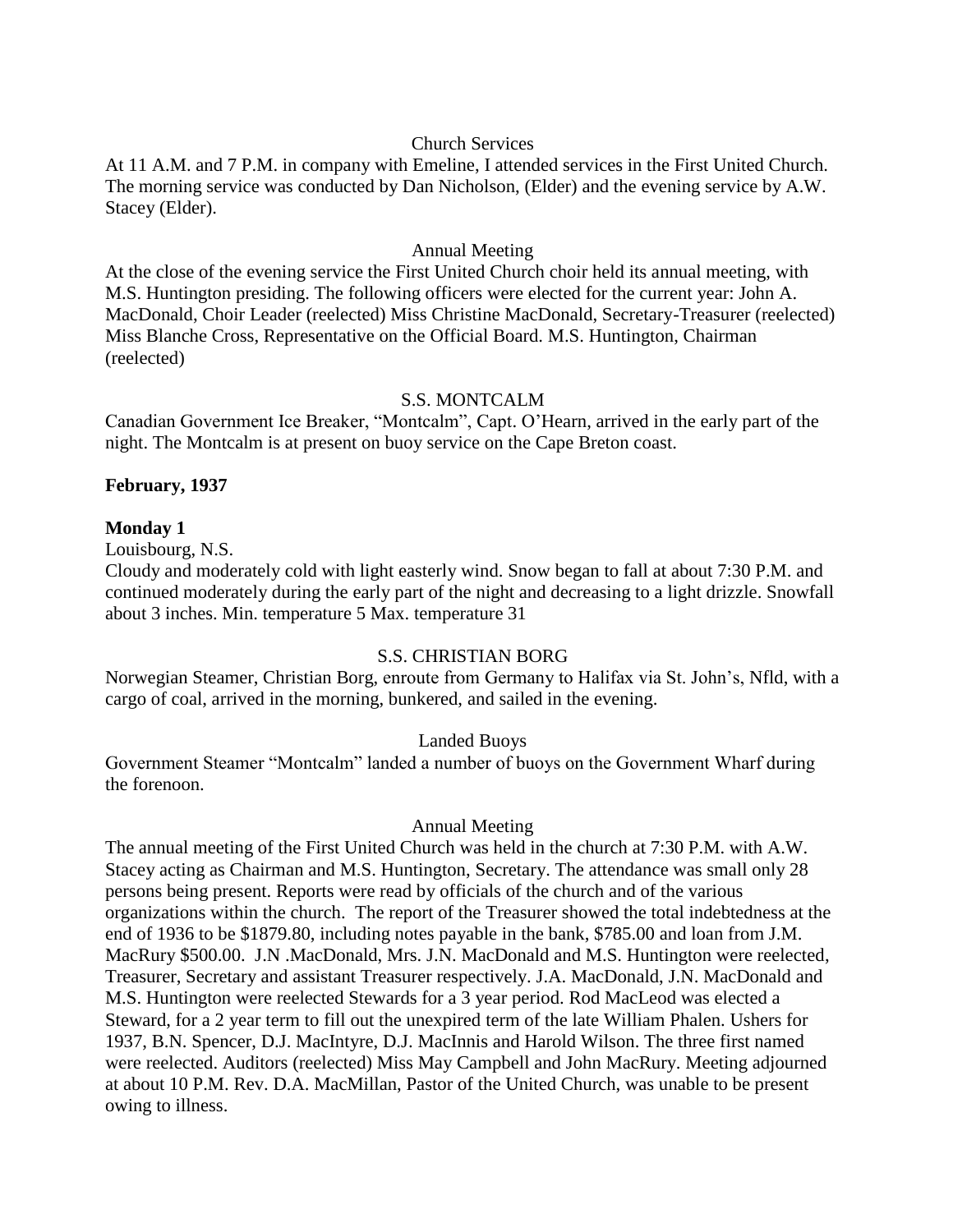Church Services

At 11 A.M. and 7 P.M. in company with Emeline, I attended services in the First United Church. The morning service was conducted by Dan Nicholson, (Elder) and the evening service by A.W. Stacey (Elder).

Annual Meeting

At the close of the evening service the First United Church choir held its annual meeting, with M.S. Huntington presiding. The following officers were elected for the current year: John A. MacDonald, Choir Leader (reelected) Miss Christine MacDonald, Secretary-Treasurer (reelected) Miss Blanche Cross, Representative on the Official Board. M.S. Huntington, Chairman (reelected)

S.S. MONTCALM

Canadian Government Ice Breaker, "Montcalm", Capt. O'Hearn, arrived in the early part of the night. The Montcalm is at present on buoy service on the Cape Breton coast.

**February, 1937**

**Monday 1**

Louisbourg, N.S.

Cloudy and moderately cold with light easterly wind. Snow began to fall at about 7:30 P.M. and continued moderately during the early part of the night and decreasing to a light drizzle. Snowfall about 3 inches. Min. temperature 5 Max. temperature 31

S.S. CHRISTIAN BORG

Norwegian Steamer, Christian Borg, enroute from Germany to Halifax via St. John's, Nfld, with a cargo of coal, arrived in the morning, bunkered, and sailed in the evening.

Landed Buoys

Government Steamer "Montcalm" landed a number of buoys on the Government Wharf during the forenoon.

Annual Meeting

The annual meeting of the First United Church was held in the church at 7:30 P.M. with A.W. Stacey acting as Chairman and M.S. Huntington, Secretary. The attendance was small only 28 persons being present. Reports were read by officials of the church and of the various organizations within the church. The report of the Treasurer showed the total indebtedness at the end of 1936 to be $1879.80, including notes payable in the bank, $785.00 and loan from J.M. MacRury $500.00. J.N .MacDonald, Mrs. J.N. MacDonald and M.S. Huntington were reelected, Treasurer, Secretary and assistant Treasurer respectively. J.A. MacDonald, J.N. MacDonald and M.S. Huntington were reelected Stewards for a 3 year period. Rod MacLeod was elected a Steward, for a 2 year term to fill out the unexpired term of the late William Phalen. Ushers for 1937, B.N. Spencer, D.J. MacIntyre, D.J. MacInnis and Harold Wilson. The three first named were reelected. Auditors (reelected) Miss May Campbell and John MacRury. Meeting adjourned at about 10 P.M. Rev. D.A. MacMillan, Pastor of the United Church, was unable to be present owing to illness.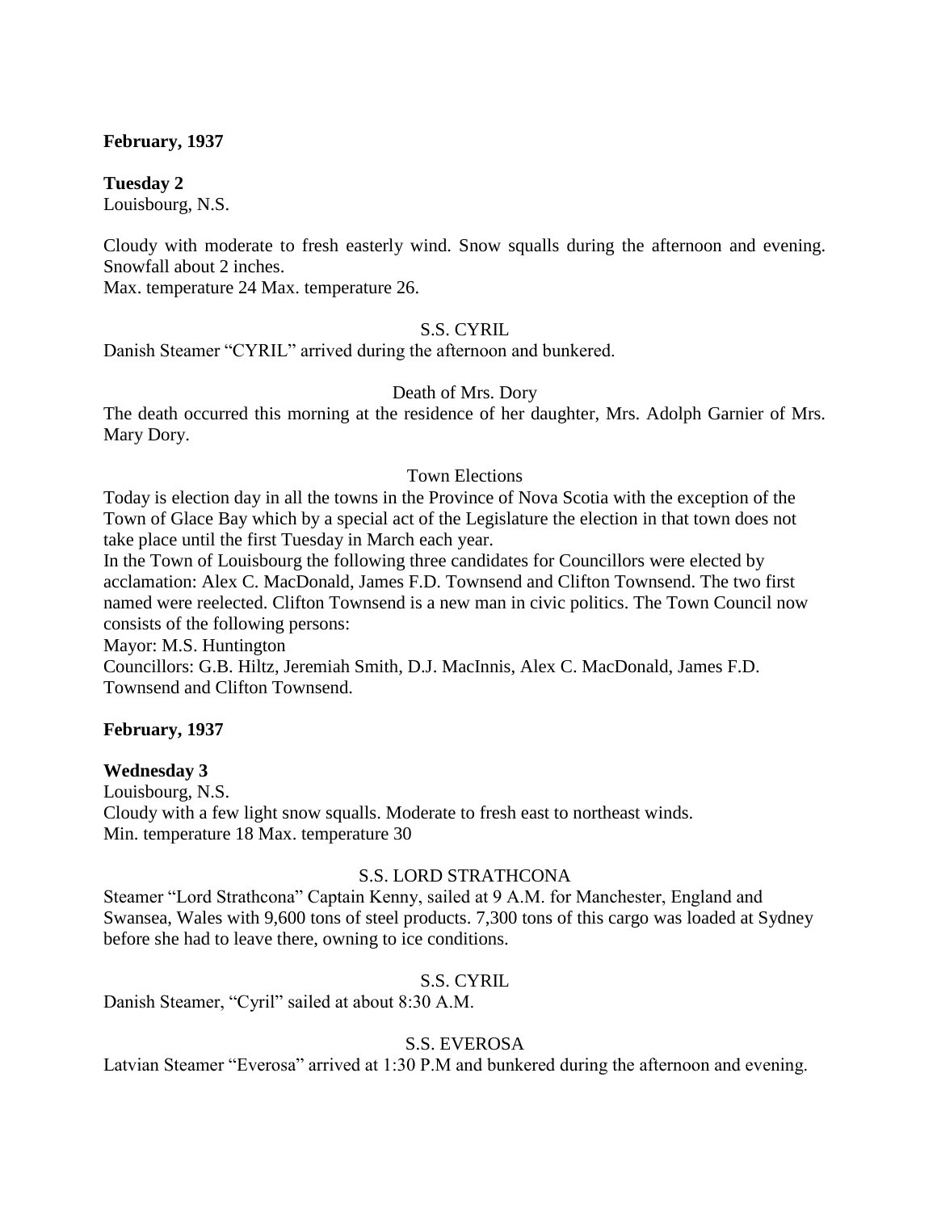**February, 1937**

**Tuesday 2**
Louisbourg, N.S.

Cloudy with moderate to fresh easterly wind. Snow squalls during the afternoon and evening. Snowfall about 2 inches.
Max. temperature 24 Max. temperature 26.

S.S. CYRIL

Danish Steamer "CYRIL" arrived during the afternoon and bunkered.

Death of Mrs. Dory

The death occurred this morning at the residence of her daughter, Mrs. Adolph Garnier of Mrs. Mary Dory.

Town Elections

Today is election day in all the towns in the Province of Nova Scotia with the exception of the Town of Glace Bay which by a special act of the Legislature the election in that town does not take place until the first Tuesday in March each year.
In the Town of Louisbourg the following three candidates for Councillors were elected by acclamation: Alex C. MacDonald, James F.D. Townsend and Clifton Townsend. The two first named were reelected. Clifton Townsend is a new man in civic politics. The Town Council now consists of the following persons:
Mayor: M.S. Huntington
Councillors: G.B. Hiltz, Jeremiah Smith, D.J. MacInnis, Alex C. MacDonald, James F.D. Townsend and Clifton Townsend.

**February, 1937**

**Wednesday 3**
Louisbourg, N.S.
Cloudy with a few light snow squalls. Moderate to fresh east to northeast winds.
Min. temperature 18 Max. temperature 30

S.S. LORD STRATHCONA

Steamer "Lord Strathcona" Captain Kenny, sailed at 9 A.M. for Manchester, England and Swansea, Wales with 9,600 tons of steel products. 7,300 tons of this cargo was loaded at Sydney before she had to leave there, owning to ice conditions.

S.S. CYRIL

Danish Steamer, "Cyril" sailed at about 8:30 A.M.

S.S. EVEROSA

Latvian Steamer "Everosa" arrived at 1:30 P.M and bunkered during the afternoon and evening.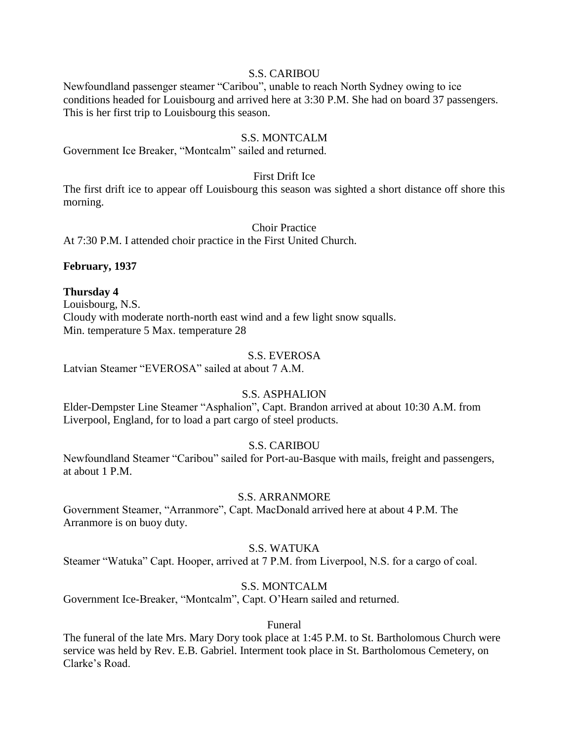S.S. CARIBOU

Newfoundland passenger steamer "Caribou", unable to reach North Sydney owing to ice conditions headed for Louisbourg and arrived here at 3:30 P.M. She had on board 37 passengers. This is her first trip to Louisbourg this season.

S.S. MONTCALM

Government Ice Breaker, "Montcalm" sailed and returned.

First Drift Ice

The first drift ice to appear off Louisbourg this season was sighted a short distance off shore this morning.

Choir Practice

At 7:30 P.M. I attended choir practice in the First United Church.

**February, 1937**

**Thursday 4**

Louisbourg, N.S.
Cloudy with moderate north-north east wind and a few light snow squalls.
Min. temperature 5 Max. temperature 28

S.S. EVEROSA

Latvian Steamer "EVEROSA" sailed at about 7 A.M.

S.S. ASPHALION

Elder-Dempster Line Steamer "Asphalion", Capt. Brandon arrived at about 10:30 A.M. from Liverpool, England, for to load a part cargo of steel products.

S.S. CARIBOU

Newfoundland Steamer "Caribou" sailed for Port-au-Basque with mails, freight and passengers, at about 1 P.M.

S.S. ARRANMORE

Government Steamer, "Arranmore", Capt. MacDonald arrived here at about 4 P.M. The Arranmore is on buoy duty.

S.S. WATUKA

Steamer "Watuka" Capt. Hooper, arrived at 7 P.M. from Liverpool, N.S. for a cargo of coal.

S.S. MONTCALM

Government Ice-Breaker, "Montcalm", Capt. O'Hearn sailed and returned.

Funeral

The funeral of the late Mrs. Mary Dory took place at 1:45 P.M. to St. Bartholomous Church were service was held by Rev. E.B. Gabriel. Interment took place in St. Bartholomous Cemetery, on Clarke's Road.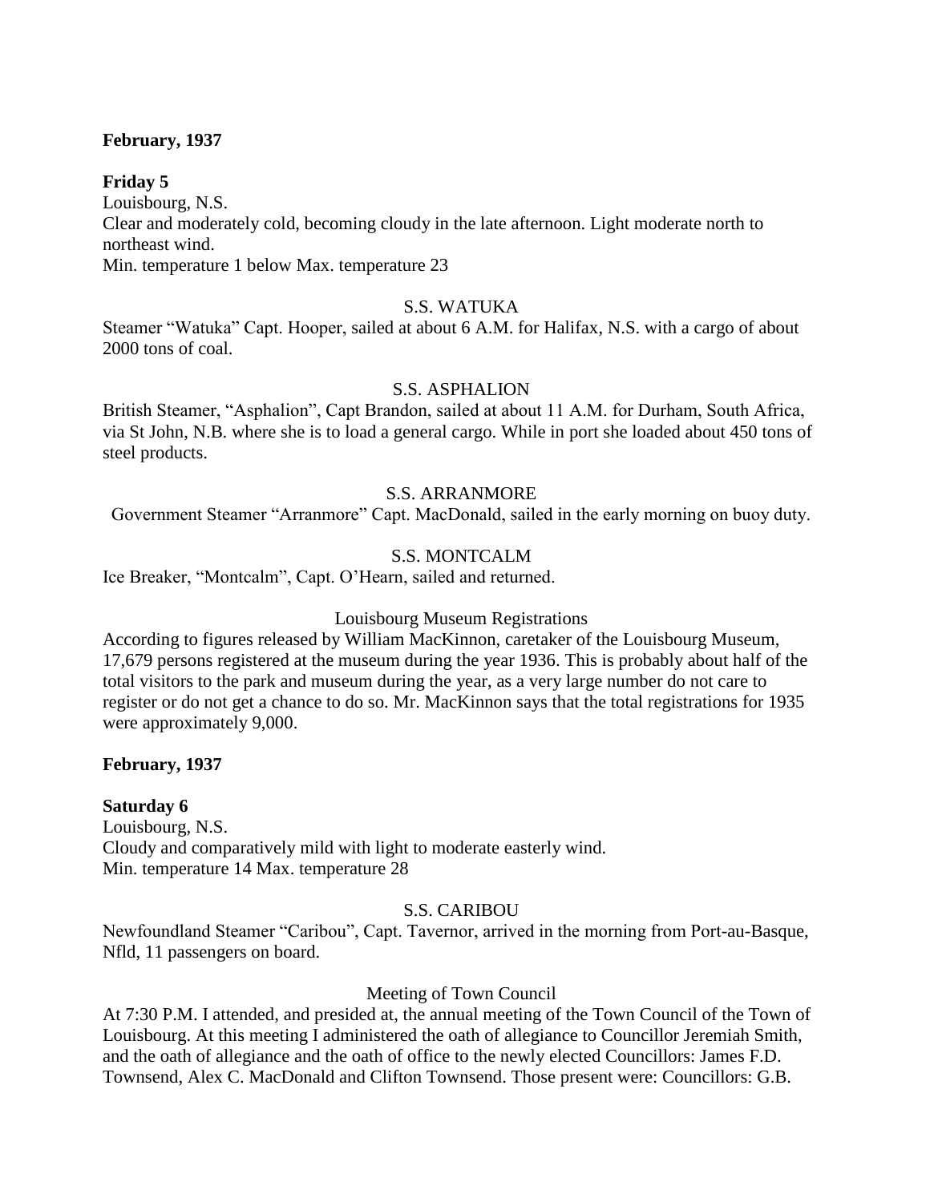**February, 1937**

**Friday 5**

Louisbourg, N.S.

Clear and moderately cold, becoming cloudy in the late afternoon. Light moderate north to northeast wind.

Min. temperature 1 below Max. temperature 23

S.S. WATUKA

Steamer "Watuka" Capt. Hooper, sailed at about 6 A.M. for Halifax, N.S. with a cargo of about 2000 tons of coal.

S.S. ASPHALION

British Steamer, "Asphalion", Capt Brandon, sailed at about 11 A.M. for Durham, South Africa, via St John, N.B. where she is to load a general cargo. While in port she loaded about 450 tons of steel products.

S.S. ARRANMORE

Government Steamer "Arranmore" Capt. MacDonald, sailed in the early morning on buoy duty.

S.S. MONTCALM

Ice Breaker, "Montcalm", Capt. O'Hearn, sailed and returned.

Louisbourg Museum Registrations

According to figures released by William MacKinnon, caretaker of the Louisbourg Museum, 17,679 persons registered at the museum during the year 1936. This is probably about half of the total visitors to the park and museum during the year, as a very large number do not care to register or do not get a chance to do so. Mr. MacKinnon says that the total registrations for 1935 were approximately 9,000.

**February, 1937**

**Saturday 6**

Louisbourg, N.S.

Cloudy and comparatively mild with light to moderate easterly wind.

Min. temperature 14 Max. temperature 28

S.S. CARIBOU

Newfoundland Steamer "Caribou", Capt. Tavernor, arrived in the morning from Port-au-Basque, Nfld, 11 passengers on board.

Meeting of Town Council

At 7:30 P.M. I attended, and presided at, the annual meeting of the Town Council of the Town of Louisbourg. At this meeting I administered the oath of allegiance to Councillor Jeremiah Smith, and the oath of allegiance and the oath of office to the newly elected Councillors: James F.D. Townsend, Alex C. MacDonald and Clifton Townsend. Those present were: Councillors: G.B.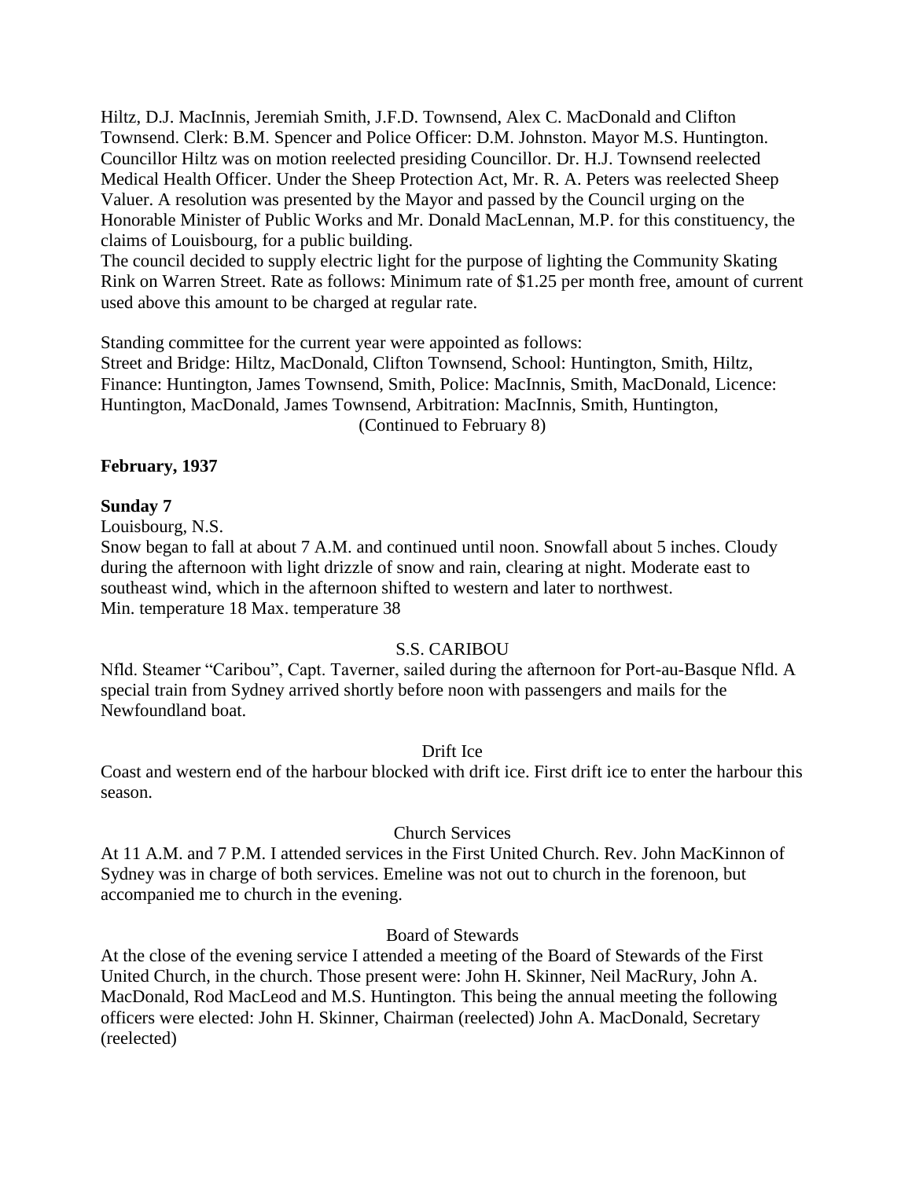Hiltz, D.J. MacInnis, Jeremiah Smith, J.F.D. Townsend, Alex C. MacDonald and Clifton Townsend. Clerk: B.M. Spencer and Police Officer: D.M. Johnston. Mayor M.S. Huntington. Councillor Hiltz was on motion reelected presiding Councillor. Dr. H.J. Townsend reelected Medical Health Officer. Under the Sheep Protection Act, Mr. R. A. Peters was reelected Sheep Valuer. A resolution was presented by the Mayor and passed by the Council urging on the Honorable Minister of Public Works and Mr. Donald MacLennan, M.P. for this constituency, the claims of Louisbourg, for a public building.
The council decided to supply electric light for the purpose of lighting the Community Skating Rink on Warren Street. Rate as follows: Minimum rate of $1.25 per month free, amount of current used above this amount to be charged at regular rate.

Standing committee for the current year were appointed as follows:
Street and Bridge: Hiltz, MacDonald, Clifton Townsend, School: Huntington, Smith, Hiltz, Finance: Huntington, James Townsend, Smith, Police: MacInnis, Smith, MacDonald, Licence: Huntington, MacDonald, James Townsend, Arbitration: MacInnis, Smith, Huntington,

(Continued to February 8)

**February, 1937**

**Sunday 7**

Louisbourg, N.S.
Snow began to fall at about 7 A.M. and continued until noon. Snowfall about 5 inches. Cloudy during the afternoon with light drizzle of snow and rain, clearing at night. Moderate east to southeast wind, which in the afternoon shifted to western and later to northwest.
Min. temperature 18 Max. temperature 38

S.S. CARIBOU

Nfld. Steamer "Caribou", Capt. Taverner, sailed during the afternoon for Port-au-Basque Nfld. A special train from Sydney arrived shortly before noon with passengers and mails for the Newfoundland boat.

Drift Ice

Coast and western end of the harbour blocked with drift ice. First drift ice to enter the harbour this season.

Church Services

At 11 A.M. and 7 P.M. I attended services in the First United Church. Rev. John MacKinnon of Sydney was in charge of both services. Emeline was not out to church in the forenoon, but accompanied me to church in the evening.

Board of Stewards

At the close of the evening service I attended a meeting of the Board of Stewards of the First United Church, in the church. Those present were: John H. Skinner, Neil MacRury, John A. MacDonald, Rod MacLeod and M.S. Huntington. This being the annual meeting the following officers were elected: John H. Skinner, Chairman (reelected) John A. MacDonald, Secretary (reelected)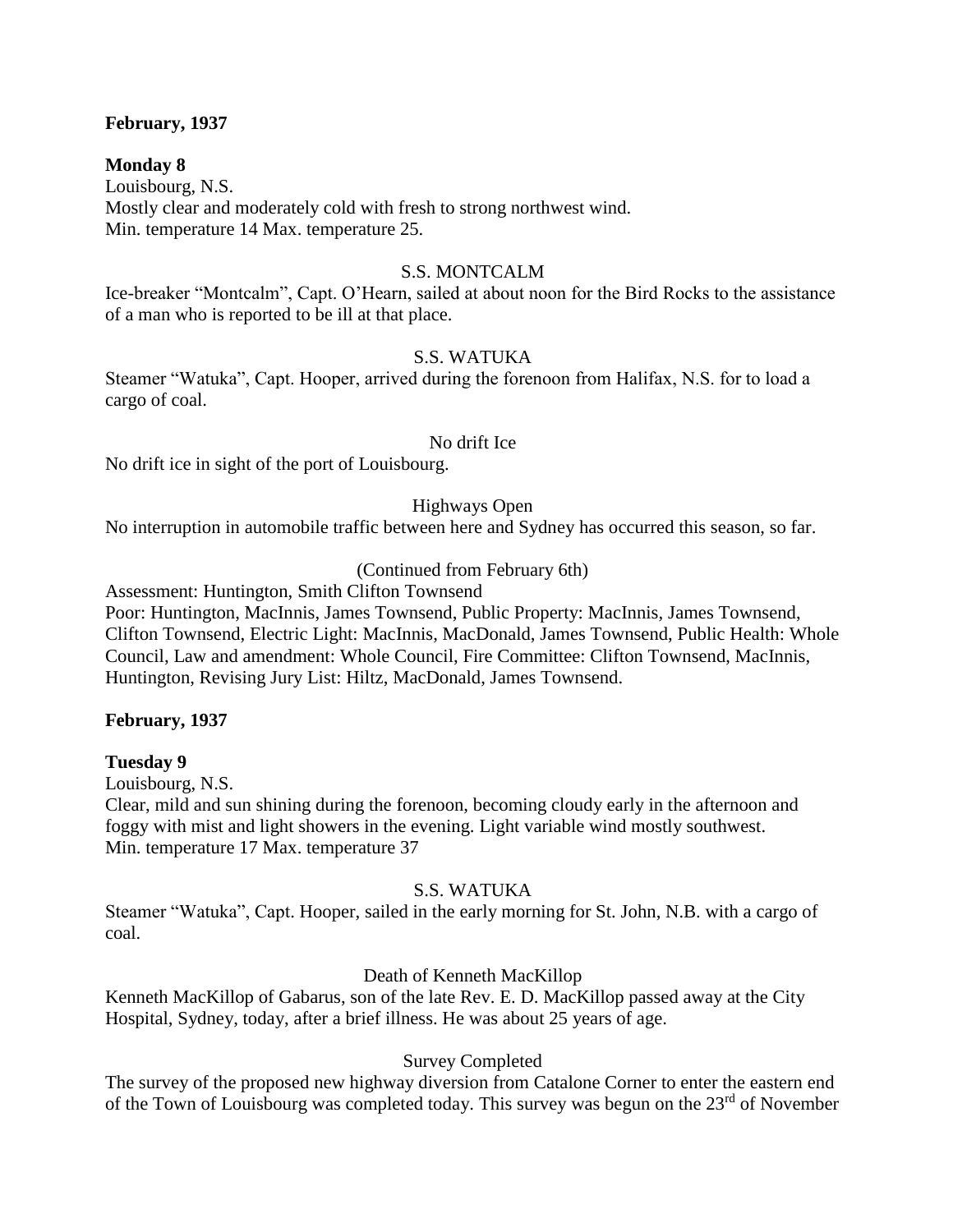**February, 1937**

**Monday 8**

Louisbourg, N.S.
Mostly clear and moderately cold with fresh to strong northwest wind.
Min. temperature 14 Max. temperature 25.

S.S. MONTCALM

Ice-breaker "Montcalm", Capt. O'Hearn, sailed at about noon for the Bird Rocks to the assistance of a man who is reported to be ill at that place.

S.S. WATUKA

Steamer "Watuka", Capt. Hooper, arrived during the forenoon from Halifax, N.S. for to load a cargo of coal.

No drift Ice

No drift ice in sight of the port of Louisbourg.

Highways Open

No interruption in automobile traffic between here and Sydney has occurred this season, so far.

(Continued from February 6th)

Assessment: Huntington, Smith Clifton Townsend
Poor: Huntington, MacInnis, James Townsend, Public Property: MacInnis, James Townsend, Clifton Townsend, Electric Light: MacInnis, MacDonald, James Townsend, Public Health: Whole Council, Law and amendment: Whole Council, Fire Committee: Clifton Townsend, MacInnis, Huntington, Revising Jury List: Hiltz, MacDonald, James Townsend.

**February, 1937**

**Tuesday 9**

Louisbourg, N.S.
Clear, mild and sun shining during the forenoon, becoming cloudy early in the afternoon and foggy with mist and light showers in the evening. Light variable wind mostly southwest.
Min. temperature 17 Max. temperature 37

S.S. WATUKA

Steamer "Watuka", Capt. Hooper, sailed in the early morning for St. John, N.B. with a cargo of coal.

Death of Kenneth MacKillop

Kenneth MacKillop of Gabarus, son of the late Rev. E. D. MacKillop passed away at the City Hospital, Sydney, today, after a brief illness. He was about 25 years of age.

Survey Completed

The survey of the proposed new highway diversion from Catalone Corner to enter the eastern end of the Town of Louisbourg was completed today. This survey was begun on the 23rd of November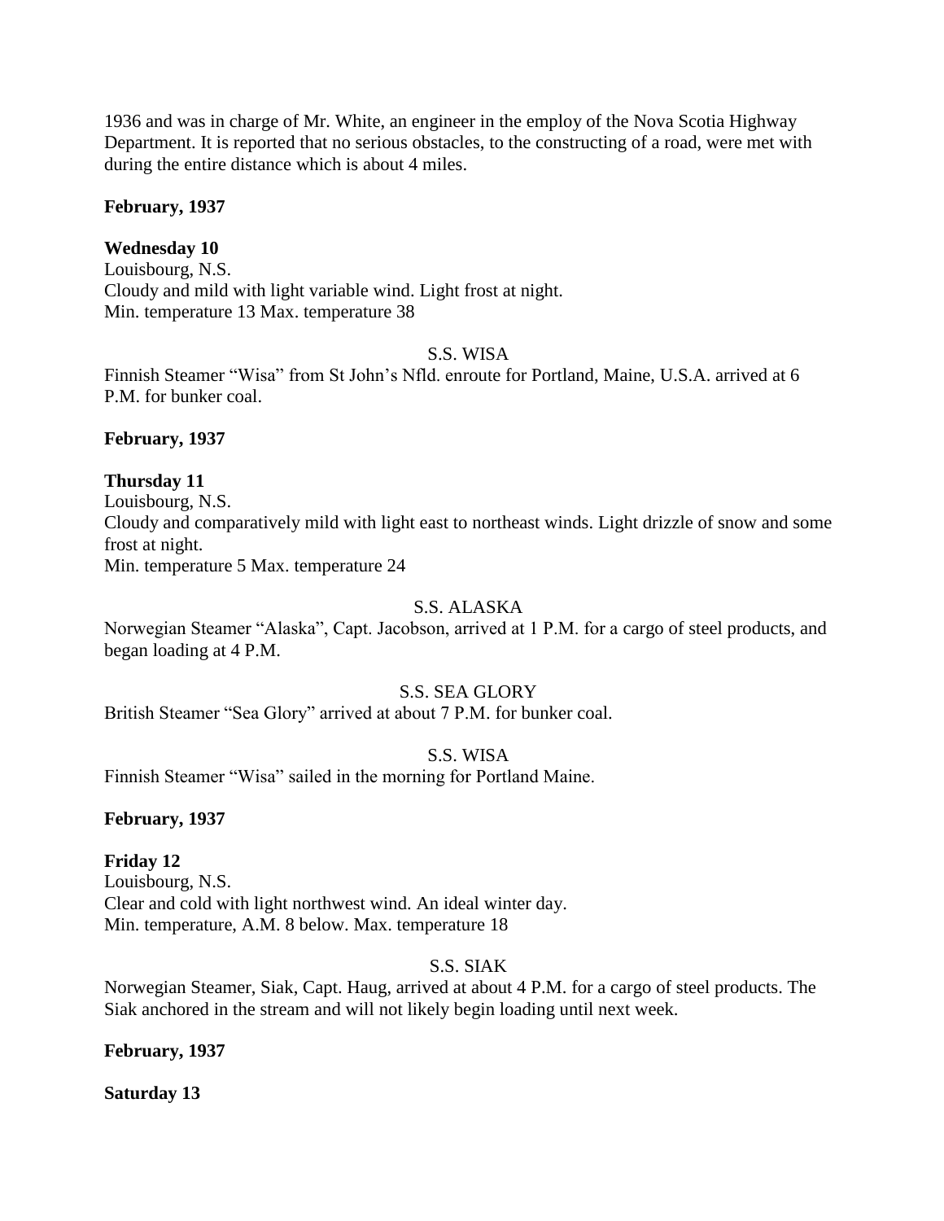1936 and was in charge of Mr. White, an engineer in the employ of the Nova Scotia Highway Department. It is reported that no serious obstacles, to the constructing of a road, were met with during the entire distance which is about 4 miles.

**February, 1937**

**Wednesday 10**
Louisbourg, N.S.
Cloudy and mild with light variable wind. Light frost at night.
Min. temperature 13 Max. temperature 38

S.S. WISA

Finnish Steamer "Wisa" from St John's Nfld. enroute for Portland, Maine, U.S.A. arrived at 6 P.M. for bunker coal.

**February, 1937**

**Thursday 11**
Louisbourg, N.S.
Cloudy and comparatively mild with light east to northeast winds. Light drizzle of snow and some frost at night.
Min. temperature 5 Max. temperature 24

S.S. ALASKA

Norwegian Steamer "Alaska", Capt. Jacobson, arrived at 1 P.M. for a cargo of steel products, and began loading at 4 P.M.

S.S. SEA GLORY

British Steamer "Sea Glory" arrived at about 7 P.M. for bunker coal.

S.S. WISA

Finnish Steamer "Wisa" sailed in the morning for Portland Maine.

**February, 1937**

**Friday 12**
Louisbourg, N.S.
Clear and cold with light northwest wind. An ideal winter day.
Min. temperature, A.M. 8 below. Max. temperature 18

S.S. SIAK

Norwegian Steamer, Siak, Capt. Haug, arrived at about 4 P.M. for a cargo of steel products. The Siak anchored in the stream and will not likely begin loading until next week.

**February, 1937**

**Saturday 13**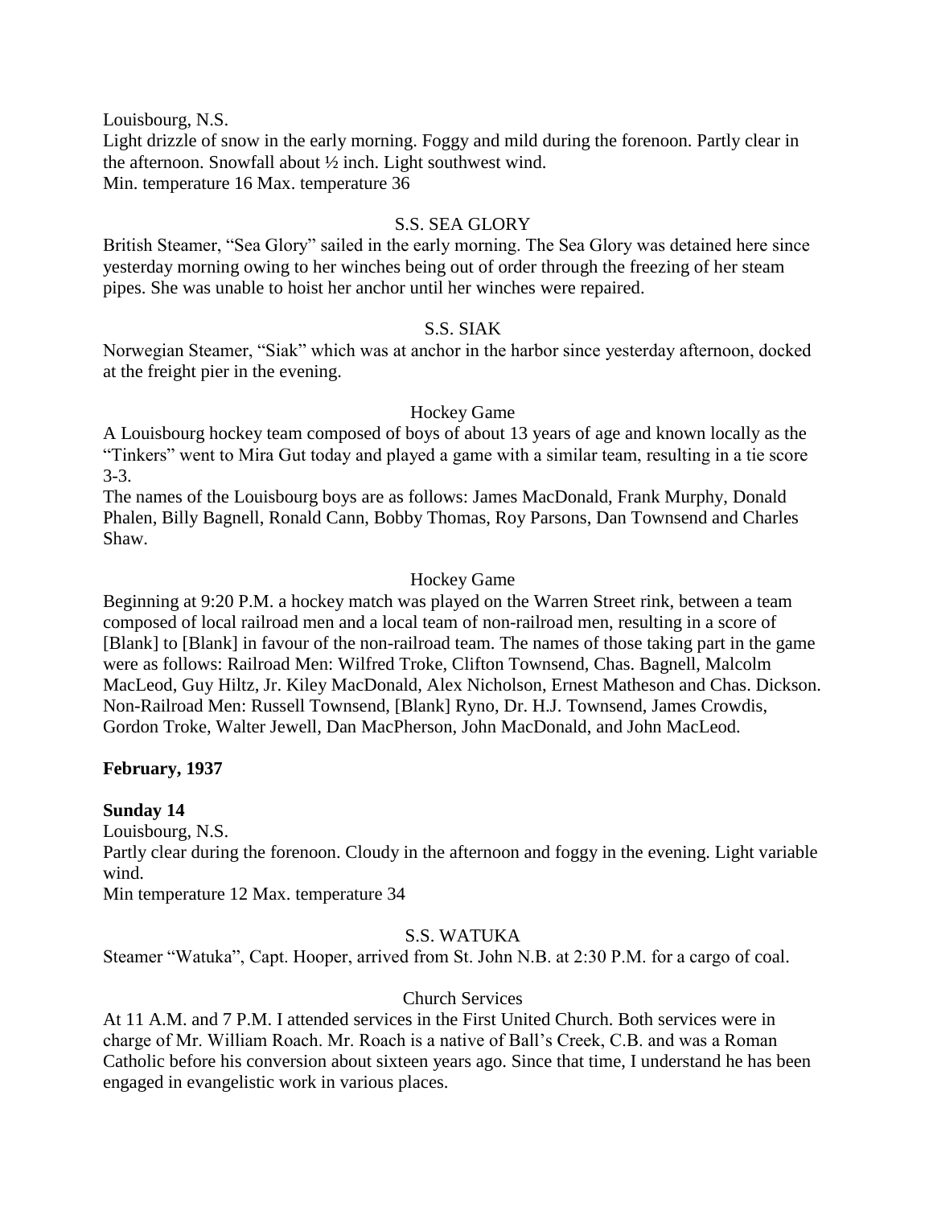Louisbourg, N.S.
Light drizzle of snow in the early morning. Foggy and mild during the forenoon. Partly clear in the afternoon. Snowfall about ½ inch. Light southwest wind.
Min. temperature 16 Max. temperature 36

S.S. SEA GLORY

British Steamer, "Sea Glory" sailed in the early morning. The Sea Glory was detained here since yesterday morning owing to her winches being out of order through the freezing of her steam pipes. She was unable to hoist her anchor until her winches were repaired.

S.S. SIAK

Norwegian Steamer, "Siak" which was at anchor in the harbor since yesterday afternoon, docked at the freight pier in the evening.

Hockey Game

A Louisbourg hockey team composed of boys of about 13 years of age and known locally as the "Tinkers" went to Mira Gut today and played a game with a similar team, resulting in a tie score 3-3.
The names of the Louisbourg boys are as follows: James MacDonald, Frank Murphy, Donald Phalen, Billy Bagnell, Ronald Cann, Bobby Thomas, Roy Parsons, Dan Townsend and Charles Shaw.

Hockey Game

Beginning at 9:20 P.M. a hockey match was played on the Warren Street rink, between a team composed of local railroad men and a local team of non-railroad men, resulting in a score of [Blank] to [Blank] in favour of the non-railroad team. The names of those taking part in the game were as follows: Railroad Men: Wilfred Troke, Clifton Townsend, Chas. Bagnell, Malcolm MacLeod, Guy Hiltz, Jr. Kiley MacDonald, Alex Nicholson, Ernest Matheson and Chas. Dickson. Non-Railroad Men: Russell Townsend, [Blank] Ryno, Dr. H.J. Townsend, James Crowdis, Gordon Troke, Walter Jewell, Dan MacPherson, John MacDonald, and John MacLeod.

**February, 1937**

**Sunday 14**

Louisbourg, N.S.
Partly clear during the forenoon. Cloudy in the afternoon and foggy in the evening. Light variable wind.
Min temperature 12 Max. temperature 34

S.S. WATUKA

Steamer "Watuka", Capt. Hooper, arrived from St. John N.B. at 2:30 P.M. for a cargo of coal.

Church Services

At 11 A.M. and 7 P.M. I attended services in the First United Church. Both services were in charge of Mr. William Roach. Mr. Roach is a native of Ball's Creek, C.B. and was a Roman Catholic before his conversion about sixteen years ago. Since that time, I understand he has been engaged in evangelistic work in various places.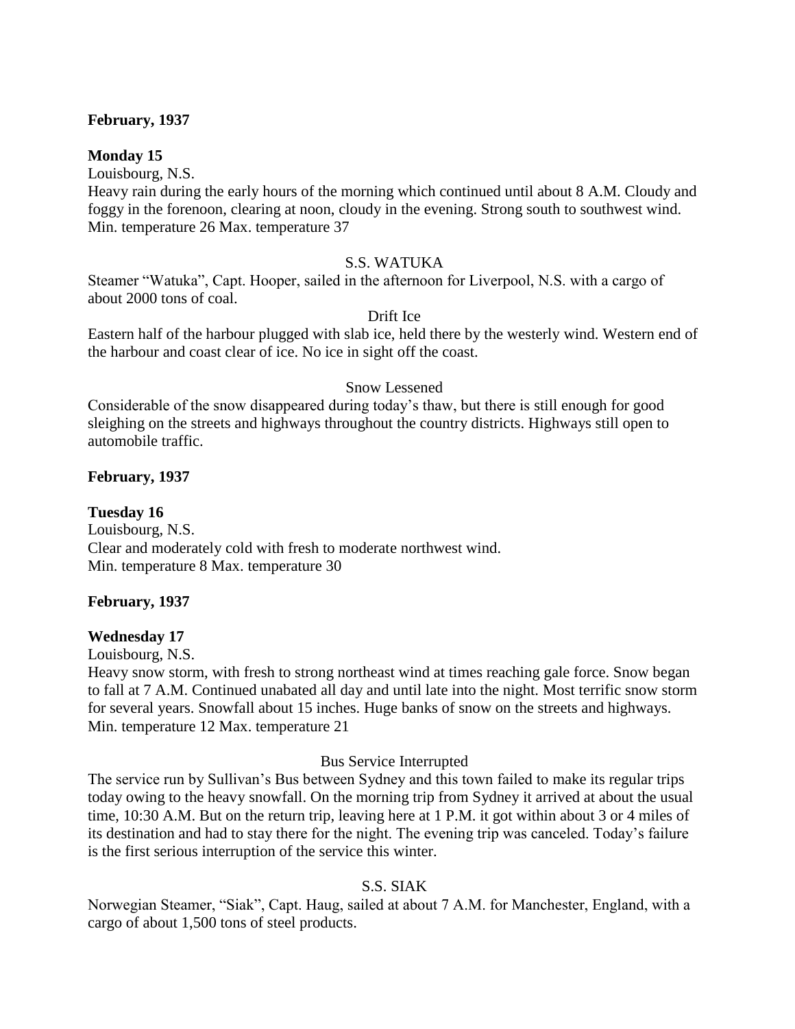**February, 1937**

**Monday 15**

Louisbourg, N.S.

Heavy rain during the early hours of the morning which continued until about 8 A.M. Cloudy and foggy in the forenoon, clearing at noon, cloudy in the evening. Strong south to southwest wind. Min. temperature 26 Max. temperature 37

S.S. WATUKA

Steamer "Watuka", Capt. Hooper, sailed in the afternoon for Liverpool, N.S. with a cargo of about 2000 tons of coal.

Drift Ice

Eastern half of the harbour plugged with slab ice, held there by the westerly wind. Western end of the harbour and coast clear of ice. No ice in sight off the coast.

Snow Lessened

Considerable of the snow disappeared during today's thaw, but there is still enough for good sleighing on the streets and highways throughout the country districts. Highways still open to automobile traffic.

**February, 1937**

**Tuesday 16**

Louisbourg, N.S.

Clear and moderately cold with fresh to moderate northwest wind.
Min. temperature 8 Max. temperature 30

**February, 1937**

**Wednesday 17**

Louisbourg, N.S.

Heavy snow storm, with fresh to strong northeast wind at times reaching gale force. Snow began to fall at 7 A.M. Continued unabated all day and until late into the night. Most terrific snow storm for several years. Snowfall about 15 inches. Huge banks of snow on the streets and highways.
Min. temperature 12 Max. temperature 21

Bus Service Interrupted

The service run by Sullivan's Bus between Sydney and this town failed to make its regular trips today owing to the heavy snowfall. On the morning trip from Sydney it arrived at about the usual time, 10:30 A.M. But on the return trip, leaving here at 1 P.M. it got within about 3 or 4 miles of its destination and had to stay there for the night. The evening trip was canceled. Today's failure is the first serious interruption of the service this winter.

S.S. SIAK

Norwegian Steamer, "Siak", Capt. Haug, sailed at about 7 A.M. for Manchester, England, with a cargo of about 1,500 tons of steel products.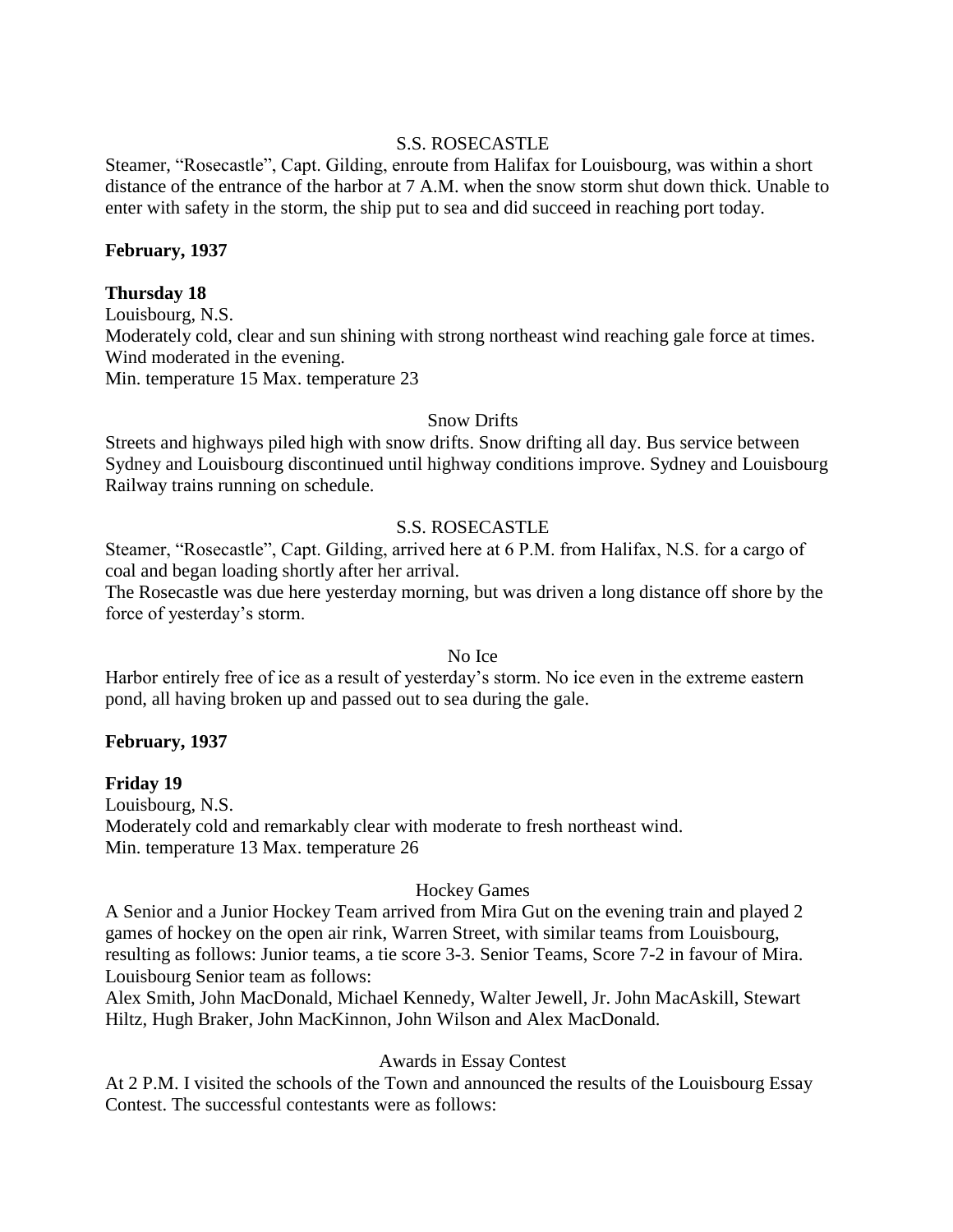S.S. ROSECASTLE

Steamer, "Rosecastle", Capt. Gilding, enroute from Halifax for Louisbourg, was within a short distance of the entrance of the harbor at 7 A.M. when the snow storm shut down thick. Unable to enter with safety in the storm, the ship put to sea and did succeed in reaching port today.

**February, 1937**

**Thursday 18**

Louisbourg, N.S.
Moderately cold, clear and sun shining with strong northeast wind reaching gale force at times. Wind moderated in the evening.
Min. temperature 15 Max. temperature 23

Snow Drifts

Streets and highways piled high with snow drifts. Snow drifting all day. Bus service between Sydney and Louisbourg discontinued until highway conditions improve. Sydney and Louisbourg Railway trains running on schedule.

S.S. ROSECASTLE

Steamer, "Rosecastle", Capt. Gilding, arrived here at 6 P.M. from Halifax, N.S. for a cargo of coal and began loading shortly after her arrival.
The Rosecastle was due here yesterday morning, but was driven a long distance off shore by the force of yesterday's storm.

No Ice

Harbor entirely free of ice as a result of yesterday's storm. No ice even in the extreme eastern pond, all having broken up and passed out to sea during the gale.

**February, 1937**

**Friday 19**

Louisbourg, N.S.
Moderately cold and remarkably clear with moderate to fresh northeast wind.
Min. temperature 13 Max. temperature 26

Hockey Games

A Senior and a Junior Hockey Team arrived from Mira Gut on the evening train and played 2 games of hockey on the open air rink, Warren Street, with similar teams from Louisbourg, resulting as follows: Junior teams, a tie score 3-3. Senior Teams, Score 7-2 in favour of Mira.
Louisbourg Senior team as follows:
Alex Smith, John MacDonald, Michael Kennedy, Walter Jewell, Jr. John MacAskill, Stewart Hiltz, Hugh Braker, John MacKinnon, John Wilson and Alex MacDonald.

Awards in Essay Contest

At 2 P.M. I visited the schools of the Town and announced the results of the Louisbourg Essay Contest. The successful contestants were as follows: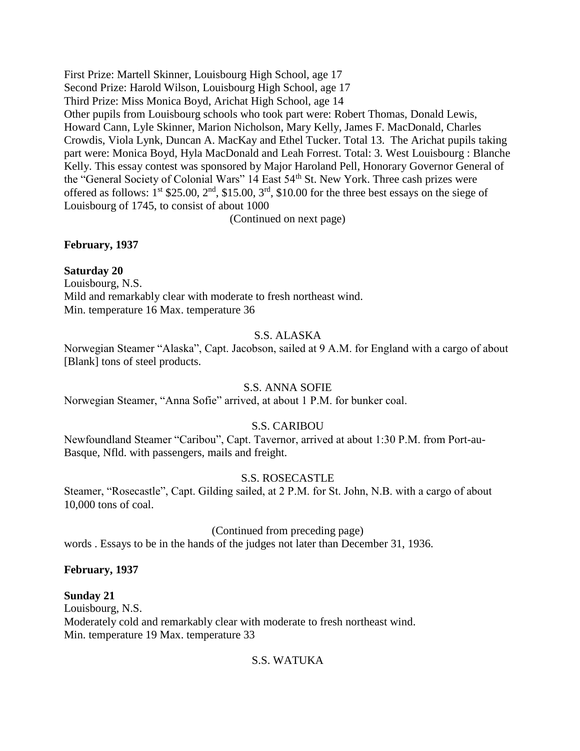First Prize: Martell Skinner, Louisbourg High School, age 17
Second Prize: Harold Wilson, Louisbourg High School, age 17
Third Prize: Miss Monica Boyd, Arichat High School, age 14
Other pupils from Louisbourg schools who took part were: Robert Thomas, Donald Lewis, Howard Cann, Lyle Skinner, Marion Nicholson, Mary Kelly, James F. MacDonald, Charles Crowdis, Viola Lynk, Duncan A. MacKay and Ethel Tucker. Total 13. The Arichat pupils taking part were: Monica Boyd, Hyla MacDonald and Leah Forrest. Total: 3. West Louisbourg : Blanche Kelly. This essay contest was sponsored by Major Haroland Pell, Honorary Governor General of the "General Society of Colonial Wars" 14 East 54th St. New York. Three cash prizes were offered as follows: 1st $25.00, 2nd, $15.00, 3rd, $10.00 for the three best essays on the siege of Louisbourg of 1745, to consist of about 1000

(Continued on next page)

**February, 1937**

**Saturday 20**

Louisbourg, N.S.
Mild and remarkably clear with moderate to fresh northeast wind.
Min. temperature 16 Max. temperature 36

S.S. ALASKA

Norwegian Steamer "Alaska", Capt. Jacobson, sailed at 9 A.M. for England with a cargo of about [Blank] tons of steel products.

S.S. ANNA SOFIE

Norwegian Steamer, "Anna Sofie" arrived, at about 1 P.M. for bunker coal.

S.S. CARIBOU

Newfoundland Steamer "Caribou", Capt. Tavernor, arrived at about 1:30 P.M. from Port-au-Basque, Nfld. with passengers, mails and freight.

S.S. ROSECASTLE

Steamer, "Rosecastle", Capt. Gilding sailed, at 2 P.M. for St. John, N.B. with a cargo of about 10,000 tons of coal.

(Continued from preceding page)

words . Essays to be in the hands of the judges not later than December 31, 1936.

**February, 1937**

**Sunday 21**

Louisbourg, N.S.
Moderately cold and remarkably clear with moderate to fresh northeast wind.
Min. temperature 19 Max. temperature 33

S.S. WATUKA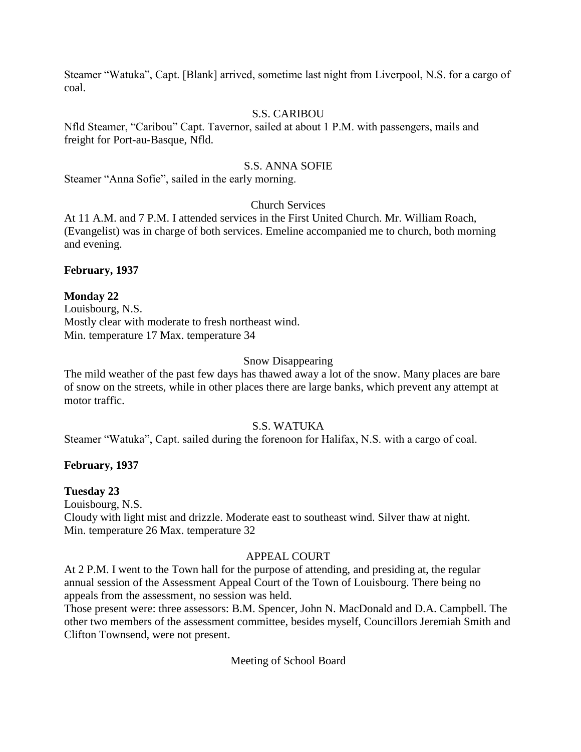Steamer “Watuka”, Capt. [Blank] arrived, sometime last night from Liverpool, N.S. for a cargo of coal.

S.S. CARIBOU

Nfld Steamer, “Caribou” Capt. Tavernor, sailed at about 1 P.M. with passengers, mails and freight for Port-au-Basque, Nfld.

S.S. ANNA SOFIE

Steamer “Anna Sofie”, sailed in the early morning.

Church Services

At 11 A.M. and 7 P.M. I attended services in the First United Church. Mr. William Roach, (Evangelist) was in charge of both services. Emeline accompanied me to church, both morning and evening.

**February, 1937**

**Monday 22**

Louisbourg, N.S.
Mostly clear with moderate to fresh northeast wind.
Min. temperature 17 Max. temperature 34

Snow Disappearing

The mild weather of the past few days has thawed away a lot of the snow. Many places are bare of snow on the streets, while in other places there are large banks, which prevent any attempt at motor traffic.

S.S. WATUKA

Steamer “Watuka”, Capt. sailed during the forenoon for Halifax, N.S. with a cargo of coal.

**February, 1937**

**Tuesday 23**

Louisbourg, N.S.
Cloudy with light mist and drizzle. Moderate east to southeast wind. Silver thaw at night.
Min. temperature 26 Max. temperature 32

APPEAL COURT

At 2 P.M. I went to the Town hall for the purpose of attending, and presiding at, the regular annual session of the Assessment Appeal Court of the Town of Louisbourg. There being no appeals from the assessment, no session was held.

Those present were: three assessors: B.M. Spencer, John N. MacDonald and D.A. Campbell. The other two members of the assessment committee, besides myself, Councillors Jeremiah Smith and Clifton Townsend, were not present.

Meeting of School Board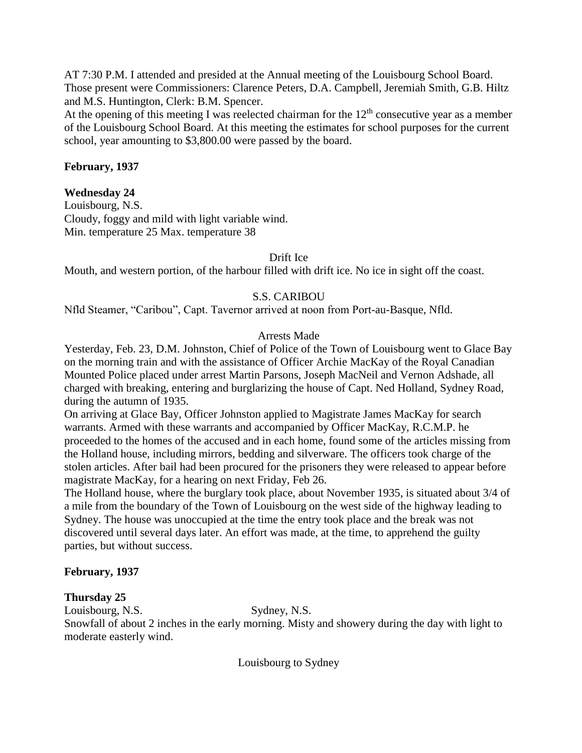AT 7:30 P.M. I attended and presided at the Annual meeting of the Louisbourg School Board. Those present were Commissioners: Clarence Peters, D.A. Campbell, Jeremiah Smith, G.B. Hiltz and M.S. Huntington, Clerk: B.M. Spencer.

At the opening of this meeting I was reelected chairman for the 12th consecutive year as a member of the Louisbourg School Board. At this meeting the estimates for school purposes for the current school, year amounting to $3,800.00 were passed by the board.

**February, 1937**

**Wednesday 24**

Louisbourg, N.S.

Cloudy, foggy and mild with light variable wind.

Min. temperature 25 Max. temperature 38

Drift Ice

Mouth, and western portion, of the harbour filled with drift ice. No ice in sight off the coast.

S.S. CARIBOU

Nfld Steamer, "Caribou", Capt. Tavernor arrived at noon from Port-au-Basque, Nfld.

Arrests Made

Yesterday, Feb. 23, D.M. Johnston, Chief of Police of the Town of Louisbourg went to Glace Bay on the morning train and with the assistance of Officer Archie MacKay of the Royal Canadian Mounted Police placed under arrest Martin Parsons, Joseph MacNeil and Vernon Adshade, all charged with breaking, entering and burglarizing the house of Capt. Ned Holland, Sydney Road, during the autumn of 1935.

On arriving at Glace Bay, Officer Johnston applied to Magistrate James MacKay for search warrants. Armed with these warrants and accompanied by Officer MacKay, R.C.M.P. he proceeded to the homes of the accused and in each home, found some of the articles missing from the Holland house, including mirrors, bedding and silverware. The officers took charge of the stolen articles. After bail had been procured for the prisoners they were released to appear before magistrate MacKay, for a hearing on next Friday, Feb 26.

The Holland house, where the burglary took place, about November 1935, is situated about 3/4 of a mile from the boundary of the Town of Louisbourg on the west side of the highway leading to Sydney. The house was unoccupied at the time the entry took place and the break was not discovered until several days later. An effort was made, at the time, to apprehend the guilty parties, but without success.

**February, 1937**

**Thursday 25**

Louisbourg, N.S. Sydney, N.S.

Snowfall of about 2 inches in the early morning. Misty and showery during the day with light to moderate easterly wind.

Louisbourg to Sydney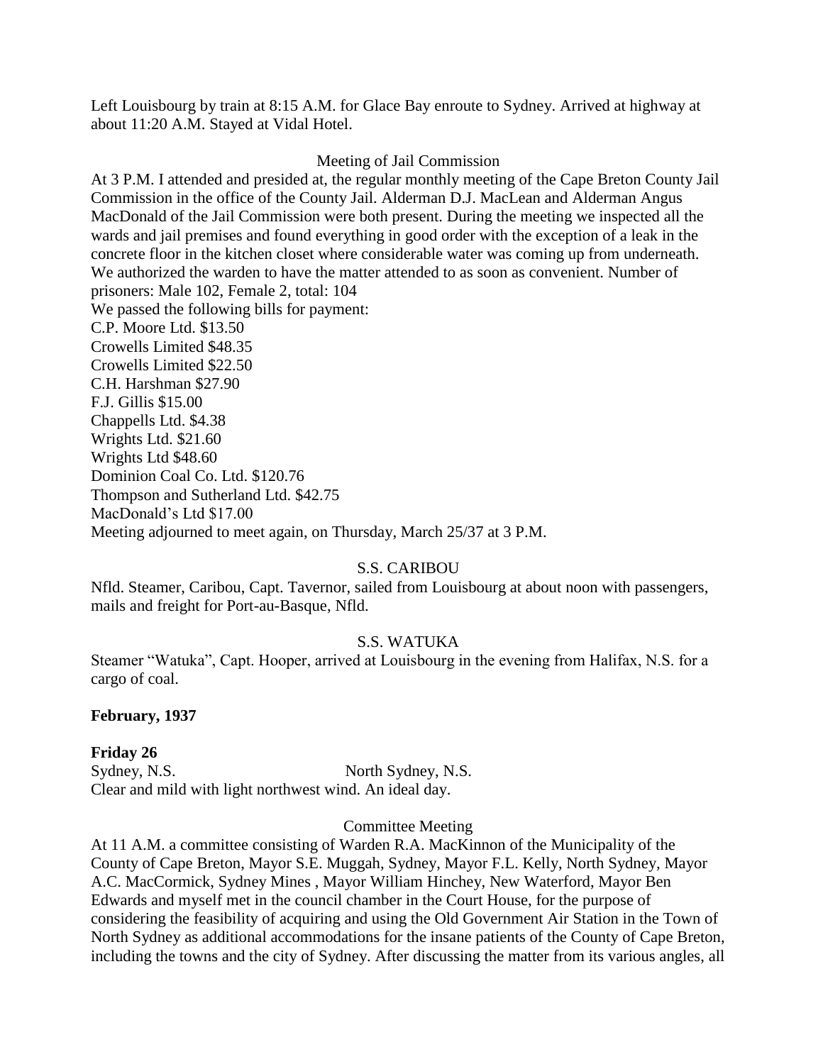Left Louisbourg by train at 8:15 A.M. for Glace Bay enroute to Sydney. Arrived at highway at about 11:20 A.M. Stayed at Vidal Hotel.

Meeting of Jail Commission

At 3 P.M. I attended and presided at, the regular monthly meeting of the Cape Breton County Jail Commission in the office of the County Jail. Alderman D.J. MacLean and Alderman Angus MacDonald of the Jail Commission were both present. During the meeting we inspected all the wards and jail premises and found everything in good order with the exception of a leak in the concrete floor in the kitchen closet where considerable water was coming up from underneath. We authorized the warden to have the matter attended to as soon as convenient. Number of prisoners: Male 102, Female 2, total: 104

We passed the following bills for payment:

C.P. Moore Ltd. $13.50
Crowells Limited $48.35
Crowells Limited $22.50
C.H. Harshman $27.90
F.J. Gillis $15.00
Chappells Ltd. $4.38
Wrights Ltd. $21.60
Wrights Ltd $48.60
Dominion Coal Co. Ltd. $120.76
Thompson and Sutherland Ltd. $42.75
MacDonald's Ltd $17.00

Meeting adjourned to meet again, on Thursday, March 25/37 at 3 P.M.

S.S. CARIBOU

Nfld. Steamer, Caribou, Capt. Tavernor, sailed from Louisbourg at about noon with passengers, mails and freight for Port-au-Basque, Nfld.

S.S. WATUKA

Steamer "Watuka", Capt. Hooper, arrived at Louisbourg in the evening from Halifax, N.S. for a cargo of coal.

**February, 1937**

**Friday 26**

Sydney, N.S. North Sydney, N.S.

Clear and mild with light northwest wind. An ideal day.

Committee Meeting

At 11 A.M. a committee consisting of Warden R.A. MacKinnon of the Municipality of the County of Cape Breton, Mayor S.E. Muggah, Sydney, Mayor F.L. Kelly, North Sydney, Mayor A.C. MacCormick, Sydney Mines , Mayor William Hinchey, New Waterford, Mayor Ben Edwards and myself met in the council chamber in the Court House, for the purpose of considering the feasibility of acquiring and using the Old Government Air Station in the Town of North Sydney as additional accommodations for the insane patients of the County of Cape Breton, including the towns and the city of Sydney. After discussing the matter from its various angles, all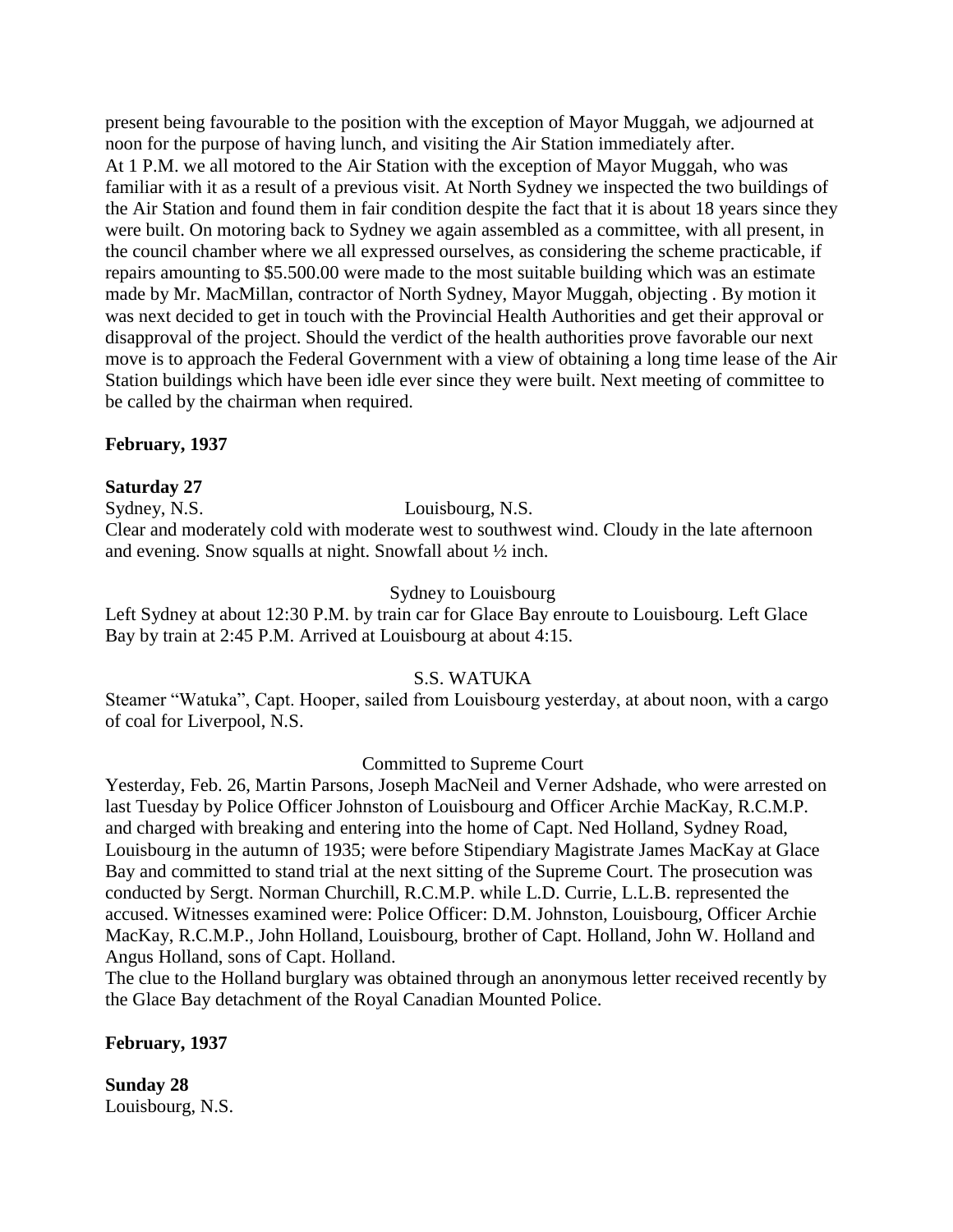present being favourable to the position with the exception of Mayor Muggah, we adjourned at noon for the purpose of having lunch, and visiting the Air Station immediately after.
At 1 P.M. we all motored to the Air Station with the exception of Mayor Muggah, who was familiar with it as a result of a previous visit. At North Sydney we inspected the two buildings of the Air Station and found them in fair condition despite the fact that it is about 18 years since they were built. On motoring back to Sydney we again assembled as a committee, with all present, in the council chamber where we all expressed ourselves, as considering the scheme practicable, if repairs amounting to $5.500.00 were made to the most suitable building which was an estimate made by Mr. MacMillan, contractor of North Sydney, Mayor Muggah, objecting . By motion it was next decided to get in touch with the Provincial Health Authorities and get their approval or disapproval of the project. Should the verdict of the health authorities prove favorable our next move is to approach the Federal Government with a view of obtaining a long time lease of the Air Station buildings which have been idle ever since they were built. Next meeting of committee to be called by the chairman when required.

**February, 1937**

**Saturday 27**
Sydney, N.S. Louisbourg, N.S.
Clear and moderately cold with moderate west to southwest wind. Cloudy in the late afternoon and evening. Snow squalls at night. Snowfall about ½ inch.

Sydney to Louisbourg

Left Sydney at about 12:30 P.M. by train car for Glace Bay enroute to Louisbourg. Left Glace Bay by train at 2:45 P.M. Arrived at Louisbourg at about 4:15.

S.S. WATUKA

Steamer "Watuka", Capt. Hooper, sailed from Louisbourg yesterday, at about noon, with a cargo of coal for Liverpool, N.S.

Committed to Supreme Court

Yesterday, Feb. 26, Martin Parsons, Joseph MacNeil and Verner Adshade, who were arrested on last Tuesday by Police Officer Johnston of Louisbourg and Officer Archie MacKay, R.C.M.P. and charged with breaking and entering into the home of Capt. Ned Holland, Sydney Road, Louisbourg in the autumn of 1935; were before Stipendiary Magistrate James MacKay at Glace Bay and committed to stand trial at the next sitting of the Supreme Court. The prosecution was conducted by Sergt. Norman Churchill, R.C.M.P. while L.D. Currie, L.L.B. represented the accused. Witnesses examined were: Police Officer: D.M. Johnston, Louisbourg, Officer Archie MacKay, R.C.M.P., John Holland, Louisbourg, brother of Capt. Holland, John W. Holland and Angus Holland, sons of Capt. Holland.
The clue to the Holland burglary was obtained through an anonymous letter received recently by the Glace Bay detachment of the Royal Canadian Mounted Police.

**February, 1937**

**Sunday 28**
Louisbourg, N.S.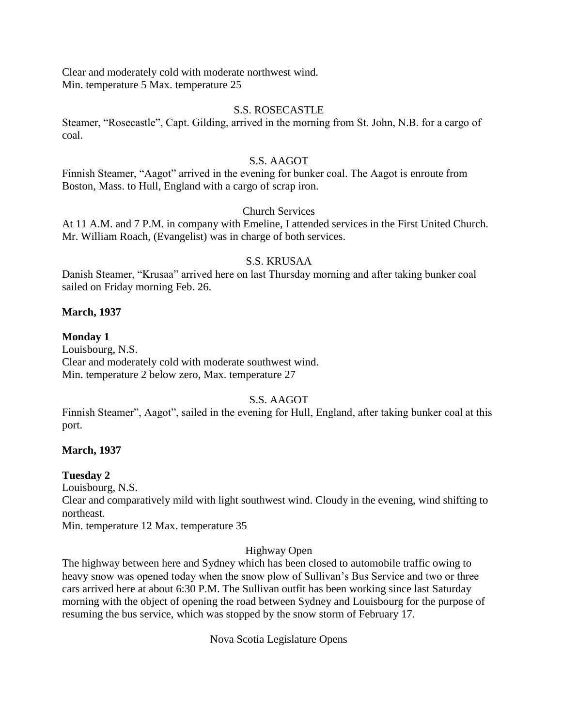Clear and moderately cold with moderate northwest wind.
Min. temperature 5 Max. temperature 25

S.S. ROSECASTLE

Steamer, "Rosecastle", Capt. Gilding, arrived in the morning from St. John, N.B. for a cargo of coal.

S.S. AAGOT

Finnish Steamer, "Aagot" arrived in the evening for bunker coal. The Aagot is enroute from Boston, Mass. to Hull, England with a cargo of scrap iron.

Church Services

At 11 A.M. and 7 P.M. in company with Emeline, I attended services in the First United Church. Mr. William Roach, (Evangelist) was in charge of both services.

S.S. KRUSAA

Danish Steamer, "Krusaa" arrived here on last Thursday morning and after taking bunker coal sailed on Friday morning Feb. 26.

**March, 1937**

**Monday 1**
Louisbourg, N.S.
Clear and moderately cold with moderate southwest wind.
Min. temperature 2 below zero, Max. temperature 27

S.S. AAGOT

Finnish Steamer", Aagot", sailed in the evening for Hull, England, after taking bunker coal at this port.

**March, 1937**

**Tuesday 2**
Louisbourg, N.S.
Clear and comparatively mild with light southwest wind. Cloudy in the evening, wind shifting to northeast.
Min. temperature 12 Max. temperature 35

Highway Open

The highway between here and Sydney which has been closed to automobile traffic owing to heavy snow was opened today when the snow plow of Sullivan's Bus Service and two or three cars arrived here at about 6:30 P.M. The Sullivan outfit has been working since last Saturday morning with the object of opening the road between Sydney and Louisbourg for the purpose of resuming the bus service, which was stopped by the snow storm of February 17.

Nova Scotia Legislature Opens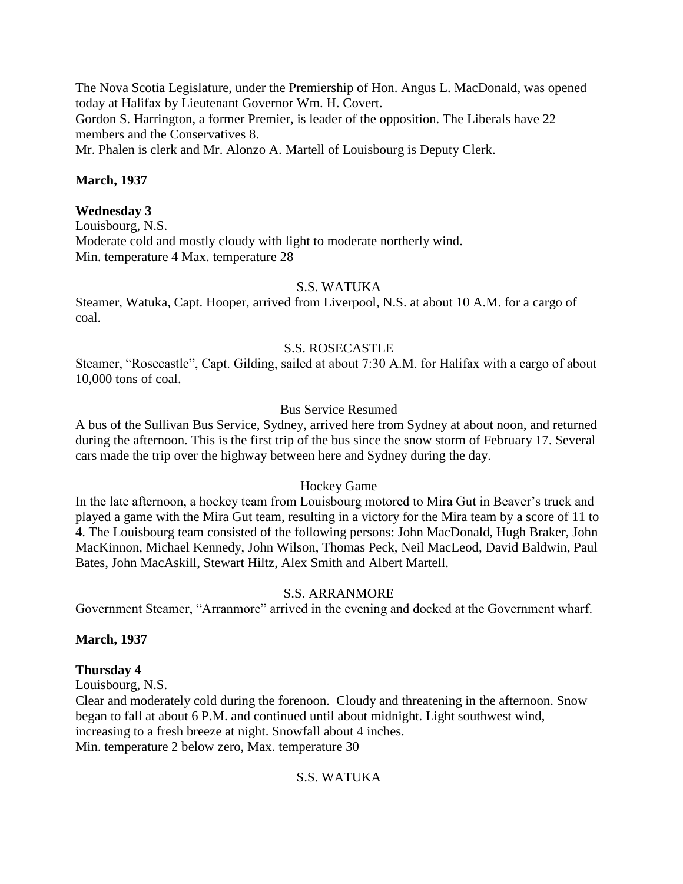The Nova Scotia Legislature, under the Premiership of Hon. Angus L. MacDonald, was opened today at Halifax by Lieutenant Governor Wm. H. Covert.
Gordon S. Harrington, a former Premier, is leader of the opposition. The Liberals have 22 members and the Conservatives 8.
Mr. Phalen is clerk and Mr. Alonzo A. Martell of Louisbourg is Deputy Clerk.

**March, 1937**

**Wednesday 3**
Louisbourg, N.S.
Moderate cold and mostly cloudy with light to moderate northerly wind.
Min. temperature 4 Max. temperature 28

S.S. WATUKA

Steamer, Watuka, Capt. Hooper, arrived from Liverpool, N.S. at about 10 A.M. for a cargo of coal.

S.S. ROSECASTLE

Steamer, "Rosecastle", Capt. Gilding, sailed at about 7:30 A.M. for Halifax with a cargo of about 10,000 tons of coal.

Bus Service Resumed

A bus of the Sullivan Bus Service, Sydney, arrived here from Sydney at about noon, and returned during the afternoon. This is the first trip of the bus since the snow storm of February 17. Several cars made the trip over the highway between here and Sydney during the day.

Hockey Game

In the late afternoon, a hockey team from Louisbourg motored to Mira Gut in Beaver's truck and played a game with the Mira Gut team, resulting in a victory for the Mira team by a score of 11 to 4. The Louisbourg team consisted of the following persons: John MacDonald, Hugh Braker, John MacKinnon, Michael Kennedy, John Wilson, Thomas Peck, Neil MacLeod, David Baldwin, Paul Bates, John MacAskill, Stewart Hiltz, Alex Smith and Albert Martell.

S.S. ARRANMORE

Government Steamer, "Arranmore" arrived in the evening and docked at the Government wharf.

**March, 1937**

**Thursday 4**
Louisbourg, N.S.
Clear and moderately cold during the forenoon. Cloudy and threatening in the afternoon. Snow began to fall at about 6 P.M. and continued until about midnight. Light southwest wind, increasing to a fresh breeze at night. Snowfall about 4 inches.
Min. temperature 2 below zero, Max. temperature 30

S.S. WATUKA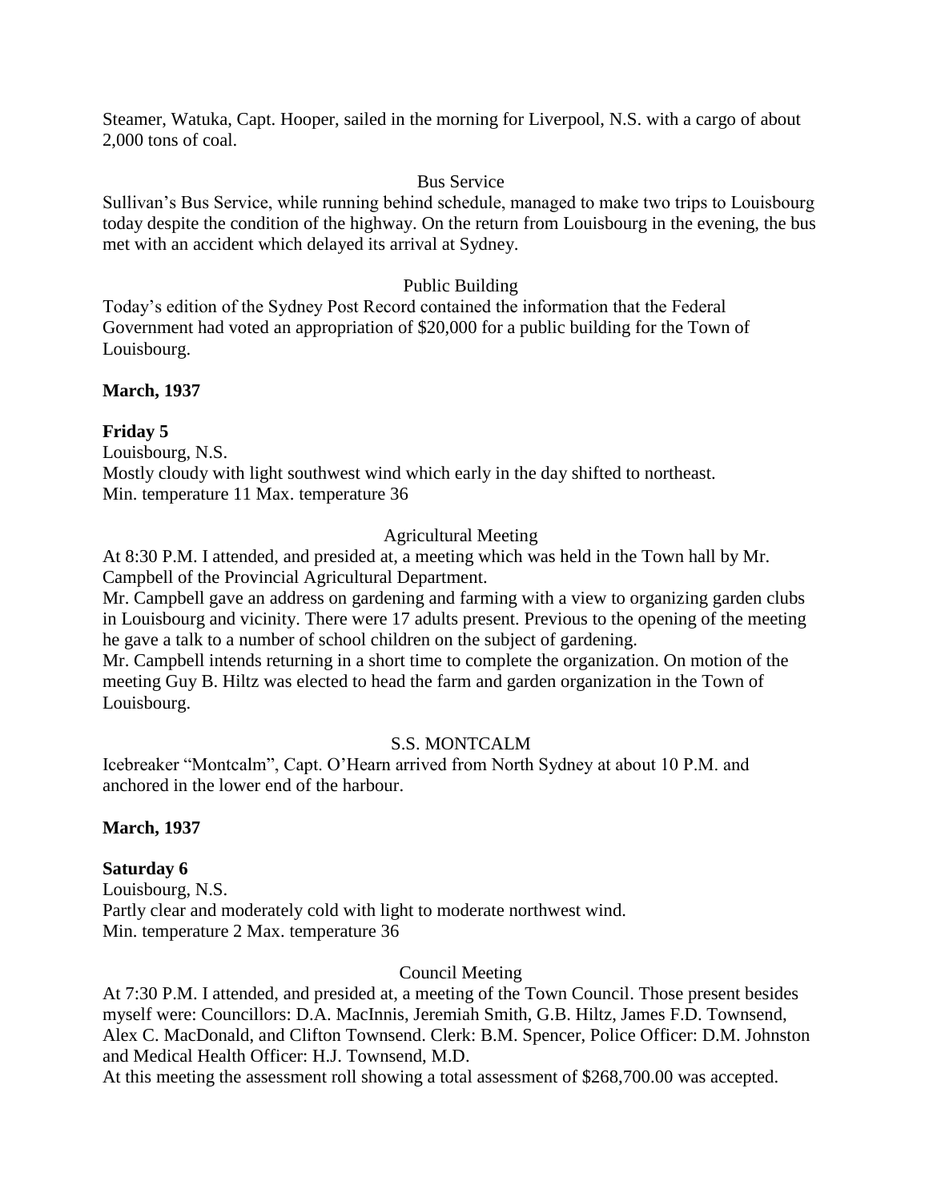Steamer, Watuka, Capt. Hooper, sailed in the morning for Liverpool, N.S. with a cargo of about 2,000 tons of coal.

Bus Service

Sullivan's Bus Service, while running behind schedule, managed to make two trips to Louisbourg today despite the condition of the highway. On the return from Louisbourg in the evening, the bus met with an accident which delayed its arrival at Sydney.

Public Building

Today's edition of the Sydney Post Record contained the information that the Federal Government had voted an appropriation of $20,000 for a public building for the Town of Louisbourg.

**March, 1937**

**Friday 5**

Louisbourg, N.S.

Mostly cloudy with light southwest wind which early in the day shifted to northeast.

Min. temperature 11 Max. temperature 36

Agricultural Meeting

At 8:30 P.M. I attended, and presided at, a meeting which was held in the Town hall by Mr. Campbell of the Provincial Agricultural Department.

Mr. Campbell gave an address on gardening and farming with a view to organizing garden clubs in Louisbourg and vicinity. There were 17 adults present. Previous to the opening of the meeting he gave a talk to a number of school children on the subject of gardening.

Mr. Campbell intends returning in a short time to complete the organization. On motion of the meeting Guy B. Hiltz was elected to head the farm and garden organization in the Town of Louisbourg.

S.S. MONTCALM

Icebreaker "Montcalm", Capt. O'Hearn arrived from North Sydney at about 10 P.M. and anchored in the lower end of the harbour.

**March, 1937**

**Saturday 6**

Louisbourg, N.S.

Partly clear and moderately cold with light to moderate northwest wind.

Min. temperature 2 Max. temperature 36

Council Meeting

At 7:30 P.M. I attended, and presided at, a meeting of the Town Council. Those present besides myself were: Councillors: D.A. MacInnis, Jeremiah Smith, G.B. Hiltz, James F.D. Townsend, Alex C. MacDonald, and Clifton Townsend. Clerk: B.M. Spencer, Police Officer: D.M. Johnston and Medical Health Officer: H.J. Townsend, M.D.

At this meeting the assessment roll showing a total assessment of $268,700.00 was accepted.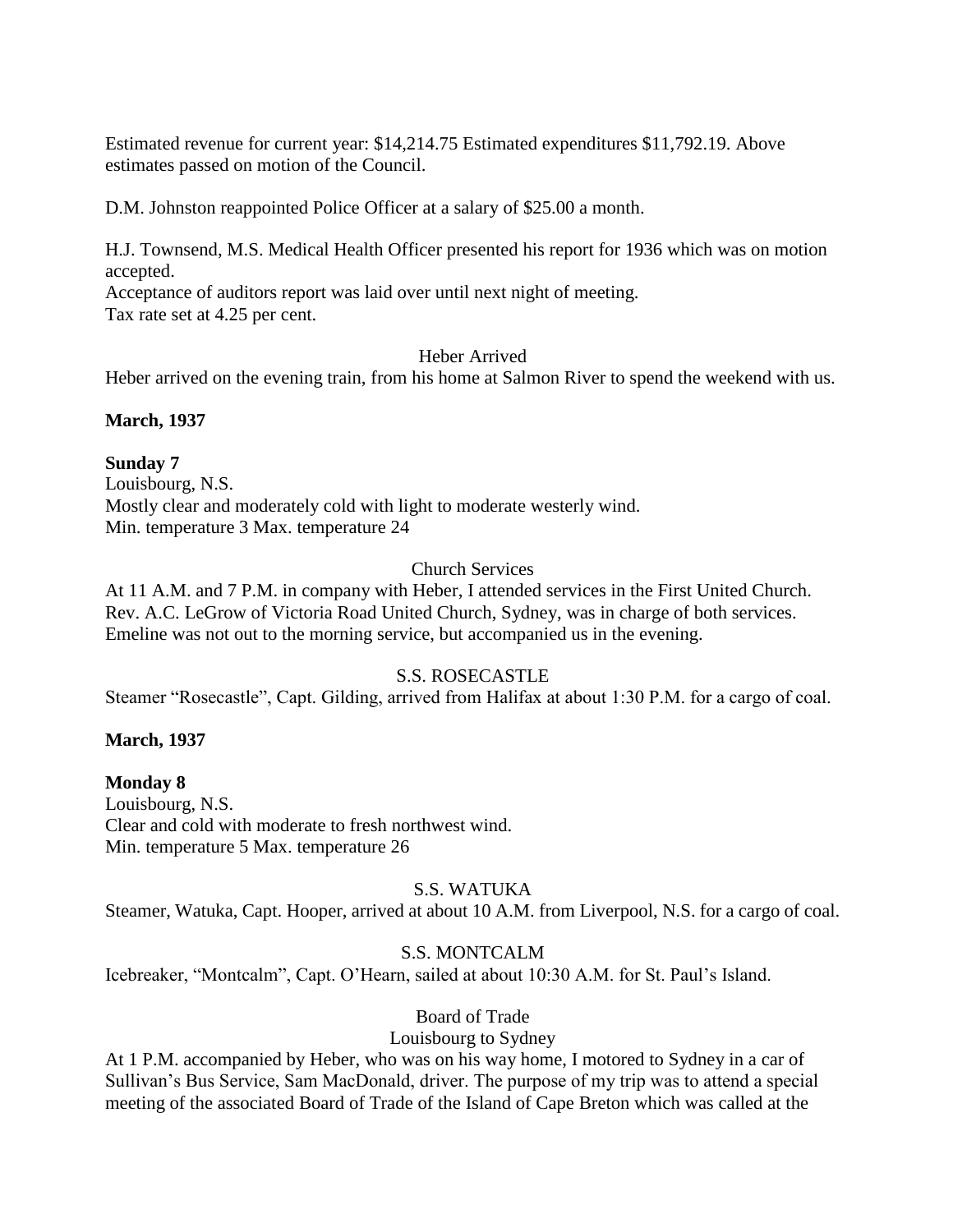Estimated revenue for current year: $14,214.75 Estimated expenditures $11,792.19. Above estimates passed on motion of the Council.

D.M. Johnston reappointed Police Officer at a salary of $25.00 a month.

H.J. Townsend, M.S. Medical Health Officer presented his report for 1936 which was on motion accepted.
Acceptance of auditors report was laid over until next night of meeting.
Tax rate set at 4.25 per cent.

Heber Arrived

Heber arrived on the evening train, from his home at Salmon River to spend the weekend with us.

**March, 1937**

**Sunday 7**
Louisbourg, N.S.
Mostly clear and moderately cold with light to moderate westerly wind.
Min. temperature 3 Max. temperature 24

Church Services

At 11 A.M. and 7 P.M. in company with Heber, I attended services in the First United Church. Rev. A.C. LeGrow of Victoria Road United Church, Sydney, was in charge of both services. Emeline was not out to the morning service, but accompanied us in the evening.

S.S. ROSECASTLE

Steamer "Rosecastle", Capt. Gilding, arrived from Halifax at about 1:30 P.M. for a cargo of coal.

**March, 1937**

**Monday 8**
Louisbourg, N.S.
Clear and cold with moderate to fresh northwest wind.
Min. temperature 5 Max. temperature 26

S.S. WATUKA

Steamer, Watuka, Capt. Hooper, arrived at about 10 A.M. from Liverpool, N.S. for a cargo of coal.

S.S. MONTCALM

Icebreaker, "Montcalm", Capt. O'Hearn, sailed at about 10:30 A.M. for St. Paul's Island.

Board of Trade
Louisbourg to Sydney

At 1 P.M. accompanied by Heber, who was on his way home, I motored to Sydney in a car of Sullivan's Bus Service, Sam MacDonald, driver. The purpose of my trip was to attend a special meeting of the associated Board of Trade of the Island of Cape Breton which was called at the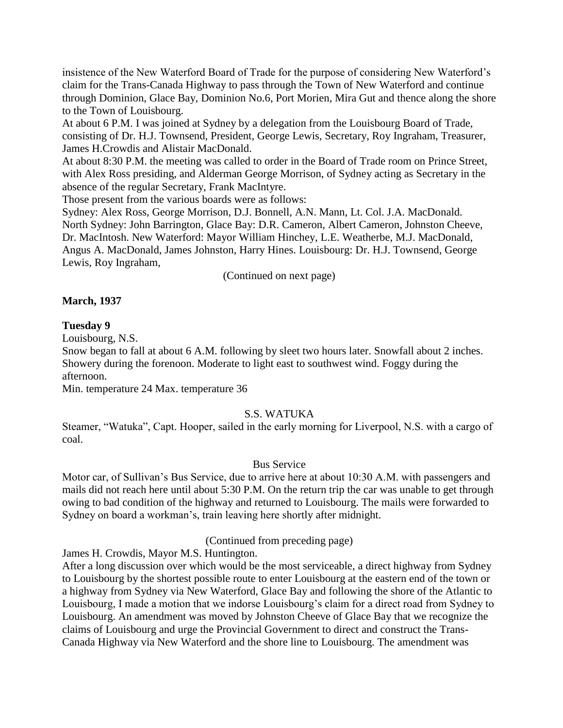insistence of the New Waterford Board of Trade for the purpose of considering New Waterford's claim for the Trans-Canada Highway to pass through the Town of New Waterford and continue through Dominion, Glace Bay, Dominion No.6, Port Morien, Mira Gut and thence along the shore to the Town of Louisbourg.

At about 6 P.M. I was joined at Sydney by a delegation from the Louisbourg Board of Trade, consisting of Dr. H.J. Townsend, President, George Lewis, Secretary, Roy Ingraham, Treasurer, James H.Crowdis and Alistair MacDonald.

At about 8:30 P.M. the meeting was called to order in the Board of Trade room on Prince Street, with Alex Ross presiding, and Alderman George Morrison, of Sydney acting as Secretary in the absence of the regular Secretary, Frank MacIntyre.

Those present from the various boards were as follows:

Sydney: Alex Ross, George Morrison, D.J. Bonnell, A.N. Mann, Lt. Col. J.A. MacDonald. North Sydney: John Barrington, Glace Bay: D.R. Cameron, Albert Cameron, Johnston Cheeve, Dr. MacIntosh. New Waterford: Mayor William Hinchey, L.E. Weatherbe, M.J. MacDonald, Angus A. MacDonald, James Johnston, Harry Hines. Louisbourg: Dr. H.J. Townsend, George Lewis, Roy Ingraham,

(Continued on next page)

**March, 1937**

**Tuesday 9**

Louisbourg, N.S.

Snow began to fall at about 6 A.M. following by sleet two hours later. Snowfall about 2 inches. Showery during the forenoon. Moderate to light east to southwest wind. Foggy during the afternoon.

Min. temperature 24 Max. temperature 36

S.S. WATUKA

Steamer, "Watuka", Capt. Hooper, sailed in the early morning for Liverpool, N.S. with a cargo of coal.

Bus Service

Motor car, of Sullivan's Bus Service, due to arrive here at about 10:30 A.M. with passengers and mails did not reach here until about 5:30 P.M. On the return trip the car was unable to get through owing to bad condition of the highway and returned to Louisbourg. The mails were forwarded to Sydney on board a workman's, train leaving here shortly after midnight.

(Continued from preceding page)

James H. Crowdis, Mayor M.S. Huntington.

After a long discussion over which would be the most serviceable, a direct highway from Sydney to Louisbourg by the shortest possible route to enter Louisbourg at the eastern end of the town or a highway from Sydney via New Waterford, Glace Bay and following the shore of the Atlantic to Louisbourg, I made a motion that we indorse Louisbourg's claim for a direct road from Sydney to Louisbourg. An amendment was moved by Johnston Cheeve of Glace Bay that we recognize the claims of Louisbourg and urge the Provincial Government to direct and construct the Trans-Canada Highway via New Waterford and the shore line to Louisbourg. The amendment was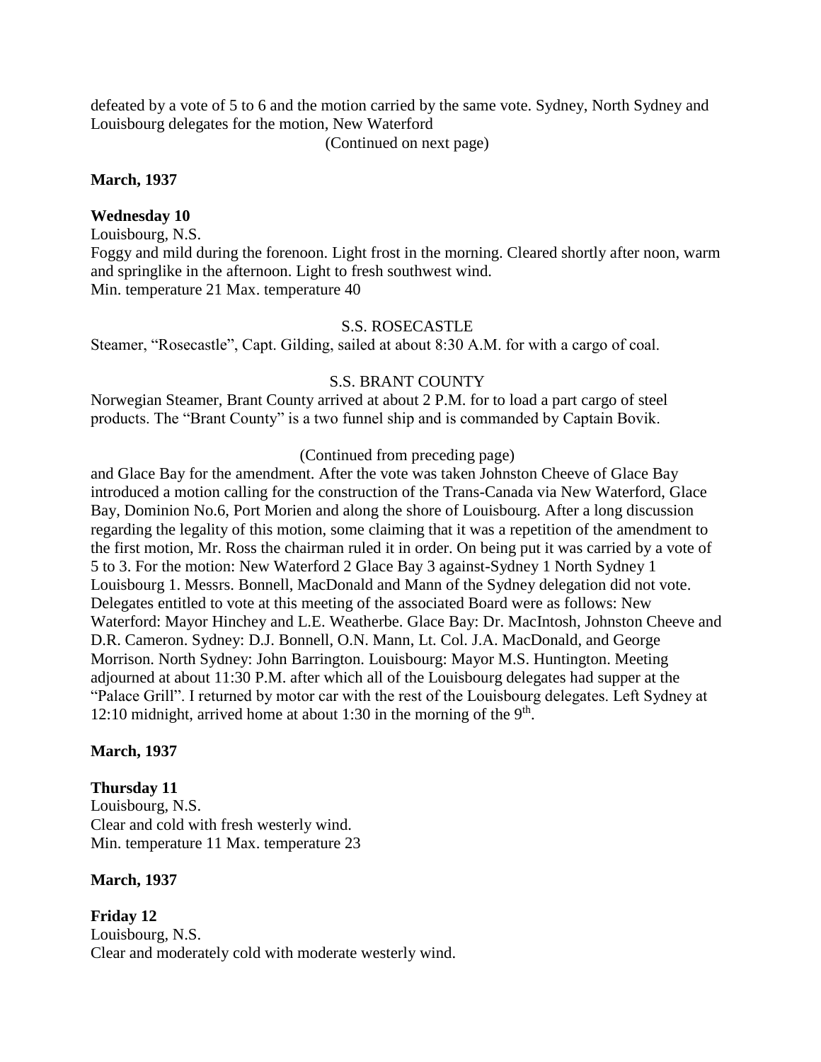defeated by a vote of 5 to 6 and the motion carried by the same vote. Sydney, North Sydney and Louisbourg delegates for the motion, New Waterford

(Continued on next page)

**March, 1937**

**Wednesday 10**

Louisbourg, N.S.

Foggy and mild during the forenoon. Light frost in the morning. Cleared shortly after noon, warm and springlike in the afternoon. Light to fresh southwest wind.

Min. temperature 21 Max. temperature 40

S.S. ROSECASTLE

Steamer, "Rosecastle", Capt. Gilding, sailed at about 8:30 A.M. for with a cargo of coal.

S.S. BRANT COUNTY

Norwegian Steamer, Brant County arrived at about 2 P.M. for to load a part cargo of steel products. The "Brant County" is a two funnel ship and is commanded by Captain Bovik.

(Continued from preceding page)

and Glace Bay for the amendment. After the vote was taken Johnston Cheeve of Glace Bay introduced a motion calling for the construction of the Trans-Canada via New Waterford, Glace Bay, Dominion No.6, Port Morien and along the shore of Louisbourg. After a long discussion regarding the legality of this motion, some claiming that it was a repetition of the amendment to the first motion, Mr. Ross the chairman ruled it in order. On being put it was carried by a vote of 5 to 3. For the motion: New Waterford 2 Glace Bay 3 against-Sydney 1 North Sydney 1 Louisbourg 1. Messrs. Bonnell, MacDonald and Mann of the Sydney delegation did not vote. Delegates entitled to vote at this meeting of the associated Board were as follows: New Waterford: Mayor Hinchey and L.E. Weatherbe. Glace Bay: Dr. MacIntosh, Johnston Cheeve and D.R. Cameron. Sydney: D.J. Bonnell, O.N. Mann, Lt. Col. J.A. MacDonald, and George Morrison. North Sydney: John Barrington. Louisbourg: Mayor M.S. Huntington. Meeting adjourned at about 11:30 P.M. after which all of the Louisbourg delegates had supper at the "Palace Grill". I returned by motor car with the rest of the Louisbourg delegates. Left Sydney at 12:10 midnight, arrived home at about 1:30 in the morning of the 9th.

**March, 1937**

**Thursday 11**

Louisbourg, N.S.

Clear and cold with fresh westerly wind.

Min. temperature 11 Max. temperature 23

**March, 1937**

**Friday 12**

Louisbourg, N.S.

Clear and moderately cold with moderate westerly wind.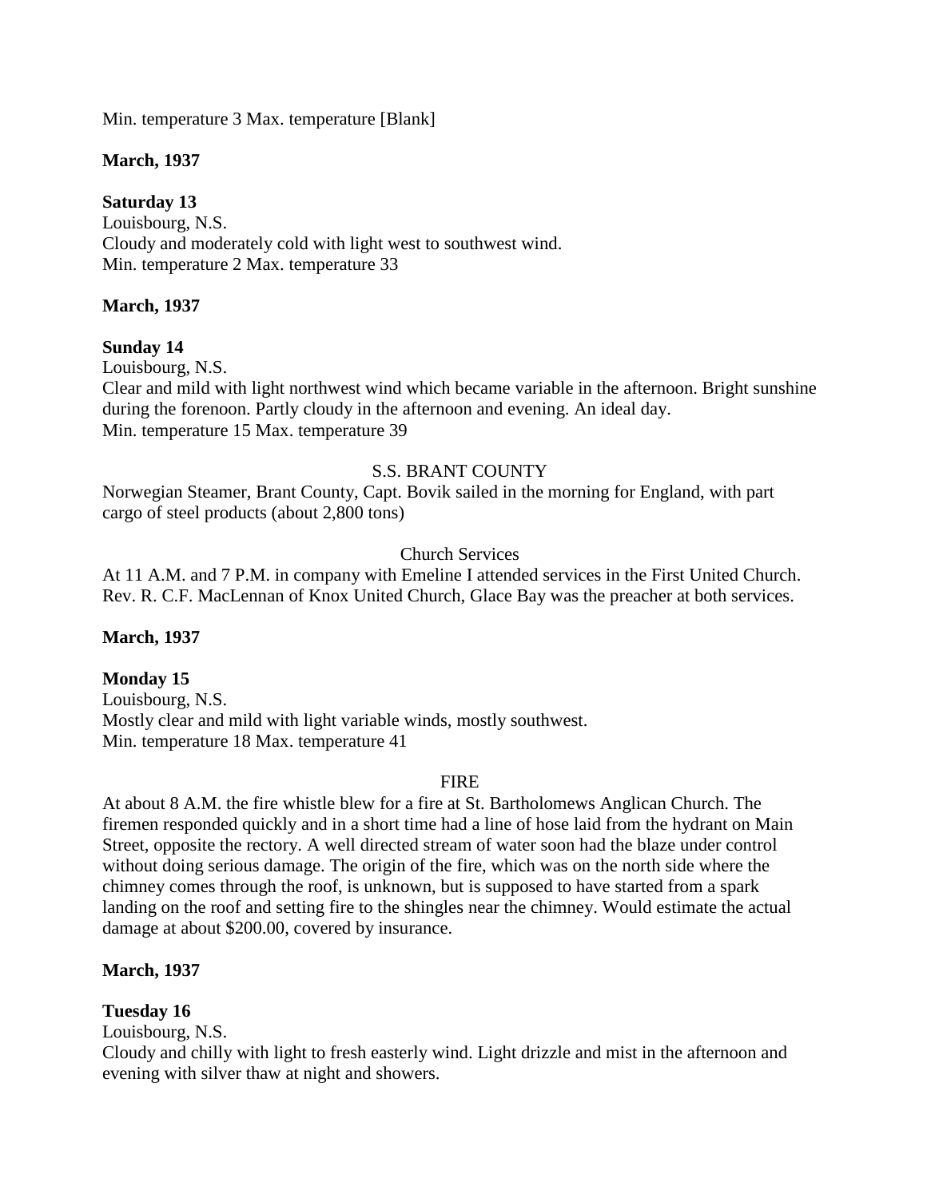Min. temperature 3 Max. temperature [Blank]

**March, 1937**

**Saturday 13**
Louisbourg, N.S.
Cloudy and moderately cold with light west to southwest wind.
Min. temperature 2 Max. temperature 33

**March, 1937**

**Sunday 14**
Louisbourg, N.S.
Clear and mild with light northwest wind which became variable in the afternoon. Bright sunshine during the forenoon. Partly cloudy in the afternoon and evening. An ideal day.
Min. temperature 15 Max. temperature 39

S.S. BRANT COUNTY

Norwegian Steamer, Brant County, Capt. Bovik sailed in the morning for England, with part cargo of steel products (about 2,800 tons)

Church Services

At 11 A.M. and 7 P.M. in company with Emeline I attended services in the First United Church. Rev. R. C.F. MacLennan of Knox United Church, Glace Bay was the preacher at both services.

**March, 1937**

**Monday 15**
Louisbourg, N.S.
Mostly clear and mild with light variable winds, mostly southwest.
Min. temperature 18 Max. temperature 41

FIRE

At about 8 A.M. the fire whistle blew for a fire at St. Bartholomews Anglican Church. The firemen responded quickly and in a short time had a line of hose laid from the hydrant on Main Street, opposite the rectory. A well directed stream of water soon had the blaze under control without doing serious damage. The origin of the fire, which was on the north side where the chimney comes through the roof, is unknown, but is supposed to have started from a spark landing on the roof and setting fire to the shingles near the chimney. Would estimate the actual damage at about $200.00, covered by insurance.

**March, 1937**

**Tuesday 16**
Louisbourg, N.S.
Cloudy and chilly with light to fresh easterly wind. Light drizzle and mist in the afternoon and evening with silver thaw at night and showers.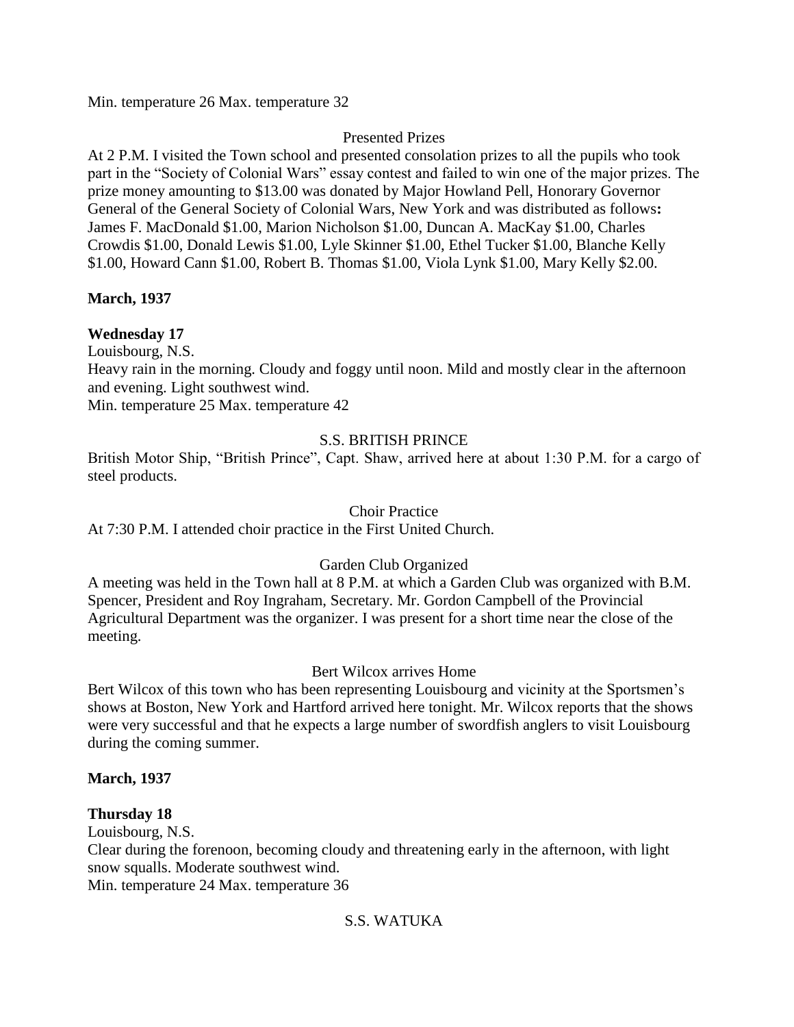Min. temperature 26 Max. temperature 32

Presented Prizes

At 2 P.M. I visited the Town school and presented consolation prizes to all the pupils who took part in the "Society of Colonial Wars" essay contest and failed to win one of the major prizes. The prize money amounting to $13.00 was donated by Major Howland Pell, Honorary Governor General of the General Society of Colonial Wars, New York and was distributed as follows**:** James F. MacDonald $1.00, Marion Nicholson $1.00, Duncan A. MacKay $1.00, Charles Crowdis $1.00, Donald Lewis $1.00, Lyle Skinner $1.00, Ethel Tucker $1.00, Blanche Kelly $1.00, Howard Cann $1.00, Robert B. Thomas $1.00, Viola Lynk $1.00, Mary Kelly $2.00.

**March, 1937**

**Wednesday 17**

Louisbourg, N.S.

Heavy rain in the morning. Cloudy and foggy until noon. Mild and mostly clear in the afternoon and evening. Light southwest wind.

Min. temperature 25 Max. temperature 42

S.S. BRITISH PRINCE

British Motor Ship, "British Prince", Capt. Shaw, arrived here at about 1:30 P.M. for a cargo of steel products.

Choir Practice

At 7:30 P.M. I attended choir practice in the First United Church.

Garden Club Organized

A meeting was held in the Town hall at 8 P.M. at which a Garden Club was organized with B.M. Spencer, President and Roy Ingraham, Secretary. Mr. Gordon Campbell of the Provincial Agricultural Department was the organizer. I was present for a short time near the close of the meeting.

Bert Wilcox arrives Home

Bert Wilcox of this town who has been representing Louisbourg and vicinity at the Sportsmen's shows at Boston, New York and Hartford arrived here tonight. Mr. Wilcox reports that the shows were very successful and that he expects a large number of swordfish anglers to visit Louisbourg during the coming summer.

**March, 1937**

**Thursday 18**

Louisbourg, N.S.

Clear during the forenoon, becoming cloudy and threatening early in the afternoon, with light snow squalls. Moderate southwest wind.

Min. temperature 24 Max. temperature 36

S.S. WATUKA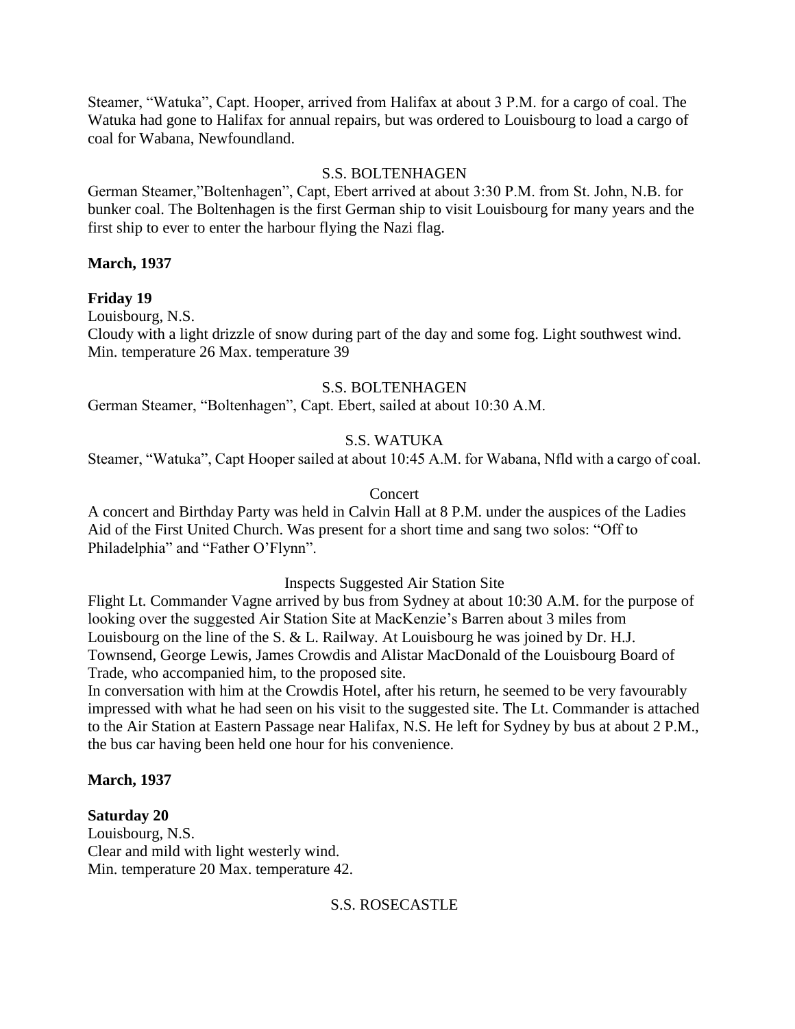Steamer, "Watuka", Capt. Hooper, arrived from Halifax at about 3 P.M. for a cargo of coal. The Watuka had gone to Halifax for annual repairs, but was ordered to Louisbourg to load a cargo of coal for Wabana, Newfoundland.

S.S. BOLTENHAGEN

German Steamer,"Boltenhagen", Capt, Ebert arrived at about 3:30 P.M. from St. John, N.B. for bunker coal. The Boltenhagen is the first German ship to visit Louisbourg for many years and the first ship to ever to enter the harbour flying the Nazi flag.

**March, 1937**

**Friday 19**

Louisbourg, N.S.
Cloudy with a light drizzle of snow during part of the day and some fog. Light southwest wind.
Min. temperature 26 Max. temperature 39

S.S. BOLTENHAGEN

German Steamer, "Boltenhagen", Capt. Ebert, sailed at about 10:30 A.M.

S.S. WATUKA

Steamer, "Watuka", Capt Hooper sailed at about 10:45 A.M. for Wabana, Nfld with a cargo of coal.

Concert

A concert and Birthday Party was held in Calvin Hall at 8 P.M. under the auspices of the Ladies Aid of the First United Church. Was present for a short time and sang two solos: "Off to Philadelphia" and "Father O'Flynn".

Inspects Suggested Air Station Site

Flight Lt. Commander Vagne arrived by bus from Sydney at about 10:30 A.M. for the purpose of looking over the suggested Air Station Site at MacKenzie's Barren about 3 miles from Louisbourg on the line of the S. & L. Railway. At Louisbourg he was joined by Dr. H.J. Townsend, George Lewis, James Crowdis and Alistar MacDonald of the Louisbourg Board of Trade, who accompanied him, to the proposed site.
In conversation with him at the Crowdis Hotel, after his return, he seemed to be very favourably impressed with what he had seen on his visit to the suggested site. The Lt. Commander is attached to the Air Station at Eastern Passage near Halifax, N.S. He left for Sydney by bus at about 2 P.M., the bus car having been held one hour for his convenience.

**March, 1937**

**Saturday 20**

Louisbourg, N.S.
Clear and mild with light westerly wind.
Min. temperature 20 Max. temperature 42.

S.S. ROSECASTLE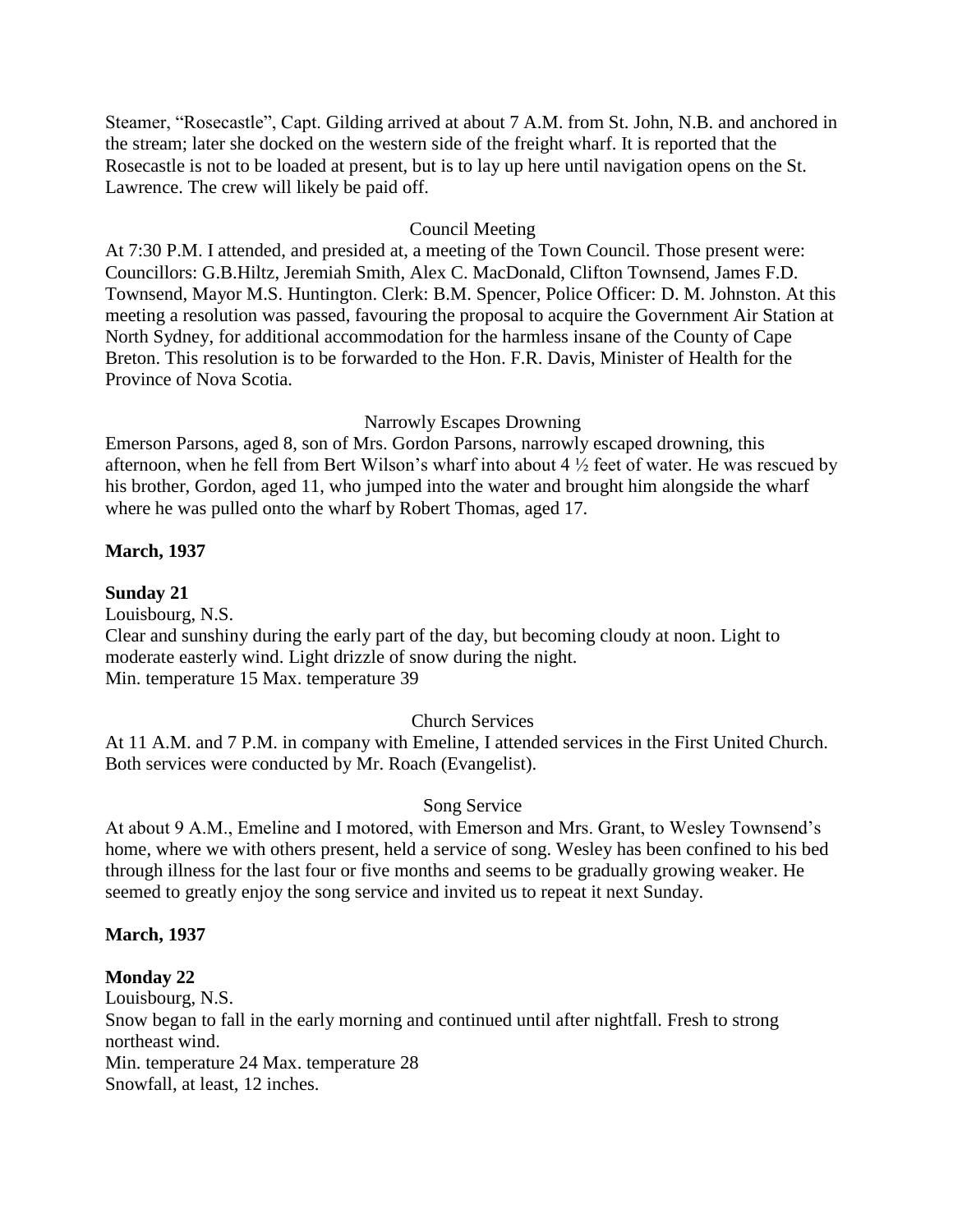Steamer, "Rosecastle", Capt. Gilding arrived at about 7 A.M. from St. John, N.B. and anchored in the stream; later she docked on the western side of the freight wharf. It is reported that the Rosecastle is not to be loaded at present, but is to lay up here until navigation opens on the St. Lawrence. The crew will likely be paid off.

Council Meeting

At 7:30 P.M. I attended, and presided at, a meeting of the Town Council. Those present were: Councillors: G.B.Hiltz, Jeremiah Smith, Alex C. MacDonald, Clifton Townsend, James F.D. Townsend, Mayor M.S. Huntington. Clerk: B.M. Spencer, Police Officer: D. M. Johnston. At this meeting a resolution was passed, favouring the proposal to acquire the Government Air Station at North Sydney, for additional accommodation for the harmless insane of the County of Cape Breton. This resolution is to be forwarded to the Hon. F.R. Davis, Minister of Health for the Province of Nova Scotia.

Narrowly Escapes Drowning

Emerson Parsons, aged 8, son of Mrs. Gordon Parsons, narrowly escaped drowning, this afternoon, when he fell from Bert Wilson's wharf into about 4 ½ feet of water. He was rescued by his brother, Gordon, aged 11, who jumped into the water and brought him alongside the wharf where he was pulled onto the wharf by Robert Thomas, aged 17.

**March, 1937**

**Sunday 21**

Louisbourg, N.S.

Clear and sunshiny during the early part of the day, but becoming cloudy at noon. Light to moderate easterly wind. Light drizzle of snow during the night.

Min. temperature 15 Max. temperature 39

Church Services

At 11 A.M. and 7 P.M. in company with Emeline, I attended services in the First United Church. Both services were conducted by Mr. Roach (Evangelist).

Song Service

At about 9 A.M., Emeline and I motored, with Emerson and Mrs. Grant, to Wesley Townsend's home, where we with others present, held a service of song. Wesley has been confined to his bed through illness for the last four or five months and seems to be gradually growing weaker. He seemed to greatly enjoy the song service and invited us to repeat it next Sunday.

**March, 1937**

**Monday 22**

Louisbourg, N.S.

Snow began to fall in the early morning and continued until after nightfall. Fresh to strong northeast wind.

Min. temperature 24 Max. temperature 28

Snowfall, at least, 12 inches.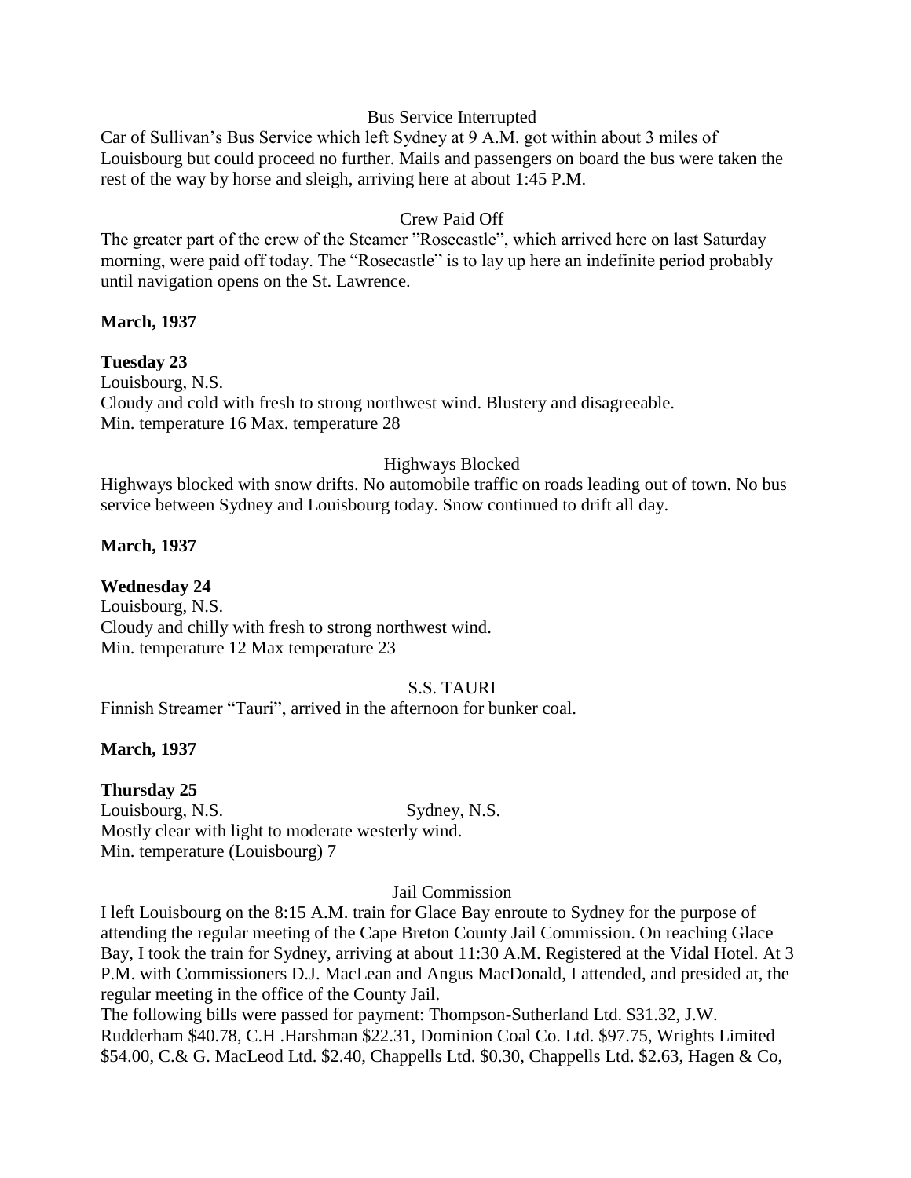Bus Service Interrupted

Car of Sullivan's Bus Service which left Sydney at 9 A.M. got within about 3 miles of Louisbourg but could proceed no further. Mails and passengers on board the bus were taken the rest of the way by horse and sleigh, arriving here at about 1:45 P.M.

Crew Paid Off

The greater part of the crew of the Steamer "Rosecastle", which arrived here on last Saturday morning, were paid off today. The "Rosecastle" is to lay up here an indefinite period probably until navigation opens on the St. Lawrence.

**March, 1937**

**Tuesday 23**

Louisbourg, N.S.
Cloudy and cold with fresh to strong northwest wind. Blustery and disagreeable.
Min. temperature 16 Max. temperature 28

Highways Blocked

Highways blocked with snow drifts. No automobile traffic on roads leading out of town. No bus service between Sydney and Louisbourg today. Snow continued to drift all day.

**March, 1937**

**Wednesday 24**

Louisbourg, N.S.
Cloudy and chilly with fresh to strong northwest wind.
Min. temperature 12 Max temperature 23

S.S. TAURI

Finnish Streamer "Tauri", arrived in the afternoon for bunker coal.

**March, 1937**

**Thursday 25**

Louisbourg, N.S. Sydney, N.S.
Mostly clear with light to moderate westerly wind.
Min. temperature (Louisbourg) 7

Jail Commission

I left Louisbourg on the 8:15 A.M. train for Glace Bay enroute to Sydney for the purpose of attending the regular meeting of the Cape Breton County Jail Commission. On reaching Glace Bay, I took the train for Sydney, arriving at about 11:30 A.M. Registered at the Vidal Hotel. At 3 P.M. with Commissioners D.J. MacLean and Angus MacDonald, I attended, and presided at, the regular meeting in the office of the County Jail.
The following bills were passed for payment: Thompson-Sutherland Ltd. $31.32, J.W. Rudderham $40.78, C.H .Harshman $22.31, Dominion Coal Co. Ltd. $97.75, Wrights Limited $54.00, C.& G. MacLeod Ltd. $2.40, Chappells Ltd. $0.30, Chappells Ltd. $2.63, Hagen & Co,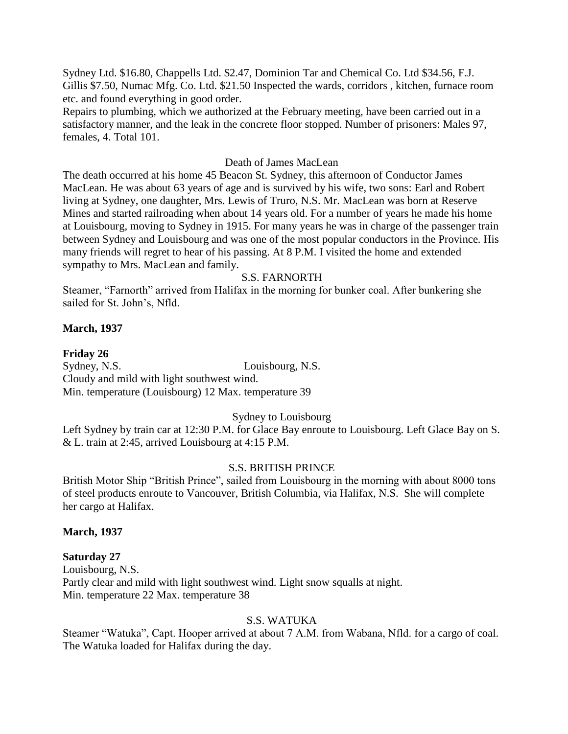Sydney Ltd. $16.80, Chappells Ltd. $2.47, Dominion Tar and Chemical Co. Ltd $34.56, F.J. Gillis $7.50, Numac Mfg. Co. Ltd. $21.50 Inspected the wards, corridors , kitchen, furnace room etc. and found everything in good order.

Repairs to plumbing, which we authorized at the February meeting, have been carried out in a satisfactory manner, and the leak in the concrete floor stopped. Number of prisoners: Males 97, females, 4. Total 101.

Death of James MacLean

The death occurred at his home 45 Beacon St. Sydney, this afternoon of Conductor James MacLean. He was about 63 years of age and is survived by his wife, two sons: Earl and Robert living at Sydney, one daughter, Mrs. Lewis of Truro, N.S. Mr. MacLean was born at Reserve Mines and started railroading when about 14 years old. For a number of years he made his home at Louisbourg, moving to Sydney in 1915. For many years he was in charge of the passenger train between Sydney and Louisbourg and was one of the most popular conductors in the Province. His many friends will regret to hear of his passing. At 8 P.M. I visited the home and extended sympathy to Mrs. MacLean and family.

S.S. FARNORTH

Steamer, "Farnorth" arrived from Halifax in the morning for bunker coal. After bunkering she sailed for St. John's, Nfld.

**March, 1937**

**Friday 26**

Sydney, N.S. Louisbourg, N.S.

Cloudy and mild with light southwest wind.

Min. temperature (Louisbourg) 12 Max. temperature 39

Sydney to Louisbourg

Left Sydney by train car at 12:30 P.M. for Glace Bay enroute to Louisbourg. Left Glace Bay on S. & L. train at 2:45, arrived Louisbourg at 4:15 P.M.

S.S. BRITISH PRINCE

British Motor Ship "British Prince", sailed from Louisbourg in the morning with about 8000 tons of steel products enroute to Vancouver, British Columbia, via Halifax, N.S. She will complete her cargo at Halifax.

**March, 1937**

**Saturday 27**

Louisbourg, N.S.

Partly clear and mild with light southwest wind. Light snow squalls at night.

Min. temperature 22 Max. temperature 38

S.S. WATUKA

Steamer "Watuka", Capt. Hooper arrived at about 7 A.M. from Wabana, Nfld. for a cargo of coal. The Watuka loaded for Halifax during the day.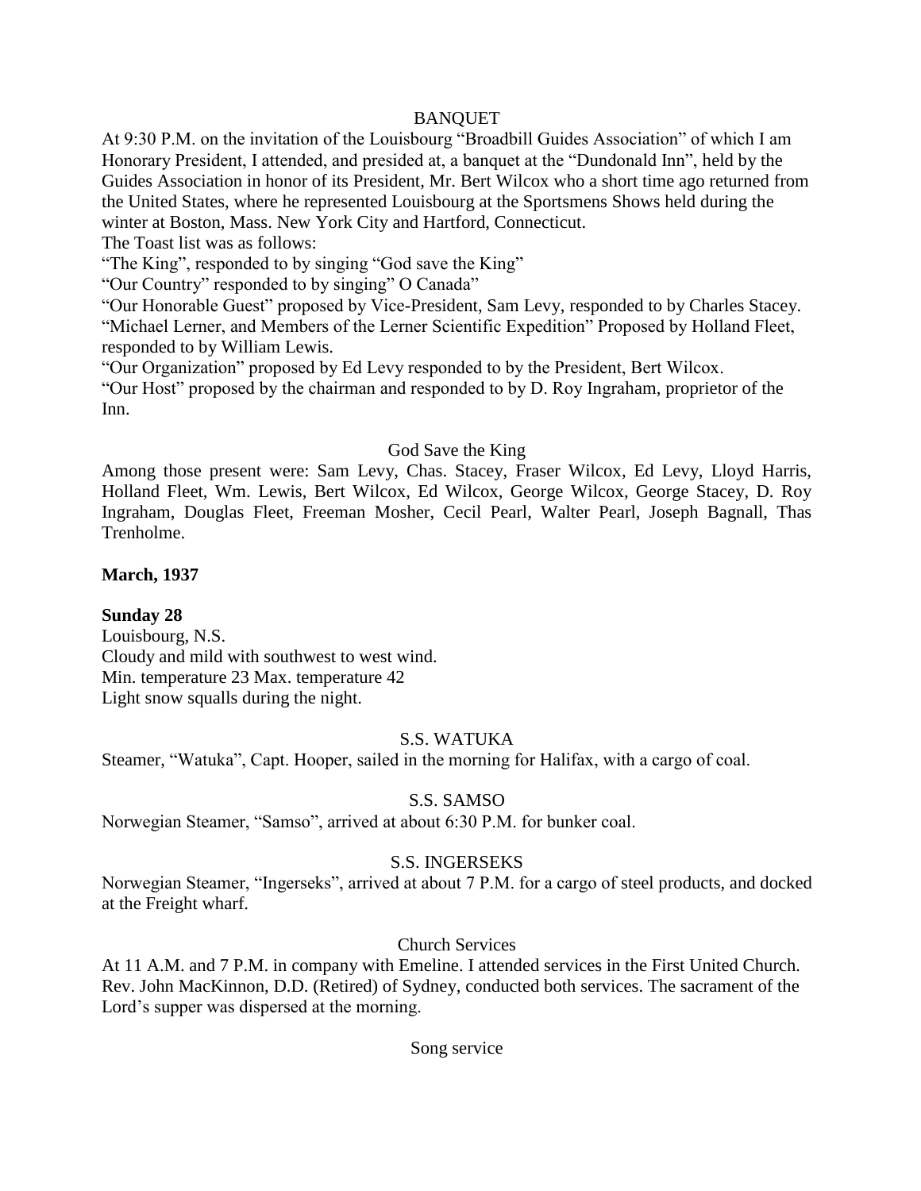BANQUET

At 9:30 P.M. on the invitation of the Louisbourg "Broadbill Guides Association" of which I am Honorary President, I attended, and presided at, a banquet at the "Dundonald Inn", held by the Guides Association in honor of its President, Mr. Bert Wilcox who a short time ago returned from the United States, where he represented Louisbourg at the Sportsmens Shows held during the winter at Boston, Mass. New York City and Hartford, Connecticut.

The Toast list was as follows:

"The King", responded to by singing "God save the King"

"Our Country" responded to by singing" O Canada"

"Our Honorable Guest" proposed by Vice-President, Sam Levy, responded to by Charles Stacey.

"Michael Lerner, and Members of the Lerner Scientific Expedition" Proposed by Holland Fleet, responded to by William Lewis.

"Our Organization" proposed by Ed Levy responded to by the President, Bert Wilcox.

"Our Host" proposed by the chairman and responded to by D. Roy Ingraham, proprietor of the Inn.

God Save the King

Among those present were: Sam Levy, Chas. Stacey, Fraser Wilcox, Ed Levy, Lloyd Harris, Holland Fleet, Wm. Lewis, Bert Wilcox, Ed Wilcox, George Wilcox, George Stacey, D. Roy Ingraham, Douglas Fleet, Freeman Mosher, Cecil Pearl, Walter Pearl, Joseph Bagnall, Thas Trenholme.

**March, 1937**

**Sunday 28**

Louisbourg, N.S.

Cloudy and mild with southwest to west wind.

Min. temperature 23 Max. temperature 42

Light snow squalls during the night.

S.S. WATUKA

Steamer, "Watuka", Capt. Hooper, sailed in the morning for Halifax, with a cargo of coal.

S.S. SAMSO

Norwegian Steamer, "Samso", arrived at about 6:30 P.M. for bunker coal.

S.S. INGERSEKS

Norwegian Steamer, "Ingerseks", arrived at about 7 P.M. for a cargo of steel products, and docked at the Freight wharf.

Church Services

At 11 A.M. and 7 P.M. in company with Emeline. I attended services in the First United Church. Rev. John MacKinnon, D.D. (Retired) of Sydney, conducted both services. The sacrament of the Lord's supper was dispersed at the morning.

Song service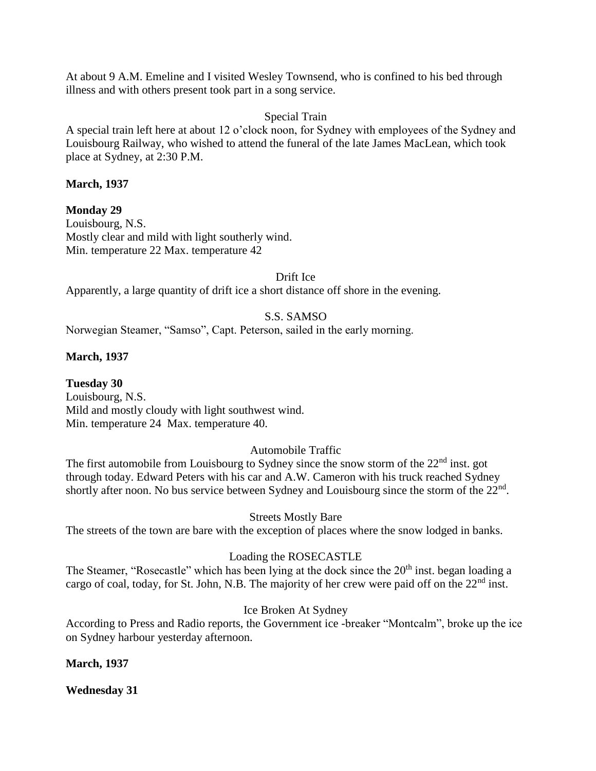At about 9 A.M. Emeline and I visited Wesley Townsend, who is confined to his bed through illness and with others present took part in a song service.

Special Train

A special train left here at about 12 o'clock noon, for Sydney with employees of the Sydney and Louisbourg Railway, who wished to attend the funeral of the late James MacLean, which took place at Sydney, at 2:30 P.M.

**March, 1937**

**Monday 29**

Louisbourg, N.S.
Mostly clear and mild with light southerly wind.
Min. temperature 22 Max. temperature 42

Drift Ice

Apparently, a large quantity of drift ice a short distance off shore in the evening.

S.S. SAMSO

Norwegian Steamer, "Samso", Capt. Peterson, sailed in the early morning.

**March, 1937**

**Tuesday 30**

Louisbourg, N.S.
Mild and mostly cloudy with light southwest wind.
Min. temperature 24 Max. temperature 40.

Automobile Traffic

The first automobile from Louisbourg to Sydney since the snow storm of the 22nd inst. got through today. Edward Peters with his car and A.W. Cameron with his truck reached Sydney shortly after noon. No bus service between Sydney and Louisbourg since the storm of the 22nd.

Streets Mostly Bare

The streets of the town are bare with the exception of places where the snow lodged in banks.

Loading the ROSECASTLE

The Steamer, "Rosecastle" which has been lying at the dock since the 20th inst. began loading a cargo of coal, today, for St. John, N.B. The majority of her crew were paid off on the 22nd inst.

Ice Broken At Sydney

According to Press and Radio reports, the Government ice -breaker "Montcalm", broke up the ice on Sydney harbour yesterday afternoon.

**March, 1937**

**Wednesday 31**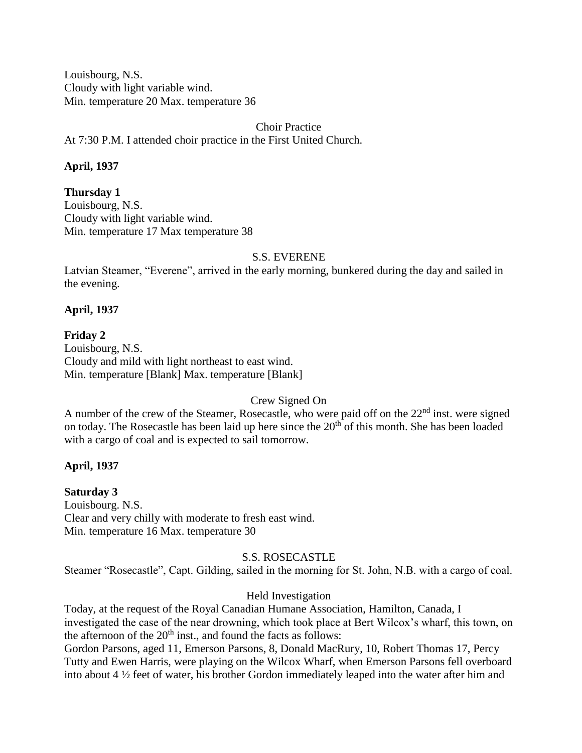Louisbourg, N.S.
Cloudy with light variable wind.
Min. temperature 20 Max. temperature 36

Choir Practice

At 7:30 P.M. I attended choir practice in the First United Church.

**April, 1937**

**Thursday 1**
Louisbourg, N.S.
Cloudy with light variable wind.
Min. temperature 17 Max temperature 38

S.S. EVERENE

Latvian Steamer, "Everene", arrived in the early morning, bunkered during the day and sailed in the evening.

**April, 1937**

**Friday 2**
Louisbourg, N.S.
Cloudy and mild with light northeast to east wind.
Min. temperature [Blank] Max. temperature [Blank]

Crew Signed On

A number of the crew of the Steamer, Rosecastle, who were paid off on the 22nd inst. were signed on today. The Rosecastle has been laid up here since the 20th of this month. She has been loaded with a cargo of coal and is expected to sail tomorrow.

**April, 1937**

**Saturday 3**
Louisbourg. N.S.
Clear and very chilly with moderate to fresh east wind.
Min. temperature 16 Max. temperature 30

S.S. ROSECASTLE

Steamer "Rosecastle", Capt. Gilding, sailed in the morning for St. John, N.B. with a cargo of coal.

Held Investigation

Today, at the request of the Royal Canadian Humane Association, Hamilton, Canada, I investigated the case of the near drowning, which took place at Bert Wilcox's wharf, this town, on the afternoon of the 20th inst., and found the facts as follows:
Gordon Parsons, aged 11, Emerson Parsons, 8, Donald MacRury, 10, Robert Thomas 17, Percy Tutty and Ewen Harris, were playing on the Wilcox Wharf, when Emerson Parsons fell overboard into about 4 ½ feet of water, his brother Gordon immediately leaped into the water after him and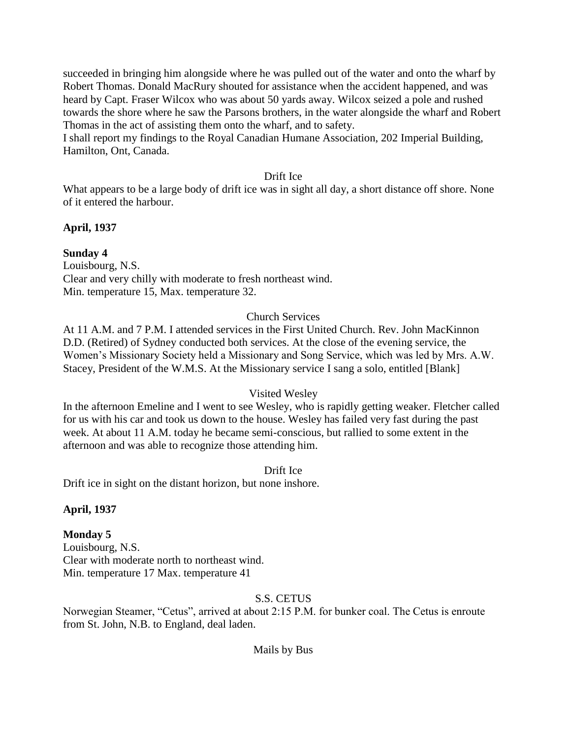succeeded in bringing him alongside where he was pulled out of the water and onto the wharf by Robert Thomas. Donald MacRury shouted for assistance when the accident happened, and was heard by Capt. Fraser Wilcox who was about 50 yards away. Wilcox seized a pole and rushed towards the shore where he saw the Parsons brothers, in the water alongside the wharf and Robert Thomas in the act of assisting them onto the wharf, and to safety.
I shall report my findings to the Royal Canadian Humane Association, 202 Imperial Building, Hamilton, Ont, Canada.

Drift Ice

What appears to be a large body of drift ice was in sight all day, a short distance off shore. None of it entered the harbour.

**April, 1937**

**Sunday 4**
Louisbourg, N.S.
Clear and very chilly with moderate to fresh northeast wind.
Min. temperature 15, Max. temperature 32.

Church Services

At 11 A.M. and 7 P.M. I attended services in the First United Church. Rev. John MacKinnon D.D. (Retired) of Sydney conducted both services. At the close of the evening service, the Women's Missionary Society held a Missionary and Song Service, which was led by Mrs. A.W. Stacey, President of the W.M.S. At the Missionary service I sang a solo, entitled [Blank]

Visited Wesley

In the afternoon Emeline and I went to see Wesley, who is rapidly getting weaker. Fletcher called for us with his car and took us down to the house. Wesley has failed very fast during the past week. At about 11 A.M. today he became semi-conscious, but rallied to some extent in the afternoon and was able to recognize those attending him.

Drift Ice

Drift ice in sight on the distant horizon, but none inshore.

**April, 1937**

**Monday 5**
Louisbourg, N.S.
Clear with moderate north to northeast wind.
Min. temperature 17 Max. temperature 41

S.S. CETUS

Norwegian Steamer, "Cetus", arrived at about 2:15 P.M. for bunker coal. The Cetus is enroute from St. John, N.B. to England, deal laden.

Mails by Bus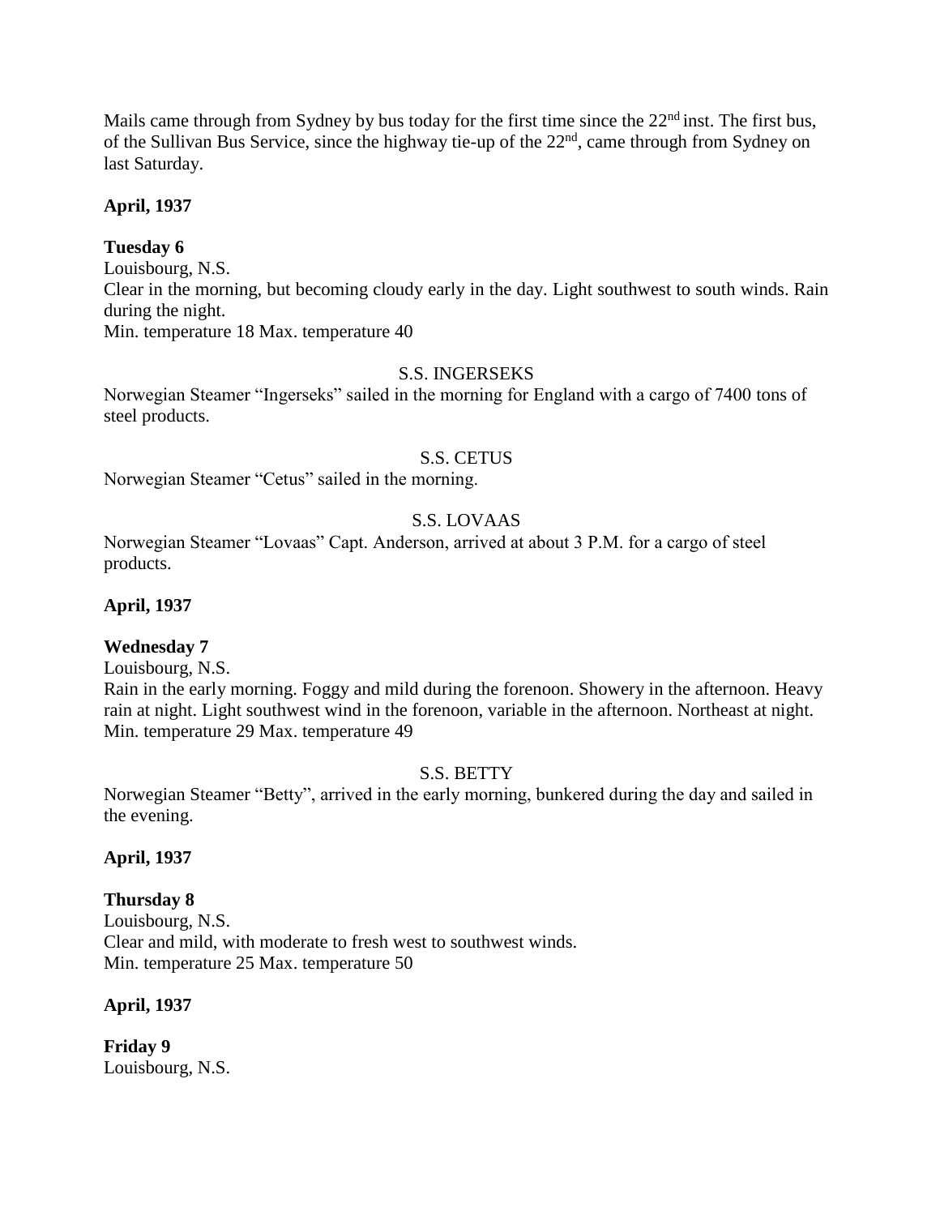Mails came through from Sydney by bus today for the first time since the 22nd inst. The first bus, of the Sullivan Bus Service, since the highway tie-up of the 22nd, came through from Sydney on last Saturday.

**April, 1937**

**Tuesday 6**
Louisbourg, N.S.
Clear in the morning, but becoming cloudy early in the day. Light southwest to south winds. Rain during the night.
Min. temperature 18 Max. temperature 40

S.S. INGERSEKS

Norwegian Steamer "Ingerseks" sailed in the morning for England with a cargo of 7400 tons of steel products.

S.S. CETUS

Norwegian Steamer "Cetus" sailed in the morning.

S.S. LOVAAS

Norwegian Steamer "Lovaas" Capt. Anderson, arrived at about 3 P.M. for a cargo of steel products.

**April, 1937**

**Wednesday 7**
Louisbourg, N.S.
Rain in the early morning. Foggy and mild during the forenoon. Showery in the afternoon. Heavy rain at night. Light southwest wind in the forenoon, variable in the afternoon. Northeast at night.
Min. temperature 29 Max. temperature 49

S.S. BETTY

Norwegian Steamer "Betty", arrived in the early morning, bunkered during the day and sailed in the evening.

**April, 1937**

**Thursday 8**
Louisbourg, N.S.
Clear and mild, with moderate to fresh west to southwest winds.
Min. temperature 25 Max. temperature 50

**April, 1937**

**Friday 9**
Louisbourg, N.S.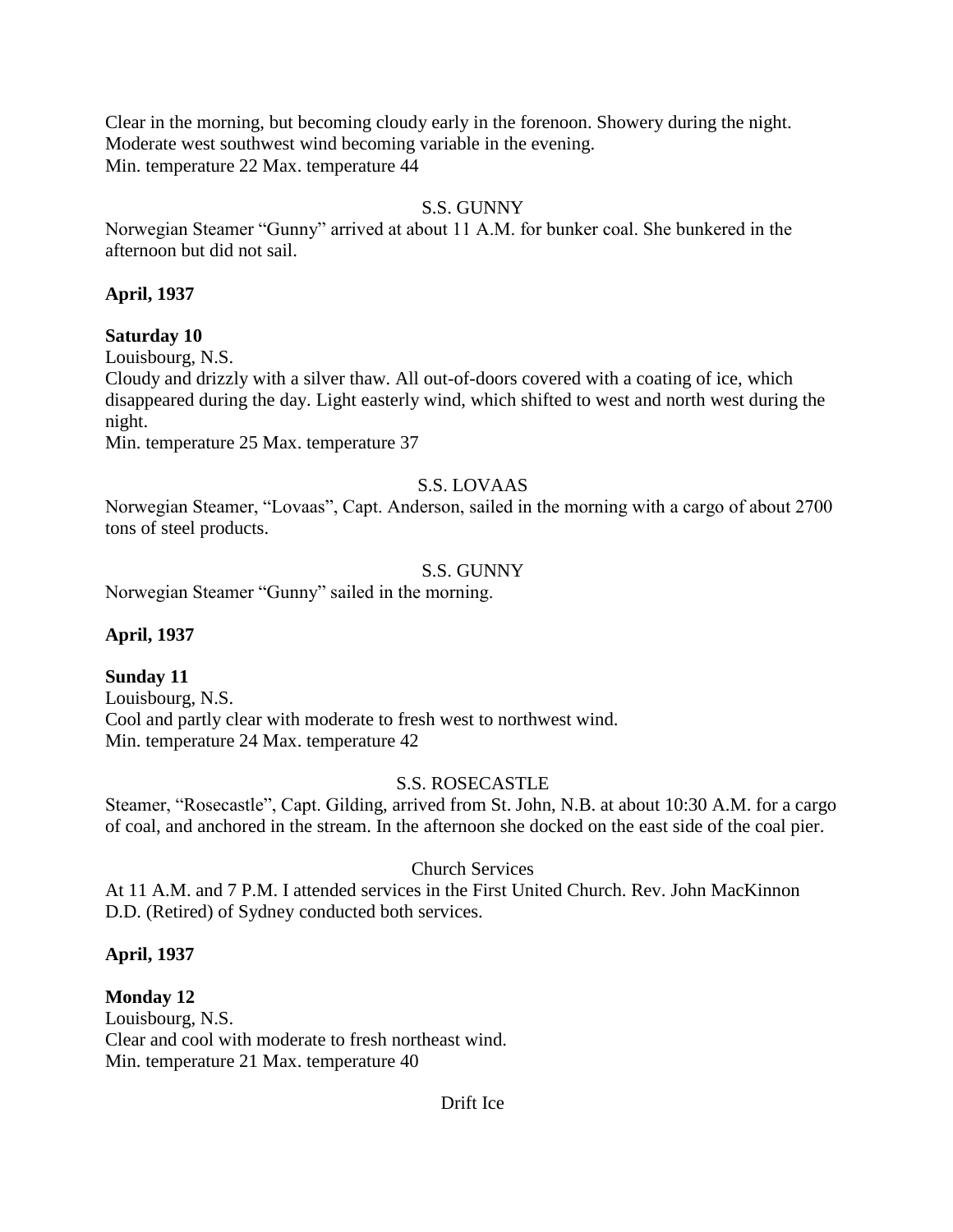Clear in the morning, but becoming cloudy early in the forenoon. Showery during the night. Moderate west southwest wind becoming variable in the evening.
Min. temperature 22 Max. temperature 44

S.S. GUNNY

Norwegian Steamer "Gunny" arrived at about 11 A.M. for bunker coal. She bunkered in the afternoon but did not sail.

**April, 1937**

**Saturday 10**

Louisbourg, N.S.
Cloudy and drizzly with a silver thaw. All out-of-doors covered with a coating of ice, which disappeared during the day. Light easterly wind, which shifted to west and north west during the night.
Min. temperature 25 Max. temperature 37

S.S. LOVAAS

Norwegian Steamer, "Lovaas", Capt. Anderson, sailed in the morning with a cargo of about 2700 tons of steel products.

S.S. GUNNY

Norwegian Steamer "Gunny" sailed in the morning.

**April, 1937**

**Sunday 11**

Louisbourg, N.S.
Cool and partly clear with moderate to fresh west to northwest wind.
Min. temperature 24 Max. temperature 42

S.S. ROSECASTLE

Steamer, "Rosecastle", Capt. Gilding, arrived from St. John, N.B. at about 10:30 A.M. for a cargo of coal, and anchored in the stream. In the afternoon she docked on the east side of the coal pier.

Church Services

At 11 A.M. and 7 P.M. I attended services in the First United Church. Rev. John MacKinnon D.D. (Retired) of Sydney conducted both services.

**April, 1937**

**Monday 12**

Louisbourg, N.S.
Clear and cool with moderate to fresh northeast wind.
Min. temperature 21 Max. temperature 40

Drift Ice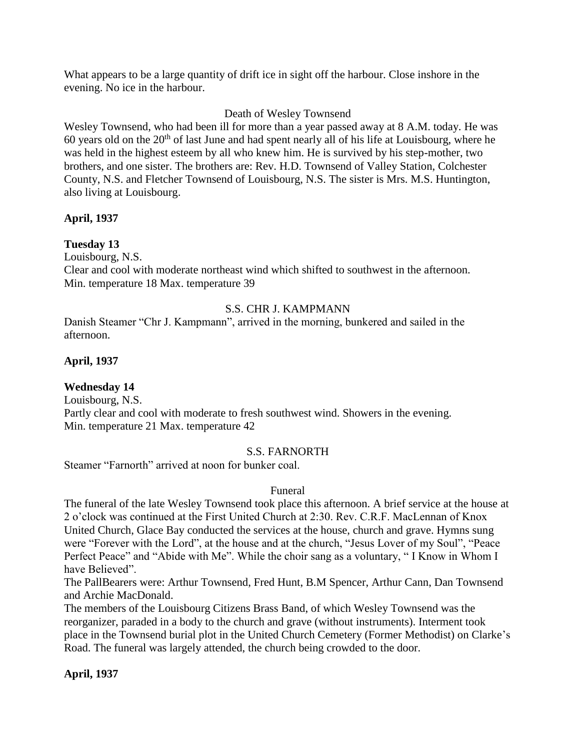What appears to be a large quantity of drift ice in sight off the harbour. Close inshore in the evening. No ice in the harbour.

Death of Wesley Townsend

Wesley Townsend, who had been ill for more than a year passed away at 8 A.M. today. He was 60 years old on the 20th of last June and had spent nearly all of his life at Louisbourg, where he was held in the highest esteem by all who knew him. He is survived by his step-mother, two brothers, and one sister. The brothers are: Rev. H.D. Townsend of Valley Station, Colchester County, N.S. and Fletcher Townsend of Louisbourg, N.S. The sister is Mrs. M.S. Huntington, also living at Louisbourg.

**April, 1937**

**Tuesday 13**

Louisbourg, N.S.
Clear and cool with moderate northeast wind which shifted to southwest in the afternoon.
Min. temperature 18 Max. temperature 39

S.S. CHR J. KAMPMANN

Danish Steamer "Chr J. Kampmann", arrived in the morning, bunkered and sailed in the afternoon.

**April, 1937**

**Wednesday 14**

Louisbourg, N.S.
Partly clear and cool with moderate to fresh southwest wind. Showers in the evening.
Min. temperature 21 Max. temperature 42

S.S. FARNORTH

Steamer "Farnorth" arrived at noon for bunker coal.

Funeral

The funeral of the late Wesley Townsend took place this afternoon. A brief service at the house at 2 o'clock was continued at the First United Church at 2:30. Rev. C.R.F. MacLennan of Knox United Church, Glace Bay conducted the services at the house, church and grave. Hymns sung were "Forever with the Lord", at the house and at the church, "Jesus Lover of my Soul", "Peace Perfect Peace" and "Abide with Me". While the choir sang as a voluntary, " I Know in Whom I have Believed".

The PallBearers were: Arthur Townsend, Fred Hunt, B.M Spencer, Arthur Cann, Dan Townsend and Archie MacDonald.

The members of the Louisbourg Citizens Brass Band, of which Wesley Townsend was the reorganizer, paraded in a body to the church and grave (without instruments). Interment took place in the Townsend burial plot in the United Church Cemetery (Former Methodist) on Clarke's Road. The funeral was largely attended, the church being crowded to the door.

**April, 1937**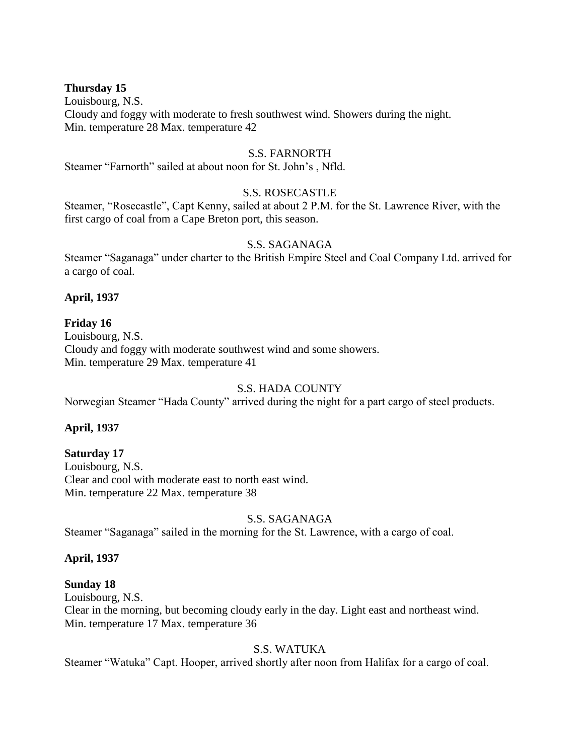**Thursday 15**
Louisbourg, N.S.
Cloudy and foggy with moderate to fresh southwest wind. Showers during the night.
Min. temperature 28 Max. temperature 42

S.S. FARNORTH

Steamer "Farnorth" sailed at about noon for St. John's , Nfld.

S.S. ROSECASTLE

Steamer, "Rosecastle", Capt Kenny, sailed at about 2 P.M. for the St. Lawrence River, with the first cargo of coal from a Cape Breton port, this season.

S.S. SAGANAGA

Steamer "Saganaga" under charter to the British Empire Steel and Coal Company Ltd. arrived for a cargo of coal.

**April, 1937**

**Friday 16**
Louisbourg, N.S.
Cloudy and foggy with moderate southwest wind and some showers.
Min. temperature 29 Max. temperature 41

S.S. HADA COUNTY

Norwegian Steamer "Hada County" arrived during the night for a part cargo of steel products.

**April, 1937**

**Saturday 17**
Louisbourg, N.S.
Clear and cool with moderate east to north east wind.
Min. temperature 22 Max. temperature 38

S.S. SAGANAGA

Steamer "Saganaga" sailed in the morning for the St. Lawrence, with a cargo of coal.

**April, 1937**

**Sunday 18**
Louisbourg, N.S.
Clear in the morning, but becoming cloudy early in the day. Light east and northeast wind.
Min. temperature 17 Max. temperature 36

S.S. WATUKA

Steamer "Watuka" Capt. Hooper, arrived shortly after noon from Halifax for a cargo of coal.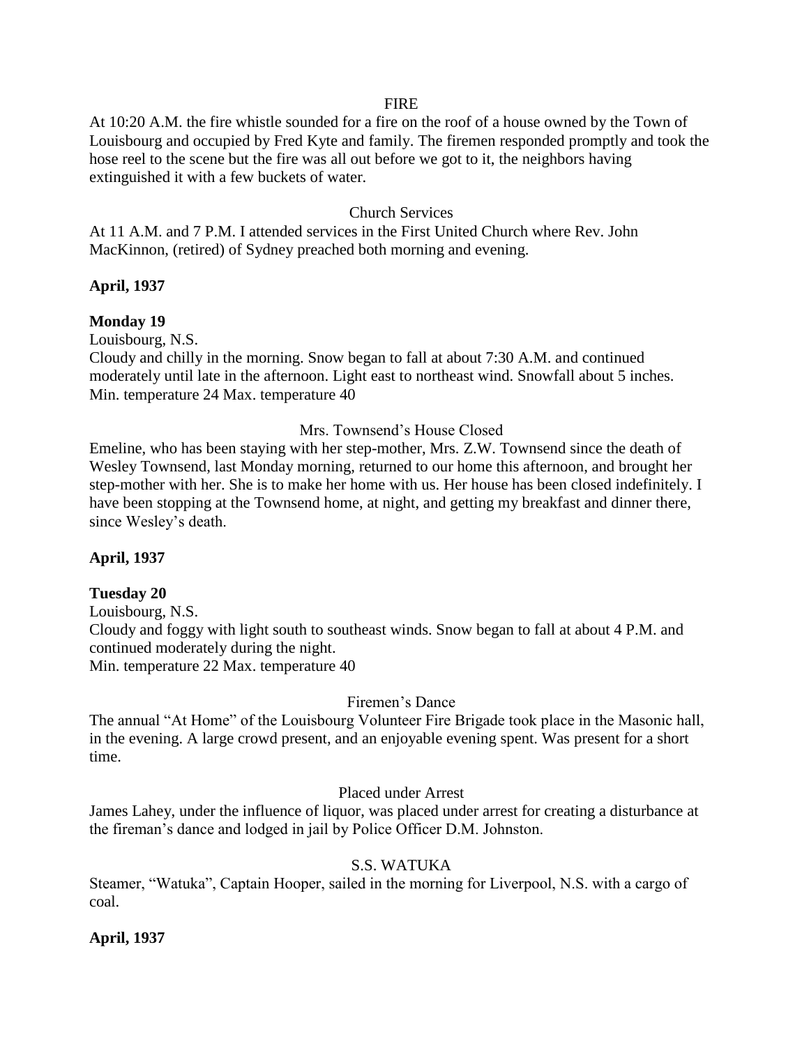FIRE

At 10:20 A.M. the fire whistle sounded for a fire on the roof of a house owned by the Town of Louisbourg and occupied by Fred Kyte and family. The firemen responded promptly and took the hose reel to the scene but the fire was all out before we got to it, the neighbors having extinguished it with a few buckets of water.

Church Services

At 11 A.M. and 7 P.M. I attended services in the First United Church where Rev. John MacKinnon, (retired) of Sydney preached both morning and evening.

**April, 1937**

**Monday 19**

Louisbourg, N.S.

Cloudy and chilly in the morning. Snow began to fall at about 7:30 A.M. and continued moderately until late in the afternoon. Light east to northeast wind. Snowfall about 5 inches.
Min. temperature 24 Max. temperature 40

Mrs. Townsend's House Closed

Emeline, who has been staying with her step-mother, Mrs. Z.W. Townsend since the death of Wesley Townsend, last Monday morning, returned to our home this afternoon, and brought her step-mother with her. She is to make her home with us. Her house has been closed indefinitely. I have been stopping at the Townsend home, at night, and getting my breakfast and dinner there, since Wesley's death.

**April, 1937**

**Tuesday 20**

Louisbourg, N.S.

Cloudy and foggy with light south to southeast winds. Snow began to fall at about 4 P.M. and continued moderately during the night.
Min. temperature 22 Max. temperature 40

Firemen's Dance

The annual "At Home" of the Louisbourg Volunteer Fire Brigade took place in the Masonic hall, in the evening. A large crowd present, and an enjoyable evening spent. Was present for a short time.

Placed under Arrest

James Lahey, under the influence of liquor, was placed under arrest for creating a disturbance at the fireman's dance and lodged in jail by Police Officer D.M. Johnston.

S.S. WATUKA

Steamer, "Watuka", Captain Hooper, sailed in the morning for Liverpool, N.S. with a cargo of coal.

**April, 1937**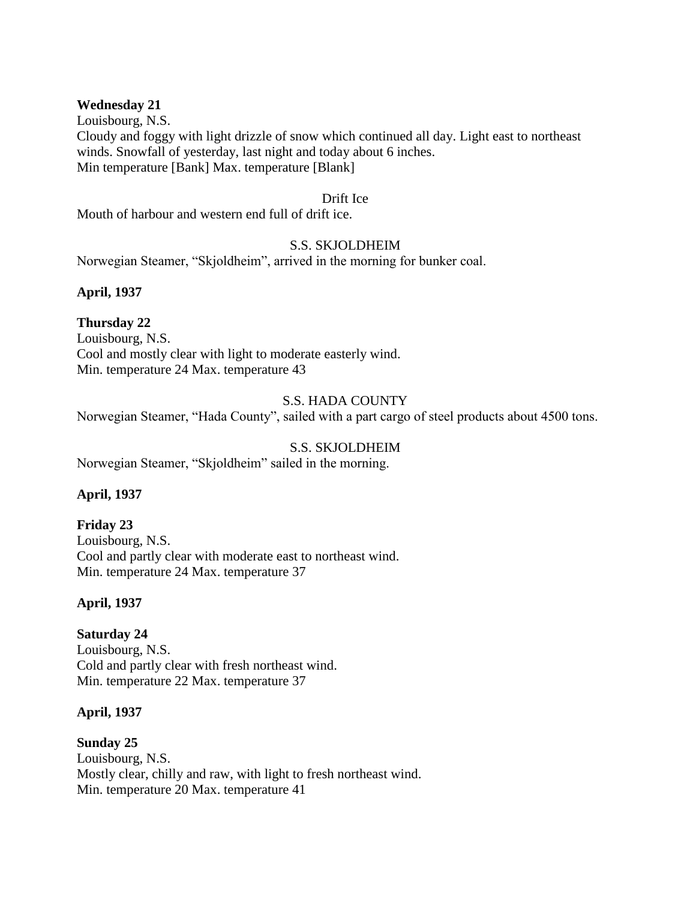**Wednesday 21**
Louisbourg, N.S.
Cloudy and foggy with light drizzle of snow which continued all day. Light east to northeast winds. Snowfall of yesterday, last night and today about 6 inches.
Min temperature [Bank] Max. temperature [Blank]

Drift Ice
Mouth of harbour and western end full of drift ice.

S.S. SKJOLDHEIM
Norwegian Steamer, "Skjoldheim", arrived in the morning for bunker coal.

**April, 1937**

**Thursday 22**
Louisbourg, N.S.
Cool and mostly clear with light to moderate easterly wind.
Min. temperature 24 Max. temperature 43

S.S. HADA COUNTY
Norwegian Steamer, "Hada County", sailed with a part cargo of steel products about 4500 tons.

S.S. SKJOLDHEIM
Norwegian Steamer, "Skjoldheim" sailed in the morning.

**April, 1937**

**Friday 23**
Louisbourg, N.S.
Cool and partly clear with moderate east to northeast wind.
Min. temperature 24 Max. temperature 37

**April, 1937**

**Saturday 24**
Louisbourg, N.S.
Cold and partly clear with fresh northeast wind.
Min. temperature 22 Max. temperature 37

**April, 1937**

**Sunday 25**
Louisbourg, N.S.
Mostly clear, chilly and raw, with light to fresh northeast wind.
Min. temperature 20 Max. temperature 41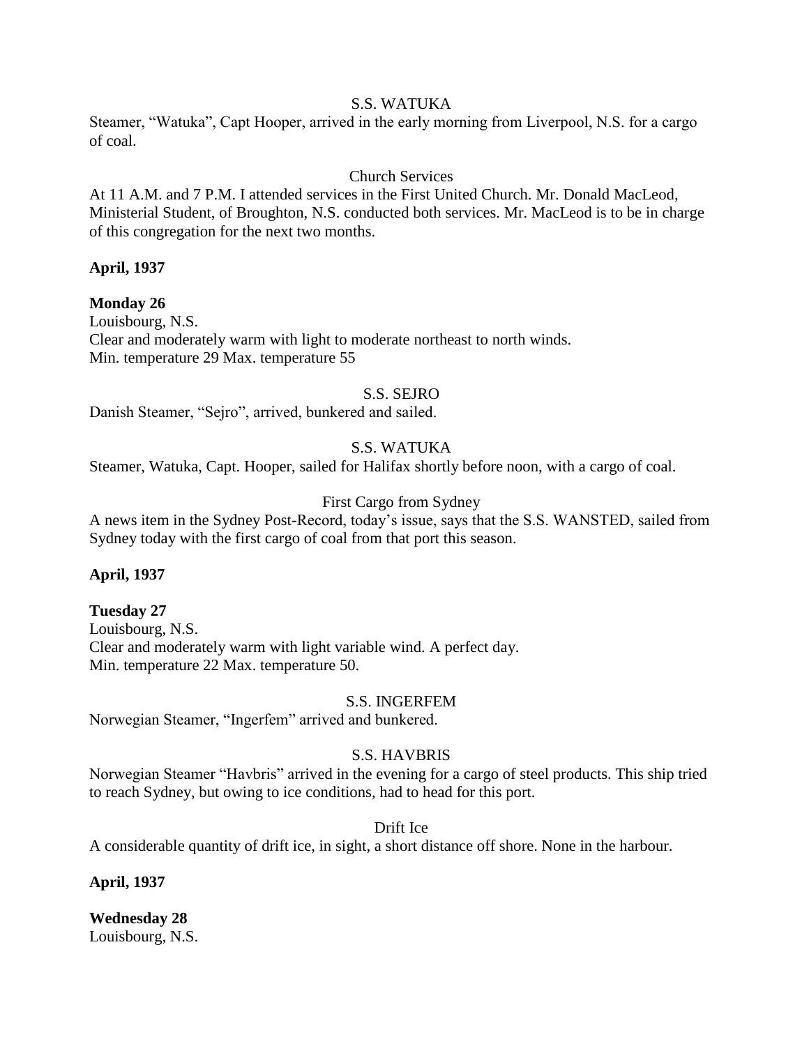S.S. WATUKA

Steamer, "Watuka", Capt Hooper, arrived in the early morning from Liverpool, N.S. for a cargo of coal.

Church Services

At 11 A.M. and 7 P.M. I attended services in the First United Church. Mr. Donald MacLeod, Ministerial Student, of Broughton, N.S. conducted both services. Mr. MacLeod is to be in charge of this congregation for the next two months.

**April, 1937**

**Monday 26**

Louisbourg, N.S.
Clear and moderately warm with light to moderate northeast to north winds.
Min. temperature 29 Max. temperature 55

S.S. SEJRO

Danish Steamer, "Sejro", arrived, bunkered and sailed.

S.S. WATUKA

Steamer, Watuka, Capt. Hooper, sailed for Halifax shortly before noon, with a cargo of coal.

First Cargo from Sydney

A news item in the Sydney Post-Record, today's issue, says that the S.S. WANSTED, sailed from Sydney today with the first cargo of coal from that port this season.

**April, 1937**

**Tuesday 27**

Louisbourg, N.S.
Clear and moderately warm with light variable wind. A perfect day.
Min. temperature 22 Max. temperature 50.

S.S. INGERFEM

Norwegian Steamer, "Ingerfem" arrived and bunkered.

S.S. HAVBRIS

Norwegian Steamer "Havbris" arrived in the evening for a cargo of steel products. This ship tried to reach Sydney, but owing to ice conditions, had to head for this port.

Drift Ice

A considerable quantity of drift ice, in sight, a short distance off shore. None in the harbour.

**April, 1937**

**Wednesday 28**

Louisbourg, N.S.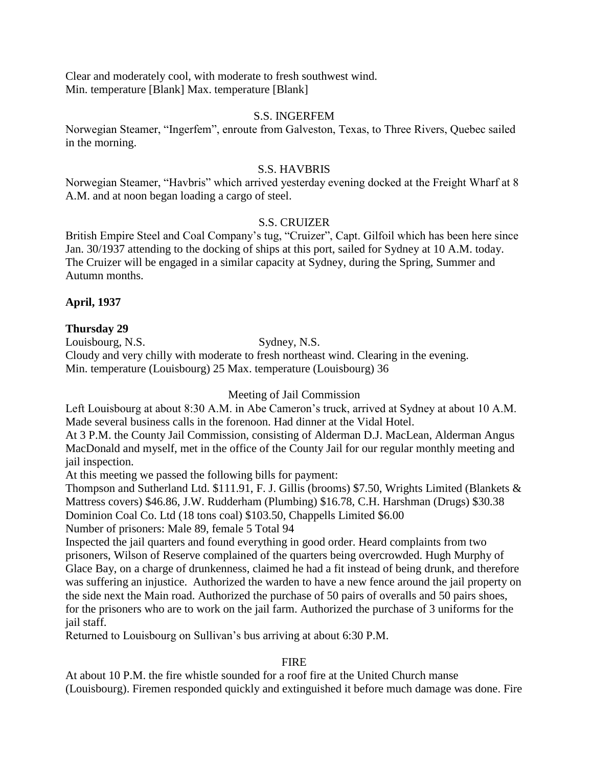Clear and moderately cool, with moderate to fresh southwest wind.
Min. temperature [Blank] Max. temperature [Blank]

S.S. INGERFEM

Norwegian Steamer, "Ingerfem", enroute from Galveston, Texas, to Three Rivers, Quebec sailed in the morning.

S.S. HAVBRIS

Norwegian Steamer, "Havbris" which arrived yesterday evening docked at the Freight Wharf at 8 A.M. and at noon began loading a cargo of steel.

S.S. CRUIZER

British Empire Steel and Coal Company's tug, "Cruizer", Capt. Gilfoil which has been here since Jan. 30/1937 attending to the docking of ships at this port, sailed for Sydney at 10 A.M. today. The Cruizer will be engaged in a similar capacity at Sydney, during the Spring, Summer and Autumn months.

**April, 1937**

**Thursday 29**

Louisbourg, N.S. Sydney, N.S.
Cloudy and very chilly with moderate to fresh northeast wind. Clearing in the evening.
Min. temperature (Louisbourg) 25 Max. temperature (Louisbourg) 36

Meeting of Jail Commission

Left Louisbourg at about 8:30 A.M. in Abe Cameron's truck, arrived at Sydney at about 10 A.M. Made several business calls in the forenoon. Had dinner at the Vidal Hotel.
At 3 P.M. the County Jail Commission, consisting of Alderman D.J. MacLean, Alderman Angus MacDonald and myself, met in the office of the County Jail for our regular monthly meeting and jail inspection.
At this meeting we passed the following bills for payment:
Thompson and Sutherland Ltd. $111.91, F. J. Gillis (brooms) $7.50, Wrights Limited (Blankets & Mattress covers) $46.86, J.W. Rudderham (Plumbing) $16.78, C.H. Harshman (Drugs) $30.38 Dominion Coal Co. Ltd (18 tons coal) $103.50, Chappells Limited $6.00
Number of prisoners: Male 89, female 5 Total 94
Inspected the jail quarters and found everything in good order. Heard complaints from two prisoners, Wilson of Reserve complained of the quarters being overcrowded. Hugh Murphy of Glace Bay, on a charge of drunkenness, claimed he had a fit instead of being drunk, and therefore was suffering an injustice. Authorized the warden to have a new fence around the jail property on the side next the Main road. Authorized the purchase of 50 pairs of overalls and 50 pairs shoes, for the prisoners who are to work on the jail farm. Authorized the purchase of 3 uniforms for the jail staff.
Returned to Louisbourg on Sullivan's bus arriving at about 6:30 P.M.

FIRE

At about 10 P.M. the fire whistle sounded for a roof fire at the United Church manse (Louisbourg). Firemen responded quickly and extinguished it before much damage was done. Fire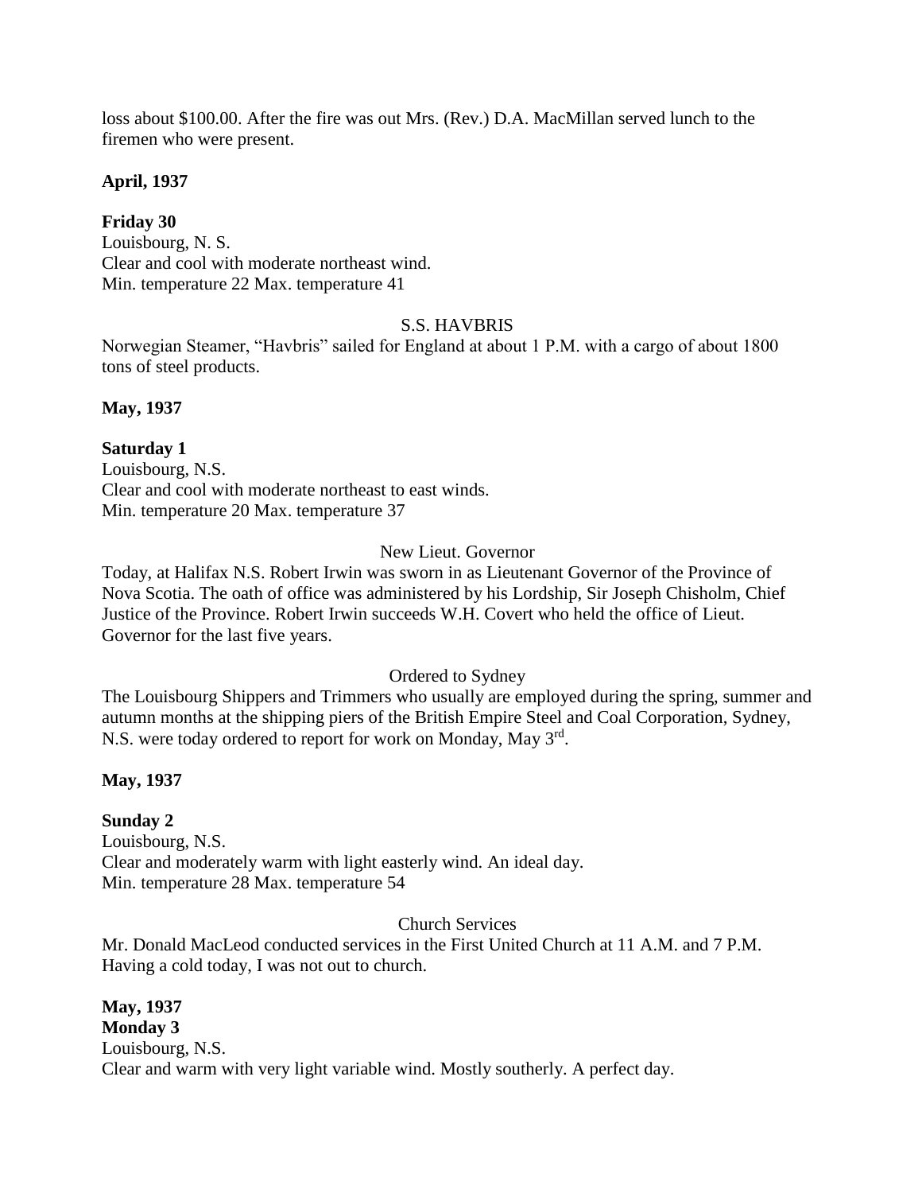loss about $100.00. After the fire was out Mrs. (Rev.) D.A. MacMillan served lunch to the firemen who were present.

**April, 1937**

**Friday 30**
Louisbourg, N. S.
Clear and cool with moderate northeast wind.
Min. temperature 22 Max. temperature 41

S.S. HAVBRIS

Norwegian Steamer, "Havbris" sailed for England at about 1 P.M. with a cargo of about 1800 tons of steel products.

**May, 1937**

**Saturday 1**
Louisbourg, N.S.
Clear and cool with moderate northeast to east winds.
Min. temperature 20 Max. temperature 37

New Lieut. Governor

Today, at Halifax N.S. Robert Irwin was sworn in as Lieutenant Governor of the Province of Nova Scotia. The oath of office was administered by his Lordship, Sir Joseph Chisholm, Chief Justice of the Province. Robert Irwin succeeds W.H. Covert who held the office of Lieut. Governor for the last five years.

Ordered to Sydney

The Louisbourg Shippers and Trimmers who usually are employed during the spring, summer and autumn months at the shipping piers of the British Empire Steel and Coal Corporation, Sydney, N.S. were today ordered to report for work on Monday, May 3rd.

**May, 1937**

**Sunday 2**
Louisbourg, N.S.
Clear and moderately warm with light easterly wind. An ideal day.
Min. temperature 28 Max. temperature 54

Church Services

Mr. Donald MacLeod conducted services in the First United Church at 11 A.M. and 7 P.M. Having a cold today, I was not out to church.

**May, 1937**
**Monday 3**
Louisbourg, N.S.
Clear and warm with very light variable wind. Mostly southerly. A perfect day.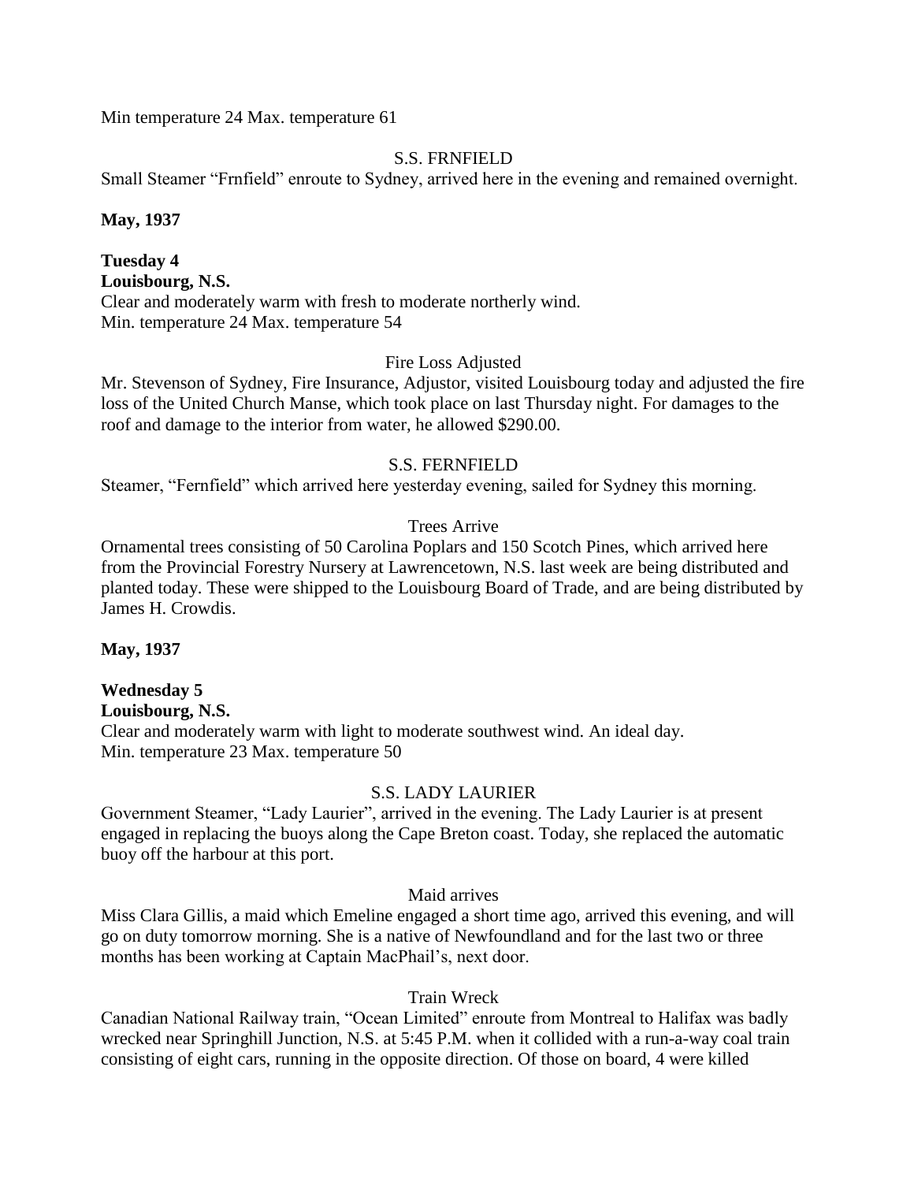Min temperature 24 Max. temperature 61

S.S. FRNFIELD

Small Steamer "Frnfield" enroute to Sydney, arrived here in the evening and remained overnight.

**May, 1937**

**Tuesday 4**
**Louisbourg, N.S.**

Clear and moderately warm with fresh to moderate northerly wind.
Min. temperature 24 Max. temperature 54

Fire Loss Adjusted

Mr. Stevenson of Sydney, Fire Insurance, Adjustor, visited Louisbourg today and adjusted the fire loss of the United Church Manse, which took place on last Thursday night. For damages to the roof and damage to the interior from water, he allowed $290.00.

S.S. FERNFIELD

Steamer, "Fernfield" which arrived here yesterday evening, sailed for Sydney this morning.

Trees Arrive

Ornamental trees consisting of 50 Carolina Poplars and 150 Scotch Pines, which arrived here from the Provincial Forestry Nursery at Lawrencetown, N.S. last week are being distributed and planted today. These were shipped to the Louisbourg Board of Trade, and are being distributed by James H. Crowdis.

**May, 1937**

**Wednesday 5**
**Louisbourg, N.S.**

Clear and moderately warm with light to moderate southwest wind. An ideal day.
Min. temperature 23 Max. temperature 50

S.S. LADY LAURIER

Government Steamer, "Lady Laurier", arrived in the evening. The Lady Laurier is at present engaged in replacing the buoys along the Cape Breton coast. Today, she replaced the automatic buoy off the harbour at this port.

Maid arrives

Miss Clara Gillis, a maid which Emeline engaged a short time ago, arrived this evening, and will go on duty tomorrow morning. She is a native of Newfoundland and for the last two or three months has been working at Captain MacPhail's, next door.

Train Wreck

Canadian National Railway train, "Ocean Limited" enroute from Montreal to Halifax was badly wrecked near Springhill Junction, N.S. at 5:45 P.M. when it collided with a run-a-way coal train consisting of eight cars, running in the opposite direction. Of those on board, 4 were killed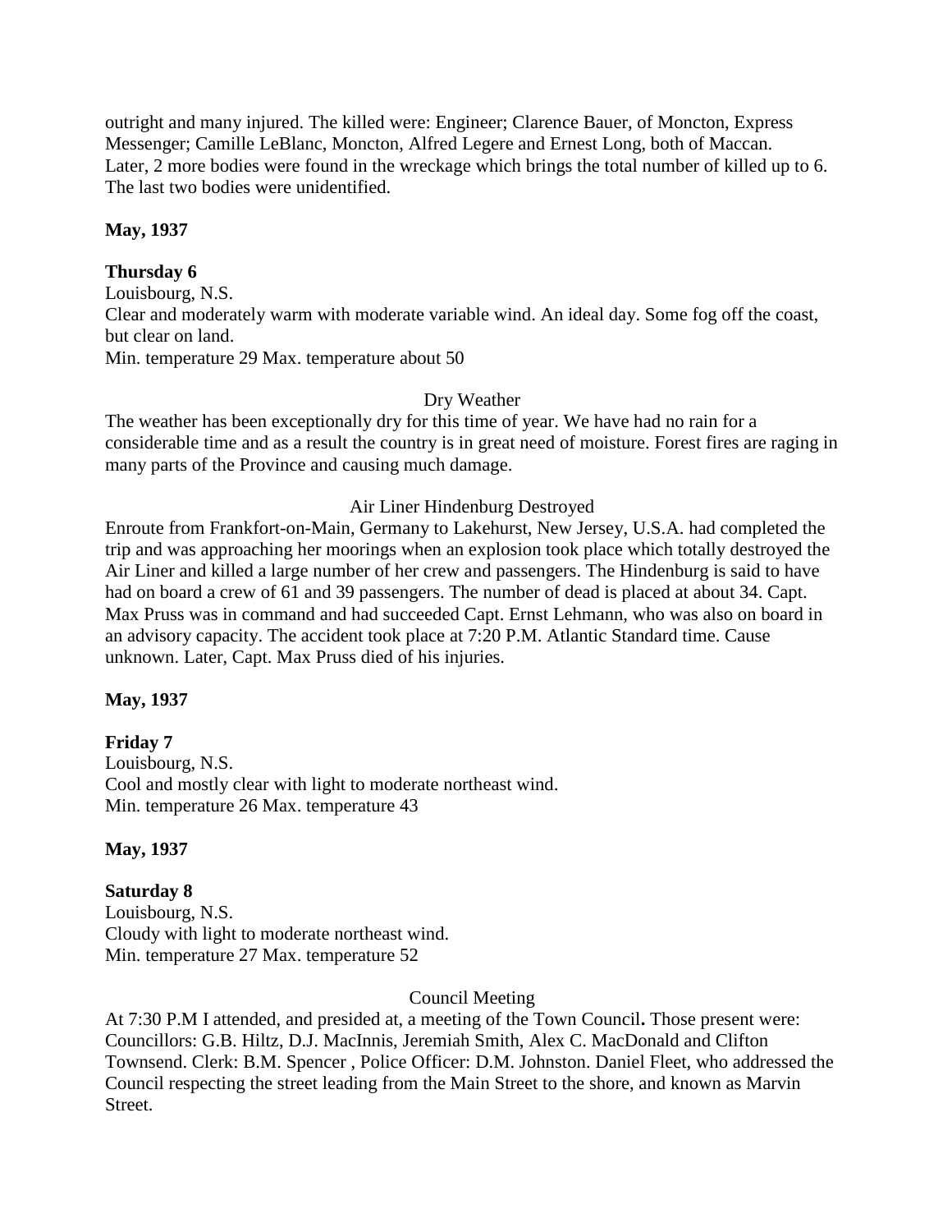outright and many injured. The killed were: Engineer; Clarence Bauer, of Moncton, Express Messenger; Camille LeBlanc, Moncton, Alfred Legere and Ernest Long, both of Maccan. Later, 2 more bodies were found in the wreckage which brings the total number of killed up to 6. The last two bodies were unidentified.

**May, 1937**

**Thursday 6**
Louisbourg, N.S.
Clear and moderately warm with moderate variable wind. An ideal day. Some fog off the coast, but clear on land.
Min. temperature 29 Max. temperature about 50

Dry Weather

The weather has been exceptionally dry for this time of year. We have had no rain for a considerable time and as a result the country is in great need of moisture. Forest fires are raging in many parts of the Province and causing much damage.

Air Liner Hindenburg Destroyed

Enroute from Frankfort-on-Main, Germany to Lakehurst, New Jersey, U.S.A. had completed the trip and was approaching her moorings when an explosion took place which totally destroyed the Air Liner and killed a large number of her crew and passengers. The Hindenburg is said to have had on board a crew of 61 and 39 passengers. The number of dead is placed at about 34. Capt. Max Pruss was in command and had succeeded Capt. Ernst Lehmann, who was also on board in an advisory capacity. The accident took place at 7:20 P.M. Atlantic Standard time. Cause unknown. Later, Capt. Max Pruss died of his injuries.

**May, 1937**

**Friday 7**
Louisbourg, N.S.
Cool and mostly clear with light to moderate northeast wind.
Min. temperature 26 Max. temperature 43

**May, 1937**

**Saturday 8**
Louisbourg, N.S.
Cloudy with light to moderate northeast wind.
Min. temperature 27 Max. temperature 52

Council Meeting

At 7:30 P.M I attended, and presided at, a meeting of the Town Council**.** Those present were: Councillors: G.B. Hiltz, D.J. MacInnis, Jeremiah Smith, Alex C. MacDonald and Clifton Townsend. Clerk: B.M. Spencer , Police Officer: D.M. Johnston. Daniel Fleet, who addressed the Council respecting the street leading from the Main Street to the shore, and known as Marvin Street.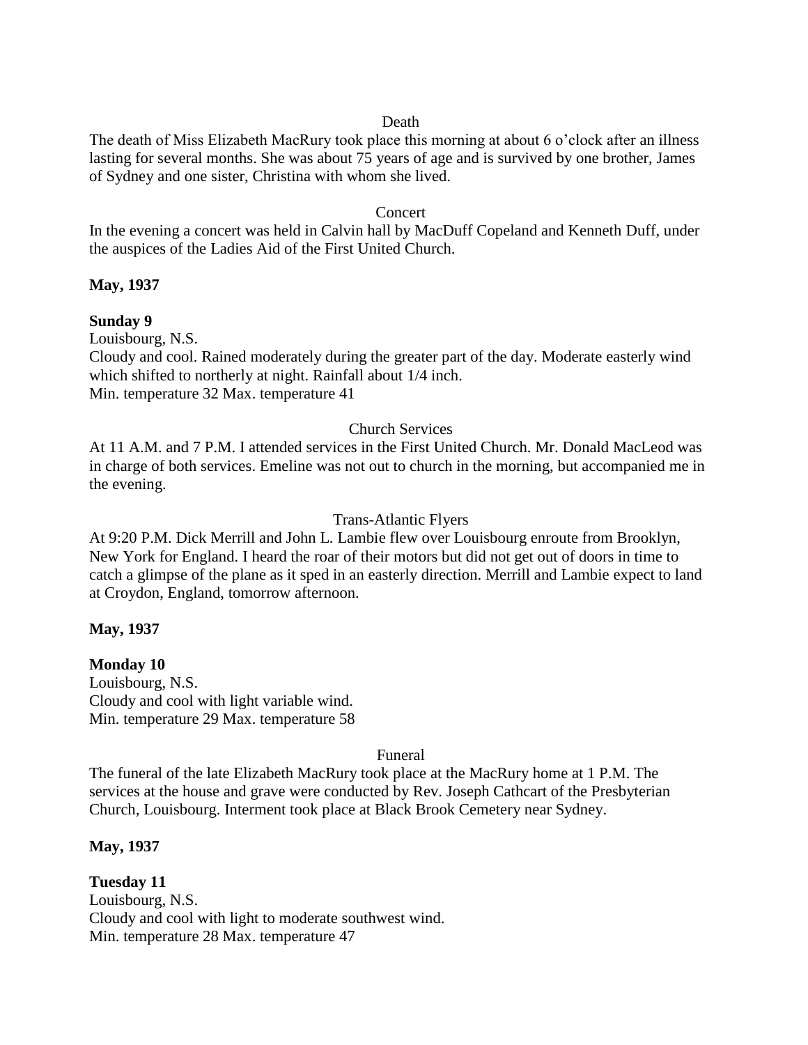Death

The death of Miss Elizabeth MacRury took place this morning at about 6 o'clock after an illness lasting for several months. She was about 75 years of age and is survived by one brother, James of Sydney and one sister, Christina with whom she lived.

Concert

In the evening a concert was held in Calvin hall by MacDuff Copeland and Kenneth Duff, under the auspices of the Ladies Aid of the First United Church.

**May, 1937**

**Sunday 9**

Louisbourg, N.S.
Cloudy and cool. Rained moderately during the greater part of the day. Moderate easterly wind which shifted to northerly at night. Rainfall about 1/4 inch.
Min. temperature 32 Max. temperature 41

Church Services

At 11 A.M. and 7 P.M. I attended services in the First United Church. Mr. Donald MacLeod was in charge of both services. Emeline was not out to church in the morning, but accompanied me in the evening.

Trans-Atlantic Flyers

At 9:20 P.M. Dick Merrill and John L. Lambie flew over Louisbourg enroute from Brooklyn, New York for England. I heard the roar of their motors but did not get out of doors in time to catch a glimpse of the plane as it sped in an easterly direction. Merrill and Lambie expect to land at Croydon, England, tomorrow afternoon.

**May, 1937**

**Monday 10**

Louisbourg, N.S.
Cloudy and cool with light variable wind.
Min. temperature 29 Max. temperature 58

Funeral

The funeral of the late Elizabeth MacRury took place at the MacRury home at 1 P.M. The services at the house and grave were conducted by Rev. Joseph Cathcart of the Presbyterian Church, Louisbourg. Interment took place at Black Brook Cemetery near Sydney.

**May, 1937**

**Tuesday 11**

Louisbourg, N.S.
Cloudy and cool with light to moderate southwest wind.
Min. temperature 28 Max. temperature 47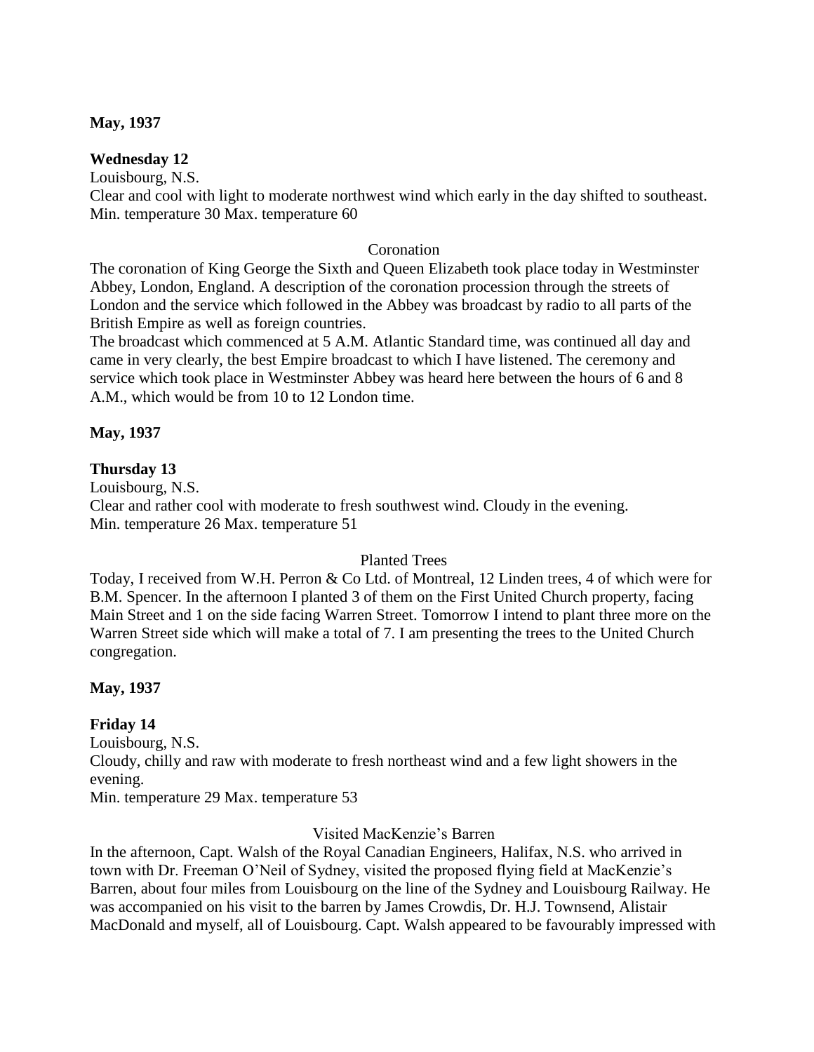**May, 1937**

**Wednesday 12**

Louisbourg, N.S.

Clear and cool with light to moderate northwest wind which early in the day shifted to southeast.
Min. temperature 30 Max. temperature 60

Coronation

The coronation of King George the Sixth and Queen Elizabeth took place today in Westminster Abbey, London, England. A description of the coronation procession through the streets of London and the service which followed in the Abbey was broadcast by radio to all parts of the British Empire as well as foreign countries.

The broadcast which commenced at 5 A.M. Atlantic Standard time, was continued all day and came in very clearly, the best Empire broadcast to which I have listened. The ceremony and service which took place in Westminster Abbey was heard here between the hours of 6 and 8 A.M., which would be from 10 to 12 London time.

**May, 1937**

**Thursday 13**

Louisbourg, N.S.

Clear and rather cool with moderate to fresh southwest wind. Cloudy in the evening.
Min. temperature 26 Max. temperature 51

Planted Trees

Today, I received from W.H. Perron & Co Ltd. of Montreal, 12 Linden trees, 4 of which were for B.M. Spencer. In the afternoon I planted 3 of them on the First United Church property, facing Main Street and 1 on the side facing Warren Street. Tomorrow I intend to plant three more on the Warren Street side which will make a total of 7. I am presenting the trees to the United Church congregation.

**May, 1937**

**Friday 14**

Louisbourg, N.S.

Cloudy, chilly and raw with moderate to fresh northeast wind and a few light showers in the evening.
Min. temperature 29 Max. temperature 53

Visited MacKenzie's Barren

In the afternoon, Capt. Walsh of the Royal Canadian Engineers, Halifax, N.S. who arrived in town with Dr. Freeman O'Neil of Sydney, visited the proposed flying field at MacKenzie's Barren, about four miles from Louisbourg on the line of the Sydney and Louisbourg Railway. He was accompanied on his visit to the barren by James Crowdis, Dr. H.J. Townsend, Alistair MacDonald and myself, all of Louisbourg. Capt. Walsh appeared to be favourably impressed with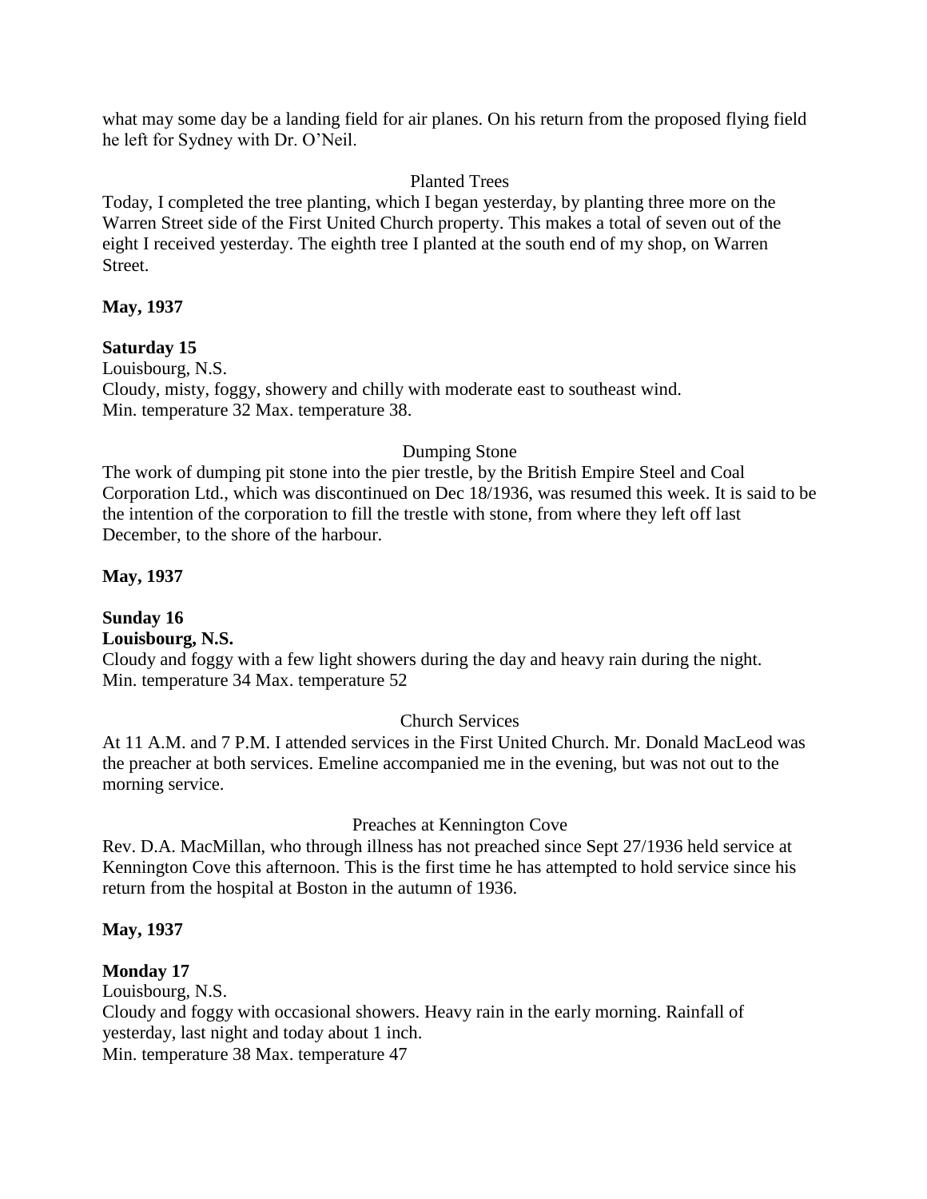what may some day be a landing field for air planes. On his return from the proposed flying field he left for Sydney with Dr. O'Neil.

Planted Trees

Today, I completed the tree planting, which I began yesterday, by planting three more on the Warren Street side of the First United Church property. This makes a total of seven out of the eight I received yesterday. The eighth tree I planted at the south end of my shop, on Warren Street.

**May, 1937**

**Saturday 15**

Louisbourg, N.S.

Cloudy, misty, foggy, showery and chilly with moderate east to southeast wind.

Min. temperature 32 Max. temperature 38.

Dumping Stone

The work of dumping pit stone into the pier trestle, by the British Empire Steel and Coal Corporation Ltd., which was discontinued on Dec 18/1936, was resumed this week. It is said to be the intention of the corporation to fill the trestle with stone, from where they left off last December, to the shore of the harbour.

**May, 1937**

**Sunday 16**

**Louisbourg, N.S.**

Cloudy and foggy with a few light showers during the day and heavy rain during the night.

Min. temperature 34 Max. temperature 52

Church Services

At 11 A.M. and 7 P.M. I attended services in the First United Church. Mr. Donald MacLeod was the preacher at both services. Emeline accompanied me in the evening, but was not out to the morning service.

Preaches at Kennington Cove

Rev. D.A. MacMillan, who through illness has not preached since Sept 27/1936 held service at Kennington Cove this afternoon. This is the first time he has attempted to hold service since his return from the hospital at Boston in the autumn of 1936.

**May, 1937**

**Monday 17**

Louisbourg, N.S.

Cloudy and foggy with occasional showers. Heavy rain in the early morning. Rainfall of yesterday, last night and today about 1 inch.

Min. temperature 38 Max. temperature 47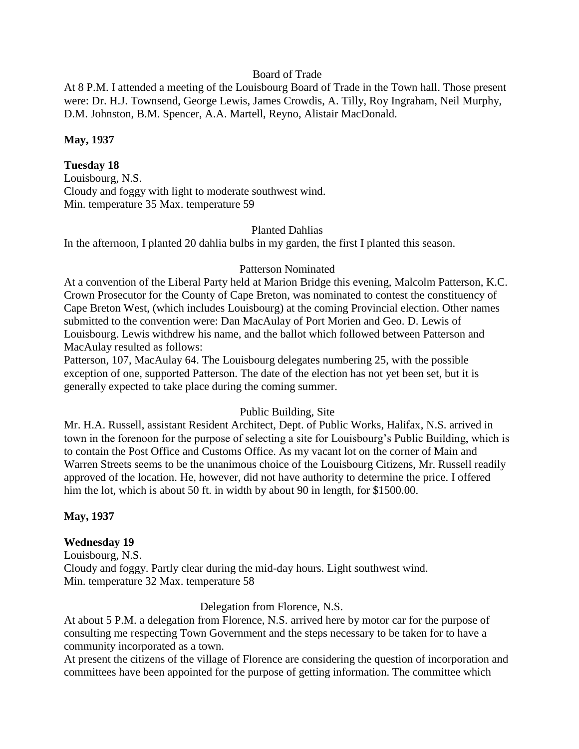Board of Trade

At 8 P.M. I attended a meeting of the Louisbourg Board of Trade in the Town hall. Those present were: Dr. H.J. Townsend, George Lewis, James Crowdis, A. Tilly, Roy Ingraham, Neil Murphy, D.M. Johnston, B.M. Spencer, A.A. Martell, Reyno, Alistair MacDonald.

**May, 1937**

**Tuesday 18**

Louisbourg, N.S.
Cloudy and foggy with light to moderate southwest wind.
Min. temperature 35 Max. temperature 59

Planted Dahlias

In the afternoon, I planted 20 dahlia bulbs in my garden, the first I planted this season.

Patterson Nominated

At a convention of the Liberal Party held at Marion Bridge this evening, Malcolm Patterson, K.C. Crown Prosecutor for the County of Cape Breton, was nominated to contest the constituency of Cape Breton West, (which includes Louisbourg) at the coming Provincial election. Other names submitted to the convention were: Dan MacAulay of Port Morien and Geo. D. Lewis of Louisbourg. Lewis withdrew his name, and the ballot which followed between Patterson and MacAulay resulted as follows:
Patterson, 107, MacAulay 64. The Louisbourg delegates numbering 25, with the possible exception of one, supported Patterson. The date of the election has not yet been set, but it is generally expected to take place during the coming summer.

Public Building, Site

Mr. H.A. Russell, assistant Resident Architect, Dept. of Public Works, Halifax, N.S. arrived in town in the forenoon for the purpose of selecting a site for Louisbourg's Public Building, which is to contain the Post Office and Customs Office. As my vacant lot on the corner of Main and Warren Streets seems to be the unanimous choice of the Louisbourg Citizens, Mr. Russell readily approved of the location. He, however, did not have authority to determine the price. I offered him the lot, which is about 50 ft. in width by about 90 in length, for $1500.00.

**May, 1937**

**Wednesday 19**

Louisbourg, N.S.
Cloudy and foggy. Partly clear during the mid-day hours. Light southwest wind.
Min. temperature 32 Max. temperature 58

Delegation from Florence, N.S.

At about 5 P.M. a delegation from Florence, N.S. arrived here by motor car for the purpose of consulting me respecting Town Government and the steps necessary to be taken for to have a community incorporated as a town.
At present the citizens of the village of Florence are considering the question of incorporation and committees have been appointed for the purpose of getting information. The committee which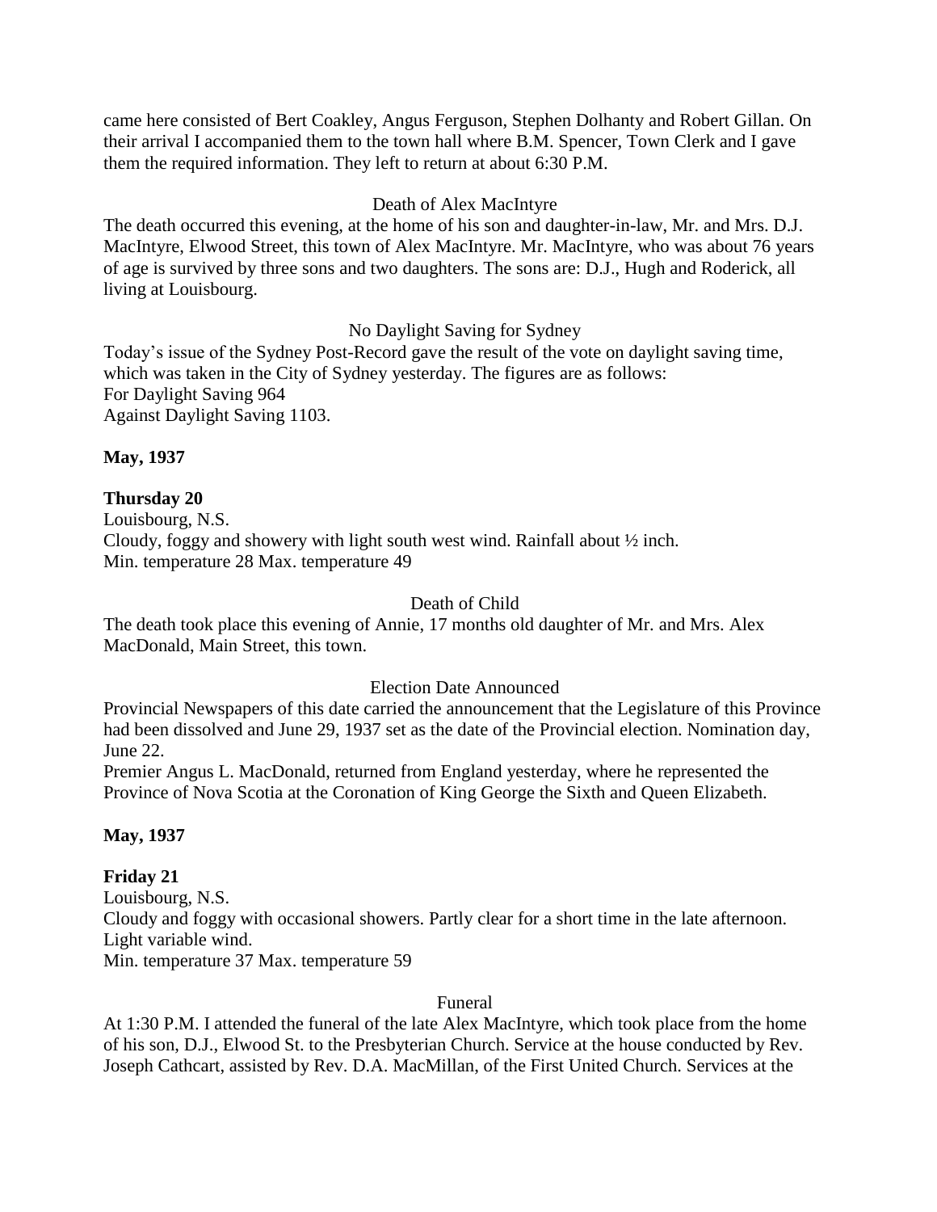came here consisted of Bert Coakley, Angus Ferguson, Stephen Dolhanty and Robert Gillan. On their arrival I accompanied them to the town hall where B.M. Spencer, Town Clerk and I gave them the required information. They left to return at about 6:30 P.M.

Death of Alex MacIntyre

The death occurred this evening, at the home of his son and daughter-in-law, Mr. and Mrs. D.J. MacIntyre, Elwood Street, this town of Alex MacIntyre. Mr. MacIntyre, who was about 76 years of age is survived by three sons and two daughters. The sons are: D.J., Hugh and Roderick, all living at Louisbourg.

No Daylight Saving for Sydney

Today's issue of the Sydney Post-Record gave the result of the vote on daylight saving time, which was taken in the City of Sydney yesterday. The figures are as follows:
For Daylight Saving 964
Against Daylight Saving 1103.

**May, 1937**

**Thursday 20**

Louisbourg, N.S.
Cloudy, foggy and showery with light south west wind. Rainfall about ½ inch.
Min. temperature 28 Max. temperature 49

Death of Child

The death took place this evening of Annie, 17 months old daughter of Mr. and Mrs. Alex MacDonald, Main Street, this town.

Election Date Announced

Provincial Newspapers of this date carried the announcement that the Legislature of this Province had been dissolved and June 29, 1937 set as the date of the Provincial election. Nomination day, June 22.
Premier Angus L. MacDonald, returned from England yesterday, where he represented the Province of Nova Scotia at the Coronation of King George the Sixth and Queen Elizabeth.

**May, 1937**

**Friday 21**

Louisbourg, N.S.
Cloudy and foggy with occasional showers. Partly clear for a short time in the late afternoon. Light variable wind.
Min. temperature 37 Max. temperature 59

Funeral

At 1:30 P.M. I attended the funeral of the late Alex MacIntyre, which took place from the home of his son, D.J., Elwood St. to the Presbyterian Church. Service at the house conducted by Rev. Joseph Cathcart, assisted by Rev. D.A. MacMillan, of the First United Church. Services at the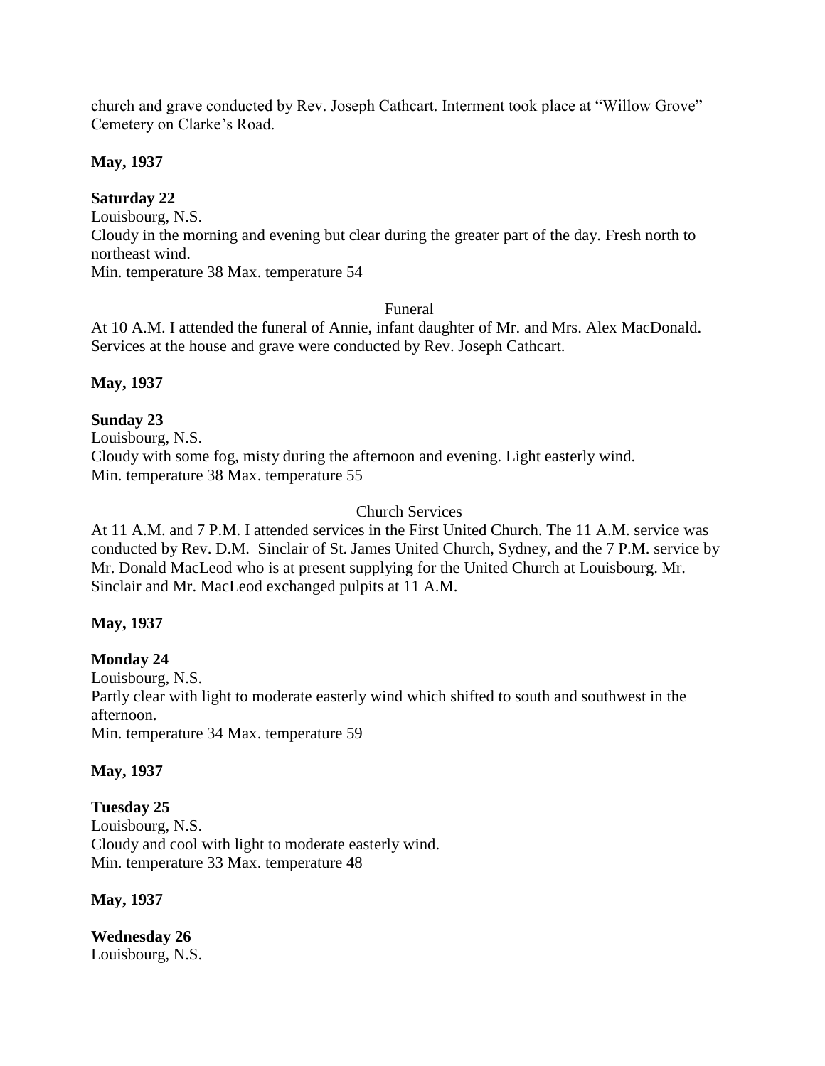church and grave conducted by Rev. Joseph Cathcart. Interment took place at "Willow Grove" Cemetery on Clarke's Road.

**May, 1937**

**Saturday 22**
Louisbourg, N.S.
Cloudy in the morning and evening but clear during the greater part of the day. Fresh north to northeast wind.
Min. temperature 38 Max. temperature 54

Funeral

At 10 A.M. I attended the funeral of Annie, infant daughter of Mr. and Mrs. Alex MacDonald. Services at the house and grave were conducted by Rev. Joseph Cathcart.

**May, 1937**

**Sunday 23**
Louisbourg, N.S.
Cloudy with some fog, misty during the afternoon and evening. Light easterly wind.
Min. temperature 38 Max. temperature 55

Church Services

At 11 A.M. and 7 P.M. I attended services in the First United Church. The 11 A.M. service was conducted by Rev. D.M. Sinclair of St. James United Church, Sydney, and the 7 P.M. service by Mr. Donald MacLeod who is at present supplying for the United Church at Louisbourg. Mr. Sinclair and Mr. MacLeod exchanged pulpits at 11 A.M.

**May, 1937**

**Monday 24**
Louisbourg, N.S.
Partly clear with light to moderate easterly wind which shifted to south and southwest in the afternoon.
Min. temperature 34 Max. temperature 59

**May, 1937**

**Tuesday 25**
Louisbourg, N.S.
Cloudy and cool with light to moderate easterly wind.
Min. temperature 33 Max. temperature 48

**May, 1937**

**Wednesday 26**
Louisbourg, N.S.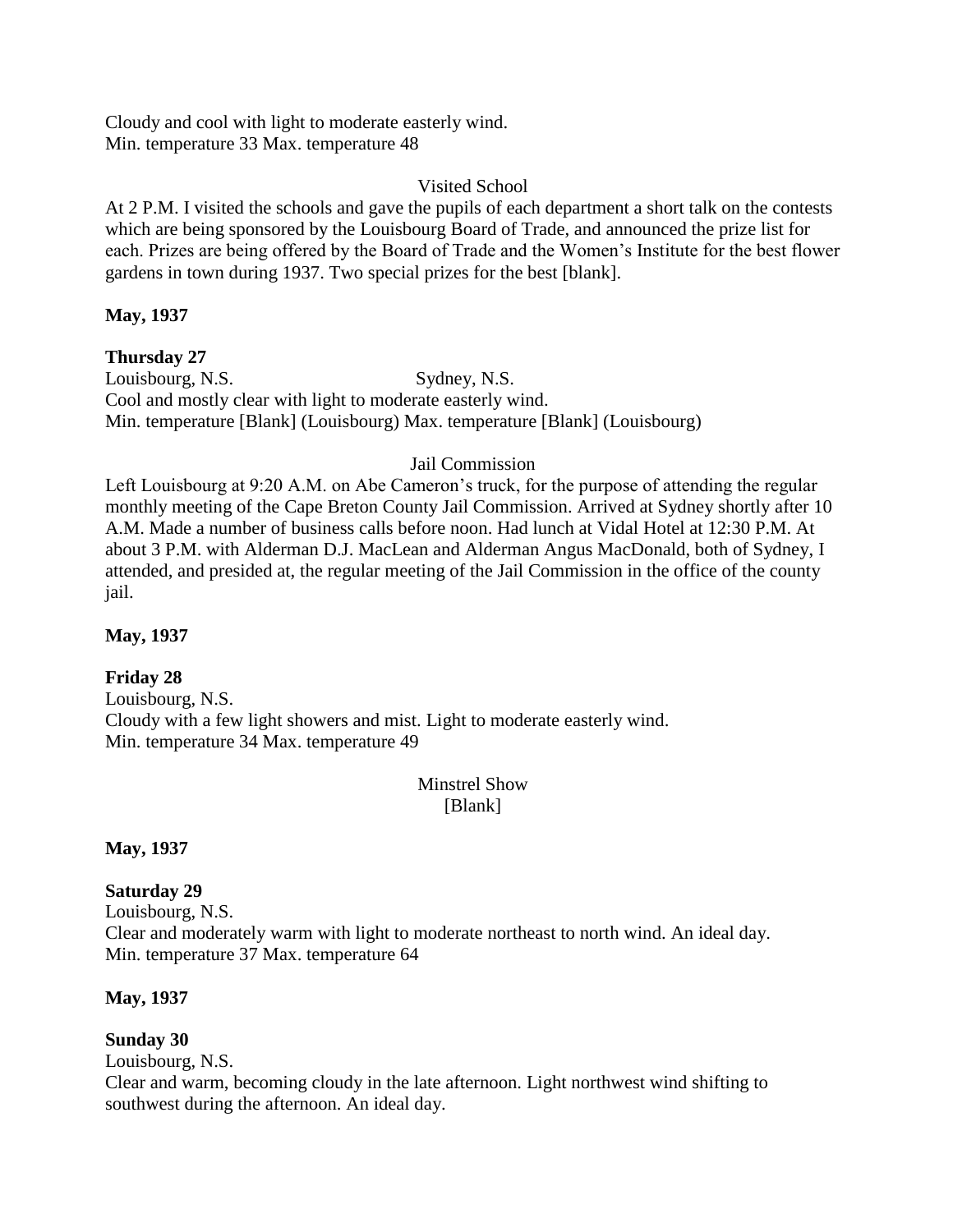Cloudy and cool with light to moderate easterly wind.
Min. temperature 33 Max. temperature 48

Visited School

At 2 P.M. I visited the schools and gave the pupils of each department a short talk on the contests which are being sponsored by the Louisbourg Board of Trade, and announced the prize list for each. Prizes are being offered by the Board of Trade and the Women's Institute for the best flower gardens in town during 1937. Two special prizes for the best [blank].

**May, 1937**

**Thursday 27**

Louisbourg, N.S. Sydney, N.S.
Cool and mostly clear with light to moderate easterly wind.
Min. temperature [Blank] (Louisbourg) Max. temperature [Blank] (Louisbourg)

Jail Commission

Left Louisbourg at 9:20 A.M. on Abe Cameron's truck, for the purpose of attending the regular monthly meeting of the Cape Breton County Jail Commission. Arrived at Sydney shortly after 10 A.M. Made a number of business calls before noon. Had lunch at Vidal Hotel at 12:30 P.M. At about 3 P.M. with Alderman D.J. MacLean and Alderman Angus MacDonald, both of Sydney, I attended, and presided at, the regular meeting of the Jail Commission in the office of the county jail.

**May, 1937**

**Friday 28**

Louisbourg, N.S.
Cloudy with a few light showers and mist. Light to moderate easterly wind.
Min. temperature 34 Max. temperature 49

Minstrel Show
[Blank]

**May, 1937**

**Saturday 29**

Louisbourg, N.S.
Clear and moderately warm with light to moderate northeast to north wind. An ideal day.
Min. temperature 37 Max. temperature 64

**May, 1937**

**Sunday 30**

Louisbourg, N.S.
Clear and warm, becoming cloudy in the late afternoon. Light northwest wind shifting to southwest during the afternoon. An ideal day.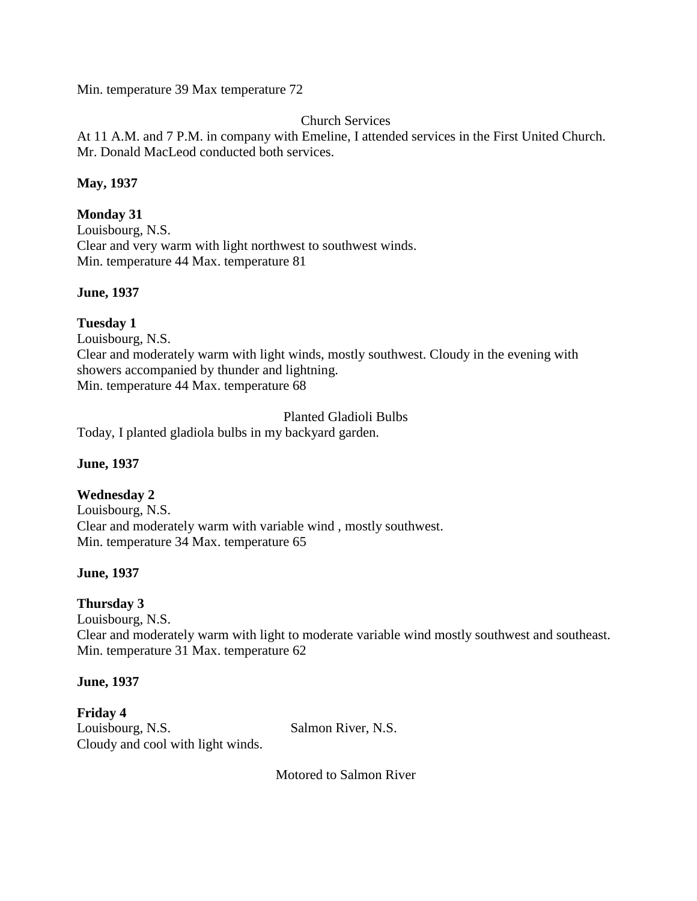Min. temperature 39 Max temperature 72

Church Services

At 11 A.M. and 7 P.M. in company with Emeline, I attended services in the First United Church. Mr. Donald MacLeod conducted both services.

**May, 1937**

**Monday 31**
Louisbourg, N.S.
Clear and very warm with light northwest to southwest winds.
Min. temperature 44 Max. temperature 81

**June, 1937**

**Tuesday 1**
Louisbourg, N.S.
Clear and moderately warm with light winds, mostly southwest. Cloudy in the evening with showers accompanied by thunder and lightning.
Min. temperature 44 Max. temperature 68

Planted Gladioli Bulbs

Today, I planted gladiola bulbs in my backyard garden.

**June, 1937**

**Wednesday 2**
Louisbourg, N.S.
Clear and moderately warm with variable wind , mostly southwest.
Min. temperature 34 Max. temperature 65

**June, 1937**

**Thursday 3**
Louisbourg, N.S.
Clear and moderately warm with light to moderate variable wind mostly southwest and southeast.
Min. temperature 31 Max. temperature 62

**June, 1937**

**Friday 4**
Louisbourg, N.S. Salmon River, N.S.
Cloudy and cool with light winds.

Motored to Salmon River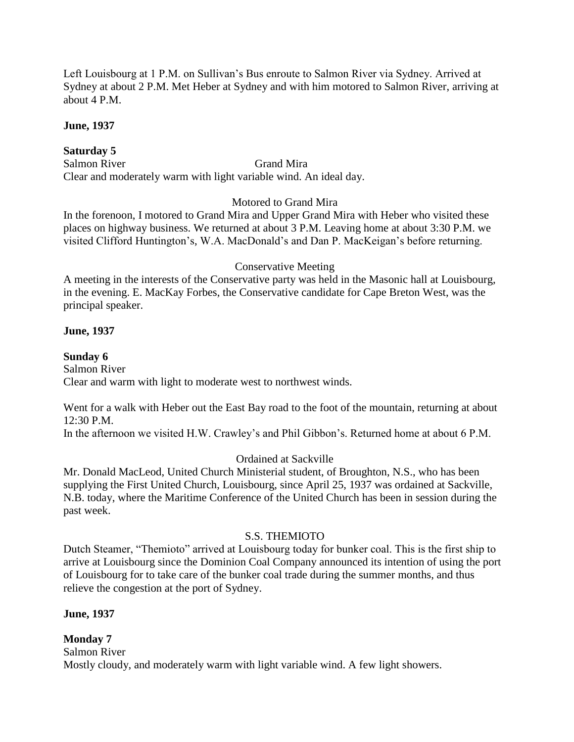Left Louisbourg at 1 P.M. on Sullivan's Bus enroute to Salmon River via Sydney. Arrived at Sydney at about 2 P.M. Met Heber at Sydney and with him motored to Salmon River, arriving at about 4 P.M.

**June, 1937**

**Saturday 5**

Salmon River Grand Mira

Clear and moderately warm with light variable wind. An ideal day.

Motored to Grand Mira

In the forenoon, I motored to Grand Mira and Upper Grand Mira with Heber who visited these places on highway business. We returned at about 3 P.M. Leaving home at about 3:30 P.M. we visited Clifford Huntington's, W.A. MacDonald's and Dan P. MacKeigan's before returning.

Conservative Meeting

A meeting in the interests of the Conservative party was held in the Masonic hall at Louisbourg, in the evening. E. MacKay Forbes, the Conservative candidate for Cape Breton West, was the principal speaker.

**June, 1937**

**Sunday 6**

Salmon River

Clear and warm with light to moderate west to northwest winds.

Went for a walk with Heber out the East Bay road to the foot of the mountain, returning at about 12:30 P.M.

In the afternoon we visited H.W. Crawley's and Phil Gibbon's. Returned home at about 6 P.M.

Ordained at Sackville

Mr. Donald MacLeod, United Church Ministerial student, of Broughton, N.S., who has been supplying the First United Church, Louisbourg, since April 25, 1937 was ordained at Sackville, N.B. today, where the Maritime Conference of the United Church has been in session during the past week.

S.S. THEMIOTO

Dutch Steamer, "Themioto" arrived at Louisbourg today for bunker coal. This is the first ship to arrive at Louisbourg since the Dominion Coal Company announced its intention of using the port of Louisbourg for to take care of the bunker coal trade during the summer months, and thus relieve the congestion at the port of Sydney.

**June, 1937**

**Monday 7**

Salmon River

Mostly cloudy, and moderately warm with light variable wind. A few light showers.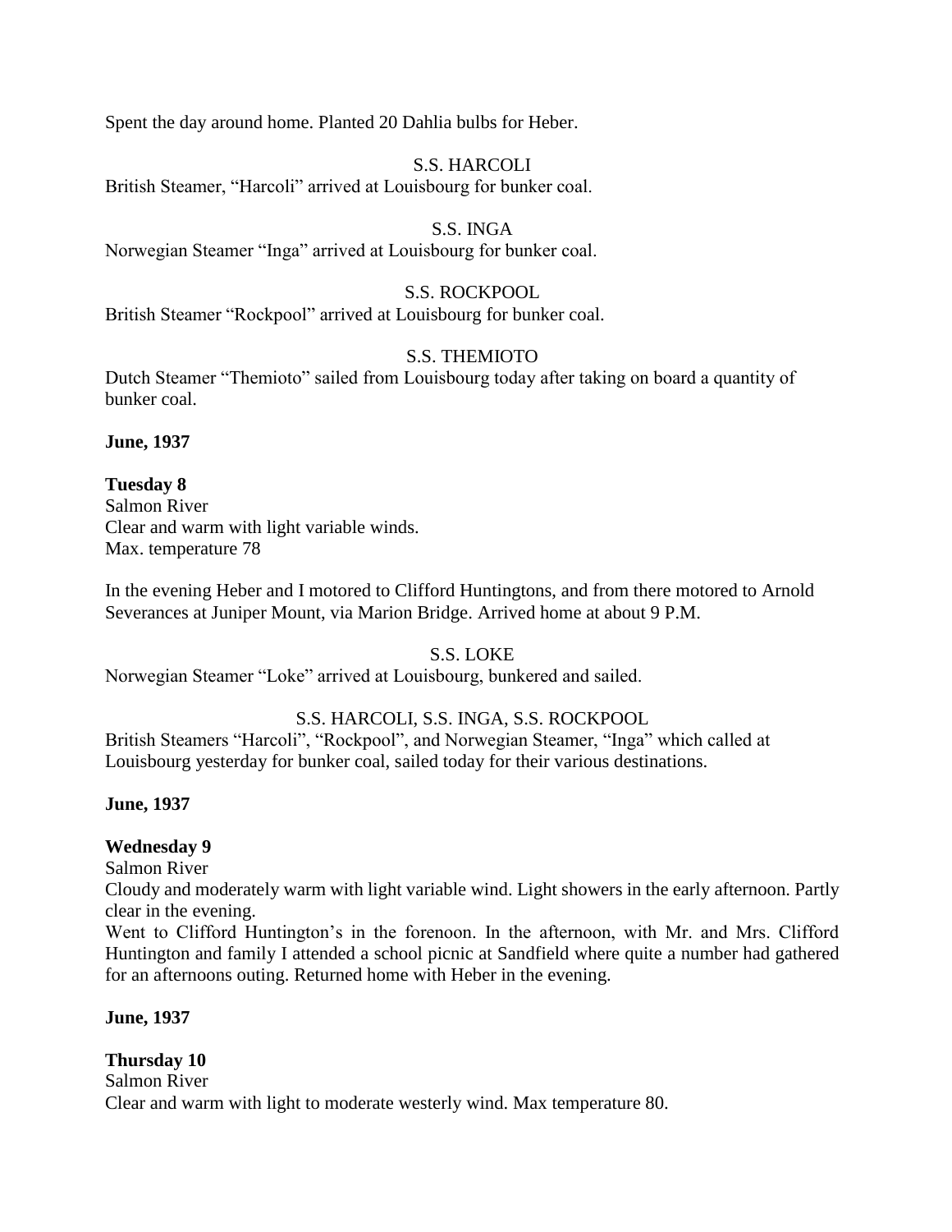Spent the day around home. Planted 20 Dahlia bulbs for Heber.

S.S. HARCOLI

British Steamer, "Harcoli" arrived at Louisbourg for bunker coal.

S.S. INGA

Norwegian Steamer "Inga" arrived at Louisbourg for bunker coal.

S.S. ROCKPOOL

British Steamer "Rockpool" arrived at Louisbourg for bunker coal.

S.S. THEMIOTO

Dutch Steamer "Themioto" sailed from Louisbourg today after taking on board a quantity of bunker coal.

**June, 1937**

**Tuesday 8**

Salmon River

Clear and warm with light variable winds.

Max. temperature 78

In the evening Heber and I motored to Clifford Huntingtons, and from there motored to Arnold Severances at Juniper Mount, via Marion Bridge. Arrived home at about 9 P.M.

S.S. LOKE

Norwegian Steamer "Loke" arrived at Louisbourg, bunkered and sailed.

S.S. HARCOLI, S.S. INGA, S.S. ROCKPOOL

British Steamers "Harcoli", "Rockpool", and Norwegian Steamer, "Inga" which called at Louisbourg yesterday for bunker coal, sailed today for their various destinations.

**June, 1937**

**Wednesday 9**

Salmon River

Cloudy and moderately warm with light variable wind. Light showers in the early afternoon. Partly clear in the evening.

Went to Clifford Huntington's in the forenoon. In the afternoon, with Mr. and Mrs. Clifford Huntington and family I attended a school picnic at Sandfield where quite a number had gathered for an afternoons outing. Returned home with Heber in the evening.

**June, 1937**

**Thursday 10**

Salmon River

Clear and warm with light to moderate westerly wind. Max temperature 80.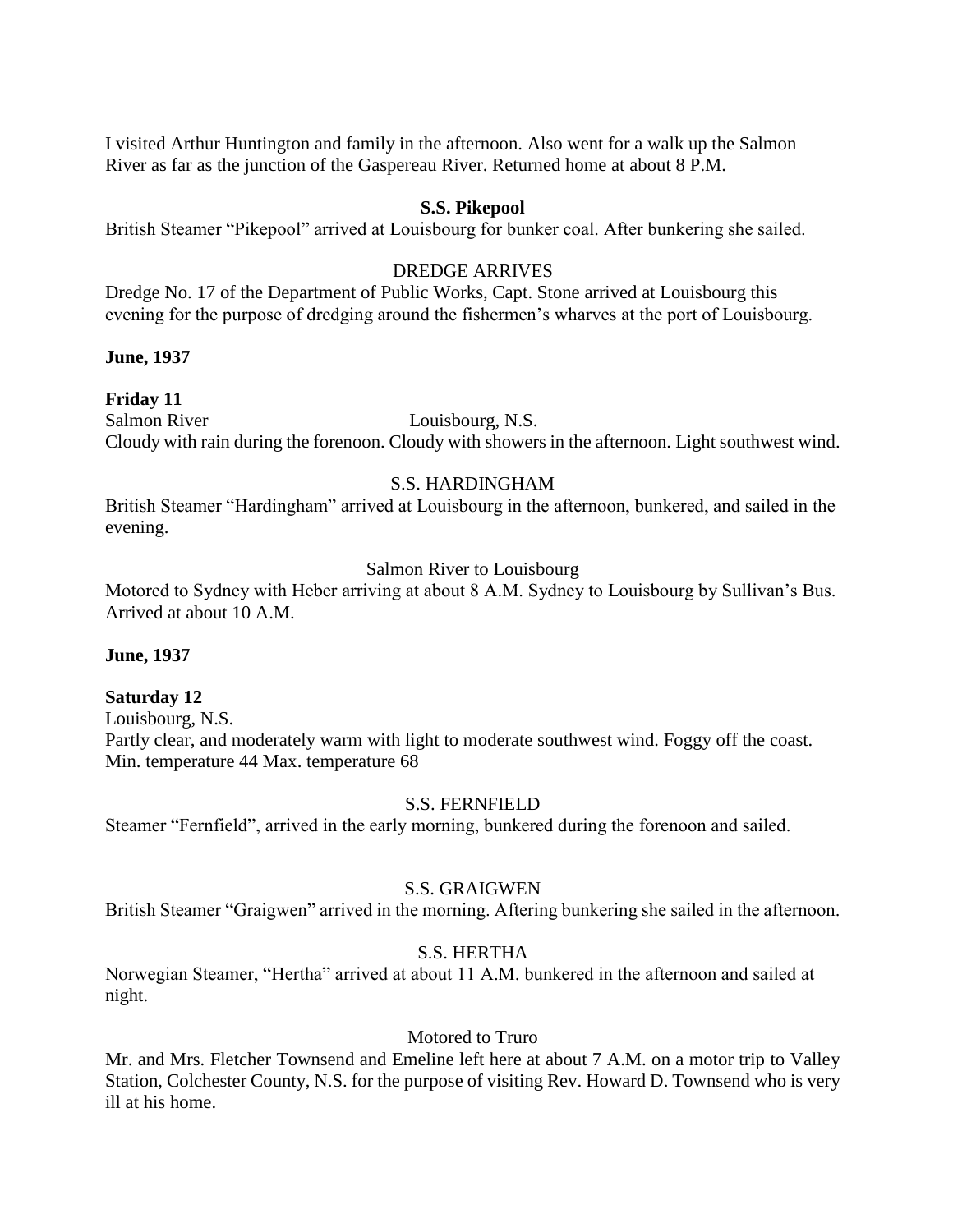I visited Arthur Huntington and family in the afternoon. Also went for a walk up the Salmon River as far as the junction of the Gaspereau River. Returned home at about 8 P.M.

**S.S. Pikepool**

British Steamer "Pikepool" arrived at Louisbourg for bunker coal. After bunkering she sailed.

DREDGE ARRIVES

Dredge No. 17 of the Department of Public Works, Capt. Stone arrived at Louisbourg this evening for the purpose of dredging around the fishermen's wharves at the port of Louisbourg.

**June, 1937**

**Friday 11**

Salmon River Louisbourg, N.S.

Cloudy with rain during the forenoon. Cloudy with showers in the afternoon. Light southwest wind.

S.S. HARDINGHAM

British Steamer "Hardingham" arrived at Louisbourg in the afternoon, bunkered, and sailed in the evening.

Salmon River to Louisbourg

Motored to Sydney with Heber arriving at about 8 A.M. Sydney to Louisbourg by Sullivan's Bus. Arrived at about 10 A.M.

**June, 1937**

**Saturday 12**

Louisbourg, N.S.

Partly clear, and moderately warm with light to moderate southwest wind. Foggy off the coast. Min. temperature 44 Max. temperature 68

S.S. FERNFIELD

Steamer "Fernfield", arrived in the early morning, bunkered during the forenoon and sailed.

S.S. GRAIGWEN

British Steamer "Graigwen" arrived in the morning. Aftering bunkering she sailed in the afternoon.

S.S. HERTHA

Norwegian Steamer, "Hertha" arrived at about 11 A.M. bunkered in the afternoon and sailed at night.

Motored to Truro

Mr. and Mrs. Fletcher Townsend and Emeline left here at about 7 A.M. on a motor trip to Valley Station, Colchester County, N.S. for the purpose of visiting Rev. Howard D. Townsend who is very ill at his home.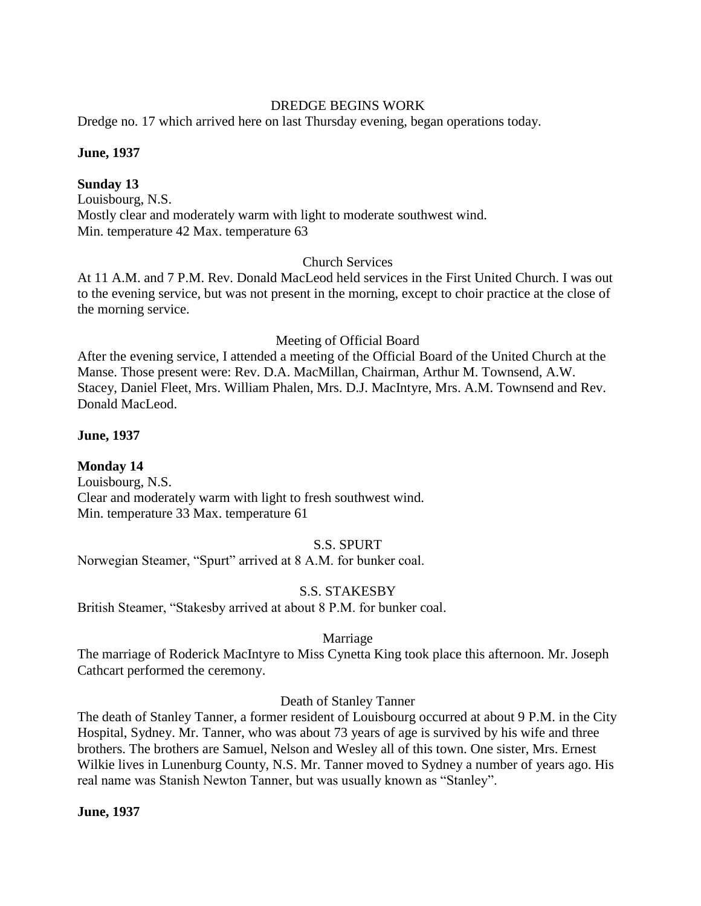DREDGE BEGINS WORK

Dredge no. 17 which arrived here on last Thursday evening, began operations today.

**June, 1937**

**Sunday 13**

Louisbourg, N.S.
Mostly clear and moderately warm with light to moderate southwest wind.
Min. temperature 42 Max. temperature 63

Church Services

At 11 A.M. and 7 P.M. Rev. Donald MacLeod held services in the First United Church. I was out to the evening service, but was not present in the morning, except to choir practice at the close of the morning service.

Meeting of Official Board

After the evening service, I attended a meeting of the Official Board of the United Church at the Manse. Those present were: Rev. D.A. MacMillan, Chairman, Arthur M. Townsend, A.W. Stacey, Daniel Fleet, Mrs. William Phalen, Mrs. D.J. MacIntyre, Mrs. A.M. Townsend and Rev. Donald MacLeod.

**June, 1937**

**Monday 14**

Louisbourg, N.S.
Clear and moderately warm with light to fresh southwest wind.
Min. temperature 33 Max. temperature 61

S.S. SPURT

Norwegian Steamer, "Spurt" arrived at 8 A.M. for bunker coal.

S.S. STAKESBY

British Steamer, "Stakesby arrived at about 8 P.M. for bunker coal.

Marriage

The marriage of Roderick MacIntyre to Miss Cynetta King took place this afternoon. Mr. Joseph Cathcart performed the ceremony.

Death of Stanley Tanner

The death of Stanley Tanner, a former resident of Louisbourg occurred at about 9 P.M. in the City Hospital, Sydney. Mr. Tanner, who was about 73 years of age is survived by his wife and three brothers. The brothers are Samuel, Nelson and Wesley all of this town. One sister, Mrs. Ernest Wilkie lives in Lunenburg County, N.S. Mr. Tanner moved to Sydney a number of years ago. His real name was Stanish Newton Tanner, but was usually known as "Stanley".

**June, 1937**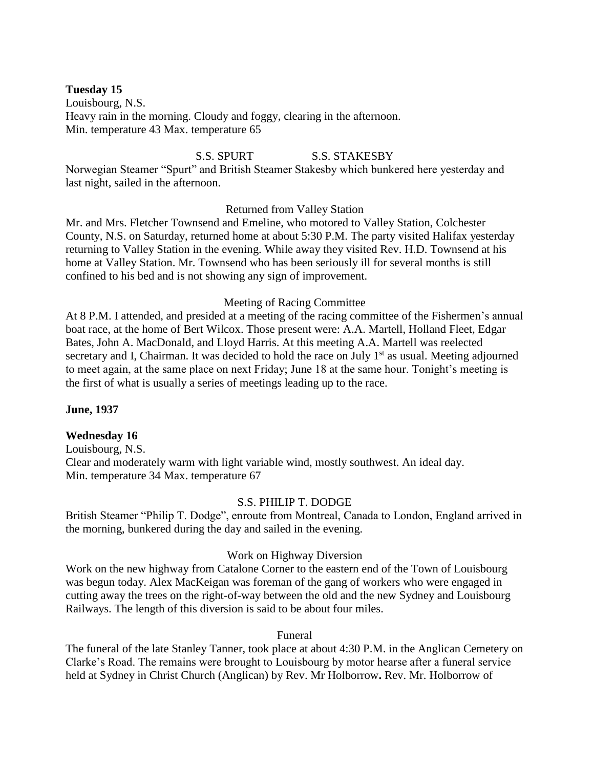**Tuesday 15**

Louisbourg, N.S.

Heavy rain in the morning. Cloudy and foggy, clearing in the afternoon.

Min. temperature 43 Max. temperature 65

S.S. SPURT S.S. STAKESBY

Norwegian Steamer "Spurt" and British Steamer Stakesby which bunkered here yesterday and last night, sailed in the afternoon.

Returned from Valley Station

Mr. and Mrs. Fletcher Townsend and Emeline, who motored to Valley Station, Colchester County, N.S. on Saturday, returned home at about 5:30 P.M. The party visited Halifax yesterday returning to Valley Station in the evening. While away they visited Rev. H.D. Townsend at his home at Valley Station. Mr. Townsend who has been seriously ill for several months is still confined to his bed and is not showing any sign of improvement.

Meeting of Racing Committee

At 8 P.M. I attended, and presided at a meeting of the racing committee of the Fishermen's annual boat race, at the home of Bert Wilcox. Those present were: A.A. Martell, Holland Fleet, Edgar Bates, John A. MacDonald, and Lloyd Harris. At this meeting A.A. Martell was reelected secretary and I, Chairman. It was decided to hold the race on July 1st as usual. Meeting adjourned to meet again, at the same place on next Friday; June 18 at the same hour. Tonight's meeting is the first of what is usually a series of meetings leading up to the race.

**June, 1937**

**Wednesday 16**

Louisbourg, N.S.

Clear and moderately warm with light variable wind, mostly southwest. An ideal day.

Min. temperature 34 Max. temperature 67

S.S. PHILIP T. DODGE

British Steamer "Philip T. Dodge", enroute from Montreal, Canada to London, England arrived in the morning, bunkered during the day and sailed in the evening.

Work on Highway Diversion

Work on the new highway from Catalone Corner to the eastern end of the Town of Louisbourg was begun today. Alex MacKeigan was foreman of the gang of workers who were engaged in cutting away the trees on the right-of-way between the old and the new Sydney and Louisbourg Railways. The length of this diversion is said to be about four miles.

Funeral

The funeral of the late Stanley Tanner, took place at about 4:30 P.M. in the Anglican Cemetery on Clarke's Road. The remains were brought to Louisbourg by motor hearse after a funeral service held at Sydney in Christ Church (Anglican) by Rev. Mr Holborrow**.** Rev. Mr. Holborrow of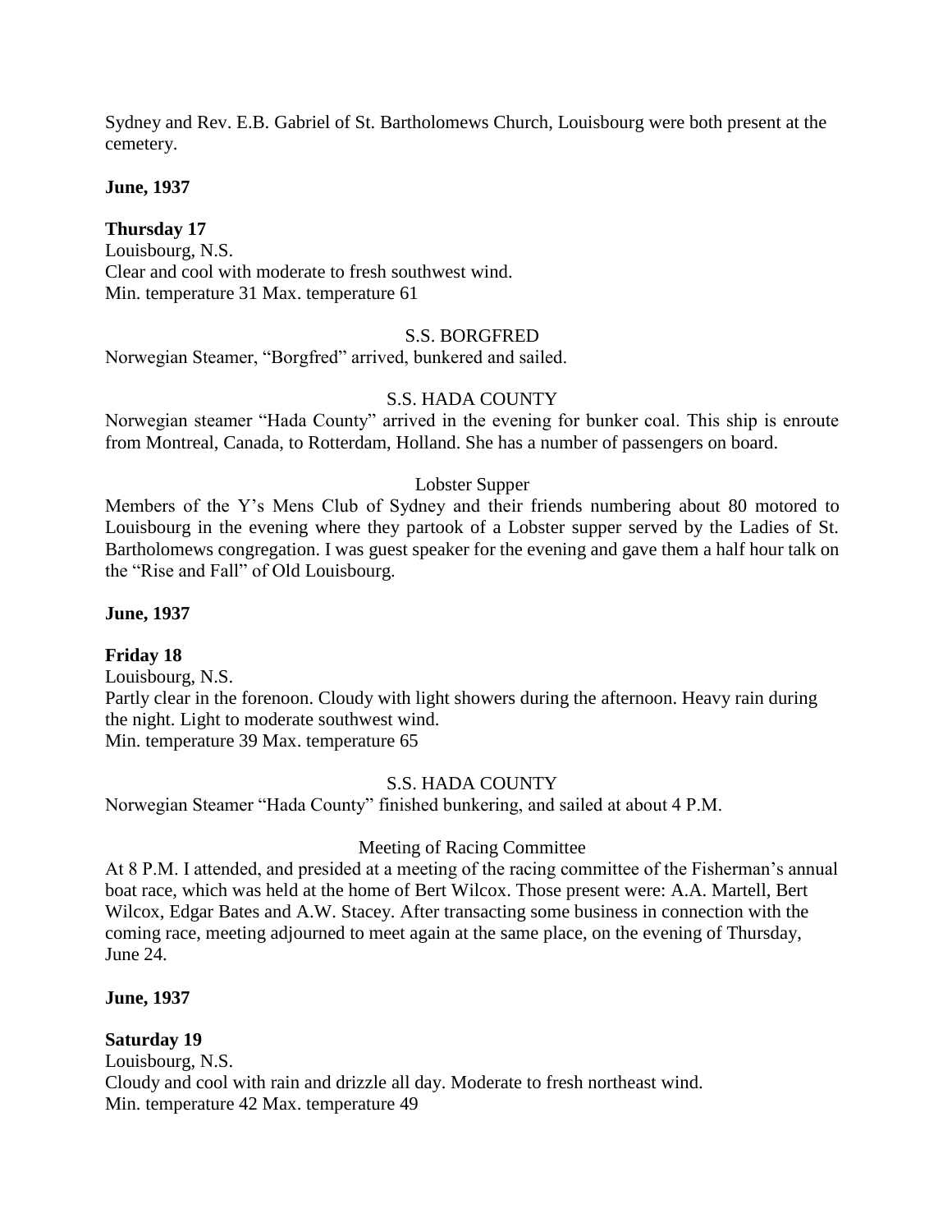Sydney and Rev. E.B. Gabriel of St. Bartholomews Church, Louisbourg were both present at the cemetery.

**June, 1937**

**Thursday 17**
Louisbourg, N.S.
Clear and cool with moderate to fresh southwest wind.
Min. temperature 31 Max. temperature 61

S.S. BORGFRED

Norwegian Steamer, "Borgfred" arrived, bunkered and sailed.

S.S. HADA COUNTY

Norwegian steamer "Hada County" arrived in the evening for bunker coal. This ship is enroute from Montreal, Canada, to Rotterdam, Holland. She has a number of passengers on board.

Lobster Supper

Members of the Y's Mens Club of Sydney and their friends numbering about 80 motored to Louisbourg in the evening where they partook of a Lobster supper served by the Ladies of St. Bartholomews congregation. I was guest speaker for the evening and gave them a half hour talk on the "Rise and Fall" of Old Louisbourg.

**June, 1937**

**Friday 18**
Louisbourg, N.S.
Partly clear in the forenoon. Cloudy with light showers during the afternoon. Heavy rain during the night. Light to moderate southwest wind.
Min. temperature 39 Max. temperature 65

S.S. HADA COUNTY

Norwegian Steamer "Hada County" finished bunkering, and sailed at about 4 P.M.

Meeting of Racing Committee

At 8 P.M. I attended, and presided at a meeting of the racing committee of the Fisherman's annual boat race, which was held at the home of Bert Wilcox. Those present were: A.A. Martell, Bert Wilcox, Edgar Bates and A.W. Stacey. After transacting some business in connection with the coming race, meeting adjourned to meet again at the same place, on the evening of Thursday, June 24.

**June, 1937**

**Saturday 19**
Louisbourg, N.S.
Cloudy and cool with rain and drizzle all day. Moderate to fresh northeast wind.
Min. temperature 42 Max. temperature 49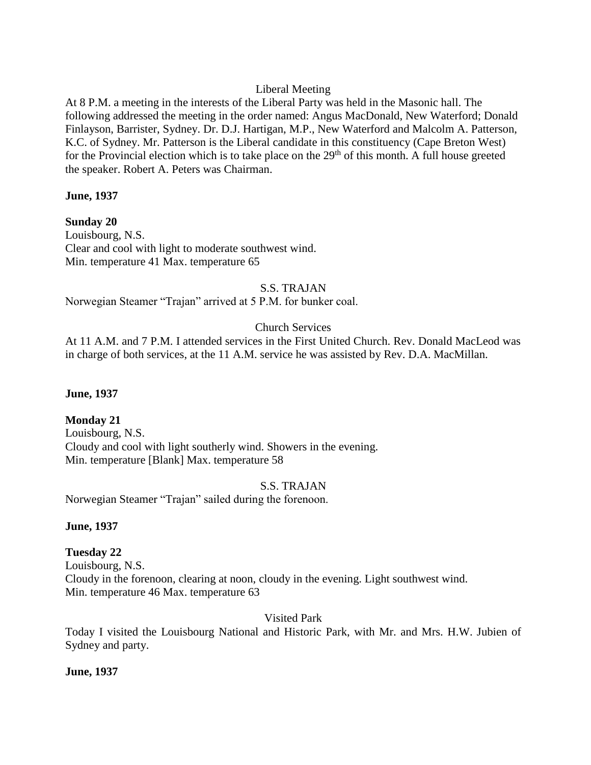Liberal Meeting

At 8 P.M. a meeting in the interests of the Liberal Party was held in the Masonic hall. The following addressed the meeting in the order named: Angus MacDonald, New Waterford; Donald Finlayson, Barrister, Sydney. Dr. D.J. Hartigan, M.P., New Waterford and Malcolm A. Patterson, K.C. of Sydney. Mr. Patterson is the Liberal candidate in this constituency (Cape Breton West) for the Provincial election which is to take place on the 29th of this month. A full house greeted the speaker. Robert A. Peters was Chairman.

**June, 1937**

**Sunday 20**

Louisbourg, N.S.
Clear and cool with light to moderate southwest wind.
Min. temperature 41 Max. temperature 65

S.S. TRAJAN

Norwegian Steamer "Trajan" arrived at 5 P.M. for bunker coal.

Church Services

At 11 A.M. and 7 P.M. I attended services in the First United Church. Rev. Donald MacLeod was in charge of both services, at the 11 A.M. service he was assisted by Rev. D.A. MacMillan.

**June, 1937**

**Monday 21**

Louisbourg, N.S.
Cloudy and cool with light southerly wind. Showers in the evening.
Min. temperature [Blank] Max. temperature 58

S.S. TRAJAN

Norwegian Steamer "Trajan" sailed during the forenoon.

**June, 1937**

**Tuesday 22**

Louisbourg, N.S.
Cloudy in the forenoon, clearing at noon, cloudy in the evening. Light southwest wind.
Min. temperature 46 Max. temperature 63

Visited Park

Today I visited the Louisbourg National and Historic Park, with Mr. and Mrs. H.W. Jubien of Sydney and party.

**June, 1937**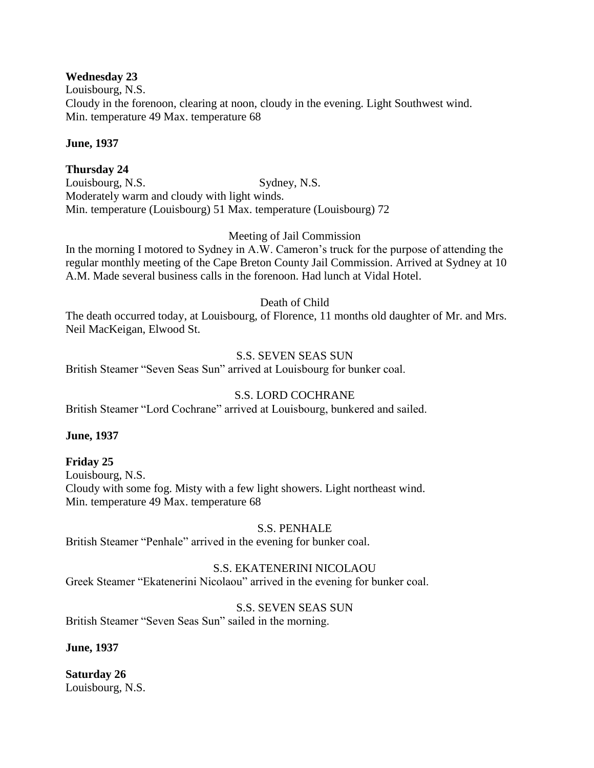**Wednesday 23**
Louisbourg, N.S.
Cloudy in the forenoon, clearing at noon, cloudy in the evening. Light Southwest wind.
Min. temperature 49 Max. temperature 68

**June, 1937**

**Thursday 24**
Louisbourg, N.S. Sydney, N.S.
Moderately warm and cloudy with light winds.
Min. temperature (Louisbourg) 51 Max. temperature (Louisbourg) 72

Meeting of Jail Commission

In the morning I motored to Sydney in A.W. Cameron's truck for the purpose of attending the regular monthly meeting of the Cape Breton County Jail Commission. Arrived at Sydney at 10 A.M. Made several business calls in the forenoon. Had lunch at Vidal Hotel.

Death of Child

The death occurred today, at Louisbourg, of Florence, 11 months old daughter of Mr. and Mrs. Neil MacKeigan, Elwood St.

S.S. SEVEN SEAS SUN

British Steamer "Seven Seas Sun" arrived at Louisbourg for bunker coal.

S.S. LORD COCHRANE

British Steamer "Lord Cochrane" arrived at Louisbourg, bunkered and sailed.

**June, 1937**

**Friday 25**
Louisbourg, N.S.
Cloudy with some fog. Misty with a few light showers. Light northeast wind.
Min. temperature 49 Max. temperature 68

S.S. PENHALE

British Steamer "Penhale" arrived in the evening for bunker coal.

S.S. EKATENERINI NICOLAOU

Greek Steamer "Ekatenerini Nicolaou" arrived in the evening for bunker coal.

S.S. SEVEN SEAS SUN

British Steamer "Seven Seas Sun" sailed in the morning.

**June, 1937**

**Saturday 26**
Louisbourg, N.S.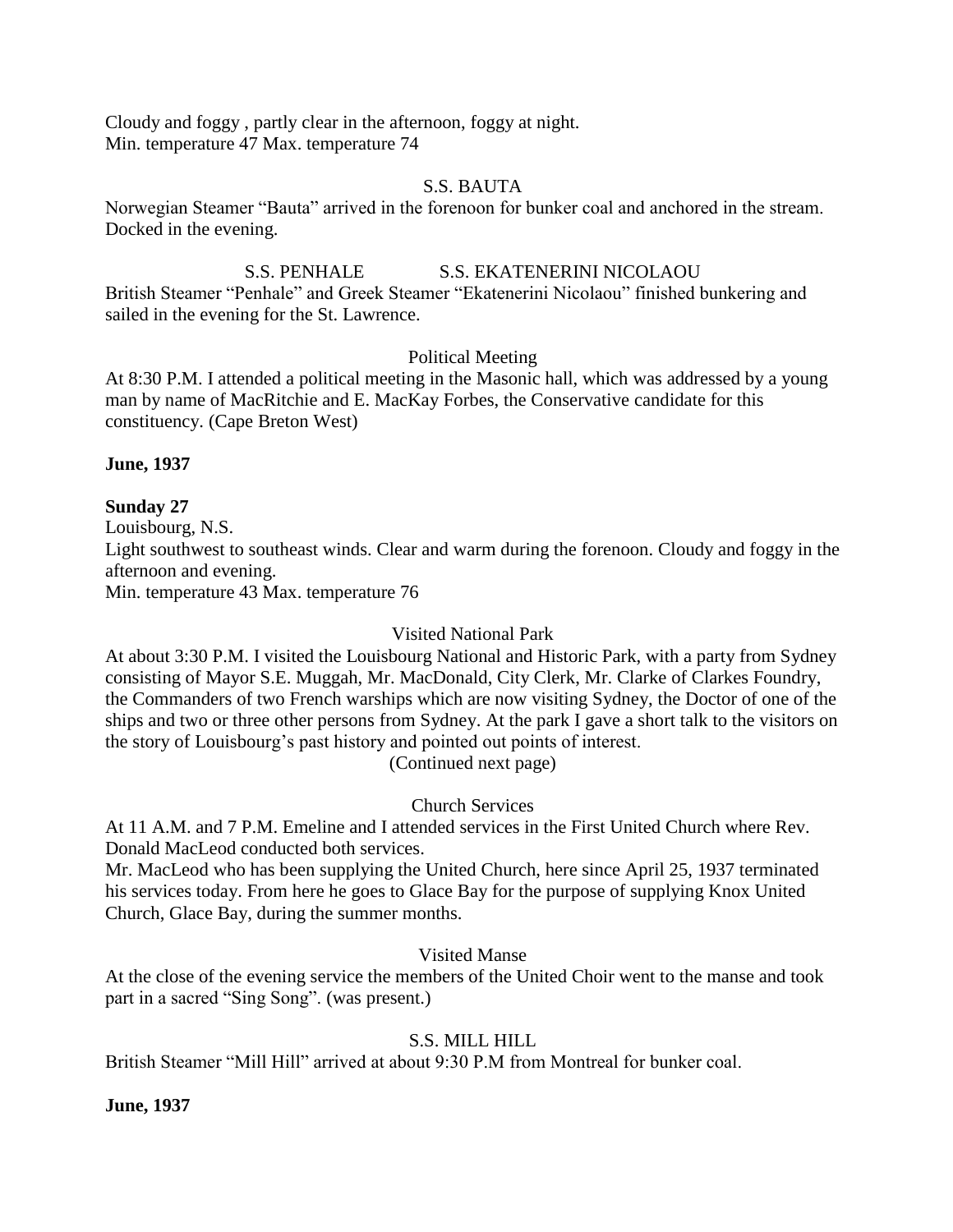Cloudy and foggy , partly clear in the afternoon, foggy at night.
Min. temperature 47 Max. temperature 74

S.S. BAUTA

Norwegian Steamer "Bauta" arrived in the forenoon for bunker coal and anchored in the stream. Docked in the evening.

S.S. PENHALE S.S. EKATENERINI NICOLAOU

British Steamer "Penhale" and Greek Steamer "Ekatenerini Nicolaou" finished bunkering and sailed in the evening for the St. Lawrence.

Political Meeting

At 8:30 P.M. I attended a political meeting in the Masonic hall, which was addressed by a young man by name of MacRitchie and E. MacKay Forbes, the Conservative candidate for this constituency. (Cape Breton West)

**June, 1937**

**Sunday 27**

Louisbourg, N.S.
Light southwest to southeast winds. Clear and warm during the forenoon. Cloudy and foggy in the afternoon and evening.
Min. temperature 43 Max. temperature 76

Visited National Park

At about 3:30 P.M. I visited the Louisbourg National and Historic Park, with a party from Sydney consisting of Mayor S.E. Muggah, Mr. MacDonald, City Clerk, Mr. Clarke of Clarkes Foundry, the Commanders of two French warships which are now visiting Sydney, the Doctor of one of the ships and two or three other persons from Sydney. At the park I gave a short talk to the visitors on the story of Louisbourg's past history and pointed out points of interest.
(Continued next page)

Church Services

At 11 A.M. and 7 P.M. Emeline and I attended services in the First United Church where Rev. Donald MacLeod conducted both services.
Mr. MacLeod who has been supplying the United Church, here since April 25, 1937 terminated his services today. From here he goes to Glace Bay for the purpose of supplying Knox United Church, Glace Bay, during the summer months.

Visited Manse

At the close of the evening service the members of the United Choir went to the manse and took part in a sacred "Sing Song". (was present.)

S.S. MILL HILL

British Steamer "Mill Hill" arrived at about 9:30 P.M from Montreal for bunker coal.

**June, 1937**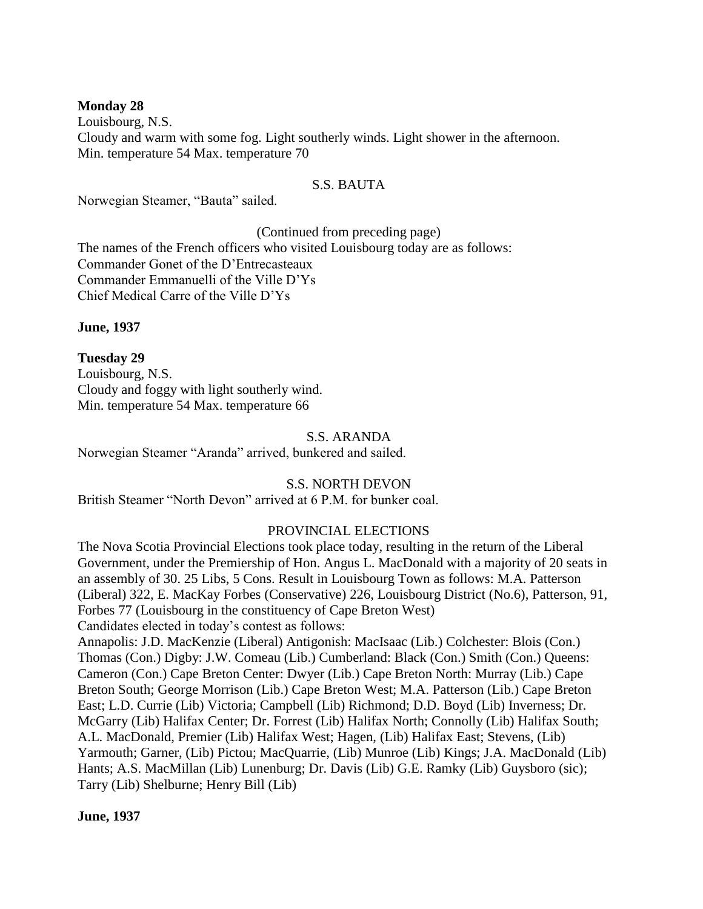**Monday 28**

Louisbourg, N.S.

Cloudy and warm with some fog. Light southerly winds. Light shower in the afternoon.

Min. temperature 54 Max. temperature 70

S.S. BAUTA

Norwegian Steamer, "Bauta" sailed.

(Continued from preceding page)

The names of the French officers who visited Louisbourg today are as follows:

Commander Gonet of the D'Entrecasteaux

Commander Emmanuelli of the Ville D'Ys

Chief Medical Carre of the Ville D'Ys

**June, 1937**

**Tuesday 29**

Louisbourg, N.S.

Cloudy and foggy with light southerly wind.

Min. temperature 54 Max. temperature 66

S.S. ARANDA

Norwegian Steamer "Aranda" arrived, bunkered and sailed.

S.S. NORTH DEVON

British Steamer "North Devon" arrived at 6 P.M. for bunker coal.

PROVINCIAL ELECTIONS

The Nova Scotia Provincial Elections took place today, resulting in the return of the Liberal Government, under the Premiership of Hon. Angus L. MacDonald with a majority of 20 seats in an assembly of 30. 25 Libs, 5 Cons. Result in Louisbourg Town as follows: M.A. Patterson (Liberal) 322, E. MacKay Forbes (Conservative) 226, Louisbourg District (No.6), Patterson, 91, Forbes 77 (Louisbourg in the constituency of Cape Breton West)

Candidates elected in today's contest as follows:

Annapolis: J.D. MacKenzie (Liberal) Antigonish: MacIsaac (Lib.) Colchester: Blois (Con.) Thomas (Con.) Digby: J.W. Comeau (Lib.) Cumberland: Black (Con.) Smith (Con.) Queens: Cameron (Con.) Cape Breton Center: Dwyer (Lib.) Cape Breton North: Murray (Lib.) Cape Breton South; George Morrison (Lib.) Cape Breton West; M.A. Patterson (Lib.) Cape Breton East; L.D. Currie (Lib) Victoria; Campbell (Lib) Richmond; D.D. Boyd (Lib) Inverness; Dr. McGarry (Lib) Halifax Center; Dr. Forrest (Lib) Halifax North; Connolly (Lib) Halifax South; A.L. MacDonald, Premier (Lib) Halifax West; Hagen, (Lib) Halifax East; Stevens, (Lib) Yarmouth; Garner, (Lib) Pictou; MacQuarrie, (Lib) Munroe (Lib) Kings; J.A. MacDonald (Lib) Hants; A.S. MacMillan (Lib) Lunenburg; Dr. Davis (Lib) G.E. Ramky (Lib) Guysboro (sic); Tarry (Lib) Shelburne; Henry Bill (Lib)

**June, 1937**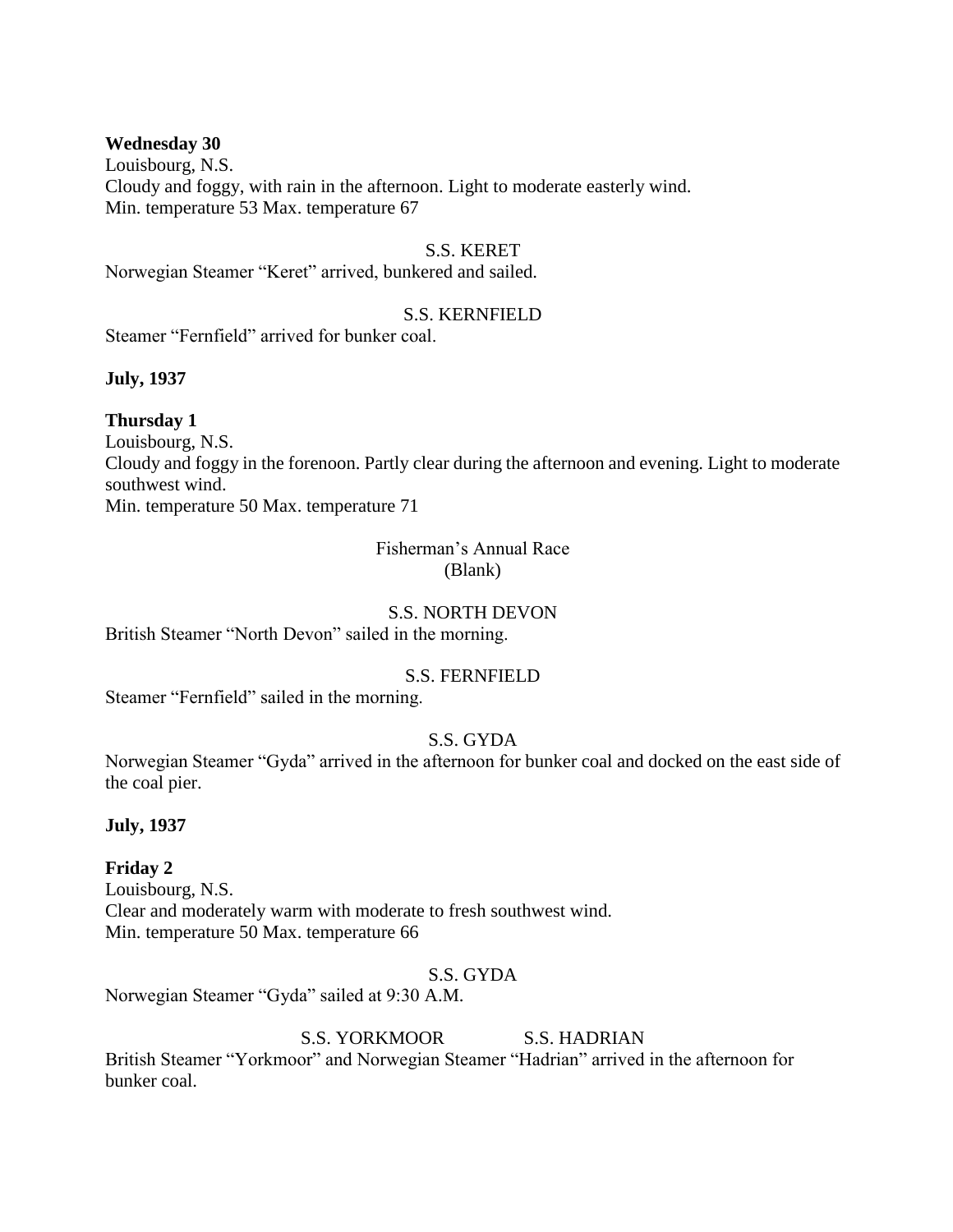**Wednesday 30**
Louisbourg, N.S.
Cloudy and foggy, with rain in the afternoon. Light to moderate easterly wind.
Min. temperature 53 Max. temperature 67

S.S. KERET

Norwegian Steamer "Keret" arrived, bunkered and sailed.

S.S. KERNFIELD

Steamer "Fernfield" arrived for bunker coal.

**July, 1937**

**Thursday 1**
Louisbourg, N.S.
Cloudy and foggy in the forenoon. Partly clear during the afternoon and evening. Light to moderate southwest wind.
Min. temperature 50 Max. temperature 71

Fisherman's Annual Race
(Blank)

S.S. NORTH DEVON

British Steamer "North Devon" sailed in the morning.

S.S. FERNFIELD

Steamer "Fernfield" sailed in the morning.

S.S. GYDA

Norwegian Steamer "Gyda" arrived in the afternoon for bunker coal and docked on the east side of the coal pier.

**July, 1937**

**Friday 2**
Louisbourg, N.S.
Clear and moderately warm with moderate to fresh southwest wind.
Min. temperature 50 Max. temperature 66

S.S. GYDA

Norwegian Steamer "Gyda" sailed at 9:30 A.M.

S.S. YORKMOOR S.S. HADRIAN

British Steamer "Yorkmoor" and Norwegian Steamer "Hadrian" arrived in the afternoon for bunker coal.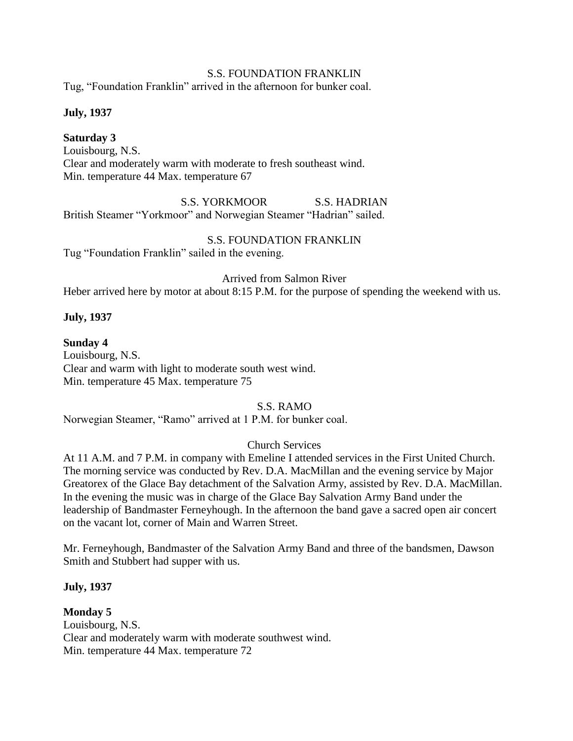S.S. FOUNDATION FRANKLIN

Tug, "Foundation Franklin" arrived in the afternoon for bunker coal.

**July, 1937**

**Saturday 3**

Louisbourg, N.S.
Clear and moderately warm with moderate to fresh southeast wind.
Min. temperature 44 Max. temperature 67

S.S. YORKMOOR S.S. HADRIAN

British Steamer "Yorkmoor" and Norwegian Steamer "Hadrian" sailed.

S.S. FOUNDATION FRANKLIN

Tug "Foundation Franklin" sailed in the evening.

Arrived from Salmon River

Heber arrived here by motor at about 8:15 P.M. for the purpose of spending the weekend with us.

**July, 1937**

**Sunday 4**

Louisbourg, N.S.
Clear and warm with light to moderate south west wind.
Min. temperature 45 Max. temperature 75

S.S. RAMO

Norwegian Steamer, "Ramo" arrived at 1 P.M. for bunker coal.

Church Services

At 11 A.M. and 7 P.M. in company with Emeline I attended services in the First United Church. The morning service was conducted by Rev. D.A. MacMillan and the evening service by Major Greatorex of the Glace Bay detachment of the Salvation Army, assisted by Rev. D.A. MacMillan. In the evening the music was in charge of the Glace Bay Salvation Army Band under the leadership of Bandmaster Ferneyhough. In the afternoon the band gave a sacred open air concert on the vacant lot, corner of Main and Warren Street.

Mr. Ferneyhough, Bandmaster of the Salvation Army Band and three of the bandsmen, Dawson Smith and Stubbert had supper with us.

**July, 1937**

**Monday 5**

Louisbourg, N.S.
Clear and moderately warm with moderate southwest wind.
Min. temperature 44 Max. temperature 72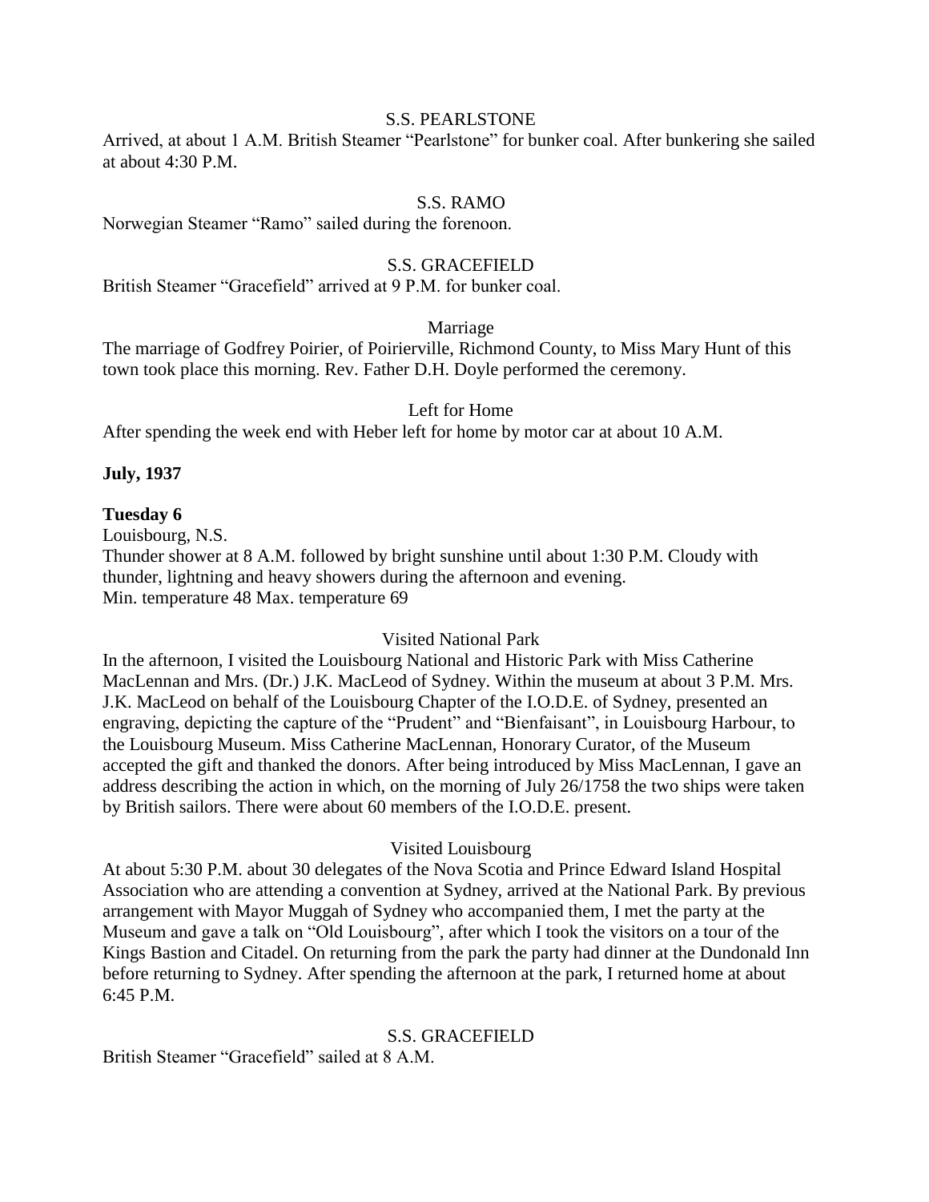S.S. PEARLSTONE

Arrived, at about 1 A.M. British Steamer "Pearlstone" for bunker coal. After bunkering she sailed at about 4:30 P.M.

S.S. RAMO

Norwegian Steamer "Ramo" sailed during the forenoon.

S.S. GRACEFIELD

British Steamer "Gracefield" arrived at 9 P.M. for bunker coal.

Marriage

The marriage of Godfrey Poirier, of Poirierville, Richmond County, to Miss Mary Hunt of this town took place this morning. Rev. Father D.H. Doyle performed the ceremony.

Left for Home

After spending the week end with Heber left for home by motor car at about 10 A.M.

**July, 1937**

**Tuesday 6**

Louisbourg, N.S.

Thunder shower at 8 A.M. followed by bright sunshine until about 1:30 P.M. Cloudy with thunder, lightning and heavy showers during the afternoon and evening.

Min. temperature 48 Max. temperature 69

Visited National Park

In the afternoon, I visited the Louisbourg National and Historic Park with Miss Catherine MacLennan and Mrs. (Dr.) J.K. MacLeod of Sydney. Within the museum at about 3 P.M. Mrs. J.K. MacLeod on behalf of the Louisbourg Chapter of the I.O.D.E. of Sydney, presented an engraving, depicting the capture of the "Prudent" and "Bienfaisant", in Louisbourg Harbour, to the Louisbourg Museum. Miss Catherine MacLennan, Honorary Curator, of the Museum accepted the gift and thanked the donors. After being introduced by Miss MacLennan, I gave an address describing the action in which, on the morning of July 26/1758 the two ships were taken by British sailors. There were about 60 members of the I.O.D.E. present.

Visited Louisbourg

At about 5:30 P.M. about 30 delegates of the Nova Scotia and Prince Edward Island Hospital Association who are attending a convention at Sydney, arrived at the National Park. By previous arrangement with Mayor Muggah of Sydney who accompanied them, I met the party at the Museum and gave a talk on "Old Louisbourg", after which I took the visitors on a tour of the Kings Bastion and Citadel. On returning from the park the party had dinner at the Dundonald Inn before returning to Sydney. After spending the afternoon at the park, I returned home at about 6:45 P.M.

S.S. GRACEFIELD

British Steamer "Gracefield" sailed at 8 A.M.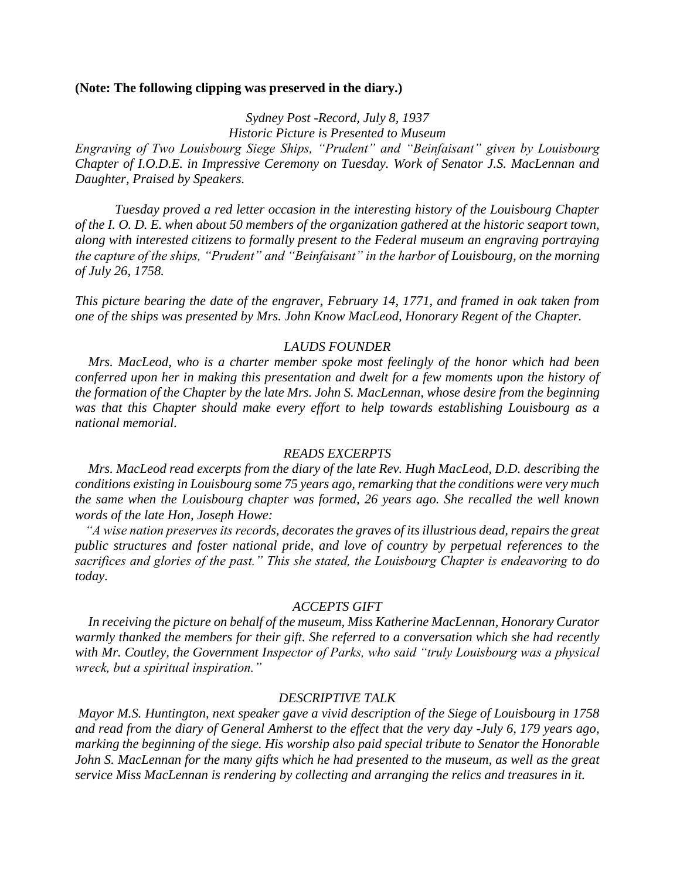**(Note: The following clipping was preserved in the diary.)**

*Sydney Post -Record, July 8, 1937*

*Historic Picture is Presented to Museum*

*Engraving of Two Louisbourg Siege Ships, "Prudent" and "Beinfaisant" given by Louisbourg Chapter of I.O.D.E. in Impressive Ceremony on Tuesday. Work of Senator J.S. MacLennan and Daughter, Praised by Speakers.*

*Tuesday proved a red letter occasion in the interesting history of the Louisbourg Chapter of the I. O. D. E. when about 50 members of the organization gathered at the historic seaport town, along with interested citizens to formally present to the Federal museum an engraving portraying the capture of the ships, "Prudent" and "Beinfaisant" in the harbor of Louisbourg, on the morning of July 26, 1758.*

*This picture bearing the date of the engraver, February 14, 1771, and framed in oak taken from one of the ships was presented by Mrs. John Know MacLeod, Honorary Regent of the Chapter.*

*LAUDS FOUNDER*

*Mrs. MacLeod, who is a charter member spoke most feelingly of the honor which had been conferred upon her in making this presentation and dwelt for a few moments upon the history of the formation of the Chapter by the late Mrs. John S. MacLennan, whose desire from the beginning was that this Chapter should make every effort to help towards establishing Louisbourg as a national memorial.*

*READS EXCERPTS*

*Mrs. MacLeod read excerpts from the diary of the late Rev. Hugh MacLeod, D.D. describing the conditions existing in Louisbourg some 75 years ago, remarking that the conditions were very much the same when the Louisbourg chapter was formed, 26 years ago. She recalled the well known words of the late Hon, Joseph Howe:*

*"A wise nation preserves its records, decorates the graves of its illustrious dead, repairs the great public structures and foster national pride, and love of country by perpetual references to the sacrifices and glories of the past." This she stated, the Louisbourg Chapter is endeavoring to do today.*

*ACCEPTS GIFT*

*In receiving the picture on behalf of the museum, Miss Katherine MacLennan, Honorary Curator warmly thanked the members for their gift. She referred to a conversation which she had recently with Mr. Coutley, the Government Inspector of Parks, who said "truly Louisbourg was a physical wreck, but a spiritual inspiration."*

*DESCRIPTIVE TALK*

*Mayor M.S. Huntington, next speaker gave a vivid description of the Siege of Louisbourg in 1758 and read from the diary of General Amherst to the effect that the very day -July 6, 179 years ago, marking the beginning of the siege. His worship also paid special tribute to Senator the Honorable John S. MacLennan for the many gifts which he had presented to the museum, as well as the great service Miss MacLennan is rendering by collecting and arranging the relics and treasures in it.*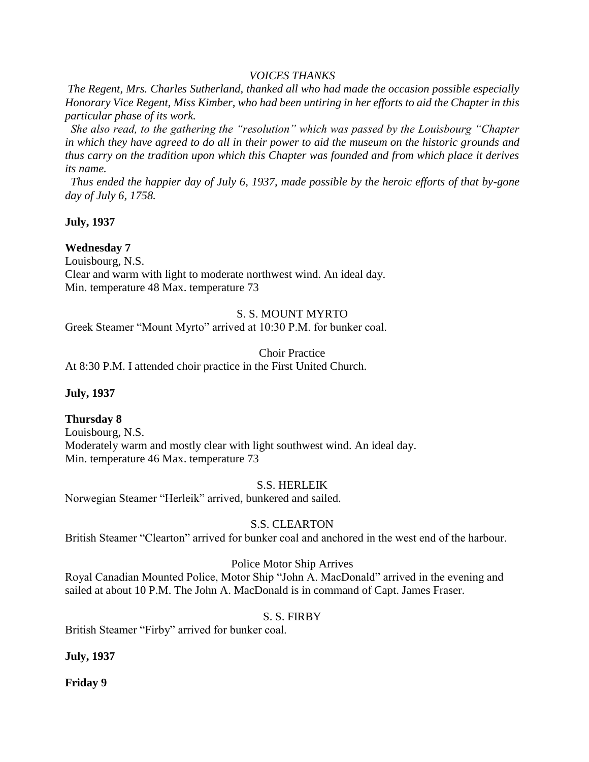*VOICES THANKS*

*The Regent, Mrs. Charles Sutherland, thanked all who had made the occasion possible especially Honorary Vice Regent, Miss Kimber, who had been untiring in her efforts to aid the Chapter in this particular phase of its work.*

*She also read, to the gathering the "resolution" which was passed by the Louisbourg "Chapter in which they have agreed to do all in their power to aid the museum on the historic grounds and thus carry on the tradition upon which this Chapter was founded and from which place it derives its name.*

*Thus ended the happier day of July 6, 1937, made possible by the heroic efforts of that by-gone day of July 6, 1758.*

**July, 1937**

**Wednesday 7**

Louisbourg, N.S.
Clear and warm with light to moderate northwest wind. An ideal day.
Min. temperature 48 Max. temperature 73

S. S. MOUNT MYRTO

Greek Steamer "Mount Myrto" arrived at 10:30 P.M. for bunker coal.

Choir Practice

At 8:30 P.M. I attended choir practice in the First United Church.

**July, 1937**

**Thursday 8**

Louisbourg, N.S.
Moderately warm and mostly clear with light southwest wind. An ideal day.
Min. temperature 46 Max. temperature 73

S.S. HERLEIK

Norwegian Steamer "Herleik" arrived, bunkered and sailed.

S.S. CLEARTON

British Steamer "Clearton" arrived for bunker coal and anchored in the west end of the harbour.

Police Motor Ship Arrives

Royal Canadian Mounted Police, Motor Ship "John A. MacDonald" arrived in the evening and sailed at about 10 P.M. The John A. MacDonald is in command of Capt. James Fraser.

S. S. FIRBY

British Steamer "Firby" arrived for bunker coal.

**July, 1937**

**Friday 9**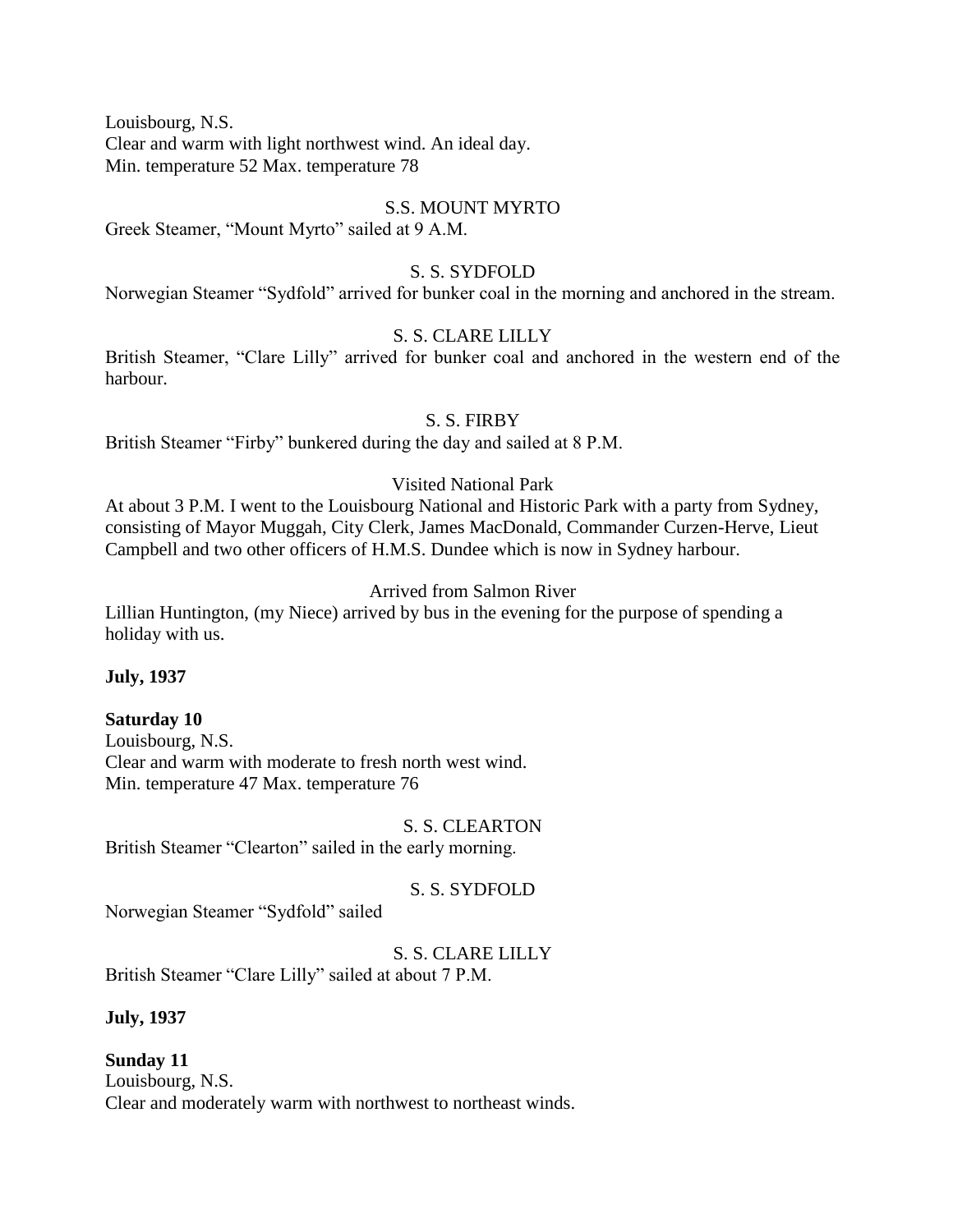Louisbourg, N.S.
Clear and warm with light northwest wind. An ideal day.
Min. temperature 52 Max. temperature 78

S.S. MOUNT MYRTO

Greek Steamer, "Mount Myrto" sailed at 9 A.M.

S. S. SYDFOLD

Norwegian Steamer "Sydfold" arrived for bunker coal in the morning and anchored in the stream.

S. S. CLARE LILLY

British Steamer, "Clare Lilly" arrived for bunker coal and anchored in the western end of the harbour.

S. S. FIRBY

British Steamer "Firby" bunkered during the day and sailed at 8 P.M.

Visited National Park

At about 3 P.M. I went to the Louisbourg National and Historic Park with a party from Sydney, consisting of Mayor Muggah, City Clerk, James MacDonald, Commander Curzen-Herve, Lieut Campbell and two other officers of H.M.S. Dundee which is now in Sydney harbour.

Arrived from Salmon River

Lillian Huntington, (my Niece) arrived by bus in the evening for the purpose of spending a holiday with us.

**July, 1937**

**Saturday 10**
Louisbourg, N.S.
Clear and warm with moderate to fresh north west wind.
Min. temperature 47 Max. temperature 76

S. S. CLEARTON

British Steamer "Clearton" sailed in the early morning.

S. S. SYDFOLD

Norwegian Steamer "Sydfold" sailed

S. S. CLARE LILLY

British Steamer "Clare Lilly" sailed at about 7 P.M.

**July, 1937**

**Sunday 11**
Louisbourg, N.S.
Clear and moderately warm with northwest to northeast winds.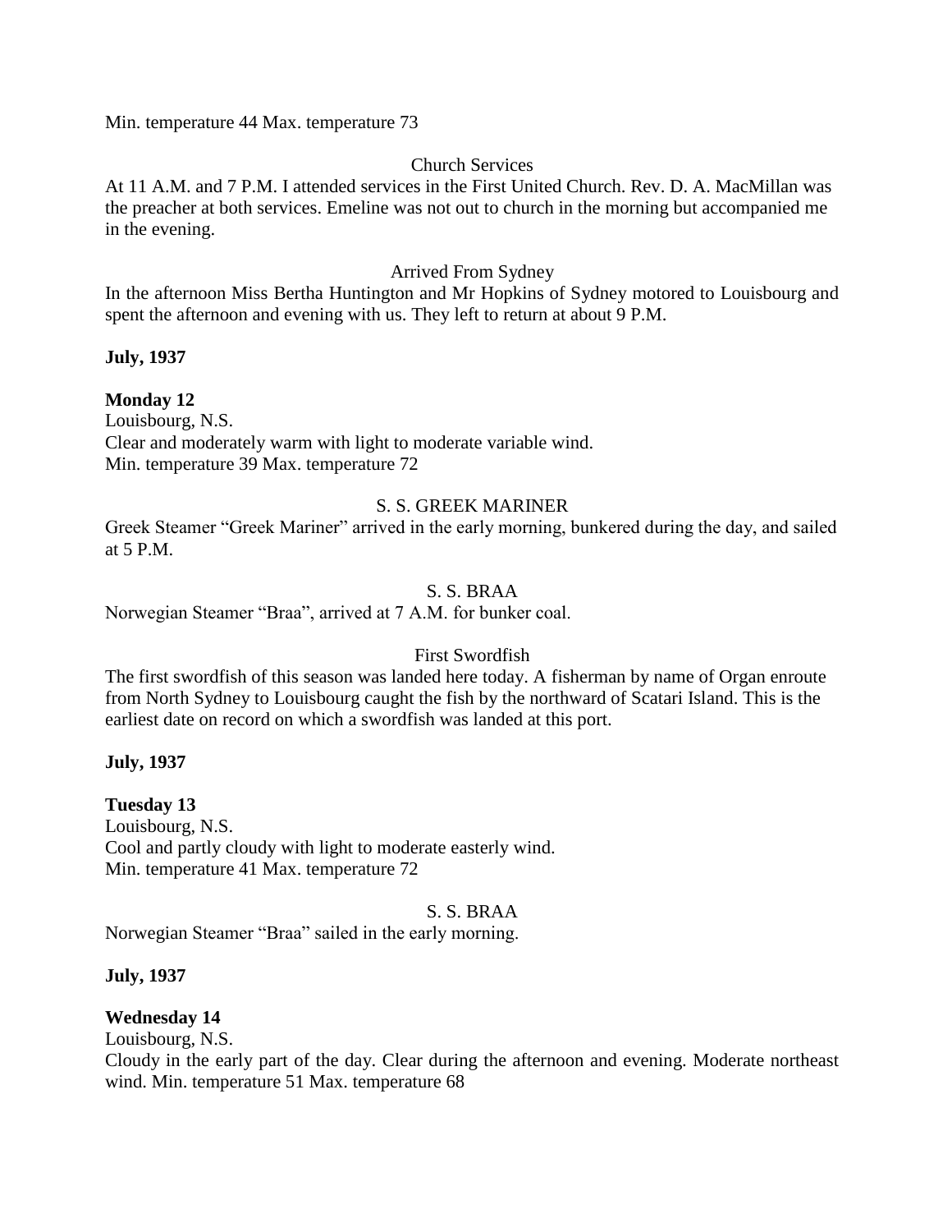Min. temperature 44 Max. temperature 73

Church Services

At 11 A.M. and 7 P.M. I attended services in the First United Church. Rev. D. A. MacMillan was the preacher at both services. Emeline was not out to church in the morning but accompanied me in the evening.

Arrived From Sydney

In the afternoon Miss Bertha Huntington and Mr Hopkins of Sydney motored to Louisbourg and spent the afternoon and evening with us. They left to return at about 9 P.M.

**July, 1937**

**Monday 12**

Louisbourg, N.S.
Clear and moderately warm with light to moderate variable wind.
Min. temperature 39 Max. temperature 72

S. S. GREEK MARINER

Greek Steamer "Greek Mariner" arrived in the early morning, bunkered during the day, and sailed at 5 P.M.

S. S. BRAA

Norwegian Steamer "Braa", arrived at 7 A.M. for bunker coal.

First Swordfish

The first swordfish of this season was landed here today. A fisherman by name of Organ enroute from North Sydney to Louisbourg caught the fish by the northward of Scatari Island. This is the earliest date on record on which a swordfish was landed at this port.

**July, 1937**

**Tuesday 13**

Louisbourg, N.S.
Cool and partly cloudy with light to moderate easterly wind.
Min. temperature 41 Max. temperature 72

S. S. BRAA

Norwegian Steamer "Braa" sailed in the early morning.

**July, 1937**

**Wednesday 14**

Louisbourg, N.S.
Cloudy in the early part of the day. Clear during the afternoon and evening. Moderate northeast wind. Min. temperature 51 Max. temperature 68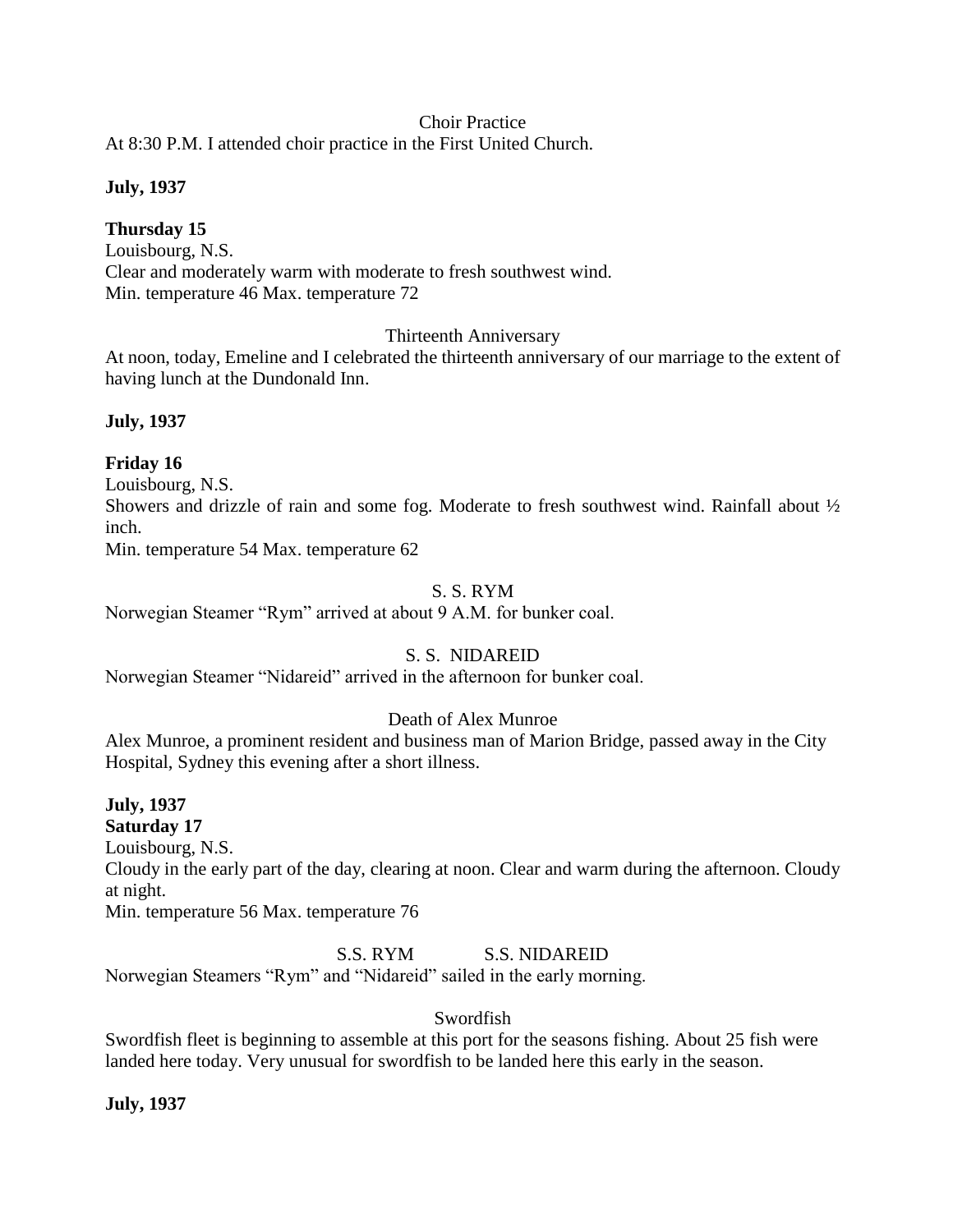Choir Practice

At 8:30 P.M. I attended choir practice in the First United Church.

**July, 1937**

**Thursday 15**

Louisbourg, N.S.

Clear and moderately warm with moderate to fresh southwest wind.

Min. temperature 46 Max. temperature 72

Thirteenth Anniversary

At noon, today, Emeline and I celebrated the thirteenth anniversary of our marriage to the extent of having lunch at the Dundonald Inn.

**July, 1937**

**Friday 16**

Louisbourg, N.S.

Showers and drizzle of rain and some fog. Moderate to fresh southwest wind. Rainfall about ½ inch.

Min. temperature 54 Max. temperature 62

S. S. RYM

Norwegian Steamer "Rym" arrived at about 9 A.M. for bunker coal.

S. S. NIDAREID

Norwegian Steamer "Nidareid" arrived in the afternoon for bunker coal.

Death of Alex Munroe

Alex Munroe, a prominent resident and business man of Marion Bridge, passed away in the City Hospital, Sydney this evening after a short illness.

**July, 1937**

**Saturday 17**

Louisbourg, N.S.

Cloudy in the early part of the day, clearing at noon. Clear and warm during the afternoon. Cloudy at night.

Min. temperature 56 Max. temperature 76

S.S. RYM S.S. NIDAREID

Norwegian Steamers "Rym" and "Nidareid" sailed in the early morning.

Swordfish

Swordfish fleet is beginning to assemble at this port for the seasons fishing. About 25 fish were landed here today. Very unusual for swordfish to be landed here this early in the season.

**July, 1937**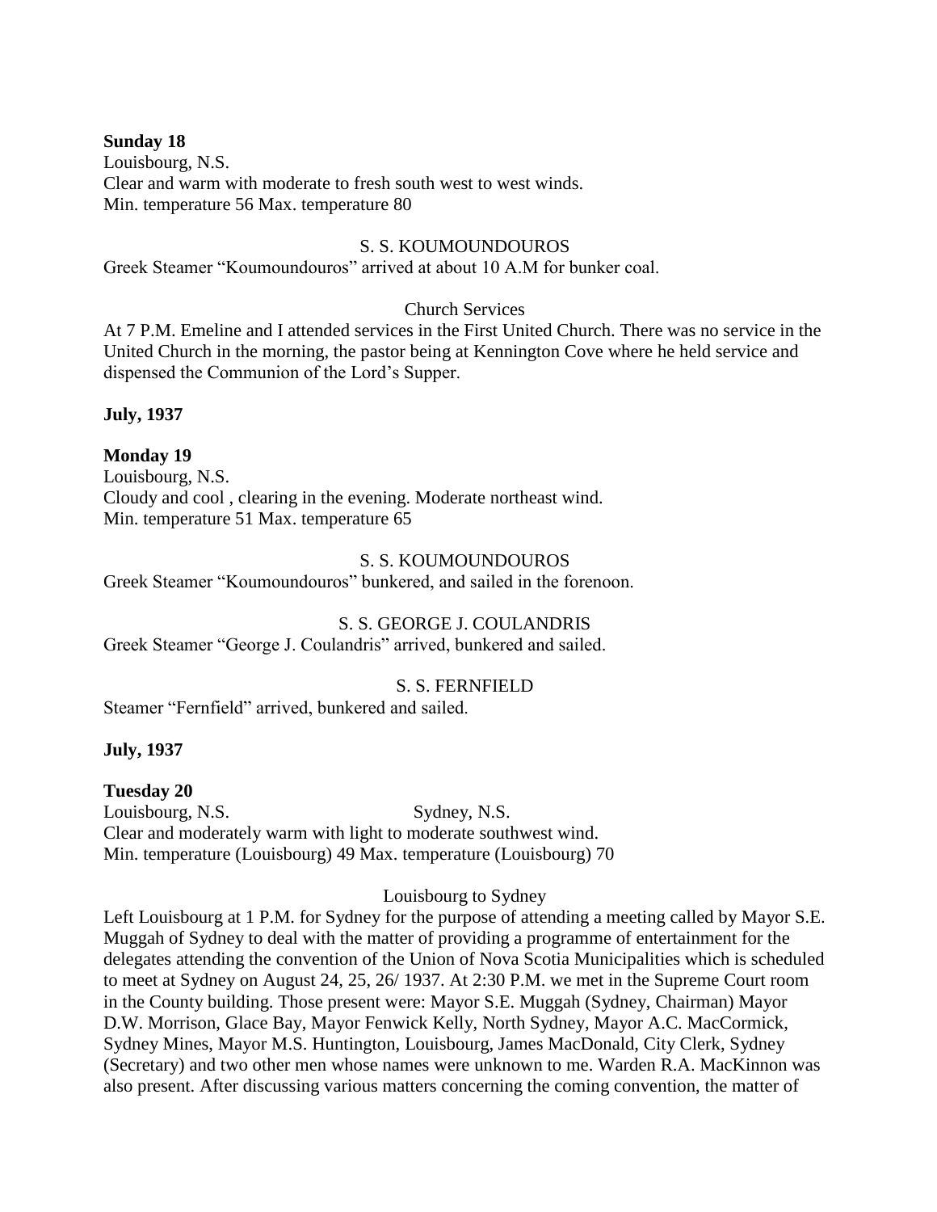**Sunday 18**
Louisbourg, N.S.
Clear and warm with moderate to fresh south west to west winds.
Min. temperature 56 Max. temperature 80

S. S. KOUMOUNDOUROS

Greek Steamer "Koumoundouros" arrived at about 10 A.M for bunker coal.

Church Services

At 7 P.M. Emeline and I attended services in the First United Church. There was no service in the United Church in the morning, the pastor being at Kennington Cove where he held service and dispensed the Communion of the Lord's Supper.

**July, 1937**

**Monday 19**
Louisbourg, N.S.
Cloudy and cool , clearing in the evening. Moderate northeast wind.
Min. temperature 51 Max. temperature 65

S. S. KOUMOUNDOUROS

Greek Steamer "Koumoundouros" bunkered, and sailed in the forenoon.

S. S. GEORGE J. COULANDRIS

Greek Steamer "George J. Coulandris" arrived, bunkered and sailed.

S. S. FERNFIELD

Steamer "Fernfield" arrived, bunkered and sailed.

**July, 1937**

**Tuesday 20**
Louisbourg, N.S. Sydney, N.S.
Clear and moderately warm with light to moderate southwest wind.
Min. temperature (Louisbourg) 49 Max. temperature (Louisbourg) 70

Louisbourg to Sydney

Left Louisbourg at 1 P.M. for Sydney for the purpose of attending a meeting called by Mayor S.E. Muggah of Sydney to deal with the matter of providing a programme of entertainment for the delegates attending the convention of the Union of Nova Scotia Municipalities which is scheduled to meet at Sydney on August 24, 25, 26/ 1937. At 2:30 P.M. we met in the Supreme Court room in the County building. Those present were: Mayor S.E. Muggah (Sydney, Chairman) Mayor D.W. Morrison, Glace Bay, Mayor Fenwick Kelly, North Sydney, Mayor A.C. MacCormick, Sydney Mines, Mayor M.S. Huntington, Louisbourg, James MacDonald, City Clerk, Sydney (Secretary) and two other men whose names were unknown to me. Warden R.A. MacKinnon was also present. After discussing various matters concerning the coming convention, the matter of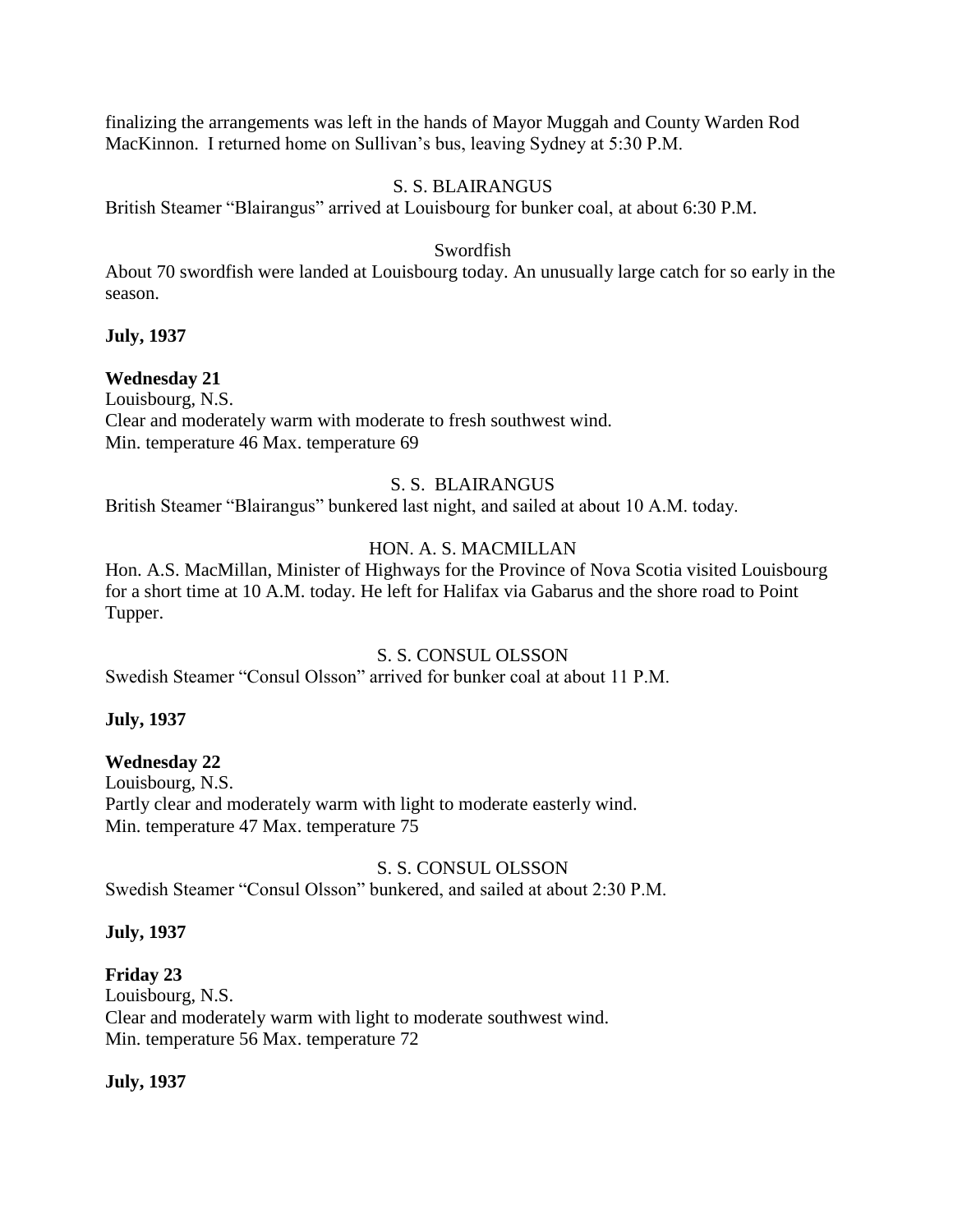finalizing the arrangements was left in the hands of Mayor Muggah and County Warden Rod MacKinnon. I returned home on Sullivan's bus, leaving Sydney at 5:30 P.M.

S. S. BLAIRANGUS

British Steamer "Blairangus" arrived at Louisbourg for bunker coal, at about 6:30 P.M.

Swordfish

About 70 swordfish were landed at Louisbourg today. An unusually large catch for so early in the season.

**July, 1937**

**Wednesday 21**

Louisbourg, N.S.
Clear and moderately warm with moderate to fresh southwest wind.
Min. temperature 46 Max. temperature 69

S. S. BLAIRANGUS

British Steamer "Blairangus" bunkered last night, and sailed at about 10 A.M. today.

HON. A. S. MACMILLAN

Hon. A.S. MacMillan, Minister of Highways for the Province of Nova Scotia visited Louisbourg for a short time at 10 A.M. today. He left for Halifax via Gabarus and the shore road to Point Tupper.

S. S. CONSUL OLSSON

Swedish Steamer "Consul Olsson" arrived for bunker coal at about 11 P.M.

**July, 1937**

**Wednesday 22**

Louisbourg, N.S.
Partly clear and moderately warm with light to moderate easterly wind.
Min. temperature 47 Max. temperature 75

S. S. CONSUL OLSSON

Swedish Steamer "Consul Olsson" bunkered, and sailed at about 2:30 P.M.

**July, 1937**

**Friday 23**

Louisbourg, N.S.
Clear and moderately warm with light to moderate southwest wind.
Min. temperature 56 Max. temperature 72

**July, 1937**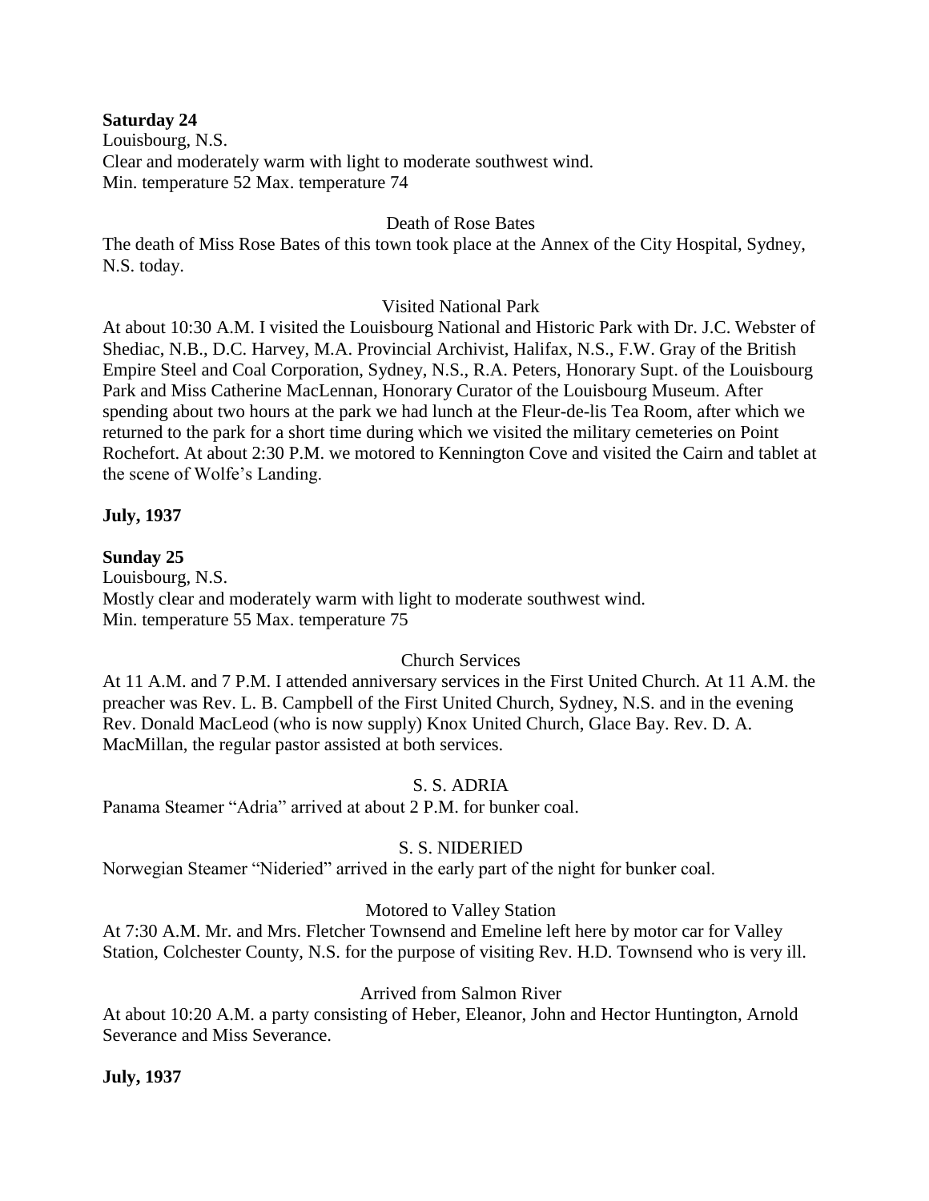**Saturday 24**
Louisbourg, N.S.
Clear and moderately warm with light to moderate southwest wind.
Min. temperature 52 Max. temperature 74

Death of Rose Bates

The death of Miss Rose Bates of this town took place at the Annex of the City Hospital, Sydney, N.S. today.

Visited National Park

At about 10:30 A.M. I visited the Louisbourg National and Historic Park with Dr. J.C. Webster of Shediac, N.B., D.C. Harvey, M.A. Provincial Archivist, Halifax, N.S., F.W. Gray of the British Empire Steel and Coal Corporation, Sydney, N.S., R.A. Peters, Honorary Supt. of the Louisbourg Park and Miss Catherine MacLennan, Honorary Curator of the Louisbourg Museum. After spending about two hours at the park we had lunch at the Fleur-de-lis Tea Room, after which we returned to the park for a short time during which we visited the military cemeteries on Point Rochefort. At about 2:30 P.M. we motored to Kennington Cove and visited the Cairn and tablet at the scene of Wolfe's Landing.

**July, 1937**

**Sunday 25**
Louisbourg, N.S.
Mostly clear and moderately warm with light to moderate southwest wind.
Min. temperature 55 Max. temperature 75

Church Services

At 11 A.M. and 7 P.M. I attended anniversary services in the First United Church. At 11 A.M. the preacher was Rev. L. B. Campbell of the First United Church, Sydney, N.S. and in the evening Rev. Donald MacLeod (who is now supply) Knox United Church, Glace Bay. Rev. D. A. MacMillan, the regular pastor assisted at both services.

S. S. ADRIA

Panama Steamer "Adria" arrived at about 2 P.M. for bunker coal.

S. S. NIDERIED

Norwegian Steamer "Nideried" arrived in the early part of the night for bunker coal.

Motored to Valley Station

At 7:30 A.M. Mr. and Mrs. Fletcher Townsend and Emeline left here by motor car for Valley Station, Colchester County, N.S. for the purpose of visiting Rev. H.D. Townsend who is very ill.

Arrived from Salmon River

At about 10:20 A.M. a party consisting of Heber, Eleanor, John and Hector Huntington, Arnold Severance and Miss Severance.

**July, 1937**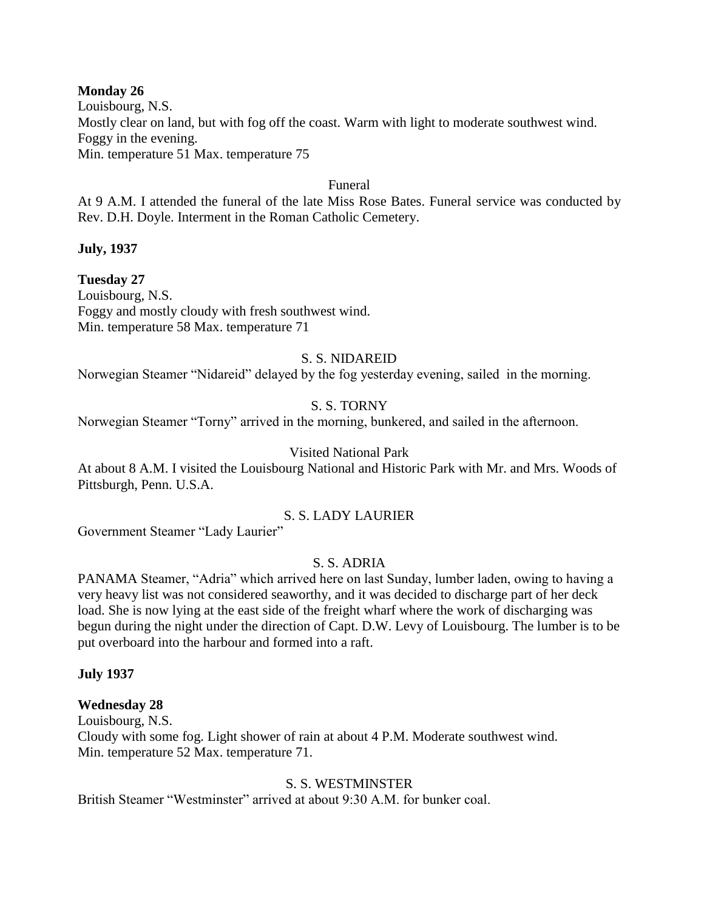**Monday 26**
Louisbourg, N.S.
Mostly clear on land, but with fog off the coast. Warm with light to moderate southwest wind. Foggy in the evening.
Min. temperature 51 Max. temperature 75

Funeral

At 9 A.M. I attended the funeral of the late Miss Rose Bates. Funeral service was conducted by Rev. D.H. Doyle. Interment in the Roman Catholic Cemetery.

**July, 1937**

**Tuesday 27**
Louisbourg, N.S.
Foggy and mostly cloudy with fresh southwest wind.
Min. temperature 58 Max. temperature 71

S. S. NIDAREID

Norwegian Steamer "Nidareid" delayed by the fog yesterday evening, sailed in the morning.

S. S. TORNY

Norwegian Steamer "Torny" arrived in the morning, bunkered, and sailed in the afternoon.

Visited National Park

At about 8 A.M. I visited the Louisbourg National and Historic Park with Mr. and Mrs. Woods of Pittsburgh, Penn. U.S.A.

S. S. LADY LAURIER

Government Steamer "Lady Laurier"

S. S. ADRIA

PANAMA Steamer, "Adria" which arrived here on last Sunday, lumber laden, owing to having a very heavy list was not considered seaworthy, and it was decided to discharge part of her deck load. She is now lying at the east side of the freight wharf where the work of discharging was begun during the night under the direction of Capt. D.W. Levy of Louisbourg. The lumber is to be put overboard into the harbour and formed into a raft.

**July 1937**

**Wednesday 28**
Louisbourg, N.S.
Cloudy with some fog. Light shower of rain at about 4 P.M. Moderate southwest wind.
Min. temperature 52 Max. temperature 71.

S. S. WESTMINSTER

British Steamer "Westminster" arrived at about 9:30 A.M. for bunker coal.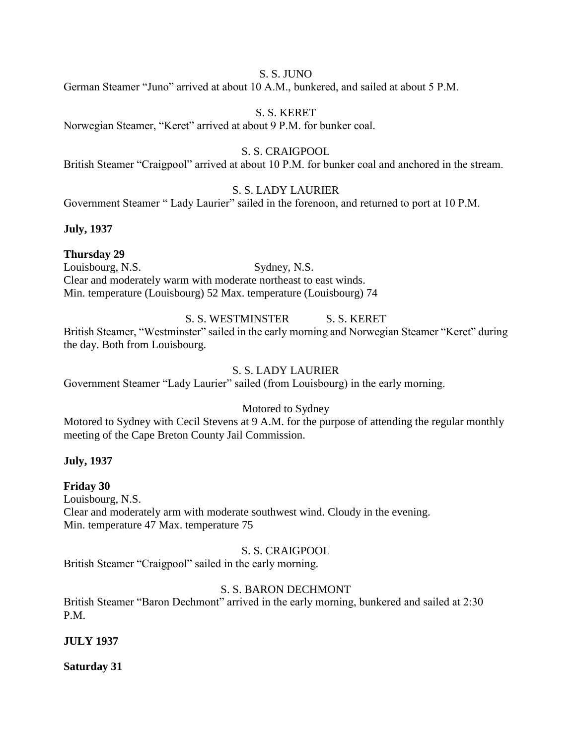S. S. JUNO

German Steamer "Juno" arrived at about 10 A.M., bunkered, and sailed at about 5 P.M.

S. S. KERET

Norwegian Steamer, "Keret" arrived at about 9 P.M. for bunker coal.

S. S. CRAIGPOOL

British Steamer "Craigpool" arrived at about 10 P.M. for bunker coal and anchored in the stream.

S. S. LADY LAURIER

Government Steamer " Lady Laurier" sailed in the forenoon, and returned to port at 10 P.M.

**July, 1937**

**Thursday 29**

Louisbourg, N.S. Sydney, N.S.

Clear and moderately warm with moderate northeast to east winds.

Min. temperature (Louisbourg) 52 Max. temperature (Louisbourg) 74

S. S. WESTMINSTER S. S. KERET

British Steamer, "Westminster" sailed in the early morning and Norwegian Steamer "Keret" during the day. Both from Louisbourg.

S. S. LADY LAURIER

Government Steamer "Lady Laurier" sailed (from Louisbourg) in the early morning.

Motored to Sydney

Motored to Sydney with Cecil Stevens at 9 A.M. for the purpose of attending the regular monthly meeting of the Cape Breton County Jail Commission.

**July, 1937**

**Friday 30**

Louisbourg, N.S.

Clear and moderately arm with moderate southwest wind. Cloudy in the evening.

Min. temperature 47 Max. temperature 75

S. S. CRAIGPOOL

British Steamer "Craigpool" sailed in the early morning.

S. S. BARON DECHMONT

British Steamer "Baron Dechmont" arrived in the early morning, bunkered and sailed at 2:30 P.M.

**JULY 1937**

**Saturday 31**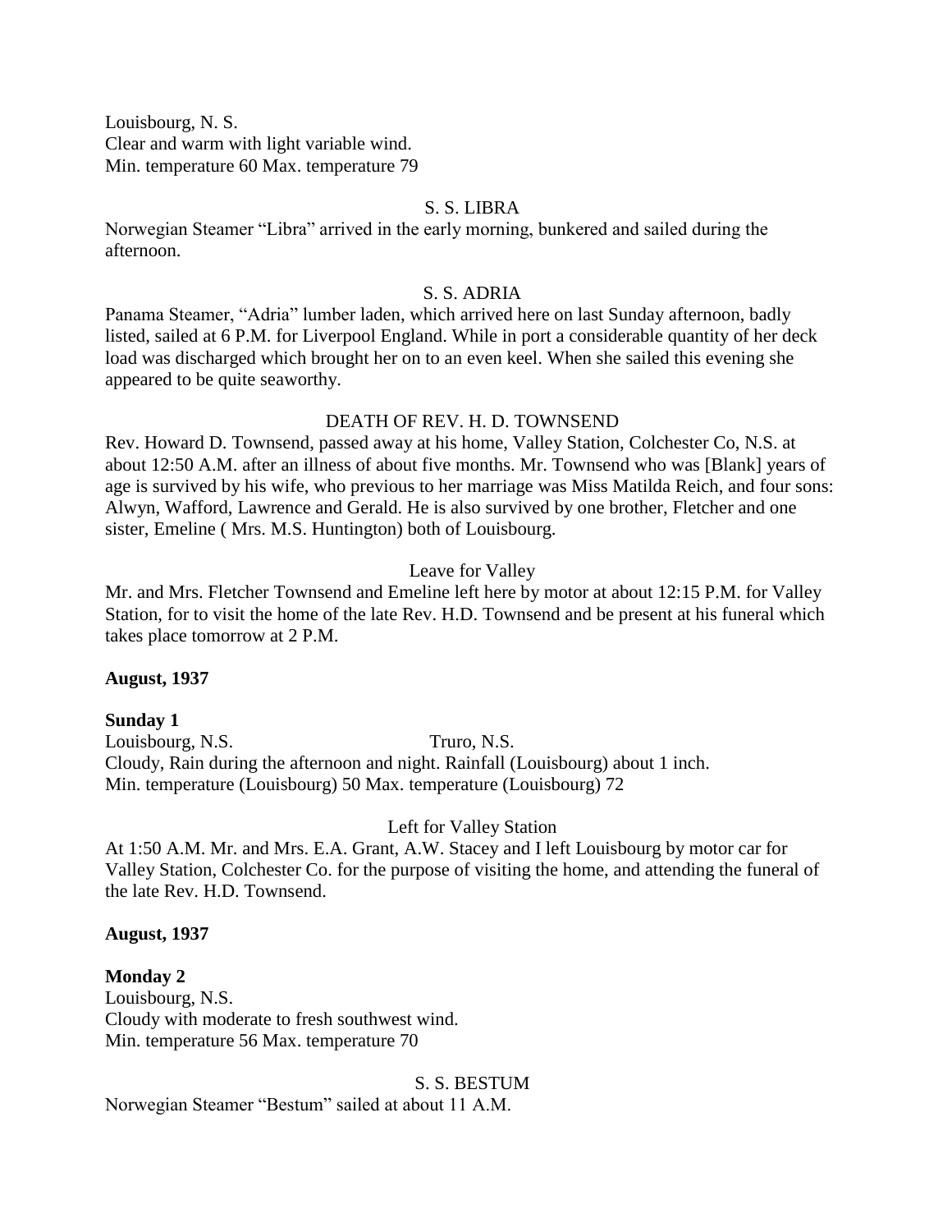Louisbourg, N. S.
Clear and warm with light variable wind.
Min. temperature 60 Max. temperature 79

S. S. LIBRA

Norwegian Steamer "Libra" arrived in the early morning, bunkered and sailed during the afternoon.

S. S. ADRIA

Panama Steamer, "Adria" lumber laden, which arrived here on last Sunday afternoon, badly listed, sailed at 6 P.M. for Liverpool England. While in port a considerable quantity of her deck load was discharged which brought her on to an even keel. When she sailed this evening she appeared to be quite seaworthy.

DEATH OF REV. H. D. TOWNSEND

Rev. Howard D. Townsend, passed away at his home, Valley Station, Colchester Co, N.S. at about 12:50 A.M. after an illness of about five months. Mr. Townsend who was [Blank] years of age is survived by his wife, who previous to her marriage was Miss Matilda Reich, and four sons: Alwyn, Wafford, Lawrence and Gerald. He is also survived by one brother, Fletcher and one sister, Emeline ( Mrs. M.S. Huntington) both of Louisbourg.

Leave for Valley

Mr. and Mrs. Fletcher Townsend and Emeline left here by motor at about 12:15 P.M. for Valley Station, for to visit the home of the late Rev. H.D. Townsend and be present at his funeral which takes place tomorrow at 2 P.M.

**August, 1937**

**Sunday 1**

Louisbourg, N.S. Truro, N.S.
Cloudy, Rain during the afternoon and night. Rainfall (Louisbourg) about 1 inch.
Min. temperature (Louisbourg) 50 Max. temperature (Louisbourg) 72

Left for Valley Station

At 1:50 A.M. Mr. and Mrs. E.A. Grant, A.W. Stacey and I left Louisbourg by motor car for Valley Station, Colchester Co. for the purpose of visiting the home, and attending the funeral of the late Rev. H.D. Townsend.

**August, 1937**

**Monday 2**

Louisbourg, N.S.
Cloudy with moderate to fresh southwest wind.
Min. temperature 56 Max. temperature 70

S. S. BESTUM

Norwegian Steamer "Bestum" sailed at about 11 A.M.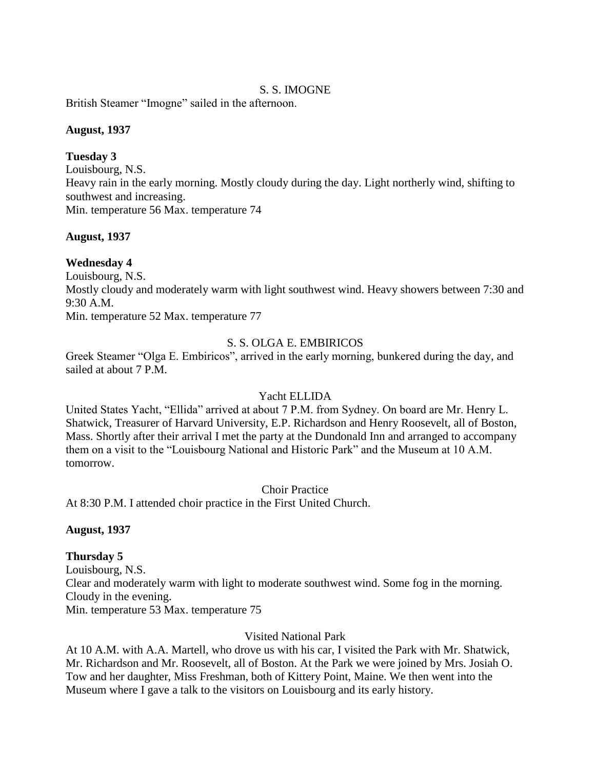S. S. IMOGNE

British Steamer "Imogne" sailed in the afternoon.

**August, 1937**

**Tuesday 3**

Louisbourg, N.S.

Heavy rain in the early morning. Mostly cloudy during the day. Light northerly wind, shifting to southwest and increasing.

Min. temperature 56 Max. temperature 74

**August, 1937**

**Wednesday 4**

Louisbourg, N.S.

Mostly cloudy and moderately warm with light southwest wind. Heavy showers between 7:30 and 9:30 A.M.

Min. temperature 52 Max. temperature 77

S. S. OLGA E. EMBIRICOS

Greek Steamer "Olga E. Embiricos", arrived in the early morning, bunkered during the day, and sailed at about 7 P.M.

Yacht ELLIDA

United States Yacht, "Ellida" arrived at about 7 P.M. from Sydney. On board are Mr. Henry L. Shatwick, Treasurer of Harvard University, E.P. Richardson and Henry Roosevelt, all of Boston, Mass. Shortly after their arrival I met the party at the Dundonald Inn and arranged to accompany them on a visit to the "Louisbourg National and Historic Park" and the Museum at 10 A.M. tomorrow.

Choir Practice

At 8:30 P.M. I attended choir practice in the First United Church.

**August, 1937**

**Thursday 5**

Louisbourg, N.S.

Clear and moderately warm with light to moderate southwest wind. Some fog in the morning. Cloudy in the evening.

Min. temperature 53 Max. temperature 75

Visited National Park

At 10 A.M. with A.A. Martell, who drove us with his car, I visited the Park with Mr. Shatwick, Mr. Richardson and Mr. Roosevelt, all of Boston. At the Park we were joined by Mrs. Josiah O. Tow and her daughter, Miss Freshman, both of Kittery Point, Maine. We then went into the Museum where I gave a talk to the visitors on Louisbourg and its early history.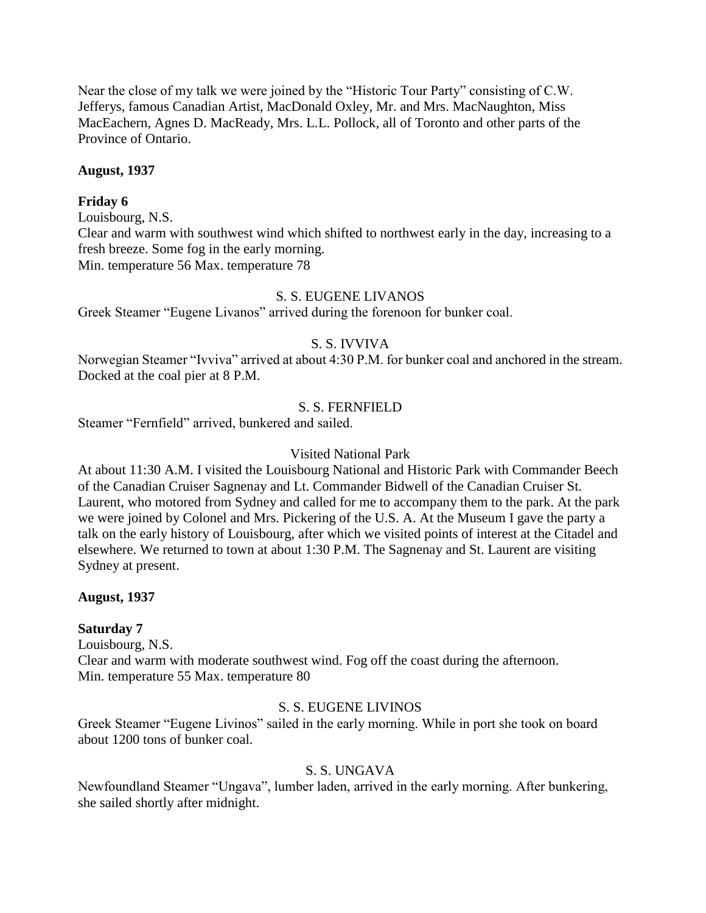Near the close of my talk we were joined by the "Historic Tour Party" consisting of C.W. Jefferys, famous Canadian Artist, MacDonald Oxley, Mr. and Mrs. MacNaughton, Miss MacEachern, Agnes D. MacReady, Mrs. L.L. Pollock, all of Toronto and other parts of the Province of Ontario.

**August, 1937**

**Friday 6**

Louisbourg, N.S.
Clear and warm with southwest wind which shifted to northwest early in the day, increasing to a fresh breeze. Some fog in the early morning.
Min. temperature 56 Max. temperature 78

S. S. EUGENE LIVANOS

Greek Steamer "Eugene Livanos" arrived during the forenoon for bunker coal.

S. S. IVVIVA

Norwegian Steamer "Ivviva" arrived at about 4:30 P.M. for bunker coal and anchored in the stream. Docked at the coal pier at 8 P.M.

S. S. FERNFIELD

Steamer "Fernfield" arrived, bunkered and sailed.

Visited National Park

At about 11:30 A.M. I visited the Louisbourg National and Historic Park with Commander Beech of the Canadian Cruiser Sagnenay and Lt. Commander Bidwell of the Canadian Cruiser St. Laurent, who motored from Sydney and called for me to accompany them to the park. At the park we were joined by Colonel and Mrs. Pickering of the U.S. A. At the Museum I gave the party a talk on the early history of Louisbourg, after which we visited points of interest at the Citadel and elsewhere. We returned to town at about 1:30 P.M. The Sagnenay and St. Laurent are visiting Sydney at present.

**August, 1937**

**Saturday 7**

Louisbourg, N.S.
Clear and warm with moderate southwest wind. Fog off the coast during the afternoon.
Min. temperature 55 Max. temperature 80

S. S. EUGENE LIVINOS

Greek Steamer "Eugene Livinos" sailed in the early morning. While in port she took on board about 1200 tons of bunker coal.

S. S. UNGAVA

Newfoundland Steamer "Ungava", lumber laden, arrived in the early morning. After bunkering, she sailed shortly after midnight.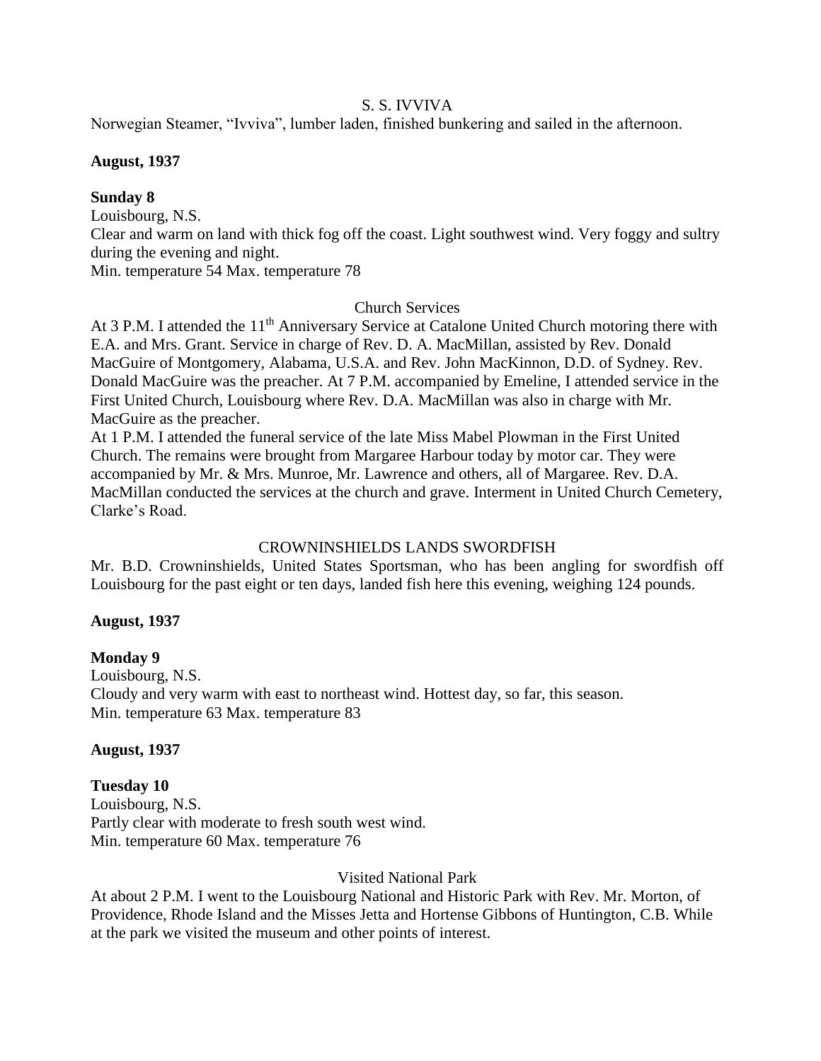S. S. IVVIVA

Norwegian Steamer, "Ivviva", lumber laden, finished bunkering and sailed in the afternoon.

**August, 1937**

**Sunday 8**

Louisbourg, N.S.

Clear and warm on land with thick fog off the coast. Light southwest wind. Very foggy and sultry during the evening and night.

Min. temperature 54 Max. temperature 78

Church Services

At 3 P.M. I attended the 11th Anniversary Service at Catalone United Church motoring there with E.A. and Mrs. Grant. Service in charge of Rev. D. A. MacMillan, assisted by Rev. Donald MacGuire of Montgomery, Alabama, U.S.A. and Rev. John MacKinnon, D.D. of Sydney. Rev. Donald MacGuire was the preacher. At 7 P.M. accompanied by Emeline, I attended service in the First United Church, Louisbourg where Rev. D.A. MacMillan was also in charge with Mr. MacGuire as the preacher.

At 1 P.M. I attended the funeral service of the late Miss Mabel Plowman in the First United Church. The remains were brought from Margaree Harbour today by motor car. They were accompanied by Mr. & Mrs. Munroe, Mr. Lawrence and others, all of Margaree. Rev. D.A. MacMillan conducted the services at the church and grave. Interment in United Church Cemetery, Clarke's Road.

CROWNINSHIELDS LANDS SWORDFISH

Mr. B.D. Crowninshields, United States Sportsman, who has been angling for swordfish off Louisbourg for the past eight or ten days, landed fish here this evening, weighing 124 pounds.

**August, 1937**

**Monday 9**

Louisbourg, N.S.

Cloudy and very warm with east to northeast wind. Hottest day, so far, this season.

Min. temperature 63 Max. temperature 83

**August, 1937**

**Tuesday 10**

Louisbourg, N.S.

Partly clear with moderate to fresh south west wind.

Min. temperature 60 Max. temperature 76

Visited National Park

At about 2 P.M. I went to the Louisbourg National and Historic Park with Rev. Mr. Morton, of Providence, Rhode Island and the Misses Jetta and Hortense Gibbons of Huntington, C.B. While at the park we visited the museum and other points of interest.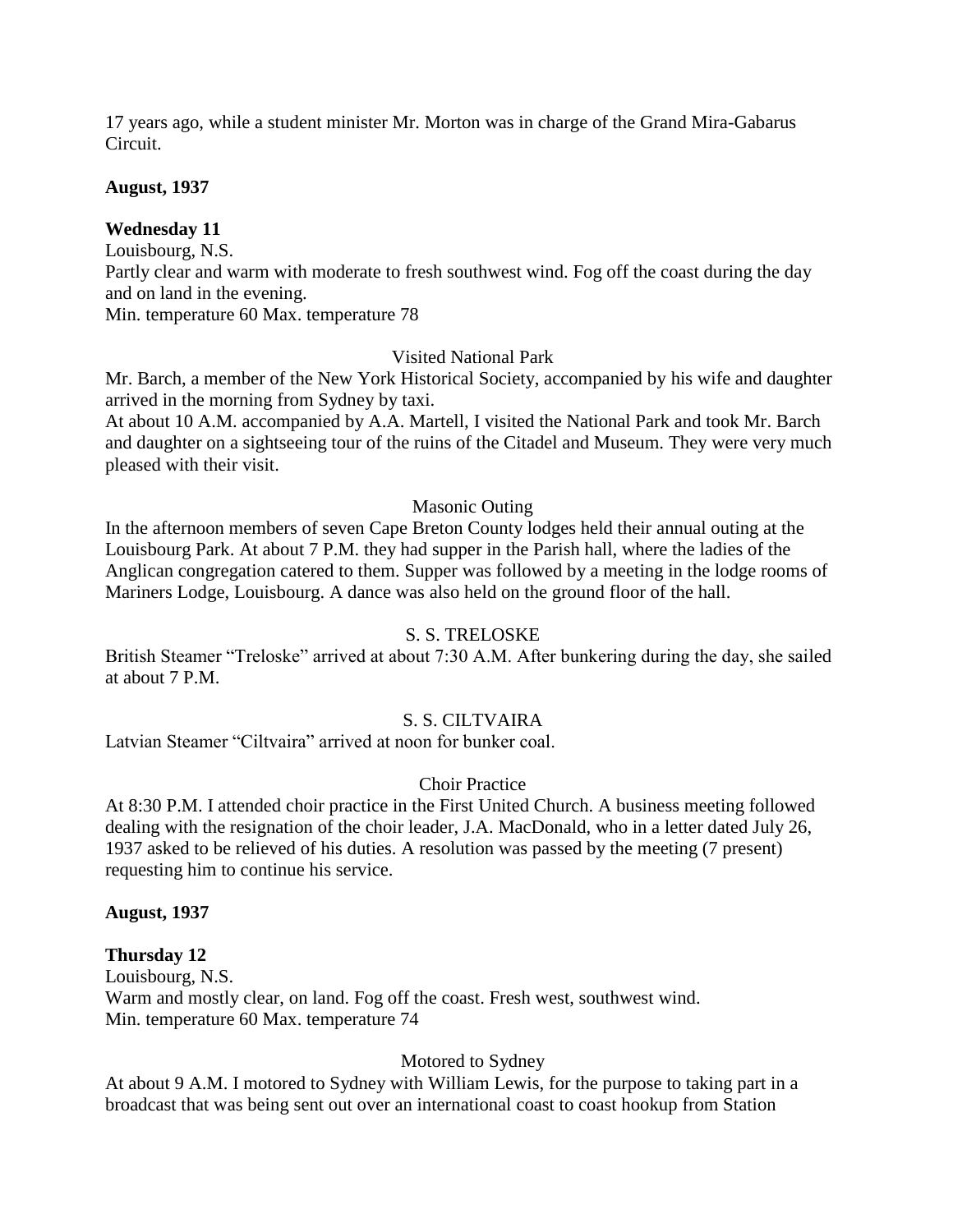17 years ago, while a student minister Mr. Morton was in charge of the Grand Mira-Gabarus Circuit.

**August, 1937**

**Wednesday 11**

Louisbourg, N.S.
Partly clear and warm with moderate to fresh southwest wind. Fog off the coast during the day and on land in the evening.
Min. temperature 60 Max. temperature 78

Visited National Park

Mr. Barch, a member of the New York Historical Society, accompanied by his wife and daughter arrived in the morning from Sydney by taxi.
At about 10 A.M. accompanied by A.A. Martell, I visited the National Park and took Mr. Barch and daughter on a sightseeing tour of the ruins of the Citadel and Museum. They were very much pleased with their visit.

Masonic Outing

In the afternoon members of seven Cape Breton County lodges held their annual outing at the Louisbourg Park. At about 7 P.M. they had supper in the Parish hall, where the ladies of the Anglican congregation catered to them. Supper was followed by a meeting in the lodge rooms of Mariners Lodge, Louisbourg. A dance was also held on the ground floor of the hall.

S. S. TRELOSKE

British Steamer "Treloske" arrived at about 7:30 A.M. After bunkering during the day, she sailed at about 7 P.M.

S. S. CILTVAIRA

Latvian Steamer "Ciltvaira" arrived at noon for bunker coal.

Choir Practice

At 8:30 P.M. I attended choir practice in the First United Church. A business meeting followed dealing with the resignation of the choir leader, J.A. MacDonald, who in a letter dated July 26, 1937 asked to be relieved of his duties. A resolution was passed by the meeting (7 present) requesting him to continue his service.

**August, 1937**

**Thursday 12**

Louisbourg, N.S.
Warm and mostly clear, on land. Fog off the coast. Fresh west, southwest wind.
Min. temperature 60 Max. temperature 74

Motored to Sydney

At about 9 A.M. I motored to Sydney with William Lewis, for the purpose to taking part in a broadcast that was being sent out over an international coast to coast hookup from Station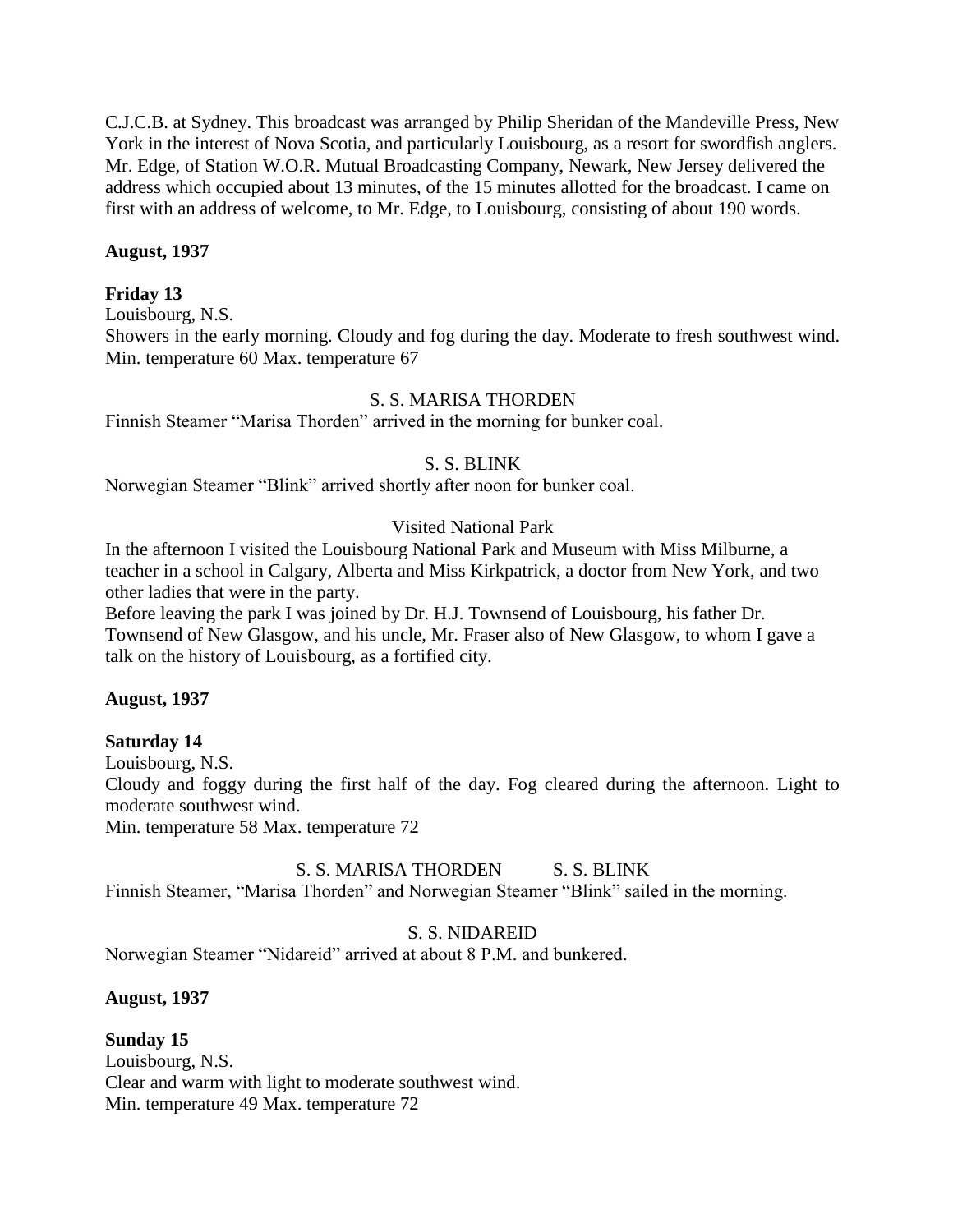C.J.C.B. at Sydney. This broadcast was arranged by Philip Sheridan of the Mandeville Press, New York in the interest of Nova Scotia, and particularly Louisbourg, as a resort for swordfish anglers. Mr. Edge, of Station W.O.R. Mutual Broadcasting Company, Newark, New Jersey delivered the address which occupied about 13 minutes, of the 15 minutes allotted for the broadcast. I came on first with an address of welcome, to Mr. Edge, to Louisbourg, consisting of about 190 words.

**August, 1937**

**Friday 13**

Louisbourg, N.S.

Showers in the early morning. Cloudy and fog during the day. Moderate to fresh southwest wind.
Min. temperature 60 Max. temperature 67

S. S. MARISA THORDEN

Finnish Steamer "Marisa Thorden" arrived in the morning for bunker coal.

S. S. BLINK

Norwegian Steamer "Blink" arrived shortly after noon for bunker coal.

Visited National Park

In the afternoon I visited the Louisbourg National Park and Museum with Miss Milburne, a teacher in a school in Calgary, Alberta and Miss Kirkpatrick, a doctor from New York, and two other ladies that were in the party.

Before leaving the park I was joined by Dr. H.J. Townsend of Louisbourg, his father Dr. Townsend of New Glasgow, and his uncle, Mr. Fraser also of New Glasgow, to whom I gave a talk on the history of Louisbourg, as a fortified city.

**August, 1937**

**Saturday 14**

Louisbourg, N.S.

Cloudy and foggy during the first half of the day. Fog cleared during the afternoon. Light to moderate southwest wind.

Min. temperature 58 Max. temperature 72

S. S. MARISA THORDEN S. S. BLINK

Finnish Steamer, "Marisa Thorden" and Norwegian Steamer "Blink" sailed in the morning.

S. S. NIDAREID

Norwegian Steamer "Nidareid" arrived at about 8 P.M. and bunkered.

**August, 1937**

**Sunday 15**

Louisbourg, N.S.

Clear and warm with light to moderate southwest wind.

Min. temperature 49 Max. temperature 72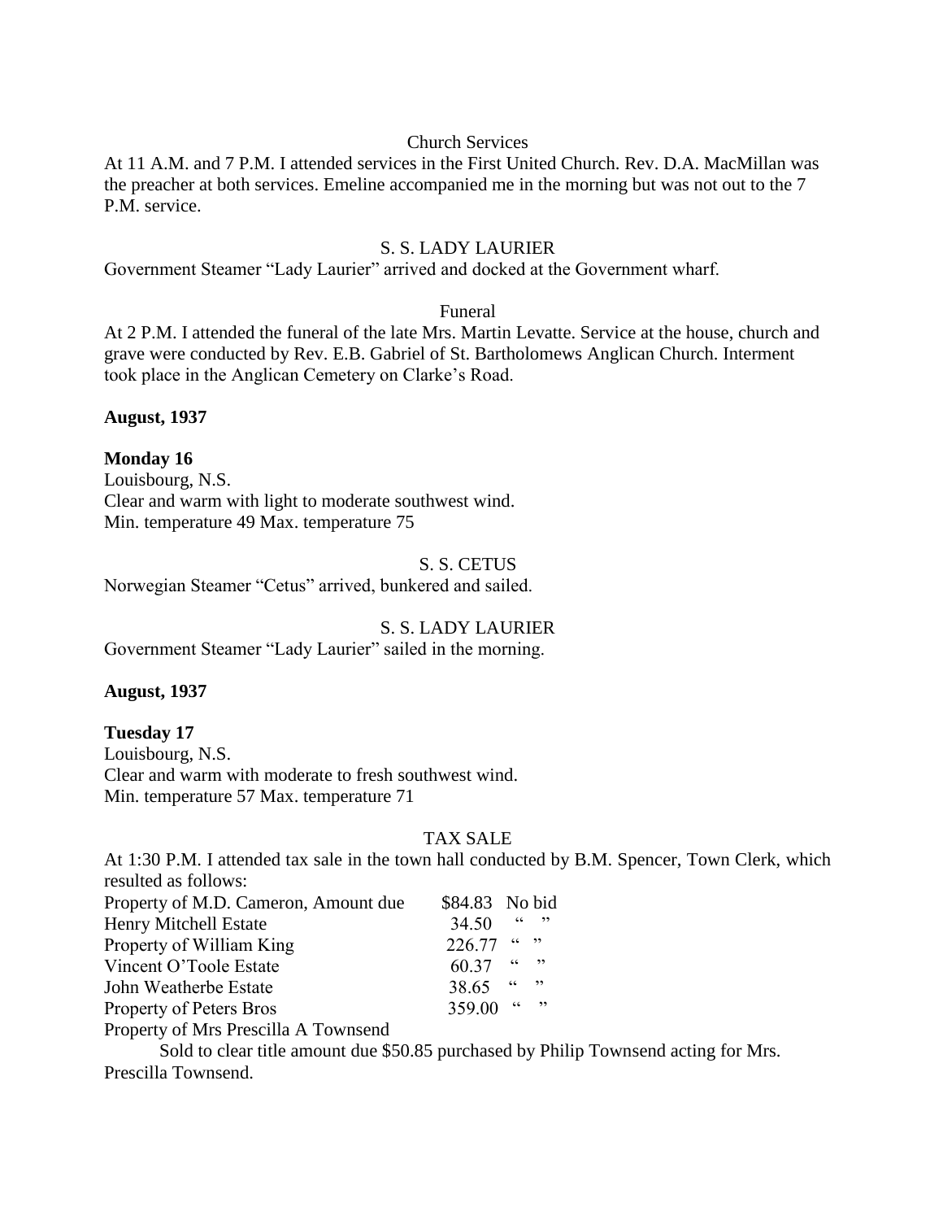Church Services

At 11 A.M. and 7 P.M. I attended services in the First United Church. Rev. D.A. MacMillan was the preacher at both services. Emeline accompanied me in the morning but was not out to the 7 P.M. service.

S. S. LADY LAURIER

Government Steamer "Lady Laurier" arrived and docked at the Government wharf.

Funeral

At 2 P.M. I attended the funeral of the late Mrs. Martin Levatte. Service at the house, church and grave were conducted by Rev. E.B. Gabriel of St. Bartholomews Anglican Church. Interment took place in the Anglican Cemetery on Clarke's Road.

**August, 1937**

**Monday 16**

Louisbourg, N.S.
Clear and warm with light to moderate southwest wind.
Min. temperature 49 Max. temperature 75

S. S. CETUS

Norwegian Steamer "Cetus" arrived, bunkered and sailed.

S. S. LADY LAURIER

Government Steamer "Lady Laurier" sailed in the morning.

**August, 1937**

**Tuesday 17**

Louisbourg, N.S.
Clear and warm with moderate to fresh southwest wind.
Min. temperature 57 Max. temperature 71

TAX SALE

At 1:30 P.M. I attended tax sale in the town hall conducted by B.M. Spencer, Town Clerk, which resulted as follows:

| | | |
|---|---|---|
| Property of M.D. Cameron, Amount due | $84.83 | No bid |
| Henry Mitchell Estate | 34.50 | " " |
| Property of William King | 226.77 | " " |
| Vincent O'Toole Estate | 60.37 | " " |
| John Weatherbe Estate | 38.65 | " " |
| Property of Peters Bros | 359.00 | " " |

Property of Mrs Prescilla A Townsend

Sold to clear title amount due $50.85 purchased by Philip Townsend acting for Mrs. Prescilla Townsend.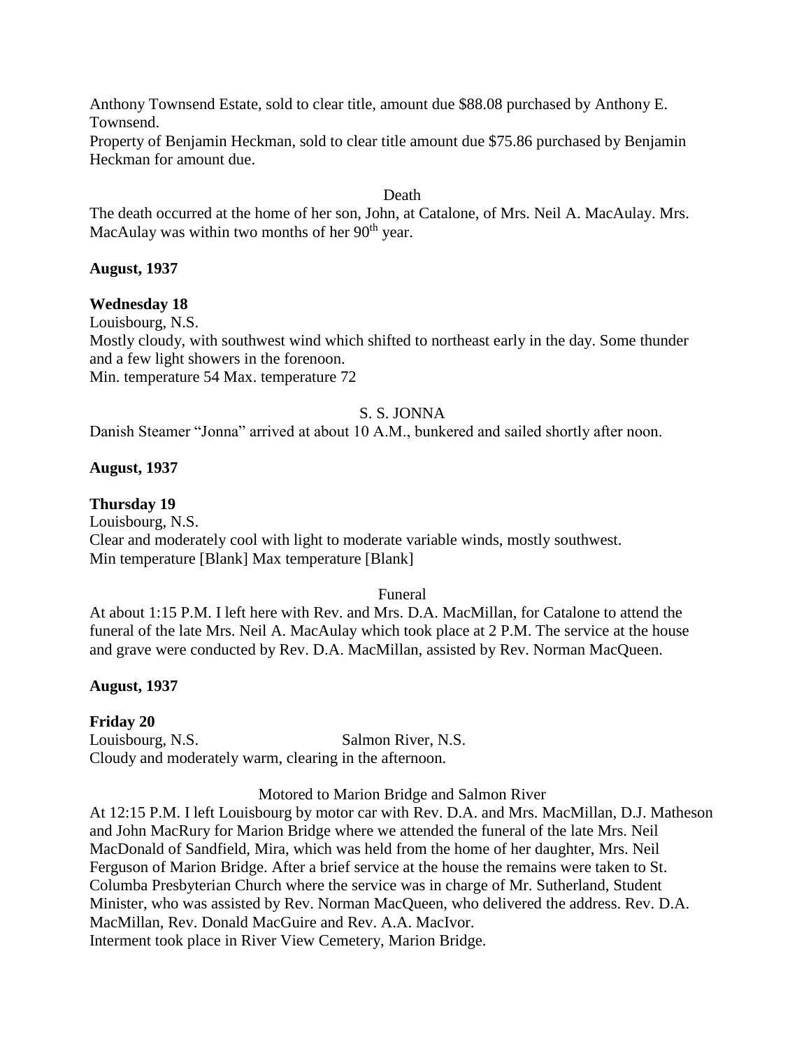Anthony Townsend Estate, sold to clear title, amount due $88.08 purchased by Anthony E. Townsend.

Property of Benjamin Heckman, sold to clear title amount due $75.86 purchased by Benjamin Heckman for amount due.

Death

The death occurred at the home of her son, John, at Catalone, of Mrs. Neil A. MacAulay. Mrs. MacAulay was within two months of her 90th year.

**August, 1937**

**Wednesday 18**

Louisbourg, N.S.

Mostly cloudy, with southwest wind which shifted to northeast early in the day. Some thunder and a few light showers in the forenoon.

Min. temperature 54 Max. temperature 72

S. S. JONNA

Danish Steamer "Jonna" arrived at about 10 A.M., bunkered and sailed shortly after noon.

**August, 1937**

**Thursday 19**

Louisbourg, N.S.

Clear and moderately cool with light to moderate variable winds, mostly southwest.

Min temperature [Blank] Max temperature [Blank]

Funeral

At about 1:15 P.M. I left here with Rev. and Mrs. D.A. MacMillan, for Catalone to attend the funeral of the late Mrs. Neil A. MacAulay which took place at 2 P.M. The service at the house and grave were conducted by Rev. D.A. MacMillan, assisted by Rev. Norman MacQueen.

**August, 1937**

**Friday 20**

Louisbourg, N.S. Salmon River, N.S.

Cloudy and moderately warm, clearing in the afternoon.

Motored to Marion Bridge and Salmon River

At 12:15 P.M. I left Louisbourg by motor car with Rev. D.A. and Mrs. MacMillan, D.J. Matheson and John MacRury for Marion Bridge where we attended the funeral of the late Mrs. Neil MacDonald of Sandfield, Mira, which was held from the home of her daughter, Mrs. Neil Ferguson of Marion Bridge. After a brief service at the house the remains were taken to St. Columba Presbyterian Church where the service was in charge of Mr. Sutherland, Student Minister, who was assisted by Rev. Norman MacQueen, who delivered the address. Rev. D.A. MacMillan, Rev. Donald MacGuire and Rev. A.A. MacIvor.

Interment took place in River View Cemetery, Marion Bridge.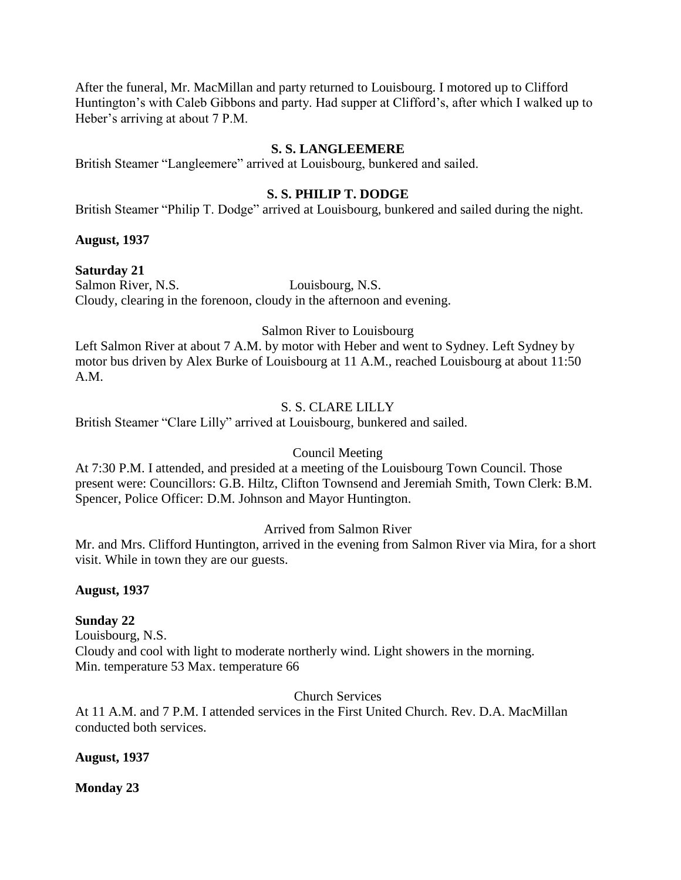After the funeral, Mr. MacMillan and party returned to Louisbourg. I motored up to Clifford Huntington's with Caleb Gibbons and party. Had supper at Clifford's, after which I walked up to Heber's arriving at about 7 P.M.

**S. S. LANGLEEMERE**

British Steamer "Langleemere" arrived at Louisbourg, bunkered and sailed.

**S. S. PHILIP T. DODGE**

British Steamer "Philip T. Dodge" arrived at Louisbourg, bunkered and sailed during the night.

**August, 1937**

**Saturday 21**

Salmon River, N.S. Louisbourg, N.S.

Cloudy, clearing in the forenoon, cloudy in the afternoon and evening.

Salmon River to Louisbourg

Left Salmon River at about 7 A.M. by motor with Heber and went to Sydney. Left Sydney by motor bus driven by Alex Burke of Louisbourg at 11 A.M., reached Louisbourg at about 11:50 A.M.

S. S. CLARE LILLY

British Steamer "Clare Lilly" arrived at Louisbourg, bunkered and sailed.

Council Meeting

At 7:30 P.M. I attended, and presided at a meeting of the Louisbourg Town Council. Those present were: Councillors: G.B. Hiltz, Clifton Townsend and Jeremiah Smith, Town Clerk: B.M. Spencer, Police Officer: D.M. Johnson and Mayor Huntington.

Arrived from Salmon River

Mr. and Mrs. Clifford Huntington, arrived in the evening from Salmon River via Mira, for a short visit. While in town they are our guests.

**August, 1937**

**Sunday 22**

Louisbourg, N.S.

Cloudy and cool with light to moderate northerly wind. Light showers in the morning.

Min. temperature 53 Max. temperature 66

Church Services

At 11 A.M. and 7 P.M. I attended services in the First United Church. Rev. D.A. MacMillan conducted both services.

**August, 1937**

**Monday 23**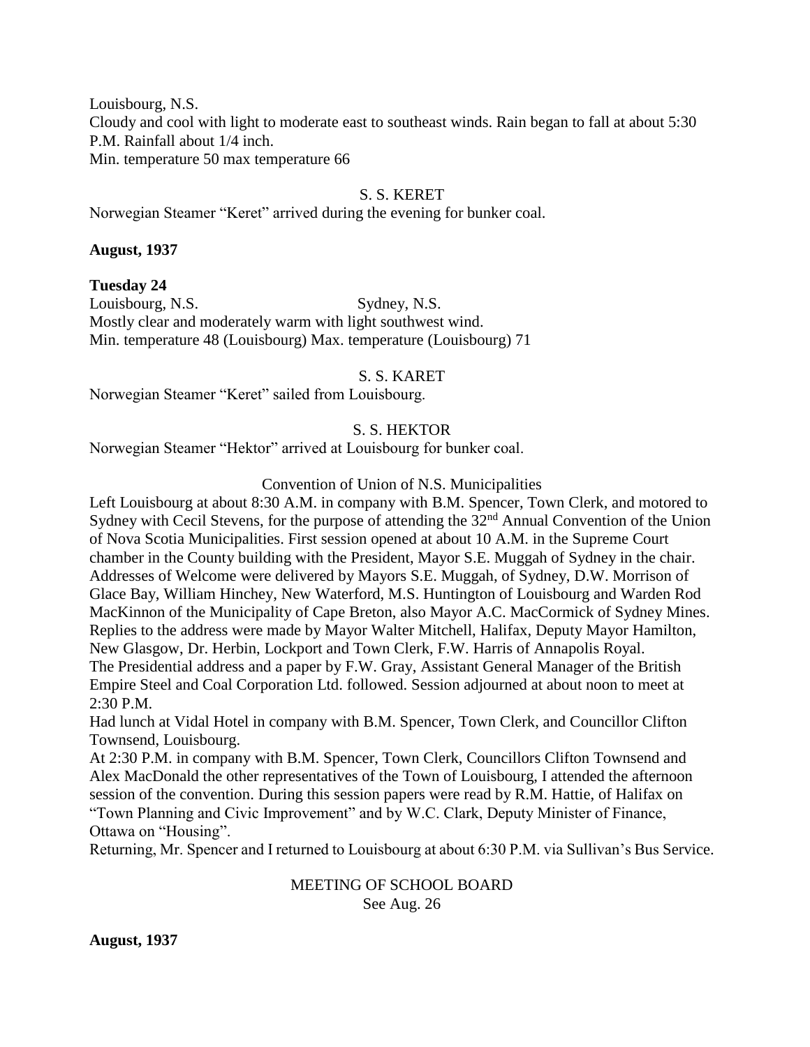Louisbourg, N.S.
Cloudy and cool with light to moderate east to southeast winds. Rain began to fall at about 5:30 P.M. Rainfall about 1/4 inch.
Min. temperature 50 max temperature 66

S. S. KERET

Norwegian Steamer "Keret" arrived during the evening for bunker coal.

**August, 1937**

**Tuesday 24**

Louisbourg, N.S. Sydney, N.S.
Mostly clear and moderately warm with light southwest wind.
Min. temperature 48 (Louisbourg) Max. temperature (Louisbourg) 71

S. S. KARET

Norwegian Steamer "Keret" sailed from Louisbourg.

S. S. HEKTOR

Norwegian Steamer "Hektor" arrived at Louisbourg for bunker coal.

Convention of Union of N.S. Municipalities

Left Louisbourg at about 8:30 A.M. in company with B.M. Spencer, Town Clerk, and motored to Sydney with Cecil Stevens, for the purpose of attending the 32nd Annual Convention of the Union of Nova Scotia Municipalities. First session opened at about 10 A.M. in the Supreme Court chamber in the County building with the President, Mayor S.E. Muggah of Sydney in the chair. Addresses of Welcome were delivered by Mayors S.E. Muggah, of Sydney, D.W. Morrison of Glace Bay, William Hinchey, New Waterford, M.S. Huntington of Louisbourg and Warden Rod MacKinnon of the Municipality of Cape Breton, also Mayor A.C. MacCormick of Sydney Mines. Replies to the address were made by Mayor Walter Mitchell, Halifax, Deputy Mayor Hamilton, New Glasgow, Dr. Herbin, Lockport and Town Clerk, F.W. Harris of Annapolis Royal.
The Presidential address and a paper by F.W. Gray, Assistant General Manager of the British Empire Steel and Coal Corporation Ltd. followed. Session adjourned at about noon to meet at 2:30 P.M.
Had lunch at Vidal Hotel in company with B.M. Spencer, Town Clerk, and Councillor Clifton Townsend, Louisbourg.
At 2:30 P.M. in company with B.M. Spencer, Town Clerk, Councillors Clifton Townsend and Alex MacDonald the other representatives of the Town of Louisbourg, I attended the afternoon session of the convention. During this session papers were read by R.M. Hattie, of Halifax on "Town Planning and Civic Improvement" and by W.C. Clark, Deputy Minister of Finance, Ottawa on "Housing".
Returning, Mr. Spencer and I returned to Louisbourg at about 6:30 P.M. via Sullivan's Bus Service.

MEETING OF SCHOOL BOARD
See Aug. 26

**August, 1937**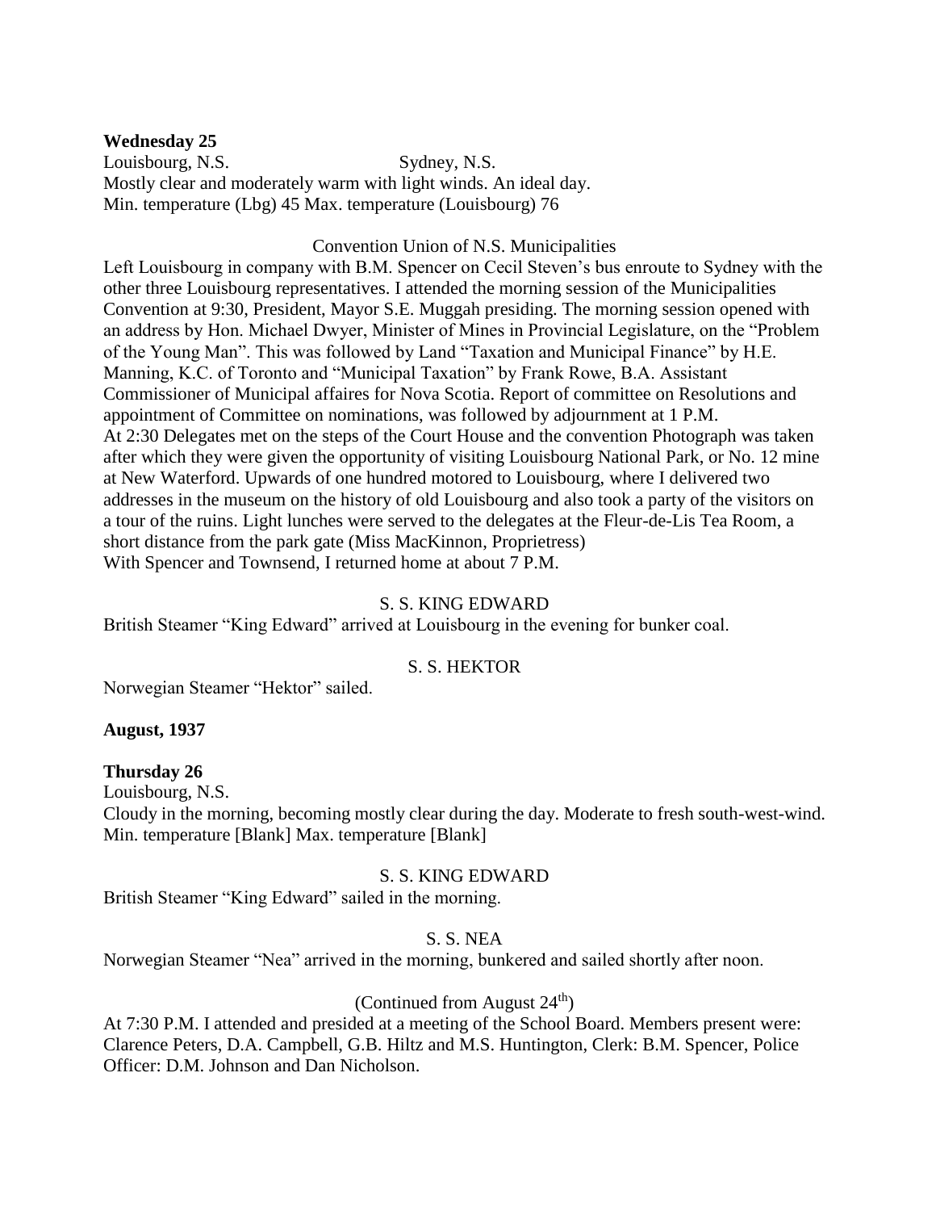**Wednesday 25**
Louisbourg, N.S. Sydney, N.S.
Mostly clear and moderately warm with light winds. An ideal day.
Min. temperature (Lbg) 45 Max. temperature (Louisbourg) 76

Convention Union of N.S. Municipalities

Left Louisbourg in company with B.M. Spencer on Cecil Steven's bus enroute to Sydney with the other three Louisbourg representatives. I attended the morning session of the Municipalities Convention at 9:30, President, Mayor S.E. Muggah presiding. The morning session opened with an address by Hon. Michael Dwyer, Minister of Mines in Provincial Legislature, on the "Problem of the Young Man". This was followed by Land "Taxation and Municipal Finance" by H.E. Manning, K.C. of Toronto and "Municipal Taxation" by Frank Rowe, B.A. Assistant Commissioner of Municipal affaires for Nova Scotia. Report of committee on Resolutions and appointment of Committee on nominations, was followed by adjournment at 1 P.M.
At 2:30 Delegates met on the steps of the Court House and the convention Photograph was taken after which they were given the opportunity of visiting Louisbourg National Park, or No. 12 mine at New Waterford. Upwards of one hundred motored to Louisbourg, where I delivered two addresses in the museum on the history of old Louisbourg and also took a party of the visitors on a tour of the ruins. Light lunches were served to the delegates at the Fleur-de-Lis Tea Room, a short distance from the park gate (Miss MacKinnon, Proprietress)
With Spencer and Townsend, I returned home at about 7 P.M.

S. S. KING EDWARD

British Steamer "King Edward" arrived at Louisbourg in the evening for bunker coal.

S. S. HEKTOR

Norwegian Steamer "Hektor" sailed.

**August, 1937**

**Thursday 26**
Louisbourg, N.S.
Cloudy in the morning, becoming mostly clear during the day. Moderate to fresh south-west-wind.
Min. temperature [Blank] Max. temperature [Blank]

S. S. KING EDWARD

British Steamer "King Edward" sailed in the morning.

S. S. NEA

Norwegian Steamer "Nea" arrived in the morning, bunkered and sailed shortly after noon.

(Continued from August 24th)

At 7:30 P.M. I attended and presided at a meeting of the School Board. Members present were: Clarence Peters, D.A. Campbell, G.B. Hiltz and M.S. Huntington, Clerk: B.M. Spencer, Police Officer: D.M. Johnson and Dan Nicholson.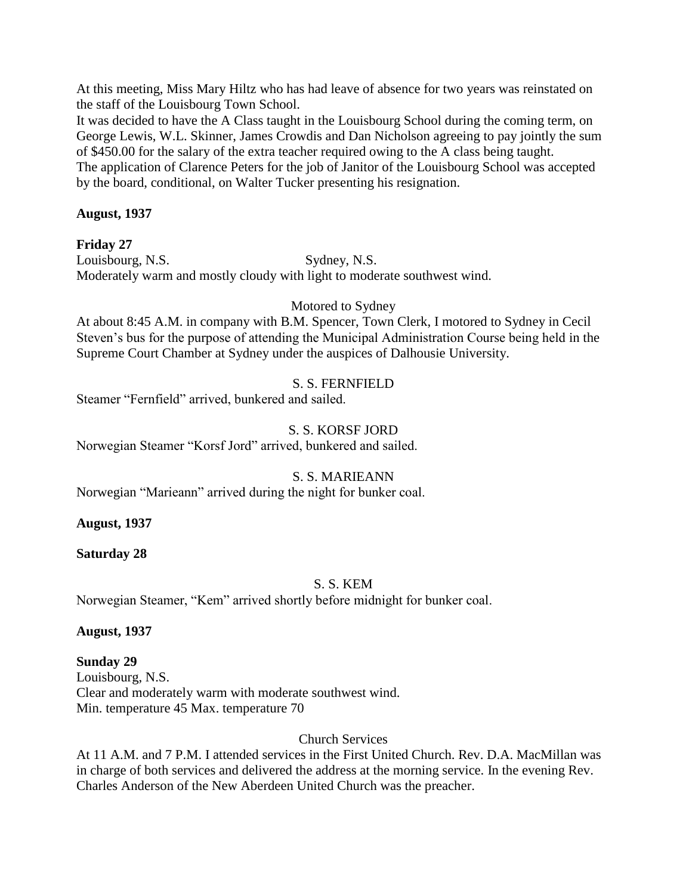At this meeting, Miss Mary Hiltz who has had leave of absence for two years was reinstated on the staff of the Louisbourg Town School.
It was decided to have the A Class taught in the Louisbourg School during the coming term, on George Lewis, W.L. Skinner, James Crowdis and Dan Nicholson agreeing to pay jointly the sum of $450.00 for the salary of the extra teacher required owing to the A class being taught.
The application of Clarence Peters for the job of Janitor of the Louisbourg School was accepted by the board, conditional, on Walter Tucker presenting his resignation.

**August, 1937**

**Friday 27**
Louisbourg, N.S. Sydney, N.S.
Moderately warm and mostly cloudy with light to moderate southwest wind.

Motored to Sydney
At about 8:45 A.M. in company with B.M. Spencer, Town Clerk, I motored to Sydney in Cecil Steven's bus for the purpose of attending the Municipal Administration Course being held in the Supreme Court Chamber at Sydney under the auspices of Dalhousie University.

S. S. FERNFIELD
Steamer "Fernfield" arrived, bunkered and sailed.

S. S. KORSF JORD
Norwegian Steamer "Korsf Jord" arrived, bunkered and sailed.

S. S. MARIEANN
Norwegian "Marieann" arrived during the night for bunker coal.

**August, 1937**

**Saturday 28**

S. S. KEM
Norwegian Steamer, "Kem" arrived shortly before midnight for bunker coal.

**August, 1937**

**Sunday 29**
Louisbourg, N.S.
Clear and moderately warm with moderate southwest wind.
Min. temperature 45 Max. temperature 70

Church Services
At 11 A.M. and 7 P.M. I attended services in the First United Church. Rev. D.A. MacMillan was in charge of both services and delivered the address at the morning service. In the evening Rev. Charles Anderson of the New Aberdeen United Church was the preacher.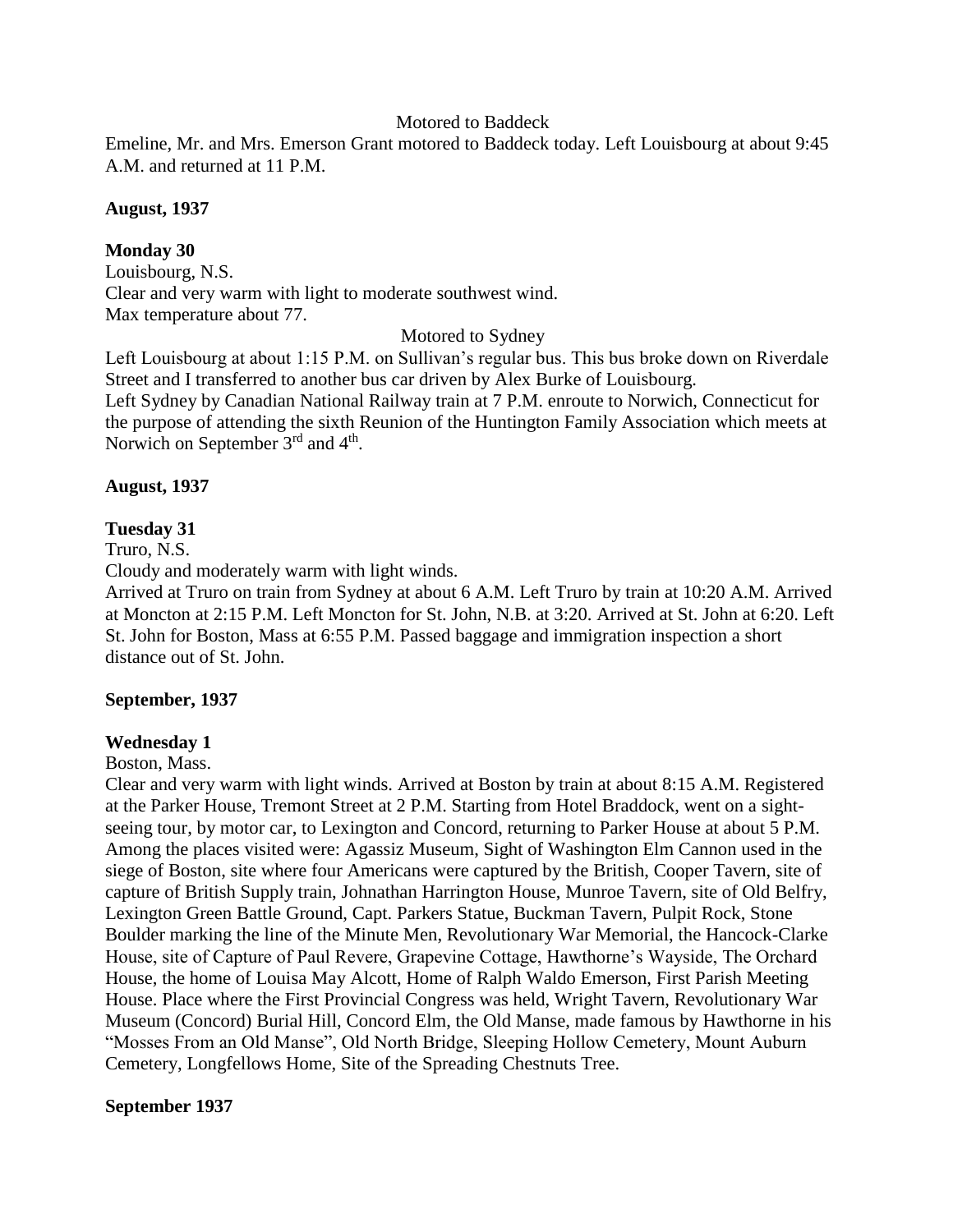Motored to Baddeck

Emeline, Mr. and Mrs. Emerson Grant motored to Baddeck today. Left Louisbourg at about 9:45 A.M. and returned at 11 P.M.

**August, 1937**

**Monday 30**

Louisbourg, N.S.

Clear and very warm with light to moderate southwest wind.

Max temperature about 77.

Motored to Sydney

Left Louisbourg at about 1:15 P.M. on Sullivan's regular bus. This bus broke down on Riverdale Street and I transferred to another bus car driven by Alex Burke of Louisbourg.

Left Sydney by Canadian National Railway train at 7 P.M. enroute to Norwich, Connecticut for the purpose of attending the sixth Reunion of the Huntington Family Association which meets at Norwich on September 3rd and 4th.

**August, 1937**

**Tuesday 31**

Truro, N.S.

Cloudy and moderately warm with light winds.

Arrived at Truro on train from Sydney at about 6 A.M. Left Truro by train at 10:20 A.M. Arrived at Moncton at 2:15 P.M. Left Moncton for St. John, N.B. at 3:20. Arrived at St. John at 6:20. Left St. John for Boston, Mass at 6:55 P.M. Passed baggage and immigration inspection a short distance out of St. John.

**September, 1937**

**Wednesday 1**

Boston, Mass.

Clear and very warm with light winds. Arrived at Boston by train at about 8:15 A.M. Registered at the Parker House, Tremont Street at 2 P.M. Starting from Hotel Braddock, went on a sight-seeing tour, by motor car, to Lexington and Concord, returning to Parker House at about 5 P.M. Among the places visited were: Agassiz Museum, Sight of Washington Elm Cannon used in the siege of Boston, site where four Americans were captured by the British, Cooper Tavern, site of capture of British Supply train, Johnathan Harrington House, Munroe Tavern, site of Old Belfry, Lexington Green Battle Ground, Capt. Parkers Statue, Buckman Tavern, Pulpit Rock, Stone Boulder marking the line of the Minute Men, Revolutionary War Memorial, the Hancock-Clarke House, site of Capture of Paul Revere, Grapevine Cottage, Hawthorne's Wayside, The Orchard House, the home of Louisa May Alcott, Home of Ralph Waldo Emerson, First Parish Meeting House. Place where the First Provincial Congress was held, Wright Tavern, Revolutionary War Museum (Concord) Burial Hill, Concord Elm, the Old Manse, made famous by Hawthorne in his "Mosses From an Old Manse", Old North Bridge, Sleeping Hollow Cemetery, Mount Auburn Cemetery, Longfellows Home, Site of the Spreading Chestnuts Tree.

**September 1937**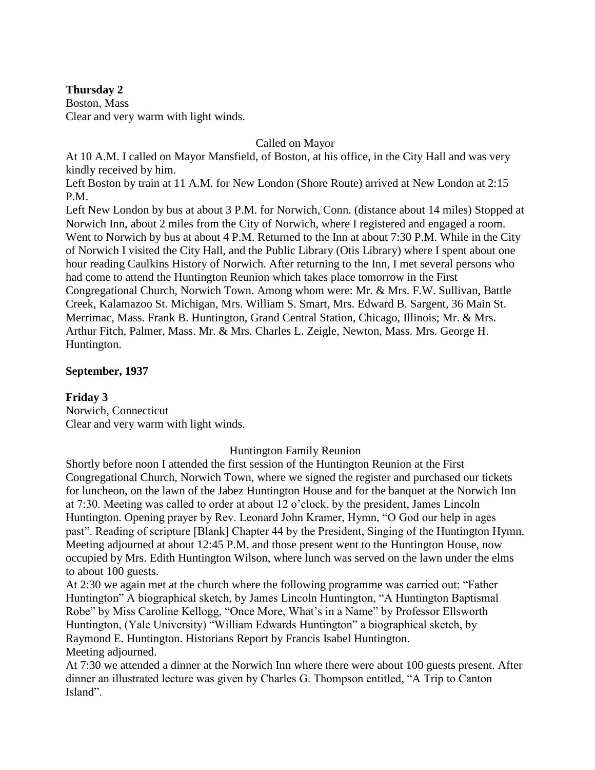**Thursday 2**
Boston, Mass
Clear and very warm with light winds.

Called on Mayor

At 10 A.M. I called on Mayor Mansfield, of Boston, at his office, in the City Hall and was very kindly received by him.
Left Boston by train at 11 A.M. for New London (Shore Route) arrived at New London at 2:15 P.M.
Left New London by bus at about 3 P.M. for Norwich, Conn. (distance about 14 miles) Stopped at Norwich Inn, about 2 miles from the City of Norwich, where I registered and engaged a room. Went to Norwich by bus at about 4 P.M. Returned to the Inn at about 7:30 P.M. While in the City of Norwich I visited the City Hall, and the Public Library (Otis Library) where I spent about one hour reading Caulkins History of Norwich. After returning to the Inn, I met several persons who had come to attend the Huntington Reunion which takes place tomorrow in the First Congregational Church, Norwich Town. Among whom were: Mr. & Mrs. F.W. Sullivan, Battle Creek, Kalamazoo St. Michigan, Mrs. William S. Smart, Mrs. Edward B. Sargent, 36 Main St. Merrimac, Mass. Frank B. Huntington, Grand Central Station, Chicago, Illinois; Mr. & Mrs. Arthur Fitch, Palmer, Mass. Mr. & Mrs. Charles L. Zeigle, Newton, Mass. Mrs. George H. Huntington.

**September, 1937**

**Friday 3**
Norwich, Connecticut
Clear and very warm with light winds.

Huntington Family Reunion

Shortly before noon I attended the first session of the Huntington Reunion at the First Congregational Church, Norwich Town, where we signed the register and purchased our tickets for luncheon, on the lawn of the Jabez Huntington House and for the banquet at the Norwich Inn at 7:30. Meeting was called to order at about 12 o'clock, by the president, James Lincoln Huntington. Opening prayer by Rev. Leonard John Kramer, Hymn, "O God our help in ages past". Reading of scripture [Blank] Chapter 44 by the President, Singing of the Huntington Hymn. Meeting adjourned at about 12:45 P.M. and those present went to the Huntington House, now occupied by Mrs. Edith Huntington Wilson, where lunch was served on the lawn under the elms to about 100 guests.
At 2:30 we again met at the church where the following programme was carried out: "Father Huntington" A biographical sketch, by James Lincoln Huntington, "A Huntington Baptismal Robe" by Miss Caroline Kellogg, "Once More, What's in a Name" by Professor Ellsworth Huntington, (Yale University) "William Edwards Huntington" a biographical sketch, by Raymond E. Huntington. Historians Report by Francis Isabel Huntington.
Meeting adjourned.
At 7:30 we attended a dinner at the Norwich Inn where there were about 100 guests present. After dinner an illustrated lecture was given by Charles G. Thompson entitled, "A Trip to Canton Island".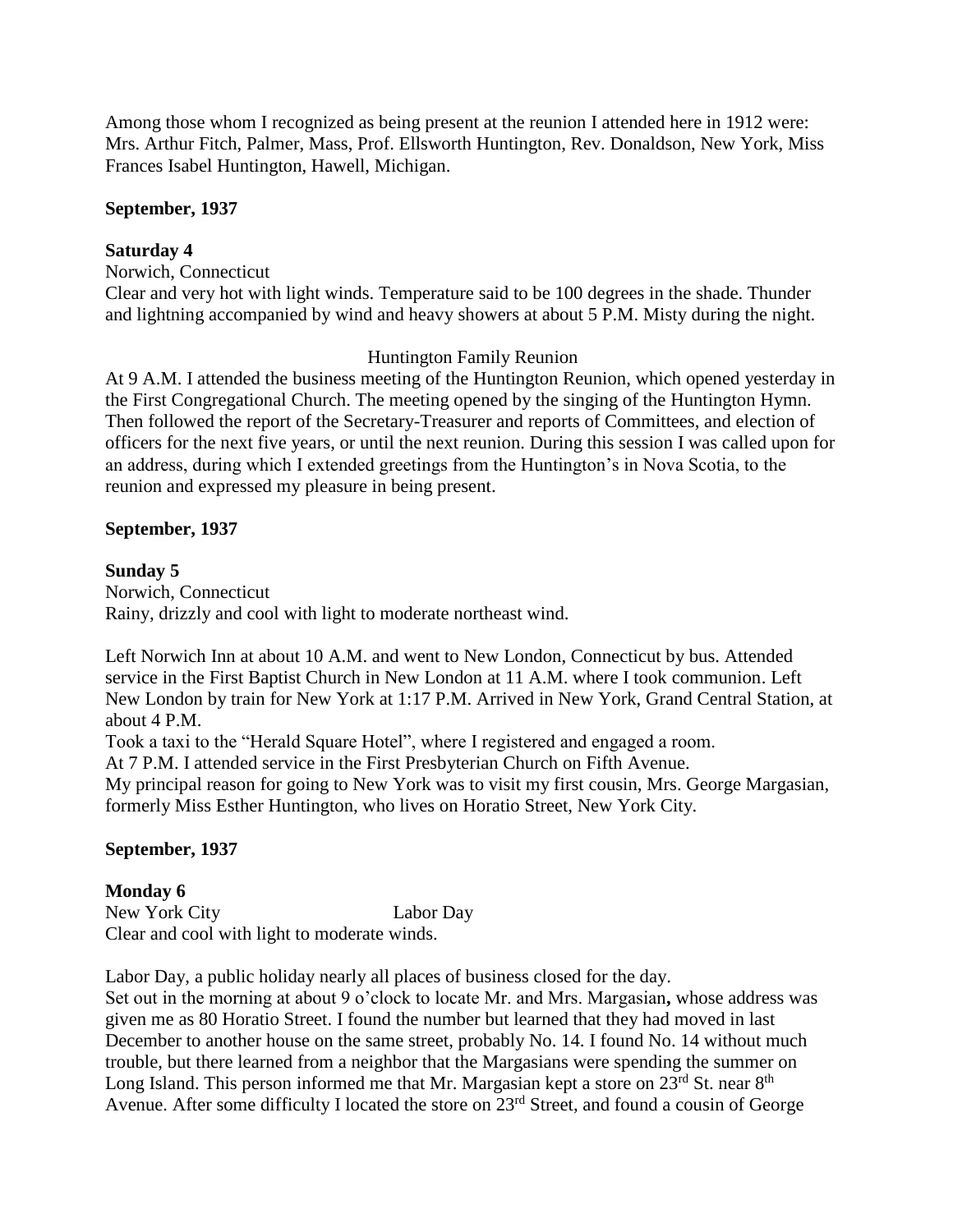Among those whom I recognized as being present at the reunion I attended here in 1912 were: Mrs. Arthur Fitch, Palmer, Mass, Prof. Ellsworth Huntington, Rev. Donaldson, New York, Miss Frances Isabel Huntington, Hawell, Michigan.

**September, 1937**

**Saturday 4**

Norwich, Connecticut

Clear and very hot with light winds. Temperature said to be 100 degrees in the shade. Thunder and lightning accompanied by wind and heavy showers at about 5 P.M. Misty during the night.

Huntington Family Reunion

At 9 A.M. I attended the business meeting of the Huntington Reunion, which opened yesterday in the First Congregational Church. The meeting opened by the singing of the Huntington Hymn. Then followed the report of the Secretary-Treasurer and reports of Committees, and election of officers for the next five years, or until the next reunion. During this session I was called upon for an address, during which I extended greetings from the Huntington's in Nova Scotia, to the reunion and expressed my pleasure in being present.

**September, 1937**

**Sunday 5**

Norwich, Connecticut

Rainy, drizzly and cool with light to moderate northeast wind.

Left Norwich Inn at about 10 A.M. and went to New London, Connecticut by bus. Attended service in the First Baptist Church in New London at 11 A.M. where I took communion. Left New London by train for New York at 1:17 P.M. Arrived in New York, Grand Central Station, at about 4 P.M.

Took a taxi to the "Herald Square Hotel", where I registered and engaged a room.

At 7 P.M. I attended service in the First Presbyterian Church on Fifth Avenue.

My principal reason for going to New York was to visit my first cousin, Mrs. George Margasian, formerly Miss Esther Huntington, who lives on Horatio Street, New York City.

**September, 1937**

**Monday 6**

New York City Labor Day

Clear and cool with light to moderate winds.

Labor Day, a public holiday nearly all places of business closed for the day.

Set out in the morning at about 9 o'clock to locate Mr. and Mrs. Margasian**,** whose address was given me as 80 Horatio Street. I found the number but learned that they had moved in last December to another house on the same street, probably No. 14. I found No. 14 without much trouble, but there learned from a neighbor that the Margasians were spending the summer on Long Island. This person informed me that Mr. Margasian kept a store on 23rd St. near 8th Avenue. After some difficulty I located the store on 23rd Street, and found a cousin of George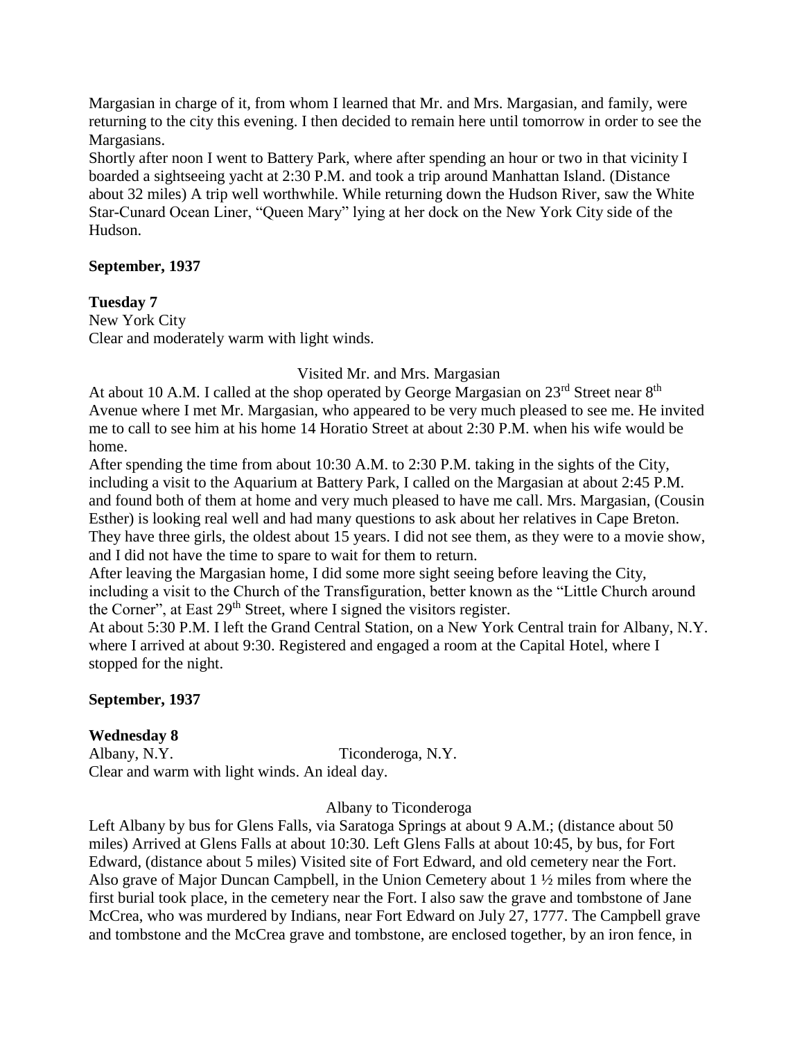Margasian in charge of it, from whom I learned that Mr. and Mrs. Margasian, and family, were returning to the city this evening. I then decided to remain here until tomorrow in order to see the Margasians.

Shortly after noon I went to Battery Park, where after spending an hour or two in that vicinity I boarded a sightseeing yacht at 2:30 P.M. and took a trip around Manhattan Island. (Distance about 32 miles) A trip well worthwhile. While returning down the Hudson River, saw the White Star-Cunard Ocean Liner, "Queen Mary" lying at her dock on the New York City side of the Hudson.

**September, 1937**

**Tuesday 7**

New York City

Clear and moderately warm with light winds.

Visited Mr. and Mrs. Margasian

At about 10 A.M. I called at the shop operated by George Margasian on 23rd Street near 8th Avenue where I met Mr. Margasian, who appeared to be very much pleased to see me. He invited me to call to see him at his home 14 Horatio Street at about 2:30 P.M. when his wife would be home.

After spending the time from about 10:30 A.M. to 2:30 P.M. taking in the sights of the City, including a visit to the Aquarium at Battery Park, I called on the Margasian at about 2:45 P.M. and found both of them at home and very much pleased to have me call. Mrs. Margasian, (Cousin Esther) is looking real well and had many questions to ask about her relatives in Cape Breton. They have three girls, the oldest about 15 years. I did not see them, as they were to a movie show, and I did not have the time to spare to wait for them to return.

After leaving the Margasian home, I did some more sight seeing before leaving the City, including a visit to the Church of the Transfiguration, better known as the "Little Church around the Corner", at East 29th Street, where I signed the visitors register.

At about 5:30 P.M. I left the Grand Central Station, on a New York Central train for Albany, N.Y. where I arrived at about 9:30. Registered and engaged a room at the Capital Hotel, where I stopped for the night.

**September, 1937**

**Wednesday 8**

Albany, N.Y. Ticonderoga, N.Y.

Clear and warm with light winds. An ideal day.

Albany to Ticonderoga

Left Albany by bus for Glens Falls, via Saratoga Springs at about 9 A.M.; (distance about 50 miles) Arrived at Glens Falls at about 10:30. Left Glens Falls at about 10:45, by bus, for Fort Edward, (distance about 5 miles) Visited site of Fort Edward, and old cemetery near the Fort. Also grave of Major Duncan Campbell, in the Union Cemetery about 1 ½ miles from where the first burial took place, in the cemetery near the Fort. I also saw the grave and tombstone of Jane McCrea, who was murdered by Indians, near Fort Edward on July 27, 1777. The Campbell grave and tombstone and the McCrea grave and tombstone, are enclosed together, by an iron fence, in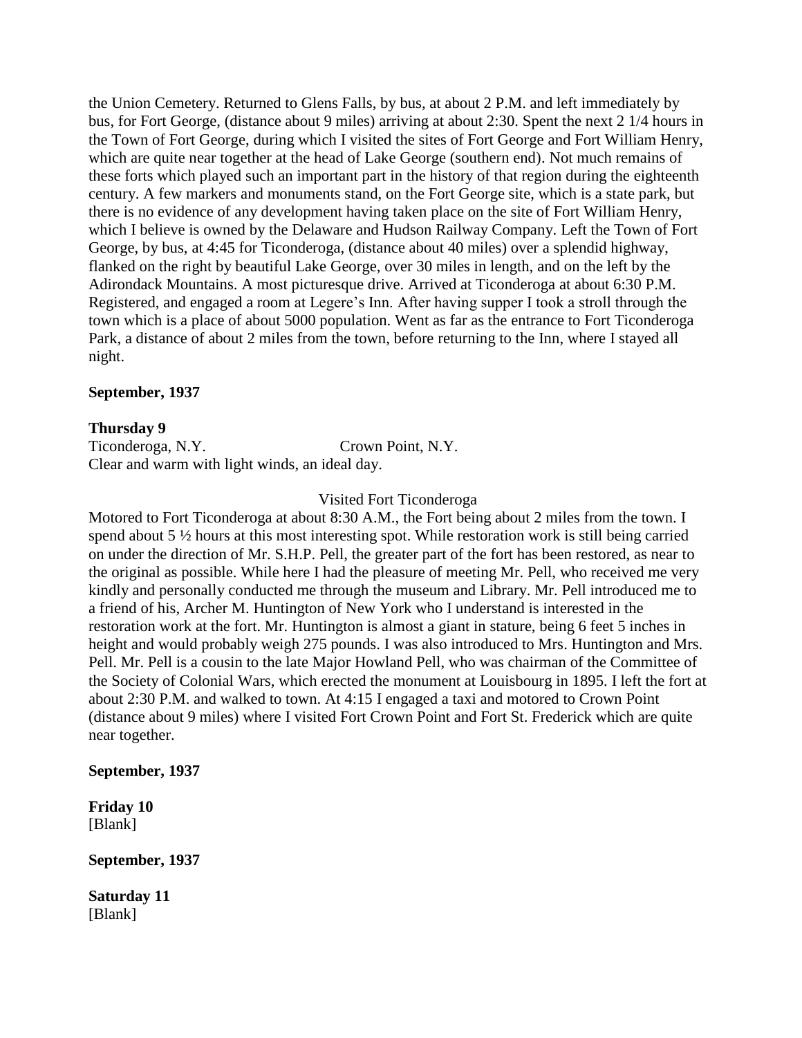the Union Cemetery. Returned to Glens Falls, by bus, at about 2 P.M. and left immediately by bus, for Fort George, (distance about 9 miles) arriving at about 2:30. Spent the next 2 1/4 hours in the Town of Fort George, during which I visited the sites of Fort George and Fort William Henry, which are quite near together at the head of Lake George (southern end). Not much remains of these forts which played such an important part in the history of that region during the eighteenth century. A few markers and monuments stand, on the Fort George site, which is a state park, but there is no evidence of any development having taken place on the site of Fort William Henry, which I believe is owned by the Delaware and Hudson Railway Company. Left the Town of Fort George, by bus, at 4:45 for Ticonderoga, (distance about 40 miles) over a splendid highway, flanked on the right by beautiful Lake George, over 30 miles in length, and on the left by the Adirondack Mountains. A most picturesque drive. Arrived at Ticonderoga at about 6:30 P.M. Registered, and engaged a room at Legere's Inn. After having supper I took a stroll through the town which is a place of about 5000 population. Went as far as the entrance to Fort Ticonderoga Park, a distance of about 2 miles from the town, before returning to the Inn, where I stayed all night.

**September, 1937**

**Thursday 9**

Ticonderoga, N.Y. Crown Point, N.Y.

Clear and warm with light winds, an ideal day.

Visited Fort Ticonderoga

Motored to Fort Ticonderoga at about 8:30 A.M., the Fort being about 2 miles from the town. I spend about 5 ½ hours at this most interesting spot. While restoration work is still being carried on under the direction of Mr. S.H.P. Pell, the greater part of the fort has been restored, as near to the original as possible. While here I had the pleasure of meeting Mr. Pell, who received me very kindly and personally conducted me through the museum and Library. Mr. Pell introduced me to a friend of his, Archer M. Huntington of New York who I understand is interested in the restoration work at the fort. Mr. Huntington is almost a giant in stature, being 6 feet 5 inches in height and would probably weigh 275 pounds. I was also introduced to Mrs. Huntington and Mrs. Pell. Mr. Pell is a cousin to the late Major Howland Pell, who was chairman of the Committee of the Society of Colonial Wars, which erected the monument at Louisbourg in 1895. I left the fort at about 2:30 P.M. and walked to town. At 4:15 I engaged a taxi and motored to Crown Point (distance about 9 miles) where I visited Fort Crown Point and Fort St. Frederick which are quite near together.

**September, 1937**

**Friday 10**

[Blank]

**September, 1937**

**Saturday 11**

[Blank]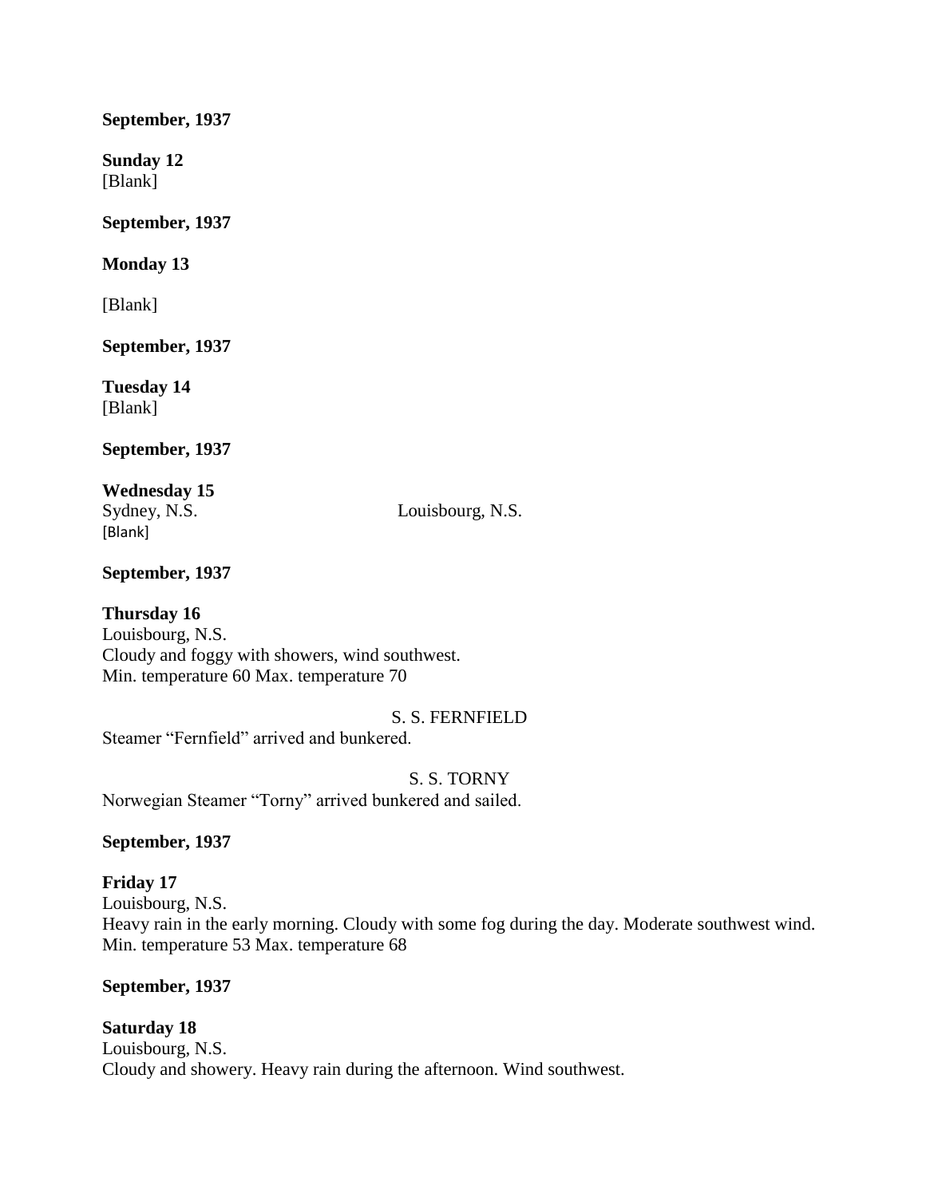**September, 1937**

**Sunday 12**
[Blank]

**September, 1937**

**Monday 13**

[Blank]

**September, 1937**

**Tuesday 14**
[Blank]

**September, 1937**

**Wednesday 15**
Sydney, N.S. Louisbourg, N.S.
[Blank]

**September, 1937**

**Thursday 16**
Louisbourg, N.S.
Cloudy and foggy with showers, wind southwest.
Min. temperature 60 Max. temperature 70

S. S. FERNFIELD
Steamer "Fernfield" arrived and bunkered.

S. S. TORNY
Norwegian Steamer "Torny" arrived bunkered and sailed.

**September, 1937**

**Friday 17**
Louisbourg, N.S.
Heavy rain in the early morning. Cloudy with some fog during the day. Moderate southwest wind.
Min. temperature 53 Max. temperature 68

**September, 1937**

**Saturday 18**
Louisbourg, N.S.
Cloudy and showery. Heavy rain during the afternoon. Wind southwest.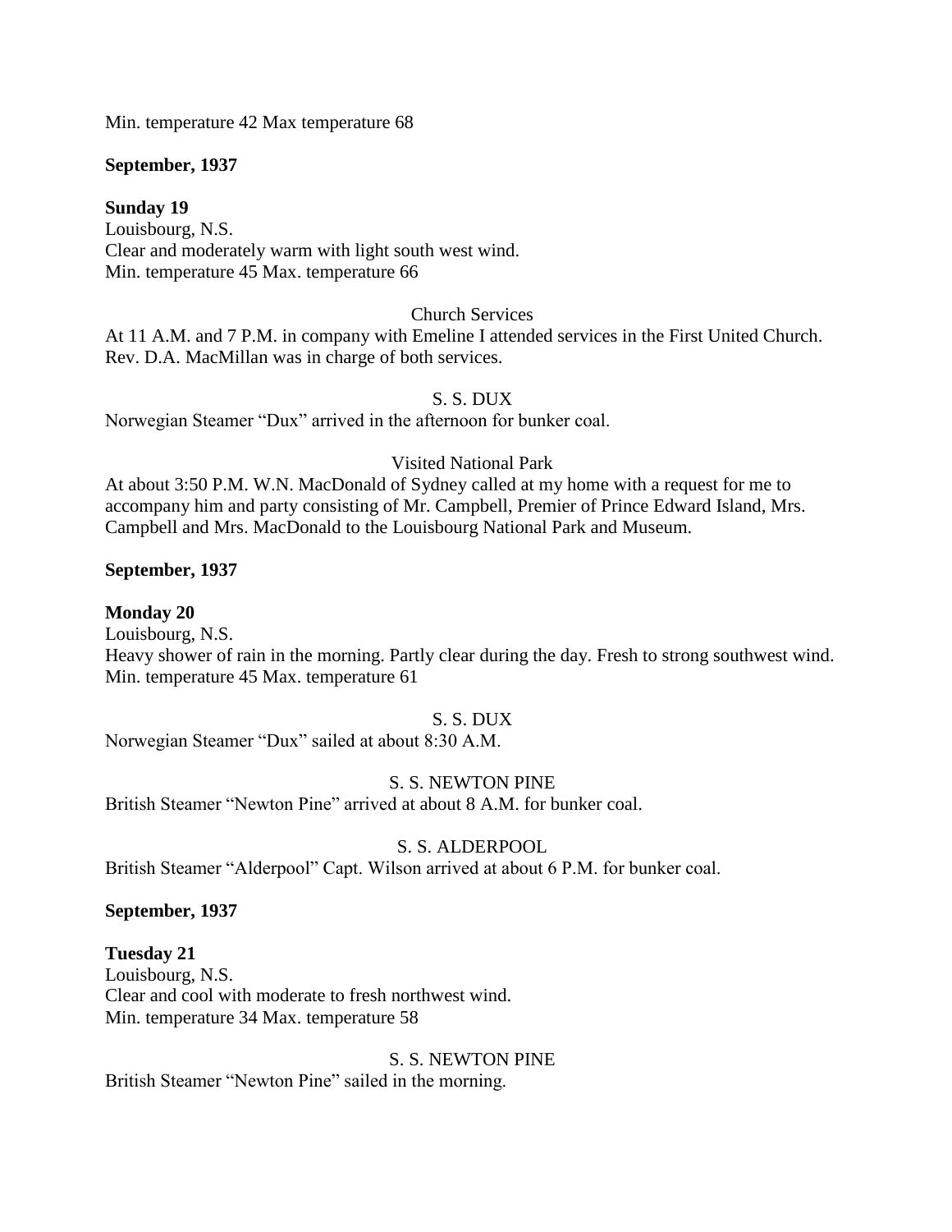Min. temperature 42 Max temperature 68

**September, 1937**

**Sunday 19**
Louisbourg, N.S.
Clear and moderately warm with light south west wind.
Min. temperature 45 Max. temperature 66

Church Services

At 11 A.M. and 7 P.M. in company with Emeline I attended services in the First United Church. Rev. D.A. MacMillan was in charge of both services.

S. S. DUX

Norwegian Steamer "Dux" arrived in the afternoon for bunker coal.

Visited National Park

At about 3:50 P.M. W.N. MacDonald of Sydney called at my home with a request for me to accompany him and party consisting of Mr. Campbell, Premier of Prince Edward Island, Mrs. Campbell and Mrs. MacDonald to the Louisbourg National Park and Museum.

**September, 1937**

**Monday 20**
Louisbourg, N.S.
Heavy shower of rain in the morning. Partly clear during the day. Fresh to strong southwest wind.
Min. temperature 45 Max. temperature 61

S. S. DUX

Norwegian Steamer "Dux" sailed at about 8:30 A.M.

S. S. NEWTON PINE

British Steamer "Newton Pine" arrived at about 8 A.M. for bunker coal.

S. S. ALDERPOOL

British Steamer "Alderpool" Capt. Wilson arrived at about 6 P.M. for bunker coal.

**September, 1937**

**Tuesday 21**
Louisbourg, N.S.
Clear and cool with moderate to fresh northwest wind.
Min. temperature 34 Max. temperature 58

S. S. NEWTON PINE

British Steamer "Newton Pine" sailed in the morning.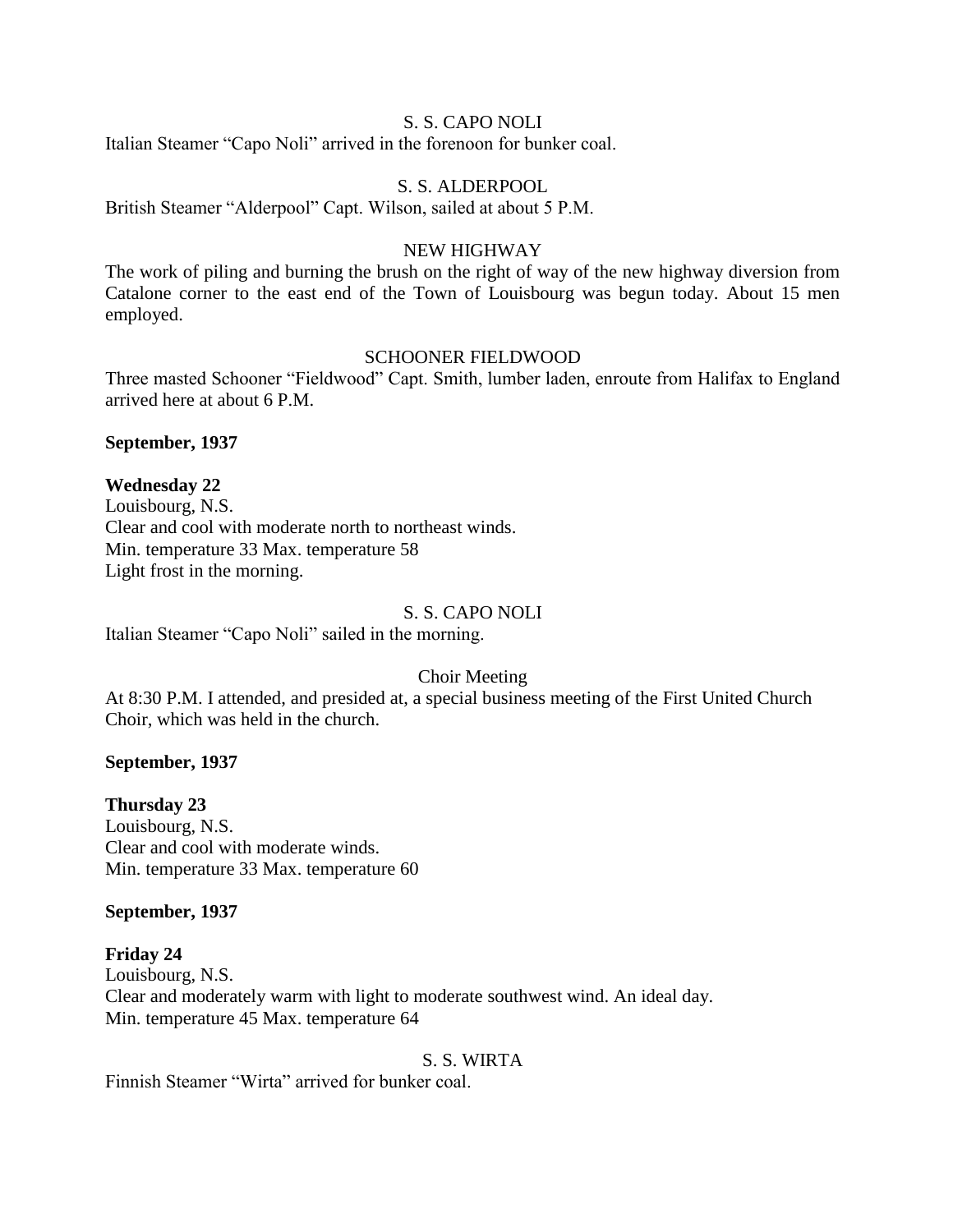S. S. CAPO NOLI

Italian Steamer "Capo Noli" arrived in the forenoon for bunker coal.

S. S. ALDERPOOL

British Steamer "Alderpool" Capt. Wilson, sailed at about 5 P.M.

NEW HIGHWAY

The work of piling and burning the brush on the right of way of the new highway diversion from Catalone corner to the east end of the Town of Louisbourg was begun today. About 15 men employed.

SCHOONER FIELDWOOD

Three masted Schooner "Fieldwood" Capt. Smith, lumber laden, enroute from Halifax to England arrived here at about 6 P.M.

**September, 1937**

**Wednesday 22**

Louisbourg, N.S.
Clear and cool with moderate north to northeast winds.
Min. temperature 33 Max. temperature 58
Light frost in the morning.

S. S. CAPO NOLI

Italian Steamer "Capo Noli" sailed in the morning.

Choir Meeting

At 8:30 P.M. I attended, and presided at, a special business meeting of the First United Church Choir, which was held in the church.

**September, 1937**

**Thursday 23**

Louisbourg, N.S.
Clear and cool with moderate winds.
Min. temperature 33 Max. temperature 60

**September, 1937**

**Friday 24**

Louisbourg, N.S.
Clear and moderately warm with light to moderate southwest wind. An ideal day.
Min. temperature 45 Max. temperature 64

S. S. WIRTA

Finnish Steamer "Wirta" arrived for bunker coal.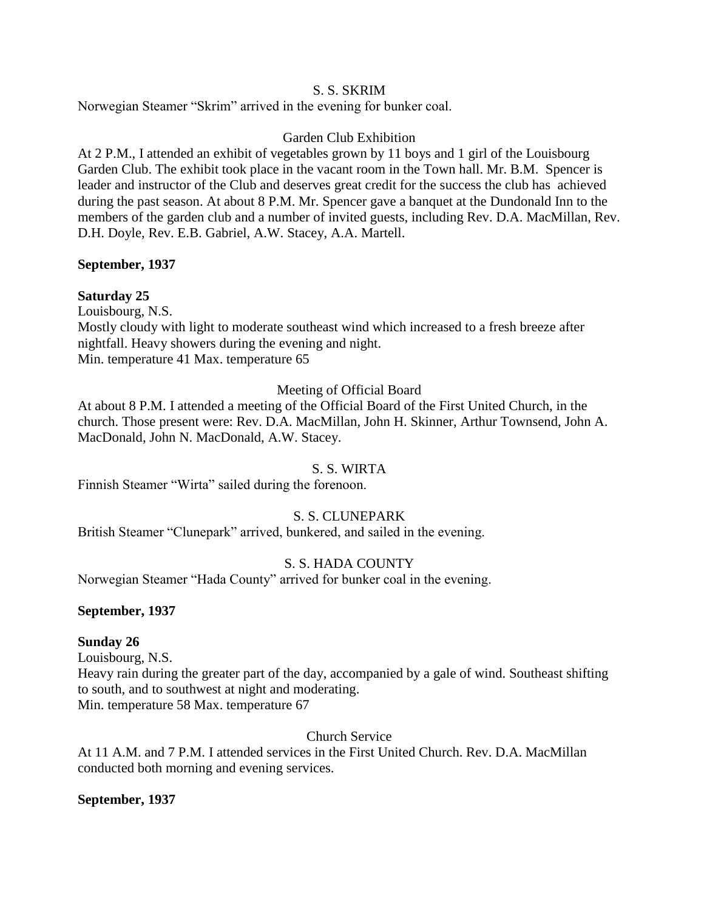S. S. SKRIM

Norwegian Steamer "Skrim" arrived in the evening for bunker coal.

Garden Club Exhibition

At 2 P.M., I attended an exhibit of vegetables grown by 11 boys and 1 girl of the Louisbourg Garden Club. The exhibit took place in the vacant room in the Town hall. Mr. B.M. Spencer is leader and instructor of the Club and deserves great credit for the success the club has achieved during the past season. At about 8 P.M. Mr. Spencer gave a banquet at the Dundonald Inn to the members of the garden club and a number of invited guests, including Rev. D.A. MacMillan, Rev. D.H. Doyle, Rev. E.B. Gabriel, A.W. Stacey, A.A. Martell.

**September, 1937**

**Saturday 25**

Louisbourg, N.S.

Mostly cloudy with light to moderate southeast wind which increased to a fresh breeze after nightfall. Heavy showers during the evening and night.

Min. temperature 41 Max. temperature 65

Meeting of Official Board

At about 8 P.M. I attended a meeting of the Official Board of the First United Church, in the church. Those present were: Rev. D.A. MacMillan, John H. Skinner, Arthur Townsend, John A. MacDonald, John N. MacDonald, A.W. Stacey.

S. S. WIRTA

Finnish Steamer "Wirta" sailed during the forenoon.

S. S. CLUNEPARK

British Steamer "Clunepark" arrived, bunkered, and sailed in the evening.

S. S. HADA COUNTY

Norwegian Steamer "Hada County" arrived for bunker coal in the evening.

**September, 1937**

**Sunday 26**

Louisbourg, N.S.

Heavy rain during the greater part of the day, accompanied by a gale of wind. Southeast shifting to south, and to southwest at night and moderating.

Min. temperature 58 Max. temperature 67

Church Service

At 11 A.M. and 7 P.M. I attended services in the First United Church. Rev. D.A. MacMillan conducted both morning and evening services.

**September, 1937**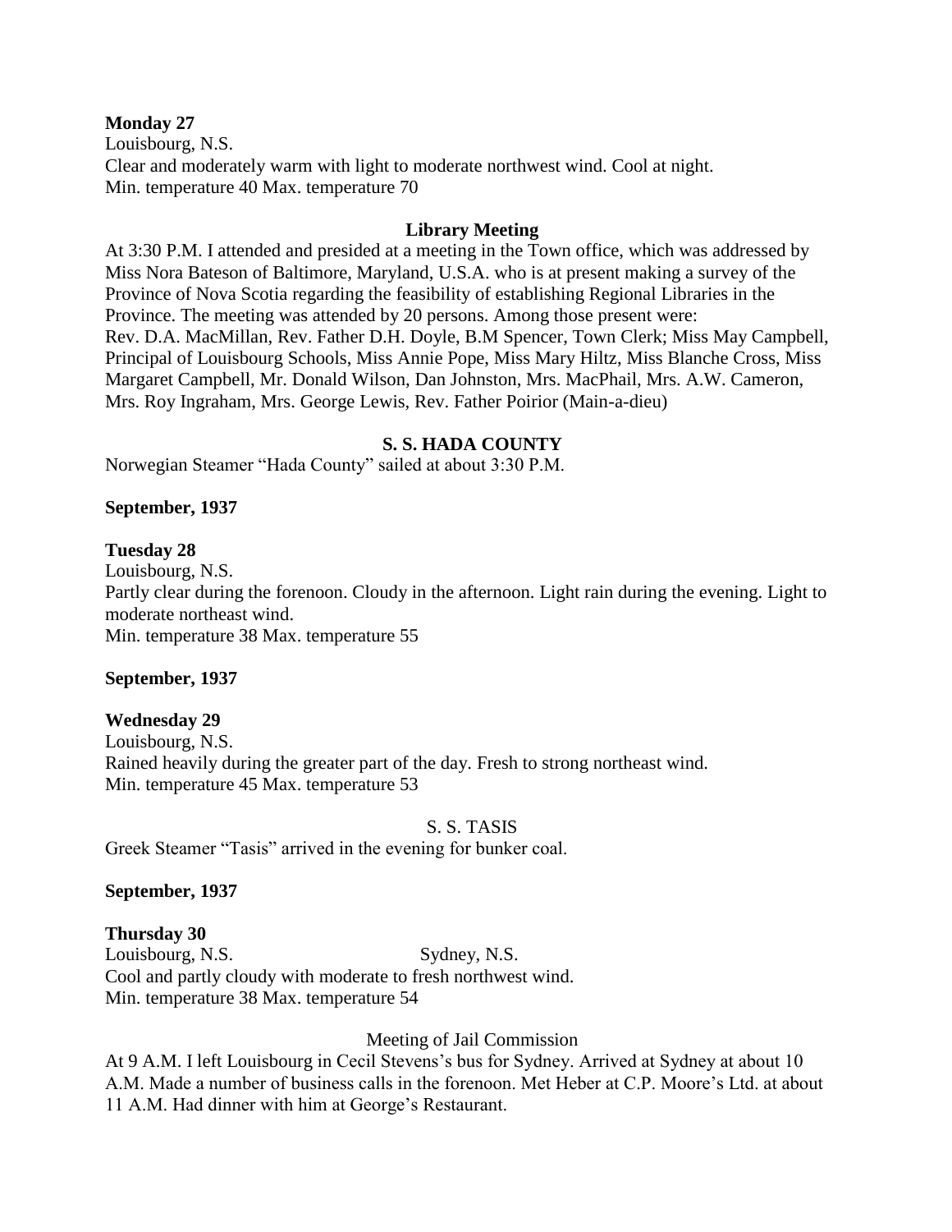**Monday 27**
Louisbourg, N.S.
Clear and moderately warm with light to moderate northwest wind. Cool at night.
Min. temperature 40 Max. temperature 70

**Library Meeting**

At 3:30 P.M. I attended and presided at a meeting in the Town office, which was addressed by Miss Nora Bateson of Baltimore, Maryland, U.S.A. who is at present making a survey of the Province of Nova Scotia regarding the feasibility of establishing Regional Libraries in the Province. The meeting was attended by 20 persons. Among those present were:
Rev. D.A. MacMillan, Rev. Father D.H. Doyle, B.M Spencer, Town Clerk; Miss May Campbell, Principal of Louisbourg Schools, Miss Annie Pope, Miss Mary Hiltz, Miss Blanche Cross, Miss Margaret Campbell, Mr. Donald Wilson, Dan Johnston, Mrs. MacPhail, Mrs. A.W. Cameron, Mrs. Roy Ingraham, Mrs. George Lewis, Rev. Father Poirior (Main-a-dieu)

**S. S. HADA COUNTY**

Norwegian Steamer "Hada County" sailed at about 3:30 P.M.

**September, 1937**

**Tuesday 28**
Louisbourg, N.S.
Partly clear during the forenoon. Cloudy in the afternoon. Light rain during the evening. Light to moderate northeast wind.
Min. temperature 38 Max. temperature 55

**September, 1937**

**Wednesday 29**
Louisbourg, N.S.
Rained heavily during the greater part of the day. Fresh to strong northeast wind.
Min. temperature 45 Max. temperature 53

S. S. TASIS

Greek Steamer "Tasis" arrived in the evening for bunker coal.

**September, 1937**

**Thursday 30**
Louisbourg, N.S. Sydney, N.S.
Cool and partly cloudy with moderate to fresh northwest wind.
Min. temperature 38 Max. temperature 54

Meeting of Jail Commission

At 9 A.M. I left Louisbourg in Cecil Stevens's bus for Sydney. Arrived at Sydney at about 10 A.M. Made a number of business calls in the forenoon. Met Heber at C.P. Moore's Ltd. at about 11 A.M. Had dinner with him at George's Restaurant.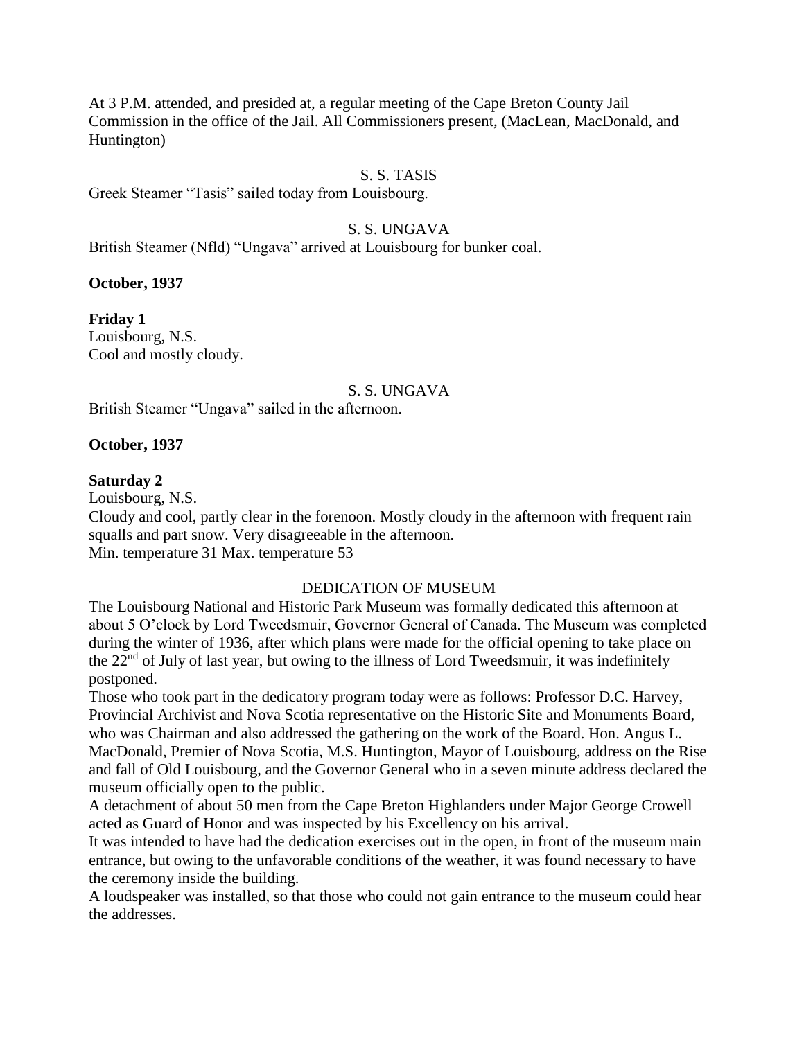At 3 P.M. attended, and presided at, a regular meeting of the Cape Breton County Jail Commission in the office of the Jail. All Commissioners present, (MacLean, MacDonald, and Huntington)

S. S. TASIS

Greek Steamer "Tasis" sailed today from Louisbourg.

S. S. UNGAVA

British Steamer (Nfld) "Ungava" arrived at Louisbourg for bunker coal.

**October, 1937**

**Friday 1**
Louisbourg, N.S.
Cool and mostly cloudy.

S. S. UNGAVA

British Steamer "Ungava" sailed in the afternoon.

**October, 1937**

**Saturday 2**
Louisbourg, N.S.
Cloudy and cool, partly clear in the forenoon. Mostly cloudy in the afternoon with frequent rain squalls and part snow. Very disagreeable in the afternoon.
Min. temperature 31 Max. temperature 53

DEDICATION OF MUSEUM

The Louisbourg National and Historic Park Museum was formally dedicated this afternoon at about 5 O'clock by Lord Tweedsmuir, Governor General of Canada. The Museum was completed during the winter of 1936, after which plans were made for the official opening to take place on the 22nd of July of last year, but owing to the illness of Lord Tweedsmuir, it was indefinitely postponed.

Those who took part in the dedicatory program today were as follows: Professor D.C. Harvey, Provincial Archivist and Nova Scotia representative on the Historic Site and Monuments Board, who was Chairman and also addressed the gathering on the work of the Board. Hon. Angus L. MacDonald, Premier of Nova Scotia, M.S. Huntington, Mayor of Louisbourg, address on the Rise and fall of Old Louisbourg, and the Governor General who in a seven minute address declared the museum officially open to the public.

A detachment of about 50 men from the Cape Breton Highlanders under Major George Crowell acted as Guard of Honor and was inspected by his Excellency on his arrival.

It was intended to have had the dedication exercises out in the open, in front of the museum main entrance, but owing to the unfavorable conditions of the weather, it was found necessary to have the ceremony inside the building.

A loudspeaker was installed, so that those who could not gain entrance to the museum could hear the addresses.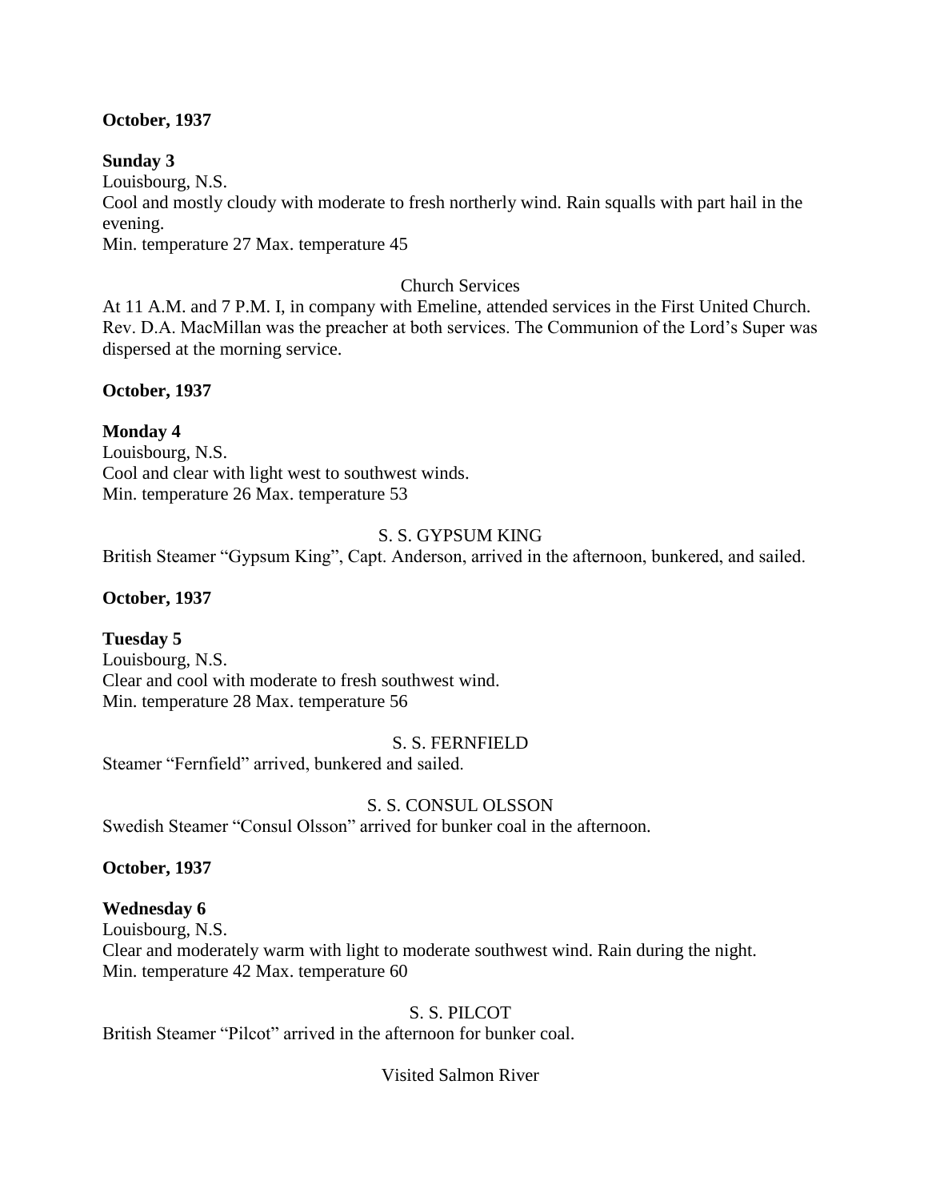**October, 1937**

**Sunday 3**
Louisbourg, N.S.
Cool and mostly cloudy with moderate to fresh northerly wind. Rain squalls with part hail in the evening.
Min. temperature 27 Max. temperature 45

Church Services

At 11 A.M. and 7 P.M. I, in company with Emeline, attended services in the First United Church. Rev. D.A. MacMillan was the preacher at both services. The Communion of the Lord's Super was dispersed at the morning service.

**October, 1937**

**Monday 4**
Louisbourg, N.S.
Cool and clear with light west to southwest winds.
Min. temperature 26 Max. temperature 53

S. S. GYPSUM KING

British Steamer "Gypsum King", Capt. Anderson, arrived in the afternoon, bunkered, and sailed.

**October, 1937**

**Tuesday 5**
Louisbourg, N.S.
Clear and cool with moderate to fresh southwest wind.
Min. temperature 28 Max. temperature 56

S. S. FERNFIELD

Steamer "Fernfield" arrived, bunkered and sailed.

S. S. CONSUL OLSSON

Swedish Steamer "Consul Olsson" arrived for bunker coal in the afternoon.

**October, 1937**

**Wednesday 6**
Louisbourg, N.S.
Clear and moderately warm with light to moderate southwest wind. Rain during the night.
Min. temperature 42 Max. temperature 60

S. S. PILCOT

British Steamer "Pilcot" arrived in the afternoon for bunker coal.

Visited Salmon River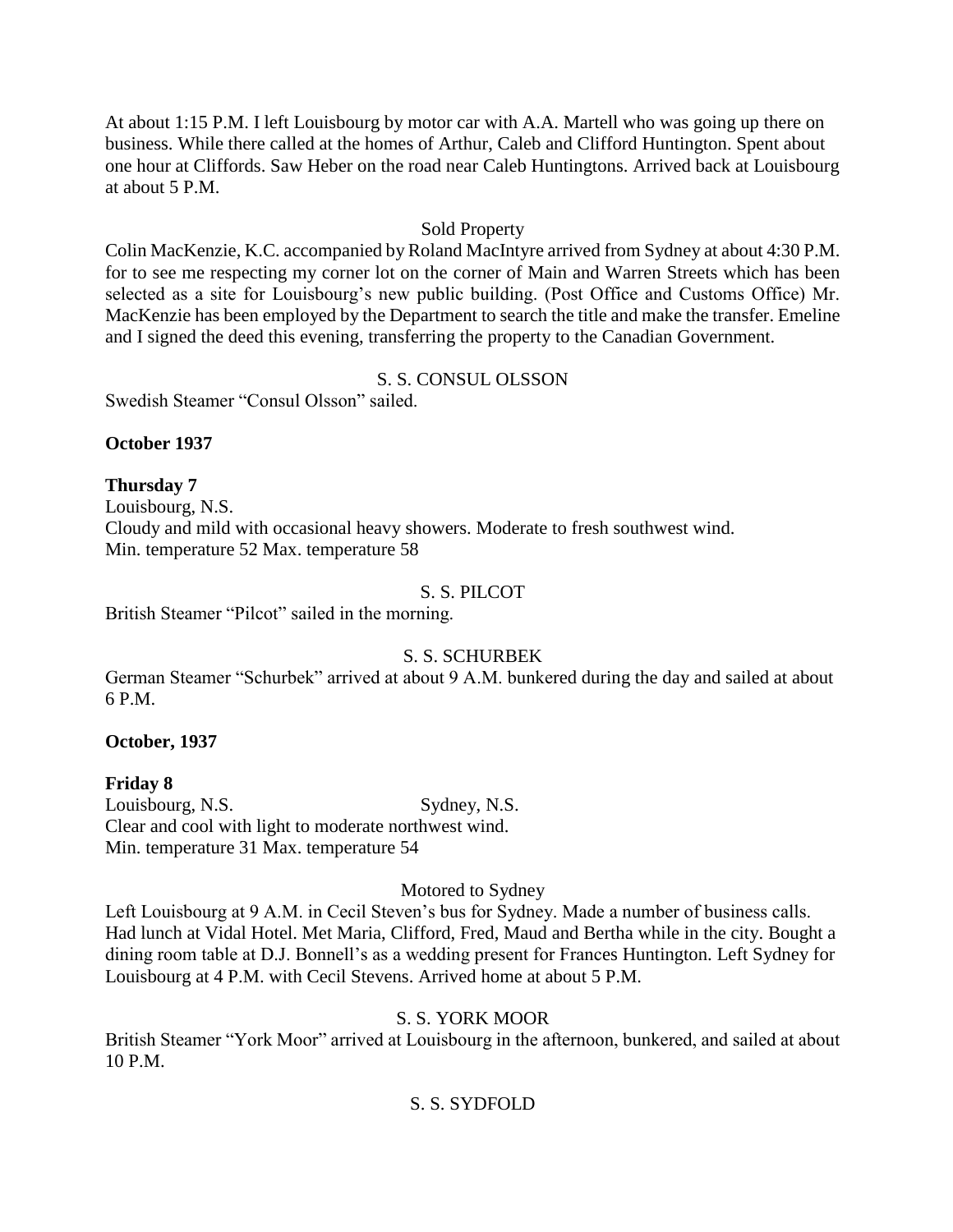At about 1:15 P.M. I left Louisbourg by motor car with A.A. Martell who was going up there on business. While there called at the homes of Arthur, Caleb and Clifford Huntington. Spent about one hour at Cliffords. Saw Heber on the road near Caleb Huntingtons. Arrived back at Louisbourg at about 5 P.M.

Sold Property

Colin MacKenzie, K.C. accompanied by Roland MacIntyre arrived from Sydney at about 4:30 P.M. for to see me respecting my corner lot on the corner of Main and Warren Streets which has been selected as a site for Louisbourg's new public building. (Post Office and Customs Office) Mr. MacKenzie has been employed by the Department to search the title and make the transfer. Emeline and I signed the deed this evening, transferring the property to the Canadian Government.

S. S. CONSUL OLSSON

Swedish Steamer "Consul Olsson" sailed.

**October 1937**

**Thursday 7**

Louisbourg, N.S.

Cloudy and mild with occasional heavy showers. Moderate to fresh southwest wind.

Min. temperature 52 Max. temperature 58

S. S. PILCOT

British Steamer "Pilcot" sailed in the morning.

S. S. SCHURBEK

German Steamer "Schurbek" arrived at about 9 A.M. bunkered during the day and sailed at about 6 P.M.

**October, 1937**

**Friday 8**

Louisbourg, N.S. Sydney, N.S.

Clear and cool with light to moderate northwest wind.

Min. temperature 31 Max. temperature 54

Motored to Sydney

Left Louisbourg at 9 A.M. in Cecil Steven's bus for Sydney. Made a number of business calls. Had lunch at Vidal Hotel. Met Maria, Clifford, Fred, Maud and Bertha while in the city. Bought a dining room table at D.J. Bonnell's as a wedding present for Frances Huntington. Left Sydney for Louisbourg at 4 P.M. with Cecil Stevens. Arrived home at about 5 P.M.

S. S. YORK MOOR

British Steamer "York Moor" arrived at Louisbourg in the afternoon, bunkered, and sailed at about 10 P.M.

S. S. SYDFOLD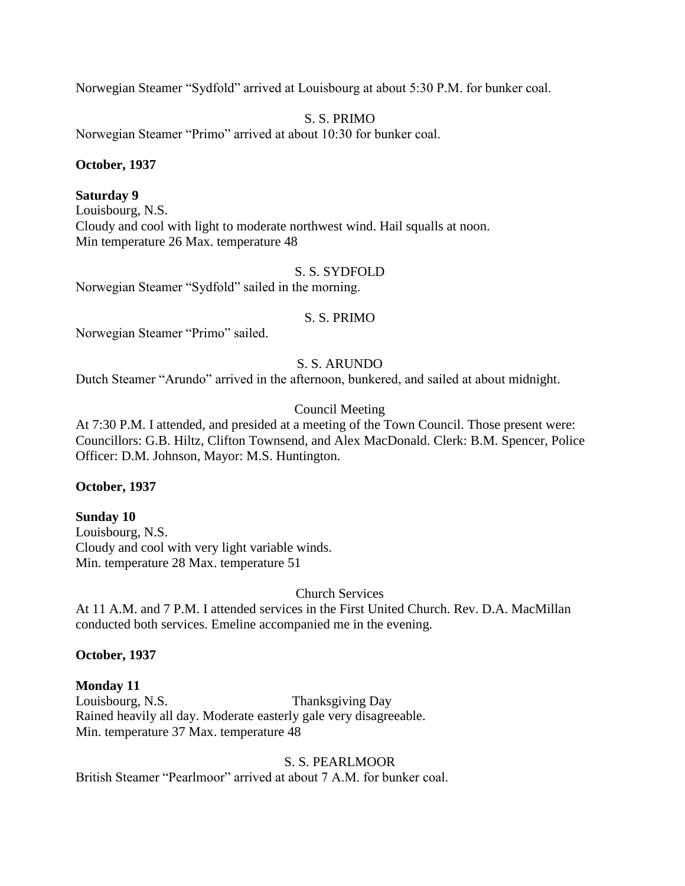Norwegian Steamer "Sydfold" arrived at Louisbourg at about 5:30 P.M. for bunker coal.

S. S. PRIMO

Norwegian Steamer "Primo" arrived at about 10:30 for bunker coal.

**October, 1937**

**Saturday 9**

Louisbourg, N.S.

Cloudy and cool with light to moderate northwest wind. Hail squalls at noon.

Min temperature 26 Max. temperature 48

S. S. SYDFOLD

Norwegian Steamer "Sydfold" sailed in the morning.

S. S. PRIMO

Norwegian Steamer "Primo" sailed.

S. S. ARUNDO

Dutch Steamer "Arundo" arrived in the afternoon, bunkered, and sailed at about midnight.

Council Meeting

At 7:30 P.M. I attended, and presided at a meeting of the Town Council. Those present were: Councillors: G.B. Hiltz, Clifton Townsend, and Alex MacDonald. Clerk: B.M. Spencer, Police Officer: D.M. Johnson, Mayor: M.S. Huntington.

**October, 1937**

**Sunday 10**

Louisbourg, N.S.

Cloudy and cool with very light variable winds.

Min. temperature 28 Max. temperature 51

Church Services

At 11 A.M. and 7 P.M. I attended services in the First United Church. Rev. D.A. MacMillan conducted both services. Emeline accompanied me in the evening.

**October, 1937**

**Monday 11**

Louisbourg, N.S. Thanksgiving Day

Rained heavily all day. Moderate easterly gale very disagreeable.

Min. temperature 37 Max. temperature 48

S. S. PEARLMOOR

British Steamer "Pearlmoor" arrived at about 7 A.M. for bunker coal.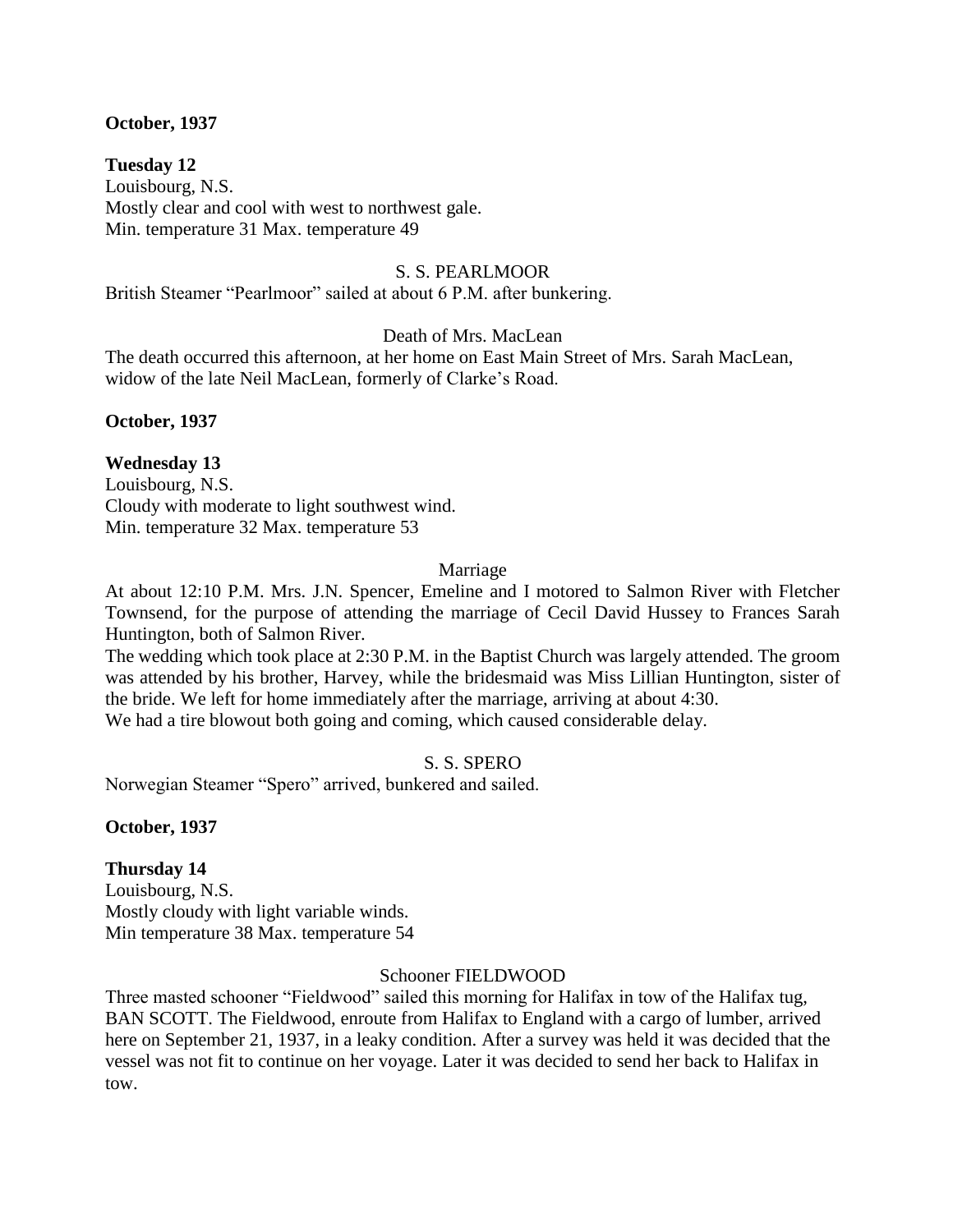**October, 1937**

**Tuesday 12**
Louisbourg, N.S.
Mostly clear and cool with west to northwest gale.
Min. temperature 31 Max. temperature 49

S. S. PEARLMOOR

British Steamer "Pearlmoor" sailed at about 6 P.M. after bunkering.

Death of Mrs. MacLean

The death occurred this afternoon, at her home on East Main Street of Mrs. Sarah MacLean, widow of the late Neil MacLean, formerly of Clarke's Road.

**October, 1937**

**Wednesday 13**
Louisbourg, N.S.
Cloudy with moderate to light southwest wind.
Min. temperature 32 Max. temperature 53

Marriage

At about 12:10 P.M. Mrs. J.N. Spencer, Emeline and I motored to Salmon River with Fletcher Townsend, for the purpose of attending the marriage of Cecil David Hussey to Frances Sarah Huntington, both of Salmon River.
The wedding which took place at 2:30 P.M. in the Baptist Church was largely attended. The groom was attended by his brother, Harvey, while the bridesmaid was Miss Lillian Huntington, sister of the bride. We left for home immediately after the marriage, arriving at about 4:30.
We had a tire blowout both going and coming, which caused considerable delay.

S. S. SPERO

Norwegian Steamer "Spero" arrived, bunkered and sailed.

**October, 1937**

**Thursday 14**
Louisbourg, N.S.
Mostly cloudy with light variable winds.
Min temperature 38 Max. temperature 54

Schooner FIELDWOOD

Three masted schooner "Fieldwood" sailed this morning for Halifax in tow of the Halifax tug, BAN SCOTT. The Fieldwood, enroute from Halifax to England with a cargo of lumber, arrived here on September 21, 1937, in a leaky condition. After a survey was held it was decided that the vessel was not fit to continue on her voyage. Later it was decided to send her back to Halifax in tow.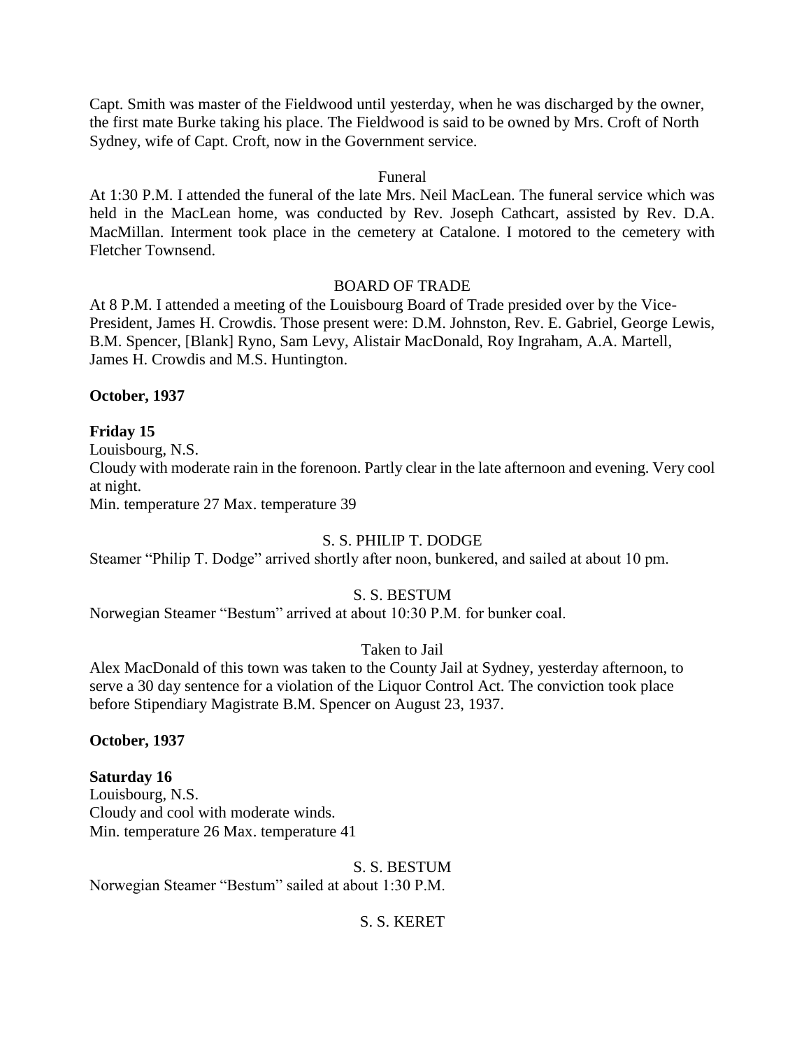Capt. Smith was master of the Fieldwood until yesterday, when he was discharged by the owner, the first mate Burke taking his place. The Fieldwood is said to be owned by Mrs. Croft of North Sydney, wife of Capt. Croft, now in the Government service.

Funeral

At 1:30 P.M. I attended the funeral of the late Mrs. Neil MacLean. The funeral service which was held in the MacLean home, was conducted by Rev. Joseph Cathcart, assisted by Rev. D.A. MacMillan. Interment took place in the cemetery at Catalone. I motored to the cemetery with Fletcher Townsend.

BOARD OF TRADE

At 8 P.M. I attended a meeting of the Louisbourg Board of Trade presided over by the Vice-President, James H. Crowdis. Those present were: D.M. Johnston, Rev. E. Gabriel, George Lewis, B.M. Spencer, [Blank] Ryno, Sam Levy, Alistair MacDonald, Roy Ingraham, A.A. Martell, James H. Crowdis and M.S. Huntington.

**October, 1937**

**Friday 15**

Louisbourg, N.S.

Cloudy with moderate rain in the forenoon. Partly clear in the late afternoon and evening. Very cool at night.

Min. temperature 27 Max. temperature 39

S. S. PHILIP T. DODGE

Steamer "Philip T. Dodge" arrived shortly after noon, bunkered, and sailed at about 10 pm.

S. S. BESTUM

Norwegian Steamer "Bestum" arrived at about 10:30 P.M. for bunker coal.

Taken to Jail

Alex MacDonald of this town was taken to the County Jail at Sydney, yesterday afternoon, to serve a 30 day sentence for a violation of the Liquor Control Act. The conviction took place before Stipendiary Magistrate B.M. Spencer on August 23, 1937.

**October, 1937**

**Saturday 16**

Louisbourg, N.S.

Cloudy and cool with moderate winds.

Min. temperature 26 Max. temperature 41

S. S. BESTUM

Norwegian Steamer "Bestum" sailed at about 1:30 P.M.

S. S. KERET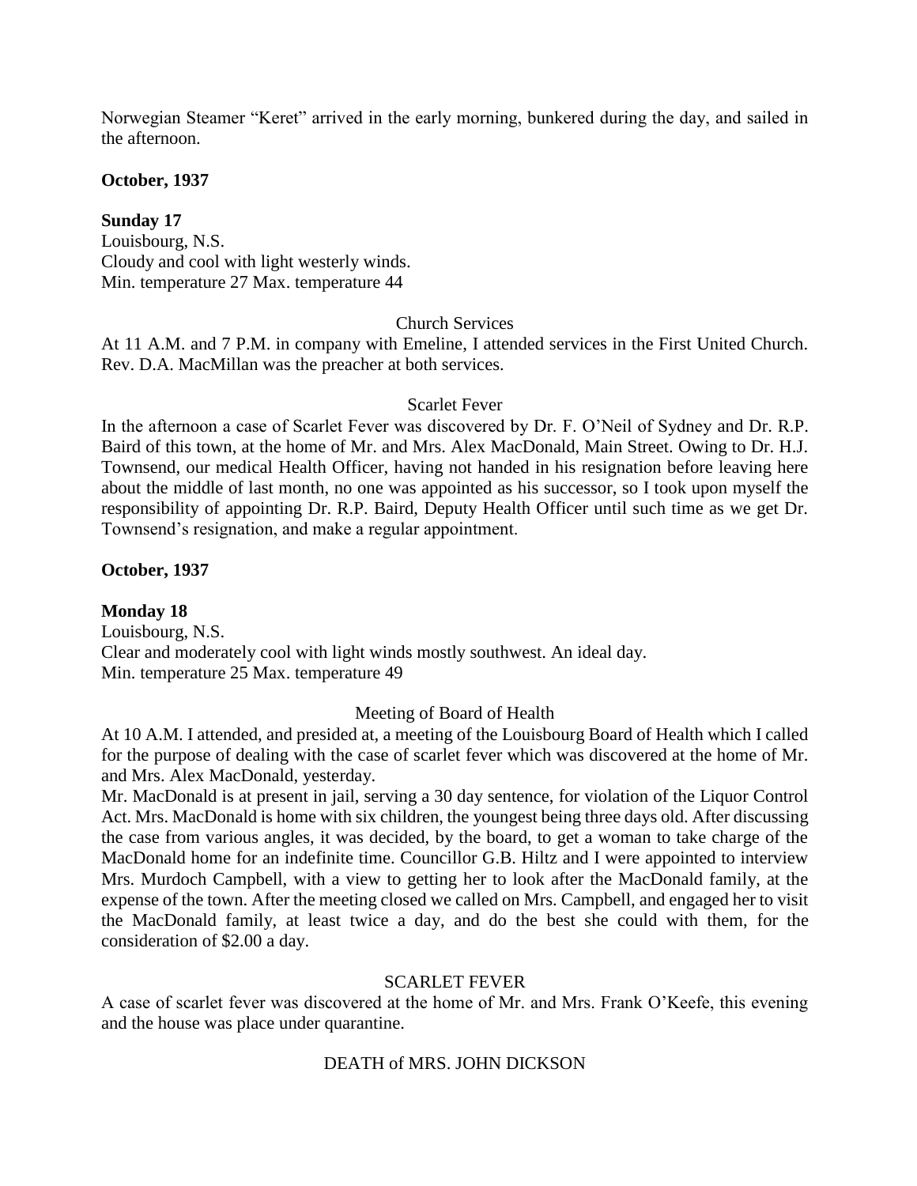Norwegian Steamer "Keret" arrived in the early morning, bunkered during the day, and sailed in the afternoon.

**October, 1937**

**Sunday 17**

Louisbourg, N.S.
Cloudy and cool with light westerly winds.
Min. temperature 27 Max. temperature 44

Church Services

At 11 A.M. and 7 P.M. in company with Emeline, I attended services in the First United Church. Rev. D.A. MacMillan was the preacher at both services.

Scarlet Fever

In the afternoon a case of Scarlet Fever was discovered by Dr. F. O'Neil of Sydney and Dr. R.P. Baird of this town, at the home of Mr. and Mrs. Alex MacDonald, Main Street. Owing to Dr. H.J. Townsend, our medical Health Officer, having not handed in his resignation before leaving here about the middle of last month, no one was appointed as his successor, so I took upon myself the responsibility of appointing Dr. R.P. Baird, Deputy Health Officer until such time as we get Dr. Townsend's resignation, and make a regular appointment.

**October, 1937**

**Monday 18**

Louisbourg, N.S.
Clear and moderately cool with light winds mostly southwest. An ideal day.
Min. temperature 25 Max. temperature 49

Meeting of Board of Health

At 10 A.M. I attended, and presided at, a meeting of the Louisbourg Board of Health which I called for the purpose of dealing with the case of scarlet fever which was discovered at the home of Mr. and Mrs. Alex MacDonald, yesterday.

Mr. MacDonald is at present in jail, serving a 30 day sentence, for violation of the Liquor Control Act. Mrs. MacDonald is home with six children, the youngest being three days old. After discussing the case from various angles, it was decided, by the board, to get a woman to take charge of the MacDonald home for an indefinite time. Councillor G.B. Hiltz and I were appointed to interview Mrs. Murdoch Campbell, with a view to getting her to look after the MacDonald family, at the expense of the town. After the meeting closed we called on Mrs. Campbell, and engaged her to visit the MacDonald family, at least twice a day, and do the best she could with them, for the consideration of $2.00 a day.

SCARLET FEVER

A case of scarlet fever was discovered at the home of Mr. and Mrs. Frank O'Keefe, this evening and the house was place under quarantine.

DEATH of MRS. JOHN DICKSON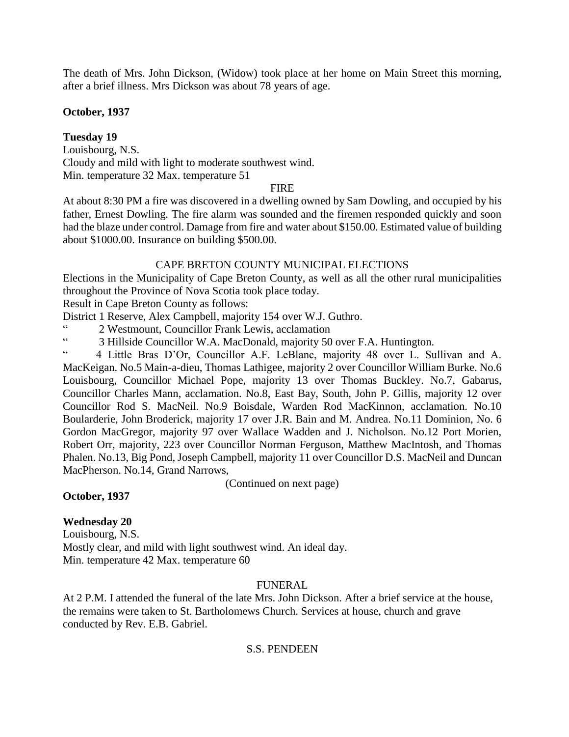The death of Mrs. John Dickson, (Widow) took place at her home on Main Street this morning, after a brief illness. Mrs Dickson was about 78 years of age.

**October, 1937**

**Tuesday 19**
Louisbourg, N.S.
Cloudy and mild with light to moderate southwest wind.
Min. temperature 32 Max. temperature 51

FIRE

At about 8:30 PM a fire was discovered in a dwelling owned by Sam Dowling, and occupied by his father, Ernest Dowling. The fire alarm was sounded and the firemen responded quickly and soon had the blaze under control. Damage from fire and water about $150.00. Estimated value of building about $1000.00. Insurance on building $500.00.

CAPE BRETON COUNTY MUNICIPAL ELECTIONS

Elections in the Municipality of Cape Breton County, as well as all the other rural municipalities throughout the Province of Nova Scotia took place today.
Result in Cape Breton County as follows:
District 1 Reserve, Alex Campbell, majority 154 over W.J. Guthro.
" 2 Westmount, Councillor Frank Lewis, acclamation
" 3 Hillside Councillor W.A. MacDonald, majority 50 over F.A. Huntington.
" 4 Little Bras D'Or, Councillor A.F. LeBlanc, majority 48 over L. Sullivan and A. MacKeigan. No.5 Main-a-dieu, Thomas Lathigee, majority 2 over Councillor William Burke. No.6 Louisbourg, Councillor Michael Pope, majority 13 over Thomas Buckley. No.7, Gabarus, Councillor Charles Mann, acclamation. No.8, East Bay, South, John P. Gillis, majority 12 over Councillor Rod S. MacNeil. No.9 Boisdale, Warden Rod MacKinnon, acclamation. No.10 Boularderie, John Broderick, majority 17 over J.R. Bain and M. Andrea. No.11 Dominion, No. 6 Gordon MacGregor, majority 97 over Wallace Wadden and J. Nicholson. No.12 Port Morien, Robert Orr, majority, 223 over Councillor Norman Ferguson, Matthew MacIntosh, and Thomas Phalen. No.13, Big Pond, Joseph Campbell, majority 11 over Councillor D.S. MacNeil and Duncan MacPherson. No.14, Grand Narrows,

(Continued on next page)

**October, 1937**

**Wednesday 20**
Louisbourg, N.S.
Mostly clear, and mild with light southwest wind. An ideal day.
Min. temperature 42 Max. temperature 60

FUNERAL

At 2 P.M. I attended the funeral of the late Mrs. John Dickson. After a brief service at the house, the remains were taken to St. Bartholomews Church. Services at house, church and grave conducted by Rev. E.B. Gabriel.

S.S. PENDEEN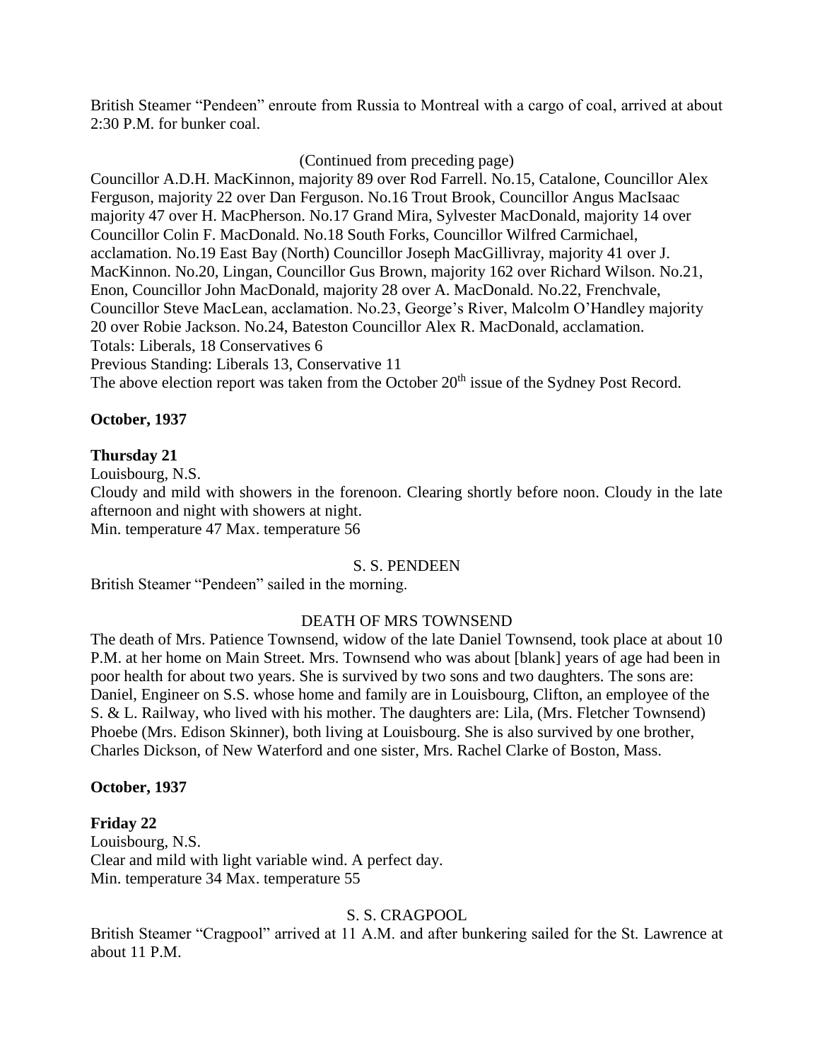British Steamer "Pendeen" enroute from Russia to Montreal with a cargo of coal, arrived at about 2:30 P.M. for bunker coal.

(Continued from preceding page)

Councillor A.D.H. MacKinnon, majority 89 over Rod Farrell. No.15, Catalone, Councillor Alex Ferguson, majority 22 over Dan Ferguson. No.16 Trout Brook, Councillor Angus MacIsaac majority 47 over H. MacPherson. No.17 Grand Mira, Sylvester MacDonald, majority 14 over Councillor Colin F. MacDonald. No.18 South Forks, Councillor Wilfred Carmichael, acclamation. No.19 East Bay (North) Councillor Joseph MacGillivray, majority 41 over J. MacKinnon. No.20, Lingan, Councillor Gus Brown, majority 162 over Richard Wilson. No.21, Enon, Councillor John MacDonald, majority 28 over A. MacDonald. No.22, Frenchvale, Councillor Steve MacLean, acclamation. No.23, George's River, Malcolm O'Handley majority 20 over Robie Jackson. No.24, Bateston Councillor Alex R. MacDonald, acclamation.
Totals: Liberals, 18 Conservatives 6
Previous Standing: Liberals 13, Conservative 11
The above election report was taken from the October 20th issue of the Sydney Post Record.

**October, 1937**

**Thursday 21**

Louisbourg, N.S.
Cloudy and mild with showers in the forenoon. Clearing shortly before noon. Cloudy in the late afternoon and night with showers at night.
Min. temperature 47 Max. temperature 56

S. S. PENDEEN

British Steamer "Pendeen" sailed in the morning.

DEATH OF MRS TOWNSEND

The death of Mrs. Patience Townsend, widow of the late Daniel Townsend, took place at about 10 P.M. at her home on Main Street. Mrs. Townsend who was about [blank] years of age had been in poor health for about two years. She is survived by two sons and two daughters. The sons are: Daniel, Engineer on S.S. whose home and family are in Louisbourg, Clifton, an employee of the S. & L. Railway, who lived with his mother. The daughters are: Lila, (Mrs. Fletcher Townsend) Phoebe (Mrs. Edison Skinner), both living at Louisbourg. She is also survived by one brother, Charles Dickson, of New Waterford and one sister, Mrs. Rachel Clarke of Boston, Mass.

**October, 1937**

**Friday 22**

Louisbourg, N.S.
Clear and mild with light variable wind. A perfect day.
Min. temperature 34 Max. temperature 55

S. S. CRAGPOOL

British Steamer "Cragpool" arrived at 11 A.M. and after bunkering sailed for the St. Lawrence at about 11 P.M.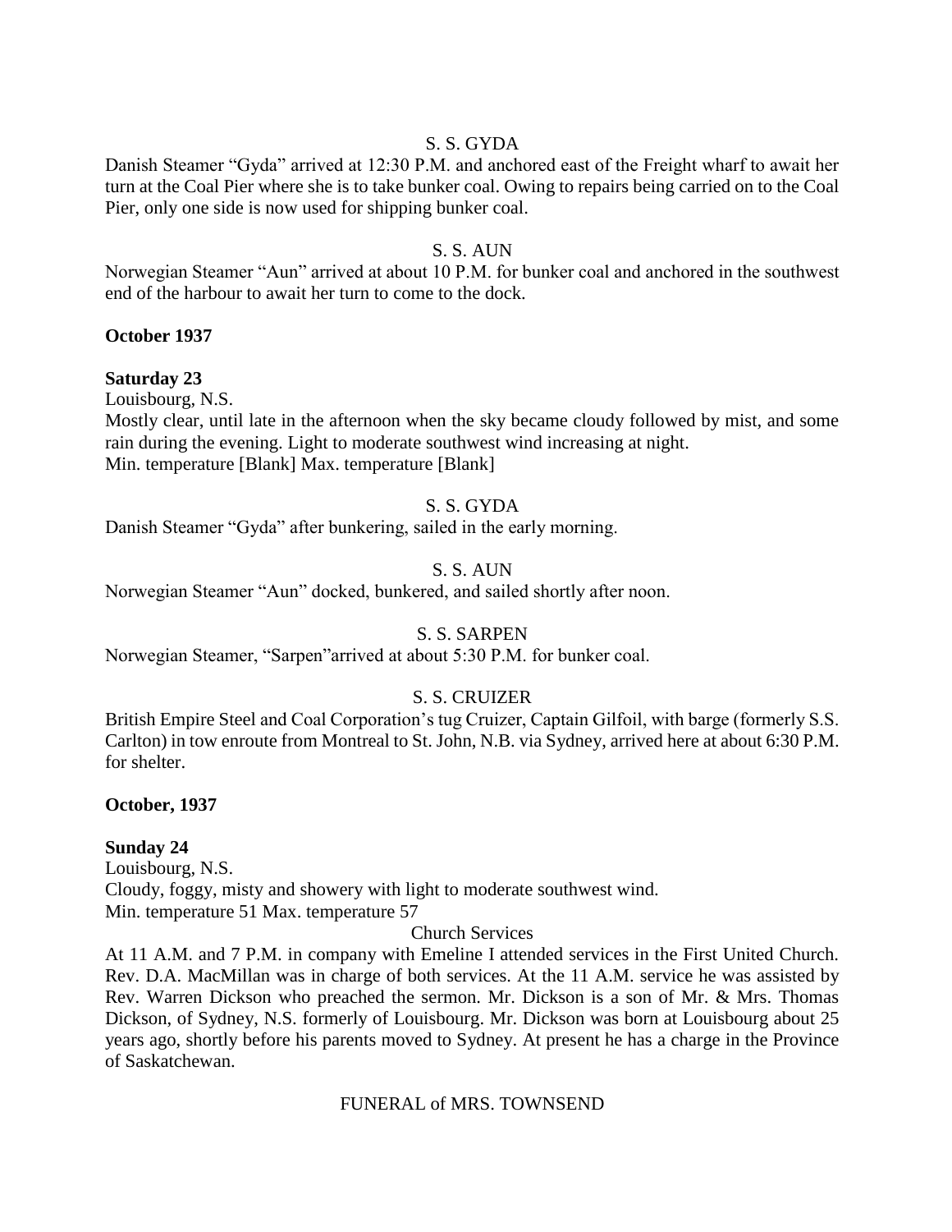S. S. GYDA

Danish Steamer "Gyda" arrived at 12:30 P.M. and anchored east of the Freight wharf to await her turn at the Coal Pier where she is to take bunker coal. Owing to repairs being carried on to the Coal Pier, only one side is now used for shipping bunker coal.

S. S. AUN

Norwegian Steamer "Aun" arrived at about 10 P.M. for bunker coal and anchored in the southwest end of the harbour to await her turn to come to the dock.

**October 1937**

**Saturday 23**

Louisbourg, N.S.

Mostly clear, until late in the afternoon when the sky became cloudy followed by mist, and some rain during the evening. Light to moderate southwest wind increasing at night.

Min. temperature [Blank] Max. temperature [Blank]

S. S. GYDA

Danish Steamer "Gyda" after bunkering, sailed in the early morning.

S. S. AUN

Norwegian Steamer "Aun" docked, bunkered, and sailed shortly after noon.

S. S. SARPEN

Norwegian Steamer, "Sarpen"arrived at about 5:30 P.M. for bunker coal.

S. S. CRUIZER

British Empire Steel and Coal Corporation's tug Cruizer, Captain Gilfoil, with barge (formerly S.S. Carlton) in tow enroute from Montreal to St. John, N.B. via Sydney, arrived here at about 6:30 P.M. for shelter.

**October, 1937**

**Sunday 24**

Louisbourg, N.S.

Cloudy, foggy, misty and showery with light to moderate southwest wind.

Min. temperature 51 Max. temperature 57

Church Services

At 11 A.M. and 7 P.M. in company with Emeline I attended services in the First United Church. Rev. D.A. MacMillan was in charge of both services. At the 11 A.M. service he was assisted by Rev. Warren Dickson who preached the sermon. Mr. Dickson is a son of Mr. & Mrs. Thomas Dickson, of Sydney, N.S. formerly of Louisbourg. Mr. Dickson was born at Louisbourg about 25 years ago, shortly before his parents moved to Sydney. At present he has a charge in the Province of Saskatchewan.

FUNERAL of MRS. TOWNSEND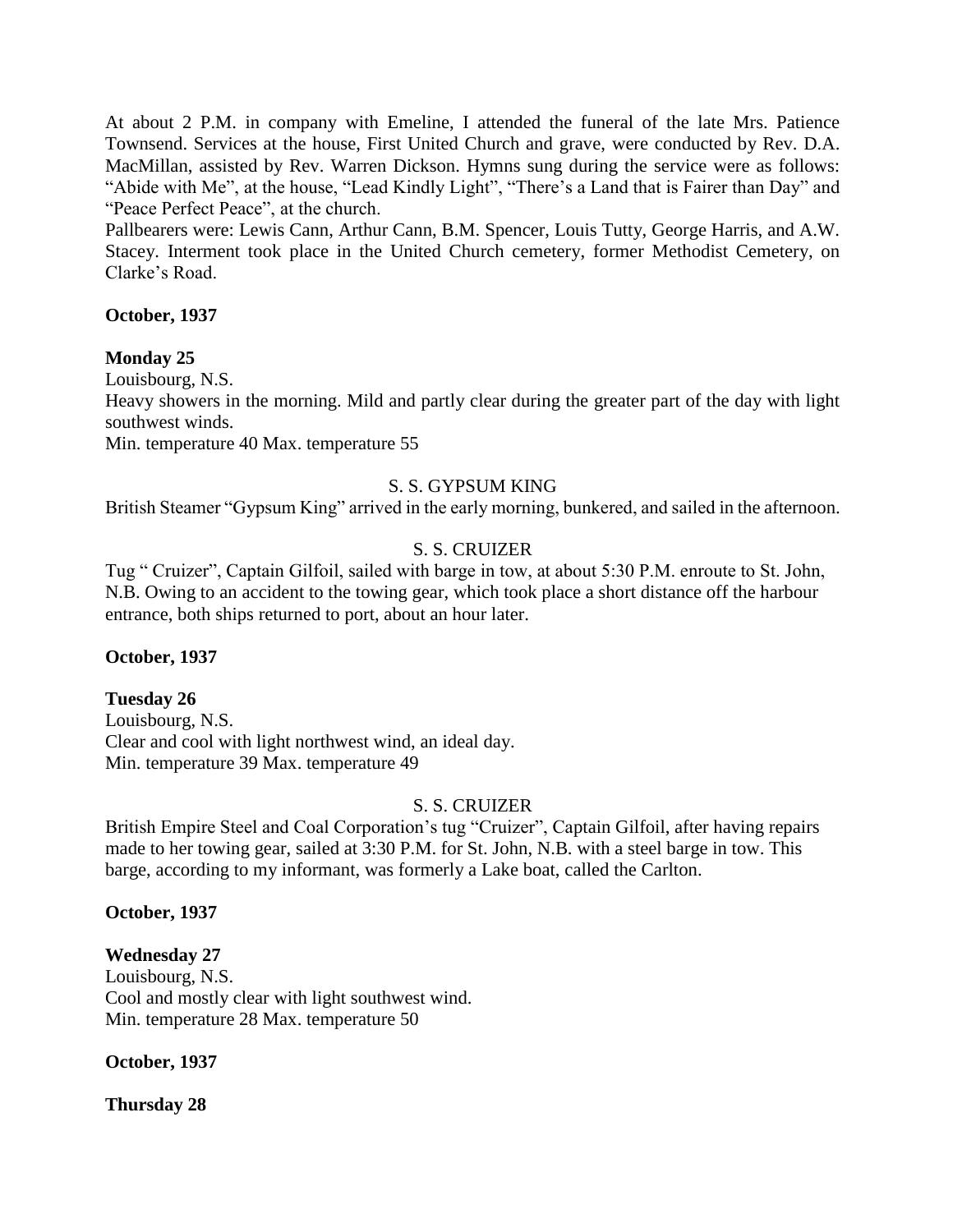At about 2 P.M. in company with Emeline, I attended the funeral of the late Mrs. Patience Townsend. Services at the house, First United Church and grave, were conducted by Rev. D.A. MacMillan, assisted by Rev. Warren Dickson. Hymns sung during the service were as follows: "Abide with Me", at the house, "Lead Kindly Light", "There's a Land that is Fairer than Day" and "Peace Perfect Peace", at the church.

Pallbearers were: Lewis Cann, Arthur Cann, B.M. Spencer, Louis Tutty, George Harris, and A.W. Stacey. Interment took place in the United Church cemetery, former Methodist Cemetery, on Clarke's Road.

**October, 1937**

**Monday 25**

Louisbourg, N.S.

Heavy showers in the morning. Mild and partly clear during the greater part of the day with light southwest winds.

Min. temperature 40 Max. temperature 55

S. S. GYPSUM KING

British Steamer "Gypsum King" arrived in the early morning, bunkered, and sailed in the afternoon.

S. S. CRUIZER

Tug " Cruizer", Captain Gilfoil, sailed with barge in tow, at about 5:30 P.M. enroute to St. John, N.B. Owing to an accident to the towing gear, which took place a short distance off the harbour entrance, both ships returned to port, about an hour later.

**October, 1937**

**Tuesday 26**

Louisbourg, N.S.

Clear and cool with light northwest wind, an ideal day.

Min. temperature 39 Max. temperature 49

S. S. CRUIZER

British Empire Steel and Coal Corporation's tug "Cruizer", Captain Gilfoil, after having repairs made to her towing gear, sailed at 3:30 P.M. for St. John, N.B. with a steel barge in tow. This barge, according to my informant, was formerly a Lake boat, called the Carlton.

**October, 1937**

**Wednesday 27**

Louisbourg, N.S.

Cool and mostly clear with light southwest wind.

Min. temperature 28 Max. temperature 50

**October, 1937**

**Thursday 28**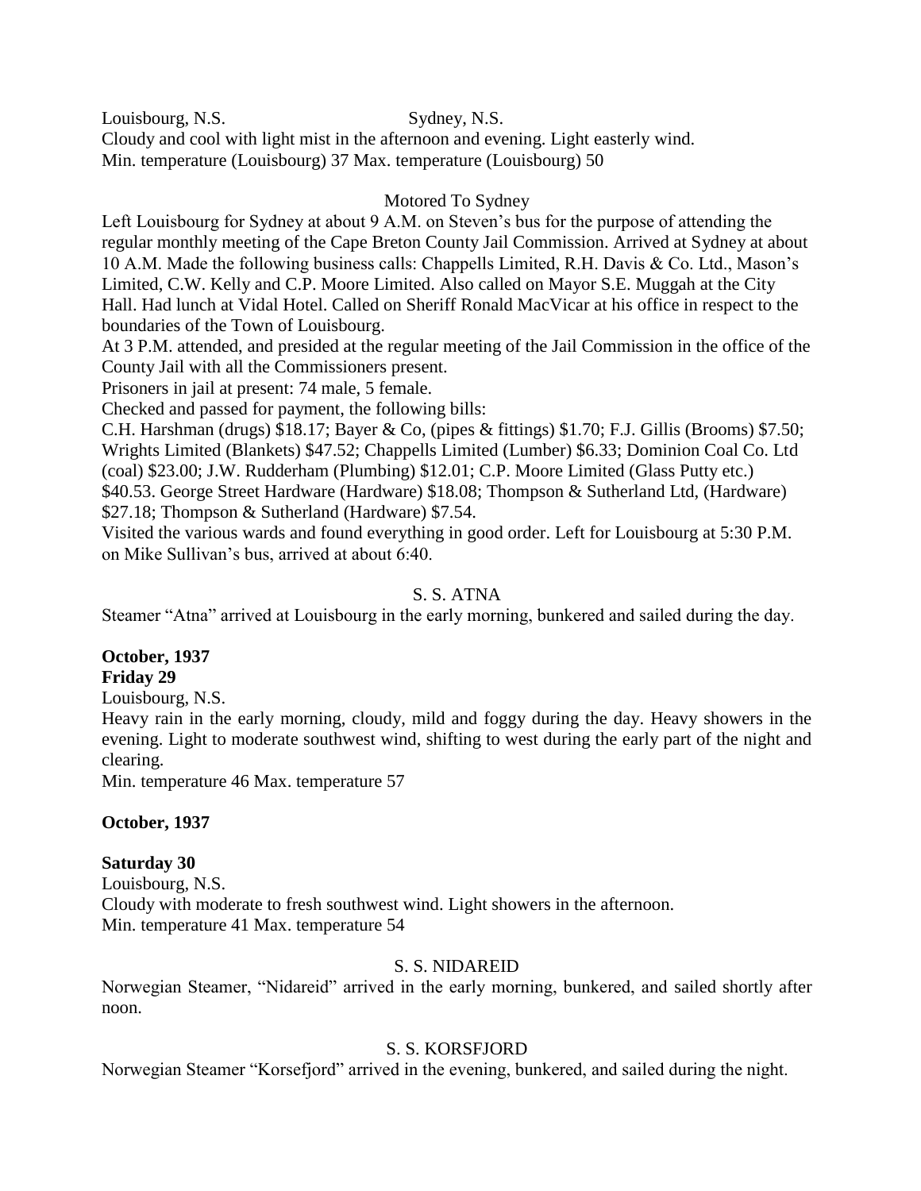Louisbourg, N.S. Sydney, N.S.

Cloudy and cool with light mist in the afternoon and evening. Light easterly wind.

Min. temperature (Louisbourg) 37 Max. temperature (Louisbourg) 50

### Motored To Sydney

Left Louisbourg for Sydney at about 9 A.M. on Steven's bus for the purpose of attending the regular monthly meeting of the Cape Breton County Jail Commission. Arrived at Sydney at about 10 A.M. Made the following business calls: Chappells Limited, R.H. Davis & Co. Ltd., Mason's Limited, C.W. Kelly and C.P. Moore Limited. Also called on Mayor S.E. Muggah at the City Hall. Had lunch at Vidal Hotel. Called on Sheriff Ronald MacVicar at his office in respect to the boundaries of the Town of Louisbourg.

At 3 P.M. attended, and presided at the regular meeting of the Jail Commission in the office of the County Jail with all the Commissioners present.

Prisoners in jail at present: 74 male, 5 female.

Checked and passed for payment, the following bills:

C.H. Harshman (drugs) $18.17; Bayer & Co, (pipes & fittings) $1.70; F.J. Gillis (Brooms) $7.50; Wrights Limited (Blankets) $47.52; Chappells Limited (Lumber) $6.33; Dominion Coal Co. Ltd (coal) $23.00; J.W. Rudderham (Plumbing) $12.01; C.P. Moore Limited (Glass Putty etc.) $40.53. George Street Hardware (Hardware) $18.08; Thompson & Sutherland Ltd, (Hardware) $27.18; Thompson & Sutherland (Hardware) $7.54.

Visited the various wards and found everything in good order. Left for Louisbourg at 5:30 P.M. on Mike Sullivan's bus, arrived at about 6:40.

### S. S. ATNA

Steamer "Atna" arrived at Louisbourg in the early morning, bunkered and sailed during the day.

**October, 1937**

**Friday 29**

Louisbourg, N.S.

Heavy rain in the early morning, cloudy, mild and foggy during the day. Heavy showers in the evening. Light to moderate southwest wind, shifting to west during the early part of the night and clearing.

Min. temperature 46 Max. temperature 57

**October, 1937**

**Saturday 30**

Louisbourg, N.S.

Cloudy with moderate to fresh southwest wind. Light showers in the afternoon.

Min. temperature 41 Max. temperature 54

### S. S. NIDAREID

Norwegian Steamer, "Nidareid" arrived in the early morning, bunkered, and sailed shortly after noon.

### S. S. KORSFJORD

Norwegian Steamer "Korsefjord" arrived in the evening, bunkered, and sailed during the night.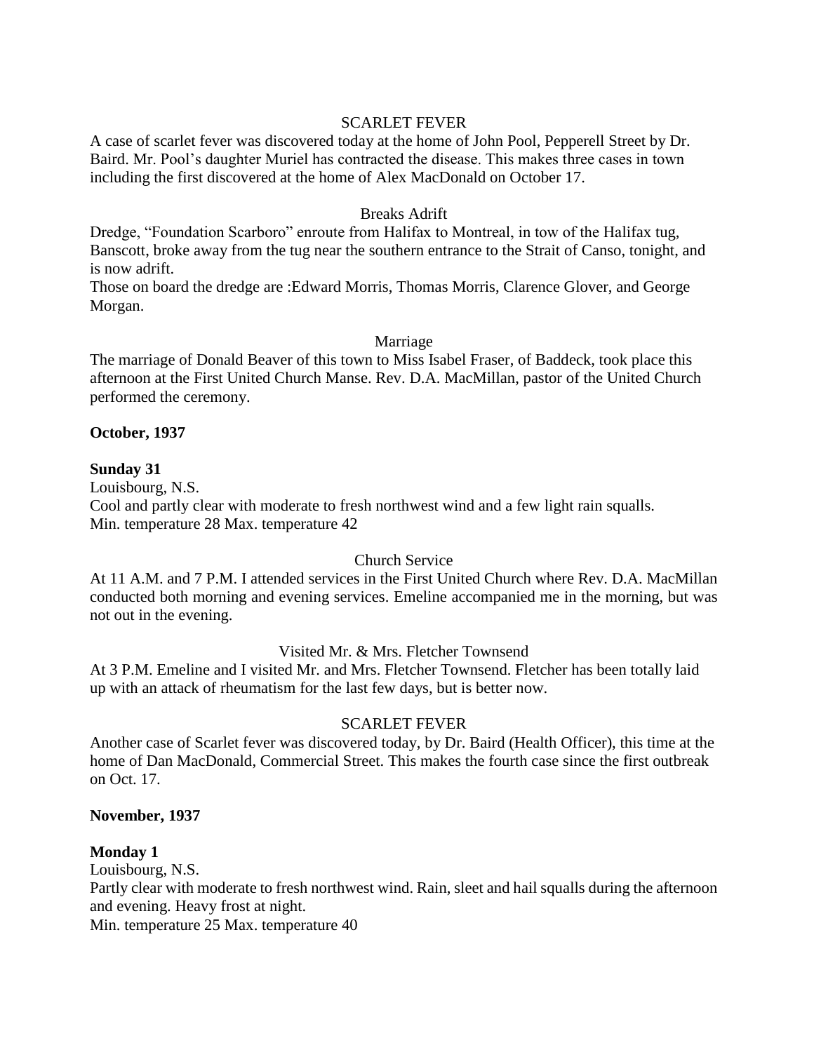SCARLET FEVER

A case of scarlet fever was discovered today at the home of John Pool, Pepperell Street by Dr. Baird. Mr. Pool's daughter Muriel has contracted the disease. This makes three cases in town including the first discovered at the home of Alex MacDonald on October 17.

Breaks Adrift

Dredge, "Foundation Scarboro" enroute from Halifax to Montreal, in tow of the Halifax tug, Banscott, broke away from the tug near the southern entrance to the Strait of Canso, tonight, and is now adrift.

Those on board the dredge are :Edward Morris, Thomas Morris, Clarence Glover, and George Morgan.

Marriage

The marriage of Donald Beaver of this town to Miss Isabel Fraser, of Baddeck, took place this afternoon at the First United Church Manse. Rev. D.A. MacMillan, pastor of the United Church performed the ceremony.

**October, 1937**

**Sunday 31**

Louisbourg, N.S.

Cool and partly clear with moderate to fresh northwest wind and a few light rain squalls.

Min. temperature 28 Max. temperature 42

Church Service

At 11 A.M. and 7 P.M. I attended services in the First United Church where Rev. D.A. MacMillan conducted both morning and evening services. Emeline accompanied me in the morning, but was not out in the evening.

Visited Mr. & Mrs. Fletcher Townsend

At 3 P.M. Emeline and I visited Mr. and Mrs. Fletcher Townsend. Fletcher has been totally laid up with an attack of rheumatism for the last few days, but is better now.

SCARLET FEVER

Another case of Scarlet fever was discovered today, by Dr. Baird (Health Officer), this time at the home of Dan MacDonald, Commercial Street. This makes the fourth case since the first outbreak on Oct. 17.

**November, 1937**

**Monday 1**

Louisbourg, N.S.

Partly clear with moderate to fresh northwest wind. Rain, sleet and hail squalls during the afternoon and evening. Heavy frost at night.

Min. temperature 25 Max. temperature 40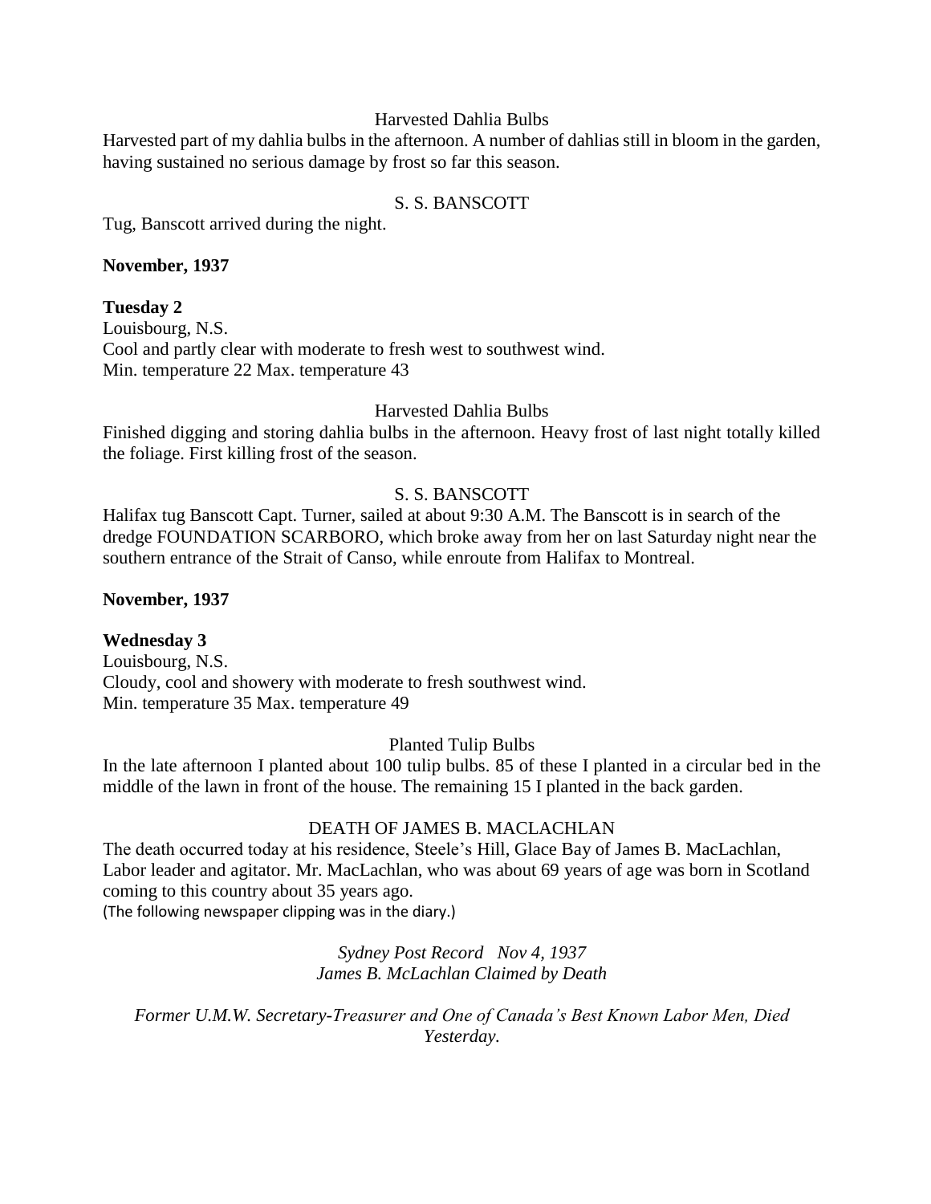Harvested Dahlia Bulbs

Harvested part of my dahlia bulbs in the afternoon. A number of dahlias still in bloom in the garden, having sustained no serious damage by frost so far this season.

S. S. BANSCOTT

Tug, Banscott arrived during the night.

**November, 1937**

**Tuesday 2**

Louisbourg, N.S.
Cool and partly clear with moderate to fresh west to southwest wind.
Min. temperature 22 Max. temperature 43

Harvested Dahlia Bulbs

Finished digging and storing dahlia bulbs in the afternoon. Heavy frost of last night totally killed the foliage. First killing frost of the season.

S. S. BANSCOTT

Halifax tug Banscott Capt. Turner, sailed at about 9:30 A.M. The Banscott is in search of the dredge FOUNDATION SCARBORO, which broke away from her on last Saturday night near the southern entrance of the Strait of Canso, while enroute from Halifax to Montreal.

**November, 1937**

**Wednesday 3**

Louisbourg, N.S.
Cloudy, cool and showery with moderate to fresh southwest wind.
Min. temperature 35 Max. temperature 49

Planted Tulip Bulbs

In the late afternoon I planted about 100 tulip bulbs. 85 of these I planted in a circular bed in the middle of the lawn in front of the house. The remaining 15 I planted in the back garden.

DEATH OF JAMES B. MACLACHLAN

The death occurred today at his residence, Steele's Hill, Glace Bay of James B. MacLachlan, Labor leader and agitator. Mr. MacLachlan, who was about 69 years of age was born in Scotland coming to this country about 35 years ago.
(The following newspaper clipping was in the diary.)

*Sydney Post Record Nov 4, 1937*
*James B. McLachlan Claimed by Death*

*Former U.M.W. Secretary-Treasurer and One of Canada's Best Known Labor Men, Died Yesterday.*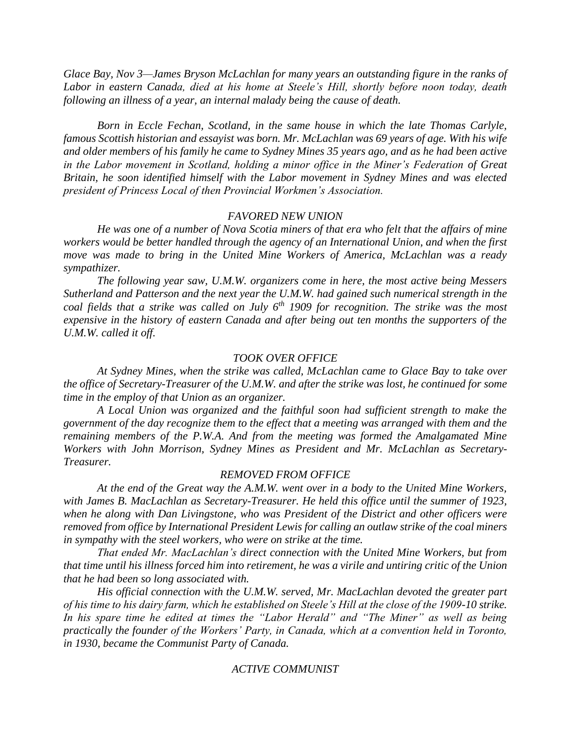*Glace Bay, Nov 3—James Bryson McLachlan for many years an outstanding figure in the ranks of Labor in eastern Canada, died at his home at Steele's Hill, shortly before noon today, death following an illness of a year, an internal malady being the cause of death.*

*Born in Eccle Fechan, Scotland, in the same house in which the late Thomas Carlyle, famous Scottish historian and essayist was born. Mr. McLachlan was 69 years of age. With his wife and older members of his family he came to Sydney Mines 35 years ago, and as he had been active in the Labor movement in Scotland, holding a minor office in the Miner's Federation of Great Britain, he soon identified himself with the Labor movement in Sydney Mines and was elected president of Princess Local of then Provincial Workmen's Association.*

### *FAVORED NEW UNION*

*He was one of a number of Nova Scotia miners of that era who felt that the affairs of mine workers would be better handled through the agency of an International Union, and when the first move was made to bring in the United Mine Workers of America, McLachlan was a ready sympathizer.*

*The following year saw, U.M.W. organizers come in here, the most active being Messers Sutherland and Patterson and the next year the U.M.W. had gained such numerical strength in the coal fields that a strike was called on July 6th 1909 for recognition. The strike was the most expensive in the history of eastern Canada and after being out ten months the supporters of the U.M.W. called it off.*

### *TOOK OVER OFFICE*

*At Sydney Mines, when the strike was called, McLachlan came to Glace Bay to take over the office of Secretary-Treasurer of the U.M.W. and after the strike was lost, he continued for some time in the employ of that Union as an organizer.*

*A Local Union was organized and the faithful soon had sufficient strength to make the government of the day recognize them to the effect that a meeting was arranged with them and the remaining members of the P.W.A. And from the meeting was formed the Amalgamated Mine Workers with John Morrison, Sydney Mines as President and Mr. McLachlan as Secretary-Treasurer.*

### *REMOVED FROM OFFICE*

*At the end of the Great way the A.M.W. went over in a body to the United Mine Workers, with James B. MacLachlan as Secretary-Treasurer. He held this office until the summer of 1923, when he along with Dan Livingstone, who was President of the District and other officers were removed from office by International President Lewis for calling an outlaw strike of the coal miners in sympathy with the steel workers, who were on strike at the time.*

*That ended Mr. MacLachlan's direct connection with the United Mine Workers, but from that time until his illness forced him into retirement, he was a virile and untiring critic of the Union that he had been so long associated with.*

*His official connection with the U.M.W. served, Mr. MacLachlan devoted the greater part of his time to his dairy farm, which he established on Steele's Hill at the close of the 1909-10 strike. In his spare time he edited at times the "Labor Herald" and "The Miner" as well as being practically the founder of the Workers' Party, in Canada, which at a convention held in Toronto, in 1930, became the Communist Party of Canada.*

### *ACTIVE COMMUNIST*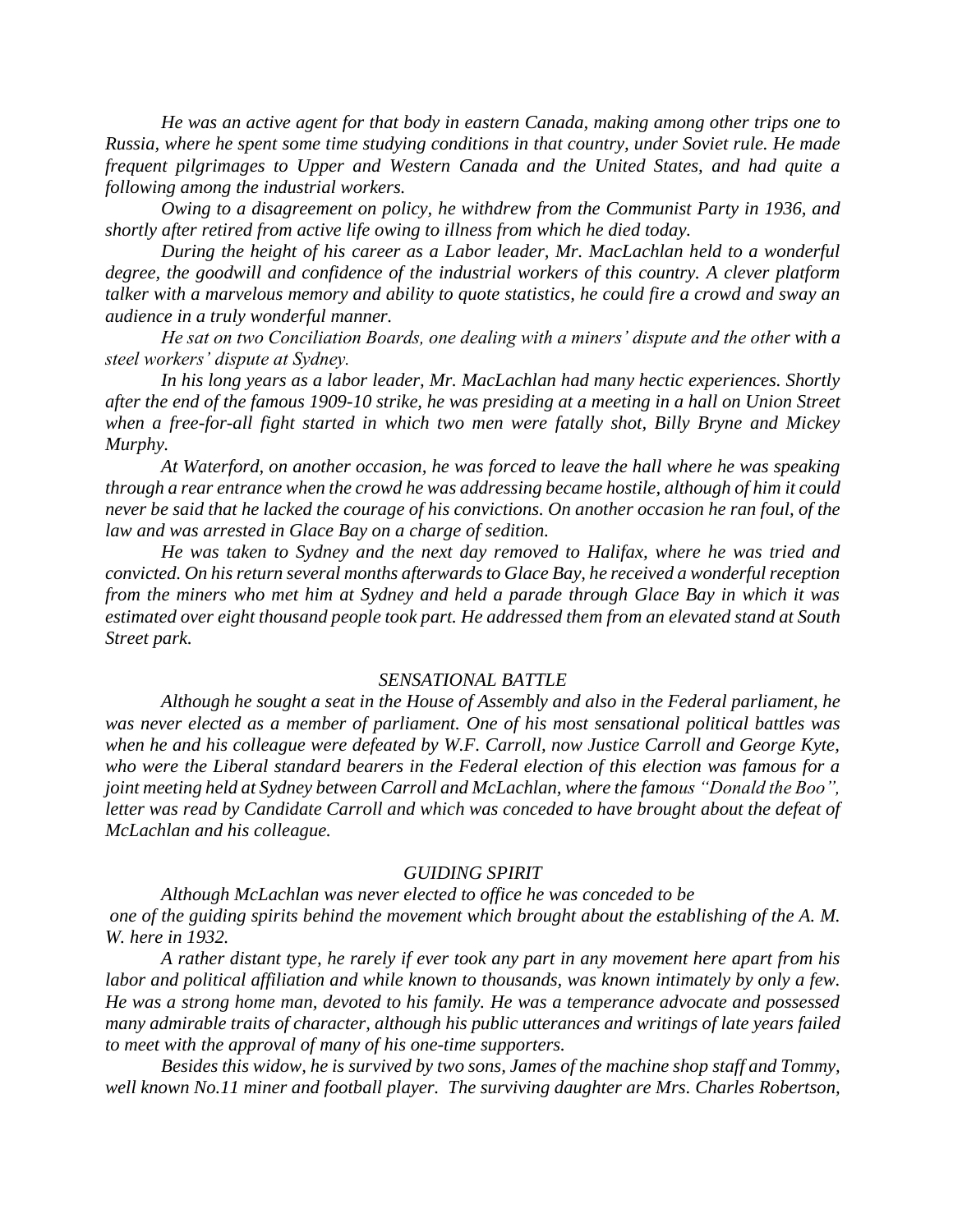*He was an active agent for that body in eastern Canada, making among other trips one to Russia, where he spent some time studying conditions in that country, under Soviet rule. He made frequent pilgrimages to Upper and Western Canada and the United States, and had quite a following among the industrial workers.*

*Owing to a disagreement on policy, he withdrew from the Communist Party in 1936, and shortly after retired from active life owing to illness from which he died today.*

*During the height of his career as a Labor leader, Mr. MacLachlan held to a wonderful degree, the goodwill and confidence of the industrial workers of this country. A clever platform talker with a marvelous memory and ability to quote statistics, he could fire a crowd and sway an audience in a truly wonderful manner.*

*He sat on two Conciliation Boards, one dealing with a miners' dispute and the other with a steel workers' dispute at Sydney.*

*In his long years as a labor leader, Mr. MacLachlan had many hectic experiences. Shortly after the end of the famous 1909-10 strike, he was presiding at a meeting in a hall on Union Street when a free-for-all fight started in which two men were fatally shot, Billy Bryne and Mickey Murphy.*

*At Waterford, on another occasion, he was forced to leave the hall where he was speaking through a rear entrance when the crowd he was addressing became hostile, although of him it could never be said that he lacked the courage of his convictions. On another occasion he ran foul, of the law and was arrested in Glace Bay on a charge of sedition.*

*He was taken to Sydney and the next day removed to Halifax, where he was tried and convicted. On his return several months afterwards to Glace Bay, he received a wonderful reception from the miners who met him at Sydney and held a parade through Glace Bay in which it was estimated over eight thousand people took part. He addressed them from an elevated stand at South Street park.*

### *SENSATIONAL BATTLE*

*Although he sought a seat in the House of Assembly and also in the Federal parliament, he was never elected as a member of parliament. One of his most sensational political battles was when he and his colleague were defeated by W.F. Carroll, now Justice Carroll and George Kyte, who were the Liberal standard bearers in the Federal election of this election was famous for a joint meeting held at Sydney between Carroll and McLachlan, where the famous "Donald the Boo", letter was read by Candidate Carroll and which was conceded to have brought about the defeat of McLachlan and his colleague.*

### *GUIDING SPIRIT*

*Although McLachlan was never elected to office he was conceded to be one of the guiding spirits behind the movement which brought about the establishing of the A. M. W. here in 1932.*

*A rather distant type, he rarely if ever took any part in any movement here apart from his labor and political affiliation and while known to thousands, was known intimately by only a few. He was a strong home man, devoted to his family. He was a temperance advocate and possessed many admirable traits of character, although his public utterances and writings of late years failed to meet with the approval of many of his one-time supporters.*

*Besides this widow, he is survived by two sons, James of the machine shop staff and Tommy, well known No.11 miner and football player. The surviving daughter are Mrs. Charles Robertson,*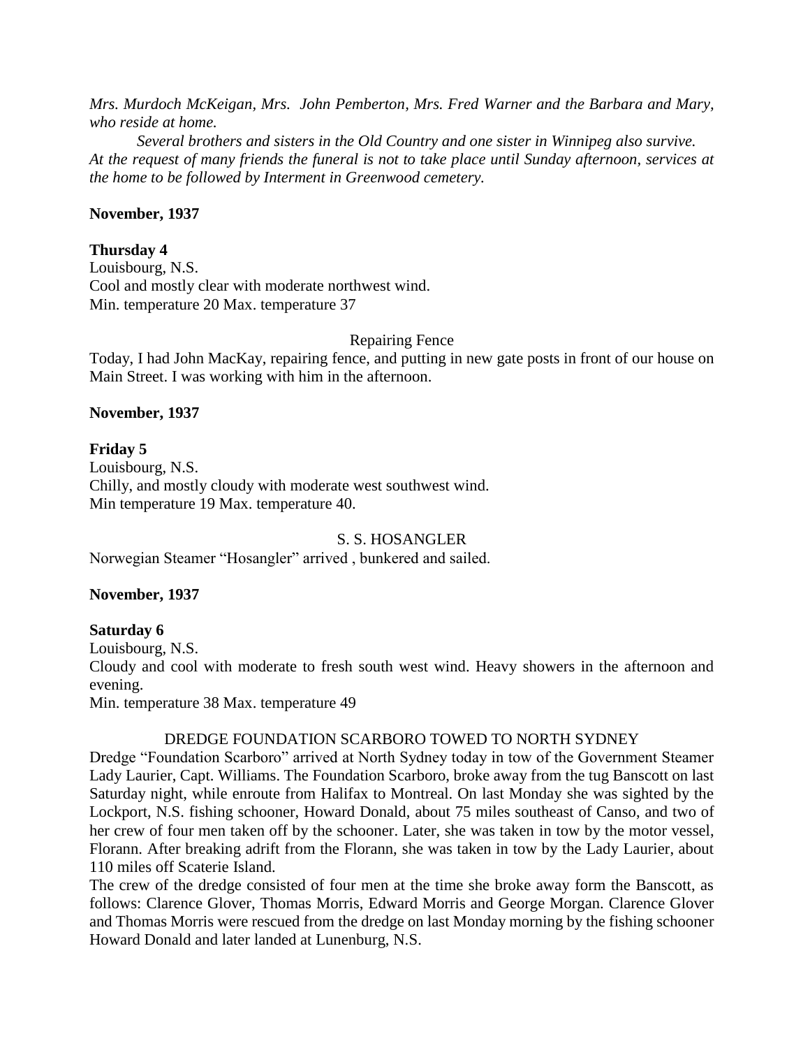*Mrs. Murdoch McKeigan, Mrs. John Pemberton, Mrs. Fred Warner and the Barbara and Mary, who reside at home.*

*Several brothers and sisters in the Old Country and one sister in Winnipeg also survive. At the request of many friends the funeral is not to take place until Sunday afternoon, services at the home to be followed by Interment in Greenwood cemetery.*

**November, 1937**

**Thursday 4**

Louisbourg, N.S.
Cool and mostly clear with moderate northwest wind.
Min. temperature 20 Max. temperature 37

Repairing Fence

Today, I had John MacKay, repairing fence, and putting in new gate posts in front of our house on Main Street. I was working with him in the afternoon.

**November, 1937**

**Friday 5**

Louisbourg, N.S.
Chilly, and mostly cloudy with moderate west southwest wind.
Min temperature 19 Max. temperature 40.

S. S. HOSANGLER

Norwegian Steamer "Hosangler" arrived , bunkered and sailed.

**November, 1937**

**Saturday 6**

Louisbourg, N.S.
Cloudy and cool with moderate to fresh south west wind. Heavy showers in the afternoon and evening.
Min. temperature 38 Max. temperature 49

DREDGE FOUNDATION SCARBORO TOWED TO NORTH SYDNEY

Dredge "Foundation Scarboro" arrived at North Sydney today in tow of the Government Steamer Lady Laurier, Capt. Williams. The Foundation Scarboro, broke away from the tug Banscott on last Saturday night, while enroute from Halifax to Montreal. On last Monday she was sighted by the Lockport, N.S. fishing schooner, Howard Donald, about 75 miles southeast of Canso, and two of her crew of four men taken off by the schooner. Later, she was taken in tow by the motor vessel, Florann. After breaking adrift from the Florann, she was taken in tow by the Lady Laurier, about 110 miles off Scaterie Island.

The crew of the dredge consisted of four men at the time she broke away form the Banscott, as follows: Clarence Glover, Thomas Morris, Edward Morris and George Morgan. Clarence Glover and Thomas Morris were rescued from the dredge on last Monday morning by the fishing schooner Howard Donald and later landed at Lunenburg, N.S.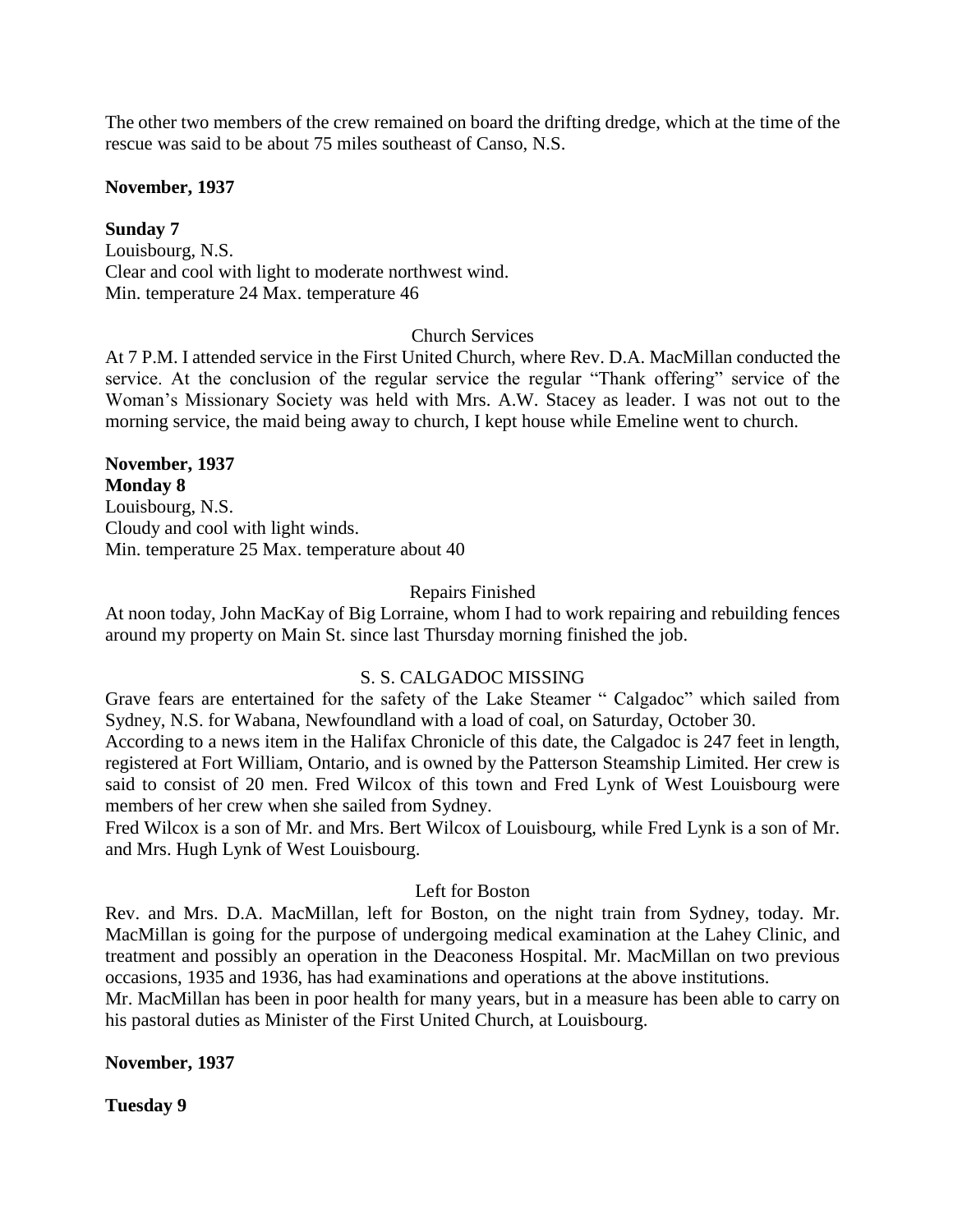The other two members of the crew remained on board the drifting dredge, which at the time of the rescue was said to be about 75 miles southeast of Canso, N.S.

**November, 1937**

**Sunday 7**
Louisbourg, N.S.
Clear and cool with light to moderate northwest wind.
Min. temperature 24 Max. temperature 46

Church Services

At 7 P.M. I attended service in the First United Church, where Rev. D.A. MacMillan conducted the service. At the conclusion of the regular service the regular "Thank offering" service of the Woman's Missionary Society was held with Mrs. A.W. Stacey as leader. I was not out to the morning service, the maid being away to church, I kept house while Emeline went to church.

**November, 1937**
**Monday 8**
Louisbourg, N.S.
Cloudy and cool with light winds.
Min. temperature 25 Max. temperature about 40

Repairs Finished

At noon today, John MacKay of Big Lorraine, whom I had to work repairing and rebuilding fences around my property on Main St. since last Thursday morning finished the job.

S. S. CALGADOC MISSING

Grave fears are entertained for the safety of the Lake Steamer " Calgadoc" which sailed from Sydney, N.S. for Wabana, Newfoundland with a load of coal, on Saturday, October 30.
According to a news item in the Halifax Chronicle of this date, the Calgadoc is 247 feet in length, registered at Fort William, Ontario, and is owned by the Patterson Steamship Limited. Her crew is said to consist of 20 men. Fred Wilcox of this town and Fred Lynk of West Louisbourg were members of her crew when she sailed from Sydney.
Fred Wilcox is a son of Mr. and Mrs. Bert Wilcox of Louisbourg, while Fred Lynk is a son of Mr. and Mrs. Hugh Lynk of West Louisbourg.

Left for Boston

Rev. and Mrs. D.A. MacMillan, left for Boston, on the night train from Sydney, today. Mr. MacMillan is going for the purpose of undergoing medical examination at the Lahey Clinic, and treatment and possibly an operation in the Deaconess Hospital. Mr. MacMillan on two previous occasions, 1935 and 1936, has had examinations and operations at the above institutions.
Mr. MacMillan has been in poor health for many years, but in a measure has been able to carry on his pastoral duties as Minister of the First United Church, at Louisbourg.

**November, 1937**

**Tuesday 9**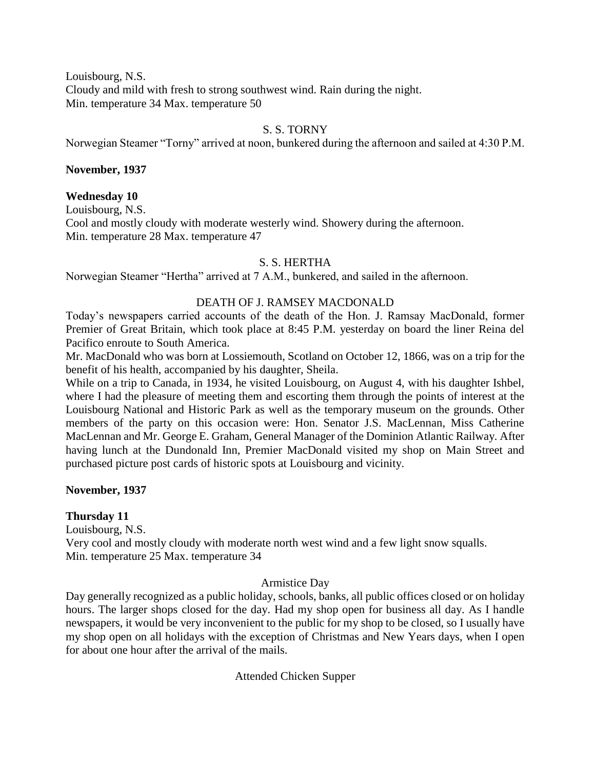Louisbourg, N.S.
Cloudy and mild with fresh to strong southwest wind. Rain during the night.
Min. temperature 34 Max. temperature 50

S. S. TORNY

Norwegian Steamer "Torny" arrived at noon, bunkered during the afternoon and sailed at 4:30 P.M.

**November, 1937**

**Wednesday 10**

Louisbourg, N.S.
Cool and mostly cloudy with moderate westerly wind. Showery during the afternoon.
Min. temperature 28 Max. temperature 47

S. S. HERTHA

Norwegian Steamer "Hertha" arrived at 7 A.M., bunkered, and sailed in the afternoon.

DEATH OF J. RAMSEY MACDONALD

Today's newspapers carried accounts of the death of the Hon. J. Ramsay MacDonald, former Premier of Great Britain, which took place at 8:45 P.M. yesterday on board the liner Reina del Pacifico enroute to South America.

Mr. MacDonald who was born at Lossiemouth, Scotland on October 12, 1866, was on a trip for the benefit of his health, accompanied by his daughter, Sheila.

While on a trip to Canada, in 1934, he visited Louisbourg, on August 4, with his daughter Ishbel, where I had the pleasure of meeting them and escorting them through the points of interest at the Louisbourg National and Historic Park as well as the temporary museum on the grounds. Other members of the party on this occasion were: Hon. Senator J.S. MacLennan, Miss Catherine MacLennan and Mr. George E. Graham, General Manager of the Dominion Atlantic Railway. After having lunch at the Dundonald Inn, Premier MacDonald visited my shop on Main Street and purchased picture post cards of historic spots at Louisbourg and vicinity.

**November, 1937**

**Thursday 11**

Louisbourg, N.S.
Very cool and mostly cloudy with moderate north west wind and a few light snow squalls.
Min. temperature 25 Max. temperature 34

Armistice Day

Day generally recognized as a public holiday, schools, banks, all public offices closed or on holiday hours. The larger shops closed for the day. Had my shop open for business all day. As I handle newspapers, it would be very inconvenient to the public for my shop to be closed, so I usually have my shop open on all holidays with the exception of Christmas and New Years days, when I open for about one hour after the arrival of the mails.

Attended Chicken Supper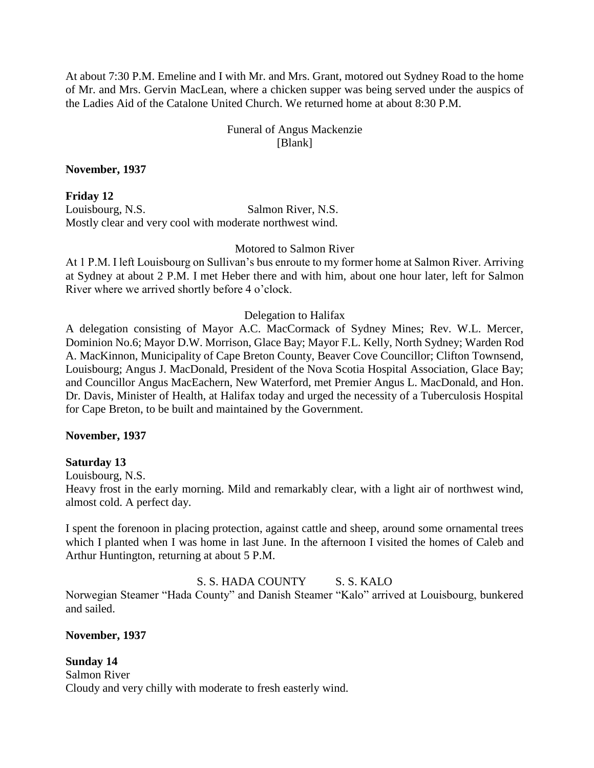At about 7:30 P.M. Emeline and I with Mr. and Mrs. Grant, motored out Sydney Road to the home of Mr. and Mrs. Gervin MacLean, where a chicken supper was being served under the auspics of the Ladies Aid of the Catalone United Church. We returned home at about 8:30 P.M.

Funeral of Angus Mackenzie
[Blank]

**November, 1937**

**Friday 12**
Louisbourg, N.S. Salmon River, N.S.
Mostly clear and very cool with moderate northwest wind.

Motored to Salmon River

At 1 P.M. I left Louisbourg on Sullivan's bus enroute to my former home at Salmon River. Arriving at Sydney at about 2 P.M. I met Heber there and with him, about one hour later, left for Salmon River where we arrived shortly before 4 o'clock.

Delegation to Halifax

A delegation consisting of Mayor A.C. MacCormack of Sydney Mines; Rev. W.L. Mercer, Dominion No.6; Mayor D.W. Morrison, Glace Bay; Mayor F.L. Kelly, North Sydney; Warden Rod A. MacKinnon, Municipality of Cape Breton County, Beaver Cove Councillor; Clifton Townsend, Louisbourg; Angus J. MacDonald, President of the Nova Scotia Hospital Association, Glace Bay; and Councillor Angus MacEachern, New Waterford, met Premier Angus L. MacDonald, and Hon. Dr. Davis, Minister of Health, at Halifax today and urged the necessity of a Tuberculosis Hospital for Cape Breton, to be built and maintained by the Government.

**November, 1937**

**Saturday 13**
Louisbourg, N.S.
Heavy frost in the early morning. Mild and remarkably clear, with a light air of northwest wind, almost cold. A perfect day.

I spent the forenoon in placing protection, against cattle and sheep, around some ornamental trees which I planted when I was home in last June. In the afternoon I visited the homes of Caleb and Arthur Huntington, returning at about 5 P.M.

S. S. HADA COUNTY S. S. KALO

Norwegian Steamer "Hada County" and Danish Steamer "Kalo" arrived at Louisbourg, bunkered and sailed.

**November, 1937**

**Sunday 14**
Salmon River
Cloudy and very chilly with moderate to fresh easterly wind.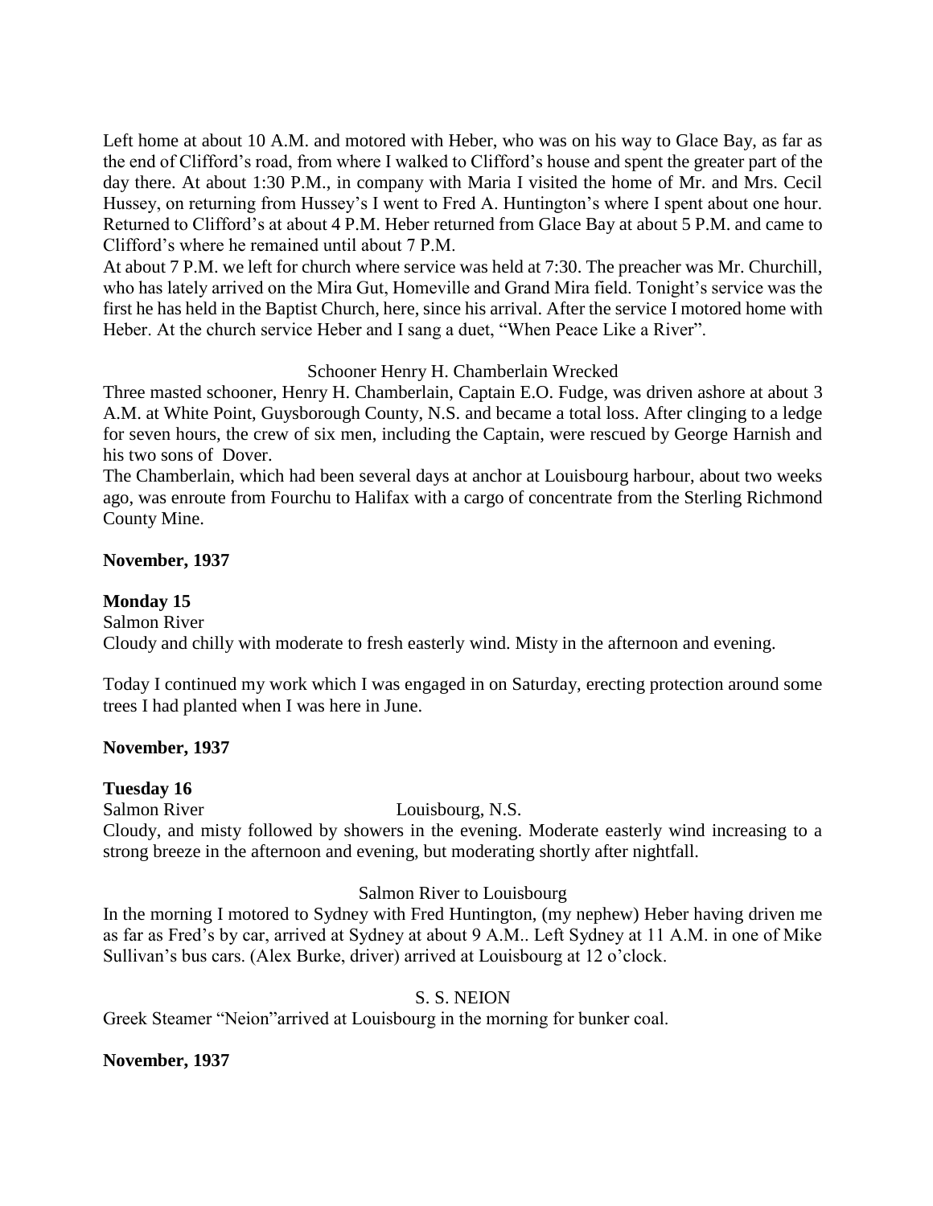Left home at about 10 A.M. and motored with Heber, who was on his way to Glace Bay, as far as the end of Clifford's road, from where I walked to Clifford's house and spent the greater part of the day there. At about 1:30 P.M., in company with Maria I visited the home of Mr. and Mrs. Cecil Hussey, on returning from Hussey's I went to Fred A. Huntington's where I spent about one hour. Returned to Clifford's at about 4 P.M. Heber returned from Glace Bay at about 5 P.M. and came to Clifford's where he remained until about 7 P.M.

At about 7 P.M. we left for church where service was held at 7:30. The preacher was Mr. Churchill, who has lately arrived on the Mira Gut, Homeville and Grand Mira field. Tonight's service was the first he has held in the Baptist Church, here, since his arrival. After the service I motored home with Heber. At the church service Heber and I sang a duet, "When Peace Like a River".

Schooner Henry H. Chamberlain Wrecked

Three masted schooner, Henry H. Chamberlain, Captain E.O. Fudge, was driven ashore at about 3 A.M. at White Point, Guysborough County, N.S. and became a total loss. After clinging to a ledge for seven hours, the crew of six men, including the Captain, were rescued by George Harnish and his two sons of Dover.

The Chamberlain, which had been several days at anchor at Louisbourg harbour, about two weeks ago, was enroute from Fourchu to Halifax with a cargo of concentrate from the Sterling Richmond County Mine.

**November, 1937**

**Monday 15**

Salmon River

Cloudy and chilly with moderate to fresh easterly wind. Misty in the afternoon and evening.

Today I continued my work which I was engaged in on Saturday, erecting protection around some trees I had planted when I was here in June.

**November, 1937**

**Tuesday 16**

Salmon River Louisbourg, N.S.

Cloudy, and misty followed by showers in the evening. Moderate easterly wind increasing to a strong breeze in the afternoon and evening, but moderating shortly after nightfall.

Salmon River to Louisbourg

In the morning I motored to Sydney with Fred Huntington, (my nephew) Heber having driven me as far as Fred's by car, arrived at Sydney at about 9 A.M.. Left Sydney at 11 A.M. in one of Mike Sullivan's bus cars. (Alex Burke, driver) arrived at Louisbourg at 12 o'clock.

S. S. NEION

Greek Steamer "Neion"arrived at Louisbourg in the morning for bunker coal.

**November, 1937**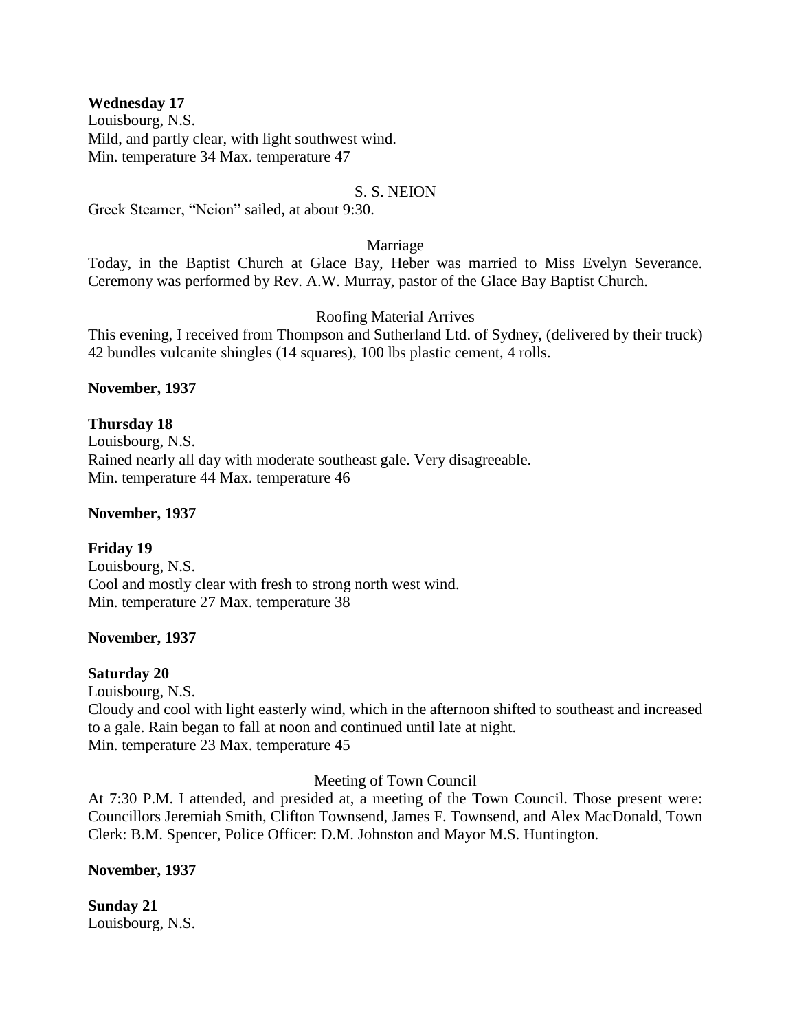**Wednesday 17**
Louisbourg, N.S.
Mild, and partly clear, with light southwest wind.
Min. temperature 34 Max. temperature 47

S. S. NEION

Greek Steamer, "Neion" sailed, at about 9:30.

Marriage

Today, in the Baptist Church at Glace Bay, Heber was married to Miss Evelyn Severance. Ceremony was performed by Rev. A.W. Murray, pastor of the Glace Bay Baptist Church.

Roofing Material Arrives

This evening, I received from Thompson and Sutherland Ltd. of Sydney, (delivered by their truck) 42 bundles vulcanite shingles (14 squares), 100 lbs plastic cement, 4 rolls.

**November, 1937**

**Thursday 18**
Louisbourg, N.S.
Rained nearly all day with moderate southeast gale. Very disagreeable.
Min. temperature 44 Max. temperature 46

**November, 1937**

**Friday 19**
Louisbourg, N.S.
Cool and mostly clear with fresh to strong north west wind.
Min. temperature 27 Max. temperature 38

**November, 1937**

**Saturday 20**
Louisbourg, N.S.
Cloudy and cool with light easterly wind, which in the afternoon shifted to southeast and increased to a gale. Rain began to fall at noon and continued until late at night.
Min. temperature 23 Max. temperature 45

Meeting of Town Council

At 7:30 P.M. I attended, and presided at, a meeting of the Town Council. Those present were: Councillors Jeremiah Smith, Clifton Townsend, James F. Townsend, and Alex MacDonald, Town Clerk: B.M. Spencer, Police Officer: D.M. Johnston and Mayor M.S. Huntington.

**November, 1937**

**Sunday 21**
Louisbourg, N.S.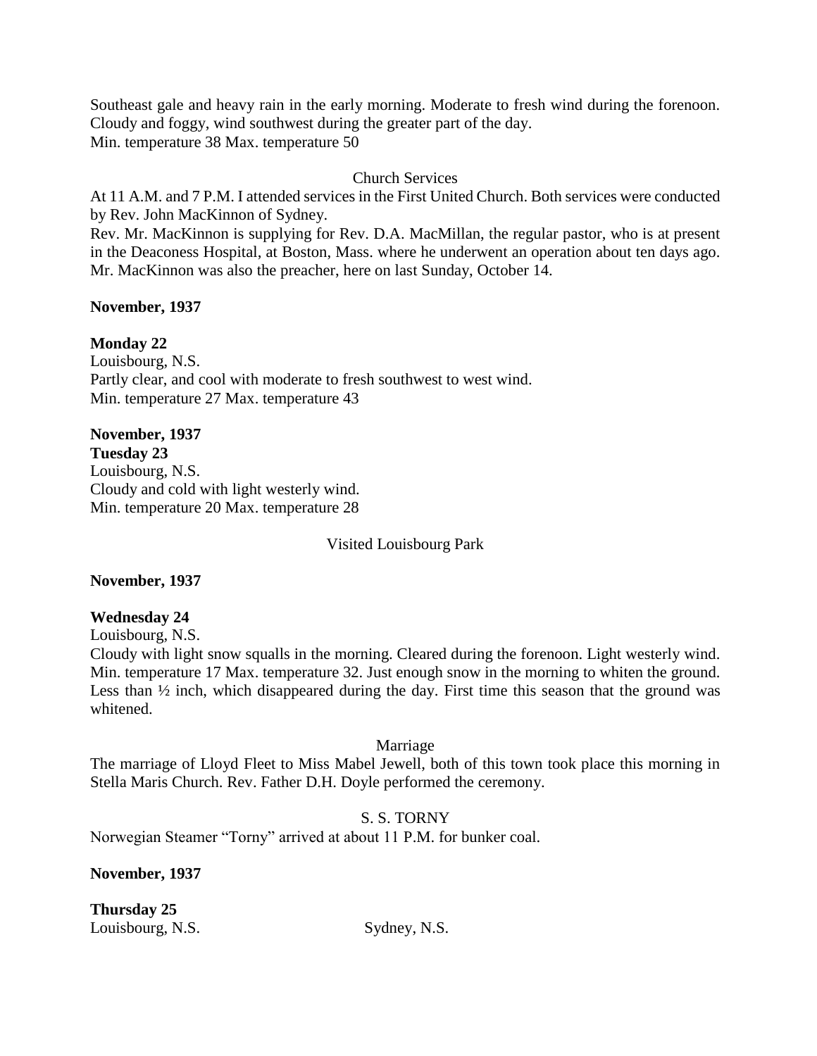Southeast gale and heavy rain in the early morning. Moderate to fresh wind during the forenoon. Cloudy and foggy, wind southwest during the greater part of the day.
Min. temperature 38 Max. temperature 50

Church Services

At 11 A.M. and 7 P.M. I attended services in the First United Church. Both services were conducted by Rev. John MacKinnon of Sydney.
Rev. Mr. MacKinnon is supplying for Rev. D.A. MacMillan, the regular pastor, who is at present in the Deaconess Hospital, at Boston, Mass. where he underwent an operation about ten days ago. Mr. MacKinnon was also the preacher, here on last Sunday, October 14.

**November, 1937**

**Monday 22**
Louisbourg, N.S.
Partly clear, and cool with moderate to fresh southwest to west wind.
Min. temperature 27 Max. temperature 43

**November, 1937**
**Tuesday 23**
Louisbourg, N.S.
Cloudy and cold with light westerly wind.
Min. temperature 20 Max. temperature 28

Visited Louisbourg Park

**November, 1937**

**Wednesday 24**
Louisbourg, N.S.
Cloudy with light snow squalls in the morning. Cleared during the forenoon. Light westerly wind.
Min. temperature 17 Max. temperature 32. Just enough snow in the morning to whiten the ground. Less than ½ inch, which disappeared during the day. First time this season that the ground was whitened.

Marriage

The marriage of Lloyd Fleet to Miss Mabel Jewell, both of this town took place this morning in Stella Maris Church. Rev. Father D.H. Doyle performed the ceremony.

S. S. TORNY

Norwegian Steamer "Torny" arrived at about 11 P.M. for bunker coal.

**November, 1937**

**Thursday 25**
Louisbourg, N.S. Sydney, N.S.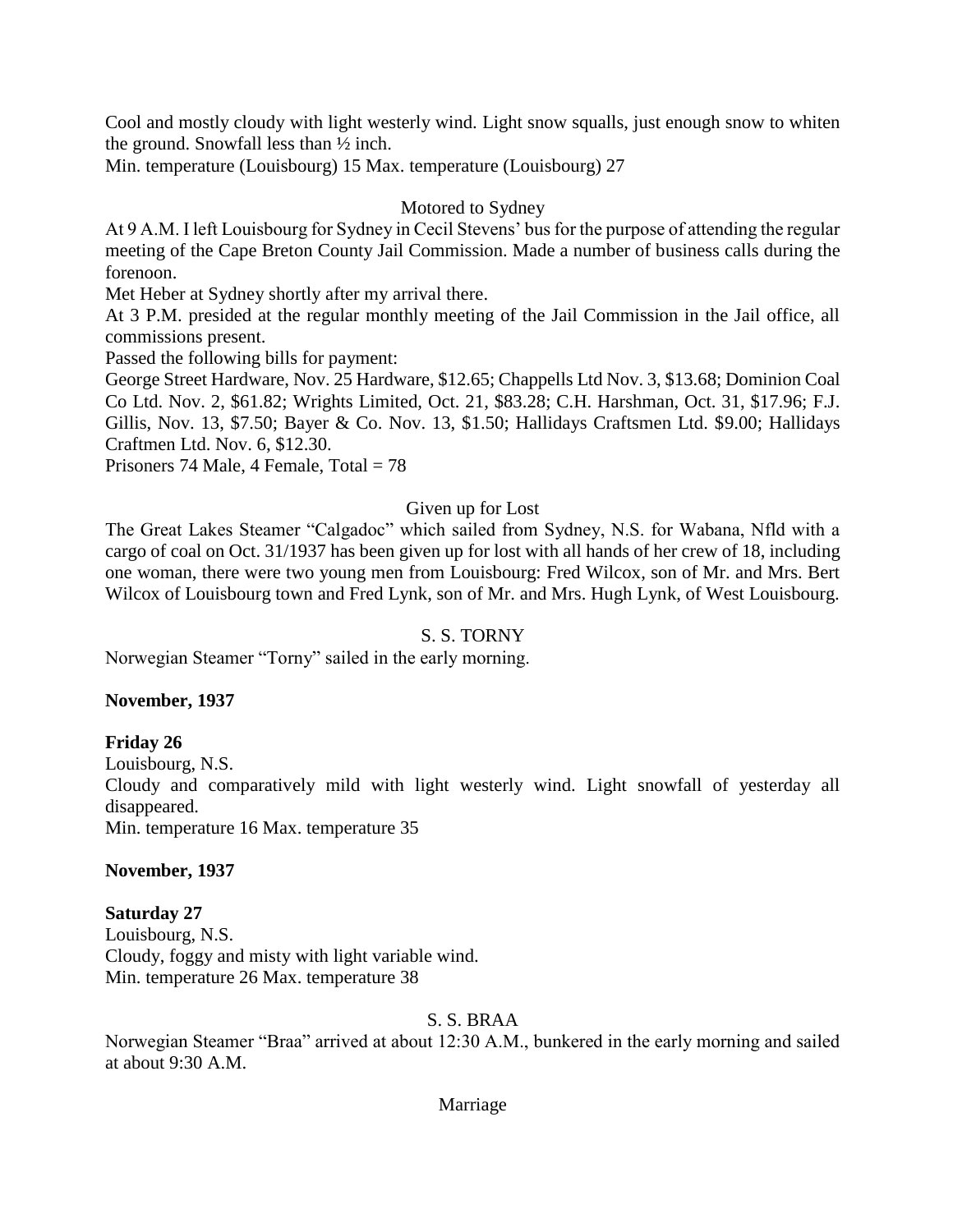Cool and mostly cloudy with light westerly wind. Light snow squalls, just enough snow to whiten the ground. Snowfall less than ½ inch.
Min. temperature (Louisbourg) 15 Max. temperature (Louisbourg) 27

Motored to Sydney

At 9 A.M. I left Louisbourg for Sydney in Cecil Stevens' bus for the purpose of attending the regular meeting of the Cape Breton County Jail Commission. Made a number of business calls during the forenoon.

Met Heber at Sydney shortly after my arrival there.

At 3 P.M. presided at the regular monthly meeting of the Jail Commission in the Jail office, all commissions present.

Passed the following bills for payment:

George Street Hardware, Nov. 25 Hardware, $12.65; Chappells Ltd Nov. 3, $13.68; Dominion Coal Co Ltd. Nov. 2, $61.82; Wrights Limited, Oct. 21, $83.28; C.H. Harshman, Oct. 31, $17.96; F.J. Gillis, Nov. 13, $7.50; Bayer & Co. Nov. 13, $1.50; Hallidays Craftsmen Ltd. $9.00; Hallidays Craftmen Ltd. Nov. 6, $12.30.

Prisoners 74 Male, 4 Female, Total = 78

Given up for Lost

The Great Lakes Steamer "Calgadoc" which sailed from Sydney, N.S. for Wabana, Nfld with a cargo of coal on Oct. 31/1937 has been given up for lost with all hands of her crew of 18, including one woman, there were two young men from Louisbourg: Fred Wilcox, son of Mr. and Mrs. Bert Wilcox of Louisbourg town and Fred Lynk, son of Mr. and Mrs. Hugh Lynk, of West Louisbourg.

S. S. TORNY

Norwegian Steamer "Torny" sailed in the early morning.

**November, 1937**

**Friday 26**

Louisbourg, N.S.

Cloudy and comparatively mild with light westerly wind. Light snowfall of yesterday all disappeared.

Min. temperature 16 Max. temperature 35

**November, 1937**

**Saturday 27**

Louisbourg, N.S.

Cloudy, foggy and misty with light variable wind.

Min. temperature 26 Max. temperature 38

S. S. BRAA

Norwegian Steamer "Braa" arrived at about 12:30 A.M., bunkered in the early morning and sailed at about 9:30 A.M.

Marriage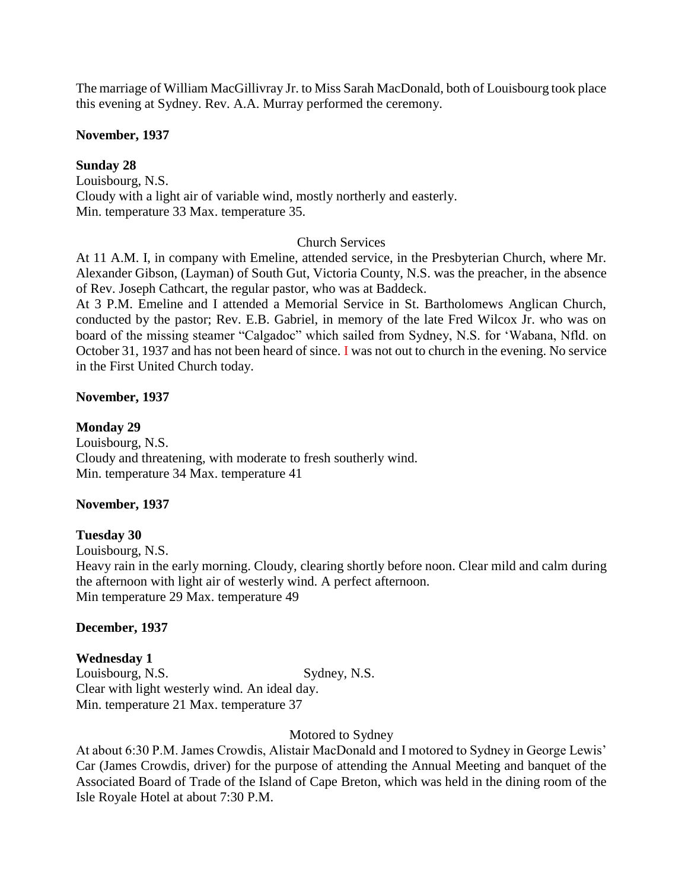The marriage of William MacGillivray Jr. to Miss Sarah MacDonald, both of Louisbourg took place this evening at Sydney. Rev. A.A. Murray performed the ceremony.

**November, 1937**

**Sunday 28**
Louisbourg, N.S.
Cloudy with a light air of variable wind, mostly northerly and easterly.
Min. temperature 33 Max. temperature 35.

Church Services

At 11 A.M. I, in company with Emeline, attended service, in the Presbyterian Church, where Mr. Alexander Gibson, (Layman) of South Gut, Victoria County, N.S. was the preacher, in the absence of Rev. Joseph Cathcart, the regular pastor, who was at Baddeck.
At 3 P.M. Emeline and I attended a Memorial Service in St. Bartholomews Anglican Church, conducted by the pastor; Rev. E.B. Gabriel, in memory of the late Fred Wilcox Jr. who was on board of the missing steamer "Calgadoc" which sailed from Sydney, N.S. for 'Wabana, Nfld. on October 31, 1937 and has not been heard of since. I was not out to church in the evening. No service in the First United Church today.

**November, 1937**

**Monday 29**
Louisbourg, N.S.
Cloudy and threatening, with moderate to fresh southerly wind.
Min. temperature 34 Max. temperature 41

**November, 1937**

**Tuesday 30**
Louisbourg, N.S.
Heavy rain in the early morning. Cloudy, clearing shortly before noon. Clear mild and calm during the afternoon with light air of westerly wind. A perfect afternoon.
Min temperature 29 Max. temperature 49

**December, 1937**

**Wednesday 1**
Louisbourg, N.S. Sydney, N.S.
Clear with light westerly wind. An ideal day.
Min. temperature 21 Max. temperature 37

Motored to Sydney

At about 6:30 P.M. James Crowdis, Alistair MacDonald and I motored to Sydney in George Lewis' Car (James Crowdis, driver) for the purpose of attending the Annual Meeting and banquet of the Associated Board of Trade of the Island of Cape Breton, which was held in the dining room of the Isle Royale Hotel at about 7:30 P.M.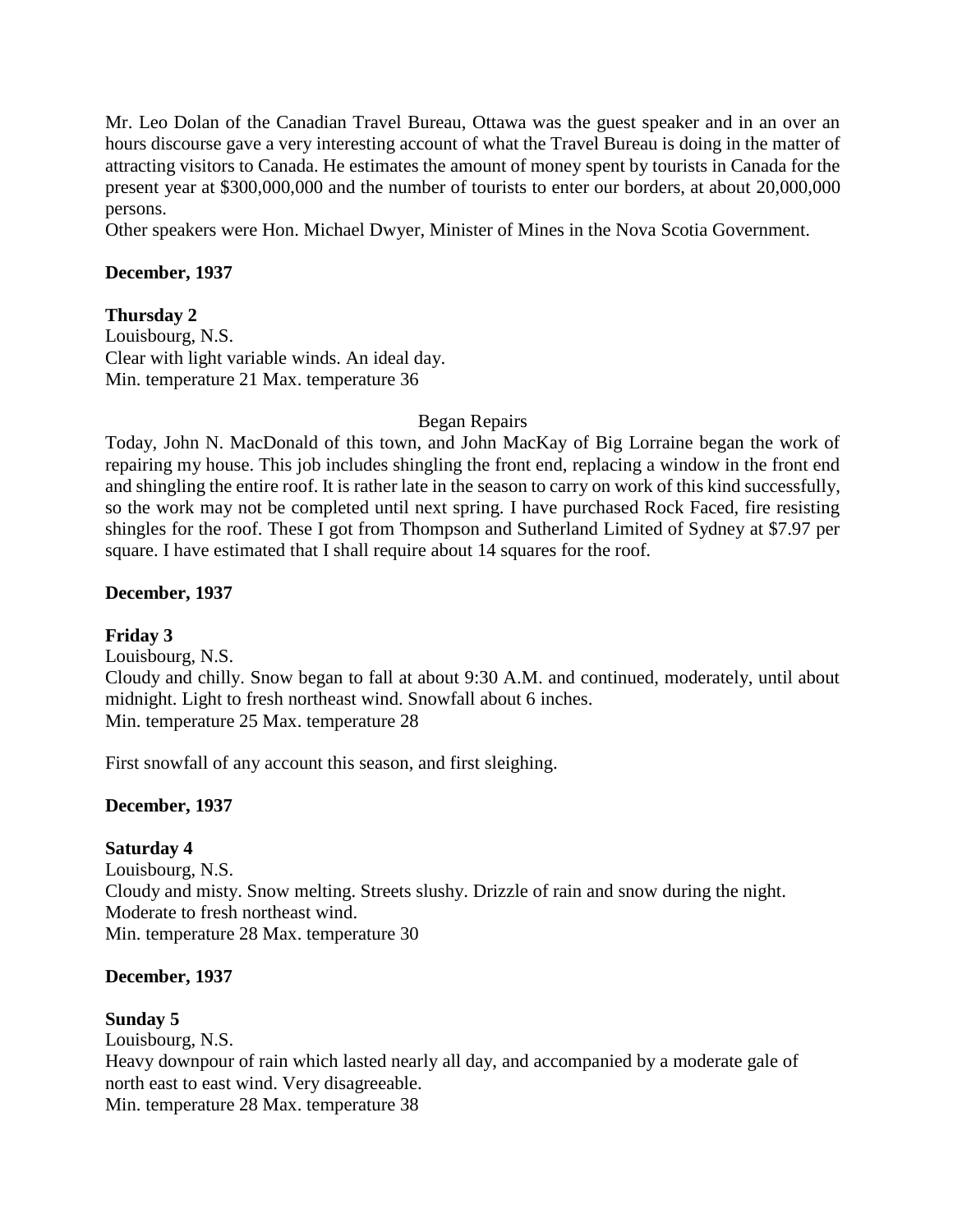Mr. Leo Dolan of the Canadian Travel Bureau, Ottawa was the guest speaker and in an over an hours discourse gave a very interesting account of what the Travel Bureau is doing in the matter of attracting visitors to Canada. He estimates the amount of money spent by tourists in Canada for the present year at $300,000,000 and the number of tourists to enter our borders, at about 20,000,000 persons.
Other speakers were Hon. Michael Dwyer, Minister of Mines in the Nova Scotia Government.

**December, 1937**

**Thursday 2**
Louisbourg, N.S.
Clear with light variable winds. An ideal day.
Min. temperature 21 Max. temperature 36

Began Repairs

Today, John N. MacDonald of this town, and John MacKay of Big Lorraine began the work of repairing my house. This job includes shingling the front end, replacing a window in the front end and shingling the entire roof. It is rather late in the season to carry on work of this kind successfully, so the work may not be completed until next spring. I have purchased Rock Faced, fire resisting shingles for the roof. These I got from Thompson and Sutherland Limited of Sydney at $7.97 per square. I have estimated that I shall require about 14 squares for the roof.

**December, 1937**

**Friday 3**
Louisbourg, N.S.
Cloudy and chilly. Snow began to fall at about 9:30 A.M. and continued, moderately, until about midnight. Light to fresh northeast wind. Snowfall about 6 inches.
Min. temperature 25 Max. temperature 28

First snowfall of any account this season, and first sleighing.

**December, 1937**

**Saturday 4**
Louisbourg, N.S.
Cloudy and misty. Snow melting. Streets slushy. Drizzle of rain and snow during the night.
Moderate to fresh northeast wind.
Min. temperature 28 Max. temperature 30

**December, 1937**

**Sunday 5**
Louisbourg, N.S.
Heavy downpour of rain which lasted nearly all day, and accompanied by a moderate gale of north east to east wind. Very disagreeable.
Min. temperature 28 Max. temperature 38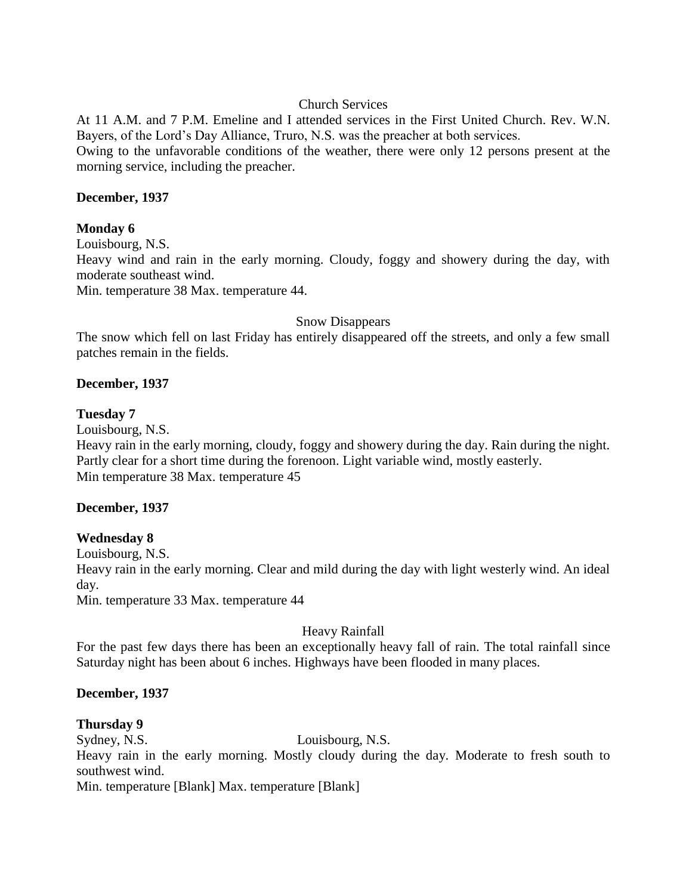Church Services

At 11 A.M. and 7 P.M. Emeline and I attended services in the First United Church. Rev. W.N. Bayers, of the Lord's Day Alliance, Truro, N.S. was the preacher at both services.
Owing to the unfavorable conditions of the weather, there were only 12 persons present at the morning service, including the preacher.

**December, 1937**

**Monday 6**

Louisbourg, N.S.
Heavy wind and rain in the early morning. Cloudy, foggy and showery during the day, with moderate southeast wind.
Min. temperature 38 Max. temperature 44.

Snow Disappears

The snow which fell on last Friday has entirely disappeared off the streets, and only a few small patches remain in the fields.

**December, 1937**

**Tuesday 7**

Louisbourg, N.S.
Heavy rain in the early morning, cloudy, foggy and showery during the day. Rain during the night. Partly clear for a short time during the forenoon. Light variable wind, mostly easterly.
Min temperature 38 Max. temperature 45

**December, 1937**

**Wednesday 8**

Louisbourg, N.S.
Heavy rain in the early morning. Clear and mild during the day with light westerly wind. An ideal day.
Min. temperature 33 Max. temperature 44

Heavy Rainfall

For the past few days there has been an exceptionally heavy fall of rain. The total rainfall since Saturday night has been about 6 inches. Highways have been flooded in many places.

**December, 1937**

**Thursday 9**

Sydney, N.S. Louisbourg, N.S.
Heavy rain in the early morning. Mostly cloudy during the day. Moderate to fresh south to southwest wind.
Min. temperature [Blank] Max. temperature [Blank]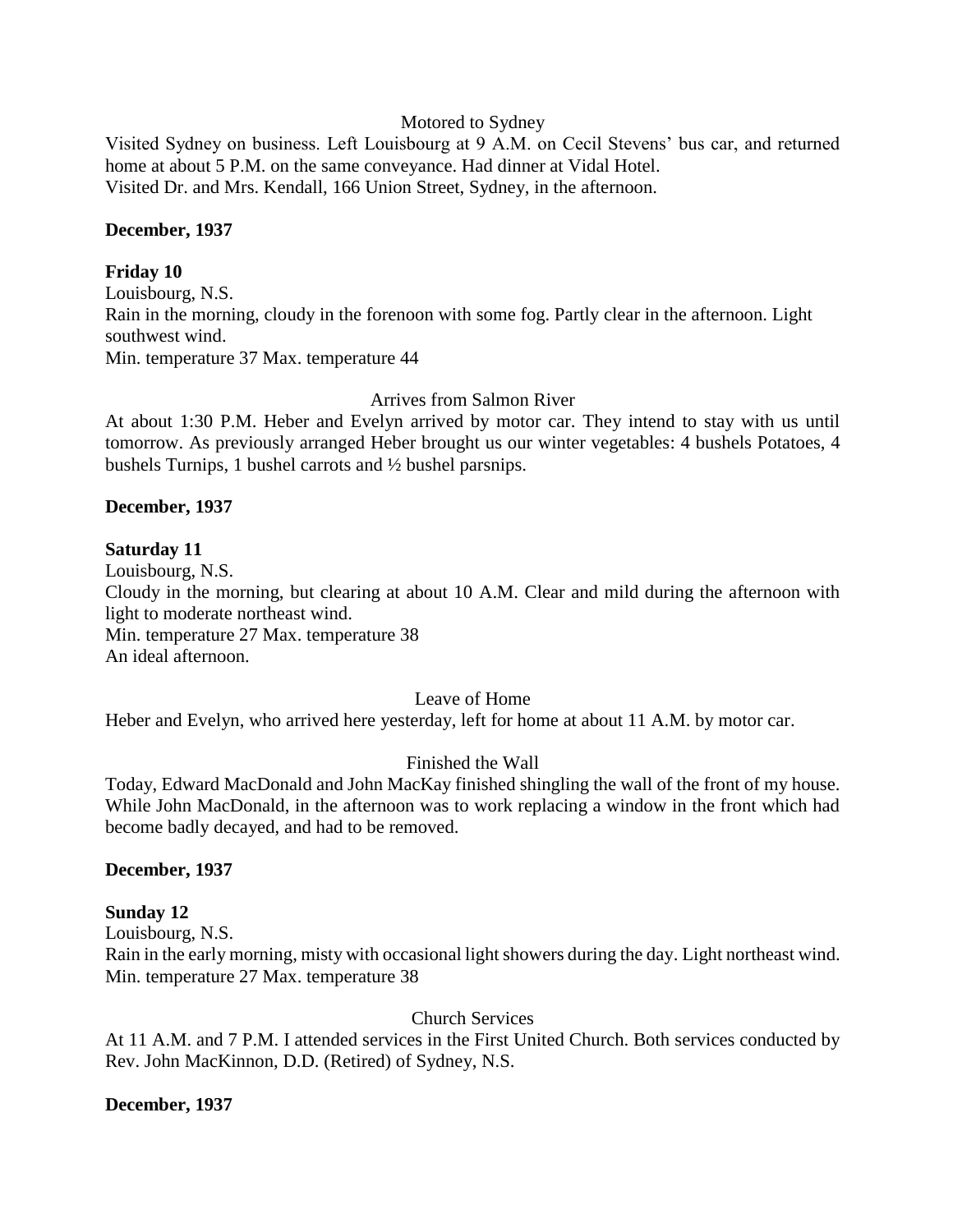Motored to Sydney

Visited Sydney on business. Left Louisbourg at 9 A.M. on Cecil Stevens' bus car, and returned home at about 5 P.M. on the same conveyance. Had dinner at Vidal Hotel.
Visited Dr. and Mrs. Kendall, 166 Union Street, Sydney, in the afternoon.

**December, 1937**

**Friday 10**

Louisbourg, N.S.
Rain in the morning, cloudy in the forenoon with some fog. Partly clear in the afternoon. Light southwest wind.
Min. temperature 37 Max. temperature 44

Arrives from Salmon River

At about 1:30 P.M. Heber and Evelyn arrived by motor car. They intend to stay with us until tomorrow. As previously arranged Heber brought us our winter vegetables: 4 bushels Potatoes, 4 bushels Turnips, 1 bushel carrots and ½ bushel parsnips.

**December, 1937**

**Saturday 11**

Louisbourg, N.S.
Cloudy in the morning, but clearing at about 10 A.M. Clear and mild during the afternoon with light to moderate northeast wind.
Min. temperature 27 Max. temperature 38
An ideal afternoon.

Leave of Home

Heber and Evelyn, who arrived here yesterday, left for home at about 11 A.M. by motor car.

Finished the Wall

Today, Edward MacDonald and John MacKay finished shingling the wall of the front of my house. While John MacDonald, in the afternoon was to work replacing a window in the front which had become badly decayed, and had to be removed.

**December, 1937**

**Sunday 12**

Louisbourg, N.S.
Rain in the early morning, misty with occasional light showers during the day. Light northeast wind.
Min. temperature 27 Max. temperature 38

Church Services

At 11 A.M. and 7 P.M. I attended services in the First United Church. Both services conducted by Rev. John MacKinnon, D.D. (Retired) of Sydney, N.S.

**December, 1937**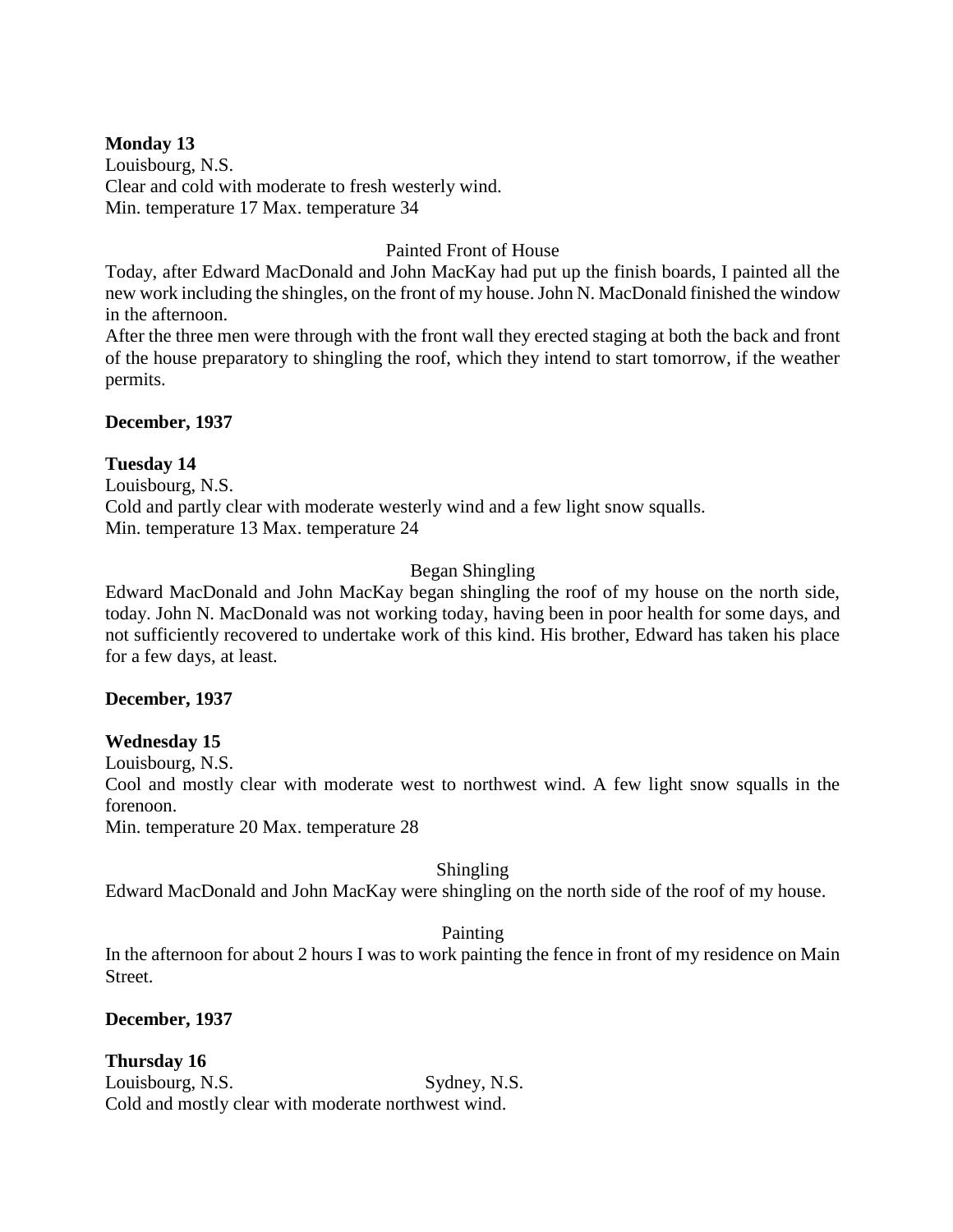**Monday 13**

Louisbourg, N.S.

Clear and cold with moderate to fresh westerly wind.

Min. temperature 17 Max. temperature 34

Painted Front of House

Today, after Edward MacDonald and John MacKay had put up the finish boards, I painted all the new work including the shingles, on the front of my house. John N. MacDonald finished the window in the afternoon.

After the three men were through with the front wall they erected staging at both the back and front of the house preparatory to shingling the roof, which they intend to start tomorrow, if the weather permits.

**December, 1937**

**Tuesday 14**

Louisbourg, N.S.

Cold and partly clear with moderate westerly wind and a few light snow squalls.

Min. temperature 13 Max. temperature 24

Began Shingling

Edward MacDonald and John MacKay began shingling the roof of my house on the north side, today. John N. MacDonald was not working today, having been in poor health for some days, and not sufficiently recovered to undertake work of this kind. His brother, Edward has taken his place for a few days, at least.

**December, 1937**

**Wednesday 15**

Louisbourg, N.S.

Cool and mostly clear with moderate west to northwest wind. A few light snow squalls in the forenoon.

Min. temperature 20 Max. temperature 28

Shingling

Edward MacDonald and John MacKay were shingling on the north side of the roof of my house.

Painting

In the afternoon for about 2 hours I was to work painting the fence in front of my residence on Main Street.

**December, 1937**

**Thursday 16**

Louisbourg, N.S. Sydney, N.S.

Cold and mostly clear with moderate northwest wind.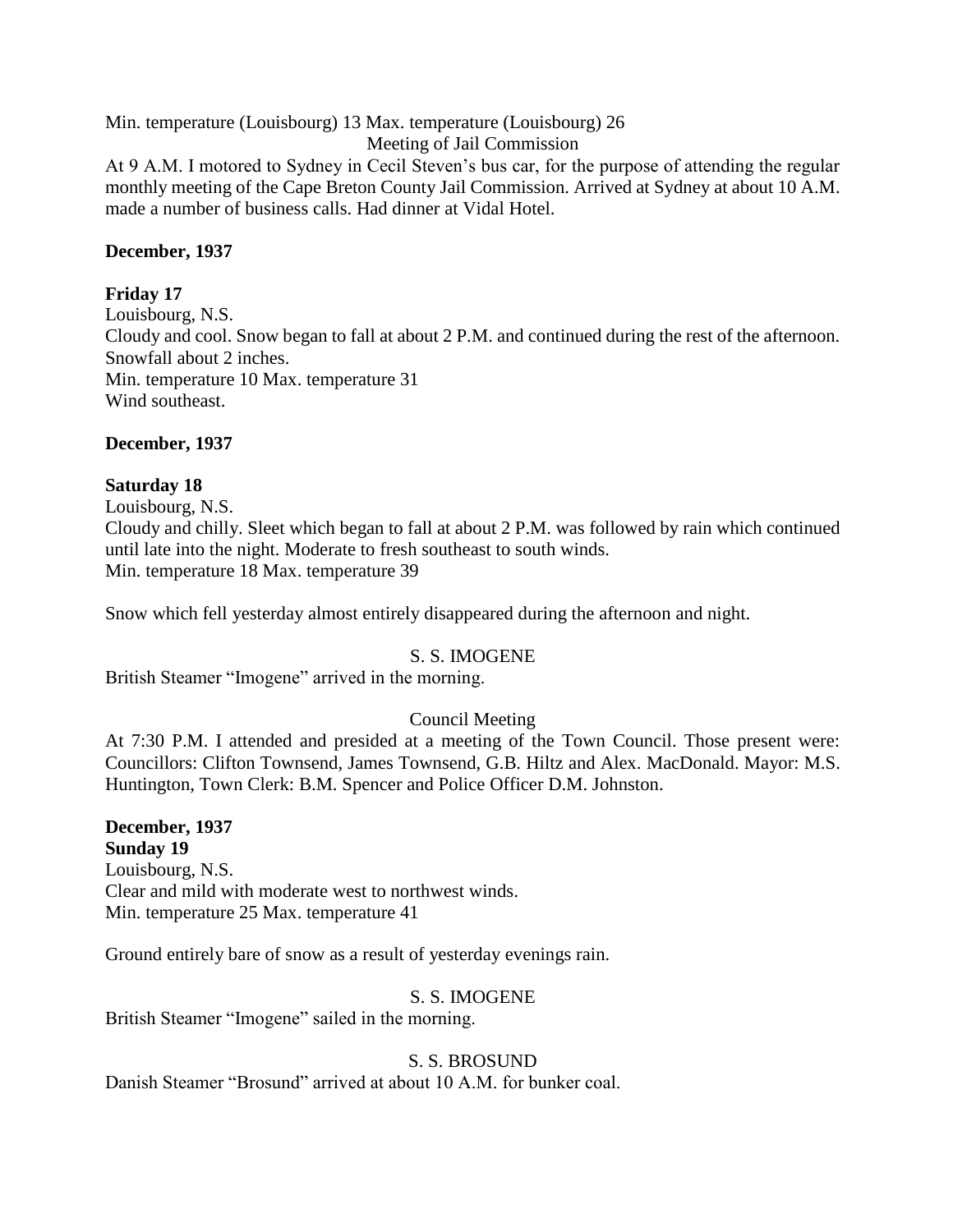Min. temperature (Louisbourg) 13 Max. temperature (Louisbourg) 26

Meeting of Jail Commission

At 9 A.M. I motored to Sydney in Cecil Steven's bus car, for the purpose of attending the regular monthly meeting of the Cape Breton County Jail Commission. Arrived at Sydney at about 10 A.M. made a number of business calls. Had dinner at Vidal Hotel.

**December, 1937**

**Friday 17**

Louisbourg, N.S.

Cloudy and cool. Snow began to fall at about 2 P.M. and continued during the rest of the afternoon. Snowfall about 2 inches.

Min. temperature 10 Max. temperature 31

Wind southeast.

**December, 1937**

**Saturday 18**

Louisbourg, N.S.

Cloudy and chilly. Sleet which began to fall at about 2 P.M. was followed by rain which continued until late into the night. Moderate to fresh southeast to south winds.

Min. temperature 18 Max. temperature 39

Snow which fell yesterday almost entirely disappeared during the afternoon and night.

S. S. IMOGENE

British Steamer "Imogene" arrived in the morning.

Council Meeting

At 7:30 P.M. I attended and presided at a meeting of the Town Council. Those present were: Councillors: Clifton Townsend, James Townsend, G.B. Hiltz and Alex. MacDonald. Mayor: M.S. Huntington, Town Clerk: B.M. Spencer and Police Officer D.M. Johnston.

**December, 1937**

**Sunday 19**

Louisbourg, N.S.

Clear and mild with moderate west to northwest winds.

Min. temperature 25 Max. temperature 41

Ground entirely bare of snow as a result of yesterday evenings rain.

S. S. IMOGENE

British Steamer "Imogene" sailed in the morning.

S. S. BROSUND

Danish Steamer "Brosund" arrived at about 10 A.M. for bunker coal.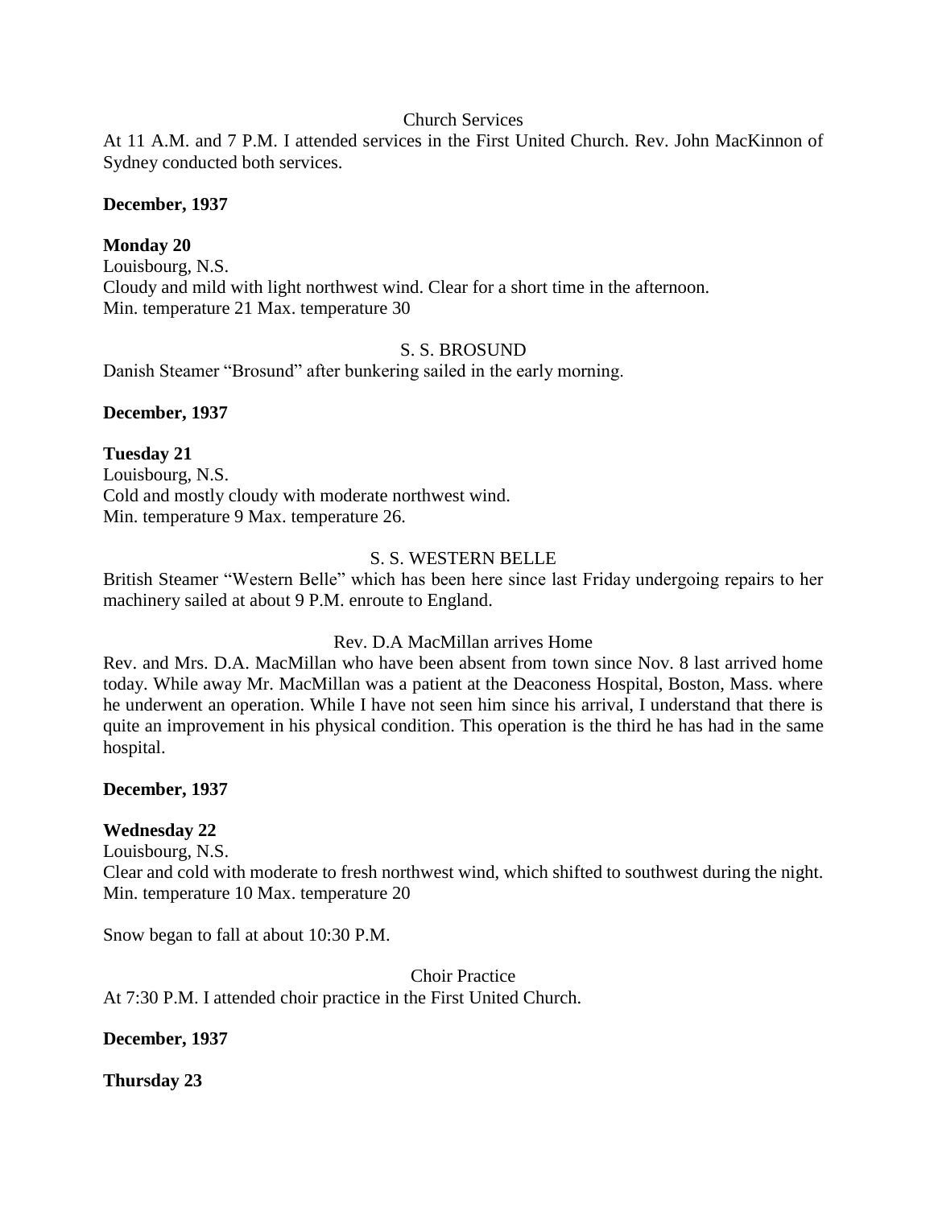Church Services

At 11 A.M. and 7 P.M. I attended services in the First United Church. Rev. John MacKinnon of Sydney conducted both services.

**December, 1937**

**Monday 20**

Louisbourg, N.S.

Cloudy and mild with light northwest wind. Clear for a short time in the afternoon.

Min. temperature 21 Max. temperature 30

S. S. BROSUND

Danish Steamer "Brosund" after bunkering sailed in the early morning.

**December, 1937**

**Tuesday 21**

Louisbourg, N.S.

Cold and mostly cloudy with moderate northwest wind.

Min. temperature 9 Max. temperature 26.

S. S. WESTERN BELLE

British Steamer "Western Belle" which has been here since last Friday undergoing repairs to her machinery sailed at about 9 P.M. enroute to England.

Rev. D.A MacMillan arrives Home

Rev. and Mrs. D.A. MacMillan who have been absent from town since Nov. 8 last arrived home today. While away Mr. MacMillan was a patient at the Deaconess Hospital, Boston, Mass. where he underwent an operation. While I have not seen him since his arrival, I understand that there is quite an improvement in his physical condition. This operation is the third he has had in the same hospital.

**December, 1937**

**Wednesday 22**

Louisbourg, N.S.

Clear and cold with moderate to fresh northwest wind, which shifted to southwest during the night.

Min. temperature 10 Max. temperature 20

Snow began to fall at about 10:30 P.M.

Choir Practice

At 7:30 P.M. I attended choir practice in the First United Church.

**December, 1937**

**Thursday 23**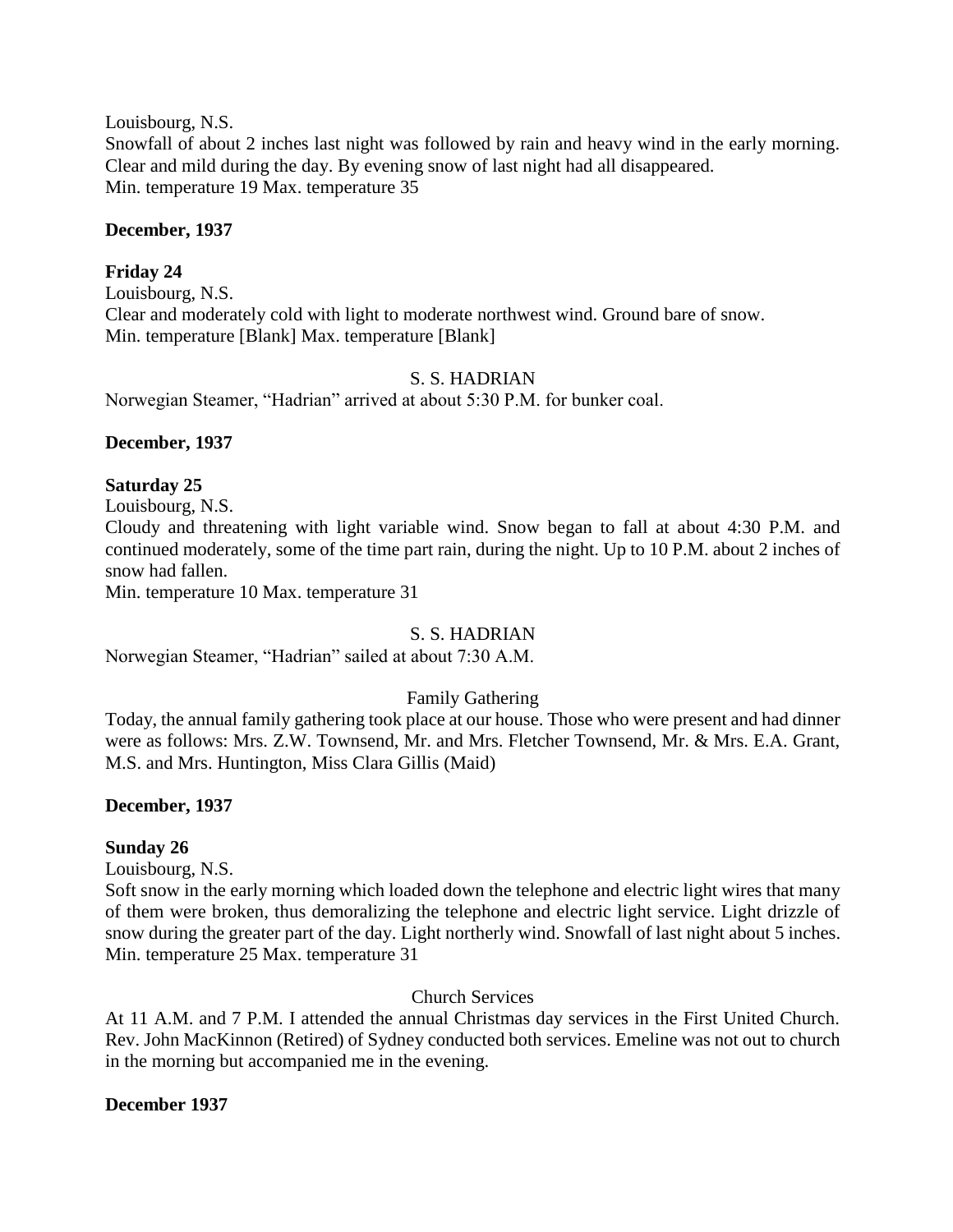Louisbourg, N.S.

Snowfall of about 2 inches last night was followed by rain and heavy wind in the early morning. Clear and mild during the day. By evening snow of last night had all disappeared.

Min. temperature 19 Max. temperature 35

**December, 1937**

**Friday 24**

Louisbourg, N.S.

Clear and moderately cold with light to moderate northwest wind. Ground bare of snow.

Min. temperature [Blank] Max. temperature [Blank]

S. S. HADRIAN

Norwegian Steamer, "Hadrian" arrived at about 5:30 P.M. for bunker coal.

**December, 1937**

**Saturday 25**

Louisbourg, N.S.

Cloudy and threatening with light variable wind. Snow began to fall at about 4:30 P.M. and continued moderately, some of the time part rain, during the night. Up to 10 P.M. about 2 inches of snow had fallen.

Min. temperature 10 Max. temperature 31

S. S. HADRIAN

Norwegian Steamer, "Hadrian" sailed at about 7:30 A.M.

Family Gathering

Today, the annual family gathering took place at our house. Those who were present and had dinner were as follows: Mrs. Z.W. Townsend, Mr. and Mrs. Fletcher Townsend, Mr. & Mrs. E.A. Grant, M.S. and Mrs. Huntington, Miss Clara Gillis (Maid)

**December, 1937**

**Sunday 26**

Louisbourg, N.S.

Soft snow in the early morning which loaded down the telephone and electric light wires that many of them were broken, thus demoralizing the telephone and electric light service. Light drizzle of snow during the greater part of the day. Light northerly wind. Snowfall of last night about 5 inches.

Min. temperature 25 Max. temperature 31

Church Services

At 11 A.M. and 7 P.M. I attended the annual Christmas day services in the First United Church. Rev. John MacKinnon (Retired) of Sydney conducted both services. Emeline was not out to church in the morning but accompanied me in the evening.

**December 1937**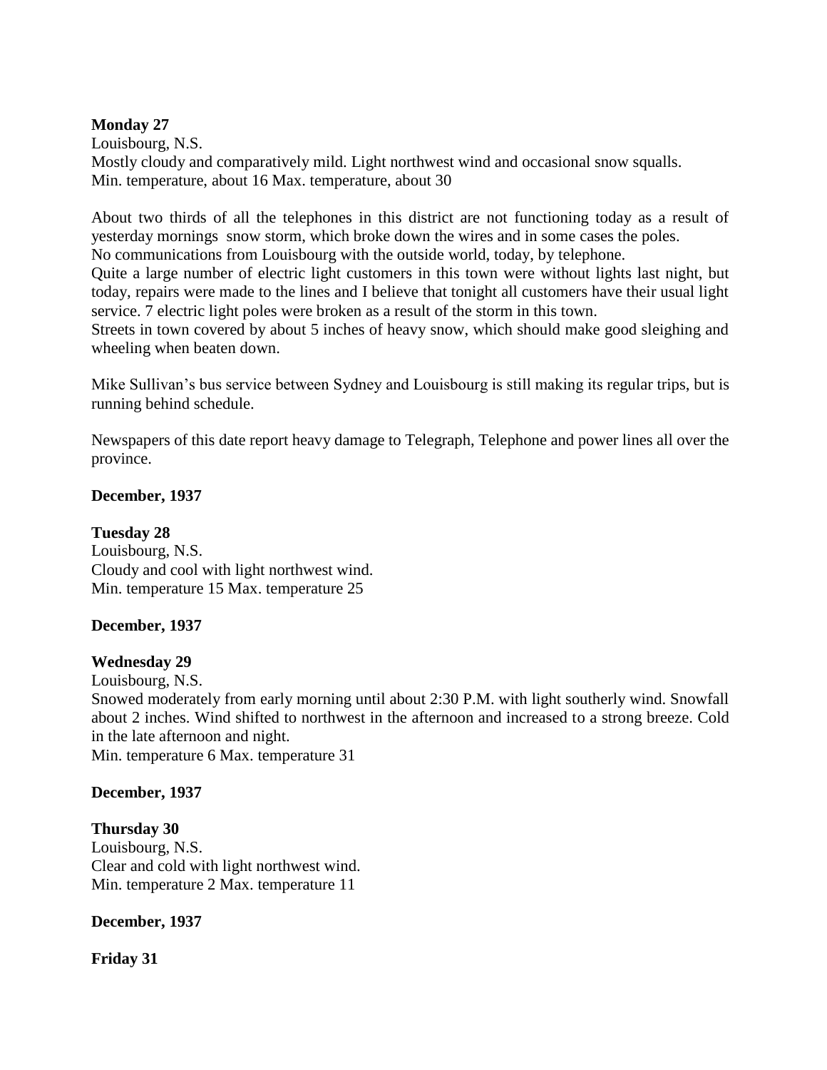**Monday 27**

Louisbourg, N.S.

Mostly cloudy and comparatively mild. Light northwest wind and occasional snow squalls.

Min. temperature, about 16 Max. temperature, about 30

About two thirds of all the telephones in this district are not functioning today as a result of yesterday mornings snow storm, which broke down the wires and in some cases the poles.

No communications from Louisbourg with the outside world, today, by telephone.

Quite a large number of electric light customers in this town were without lights last night, but today, repairs were made to the lines and I believe that tonight all customers have their usual light service. 7 electric light poles were broken as a result of the storm in this town.

Streets in town covered by about 5 inches of heavy snow, which should make good sleighing and wheeling when beaten down.

Mike Sullivan's bus service between Sydney and Louisbourg is still making its regular trips, but is running behind schedule.

Newspapers of this date report heavy damage to Telegraph, Telephone and power lines all over the province.

**December, 1937**

**Tuesday 28**

Louisbourg, N.S.

Cloudy and cool with light northwest wind.

Min. temperature 15 Max. temperature 25

**December, 1937**

**Wednesday 29**

Louisbourg, N.S.

Snowed moderately from early morning until about 2:30 P.M. with light southerly wind. Snowfall about 2 inches. Wind shifted to northwest in the afternoon and increased to a strong breeze. Cold in the late afternoon and night.

Min. temperature 6 Max. temperature 31

**December, 1937**

**Thursday 30**

Louisbourg, N.S.

Clear and cold with light northwest wind.

Min. temperature 2 Max. temperature 11

**December, 1937**

**Friday 31**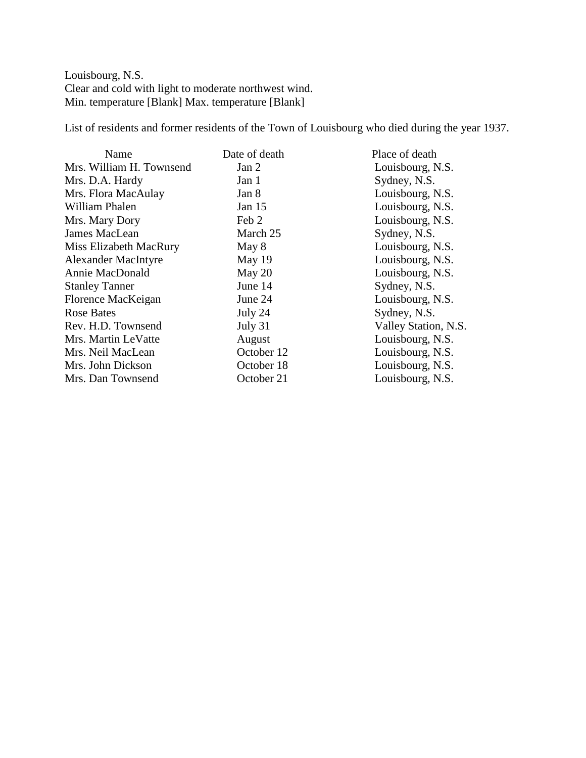Louisbourg, N.S.
Clear and cold with light to moderate northwest wind.
Min. temperature [Blank] Max. temperature [Blank]

List of residents and former residents of the Town of Louisbourg who died during the year 1937.

| Name | Date of death | Place of death |
|---|---|---|
| Mrs. William H. Townsend | Jan 2 | Louisbourg, N.S. |
| Mrs. D.A. Hardy | Jan 1 | Sydney, N.S. |
| Mrs. Flora MacAulay | Jan 8 | Louisbourg, N.S. |
| William Phalen | Jan 15 | Louisbourg, N.S. |
| Mrs. Mary Dory | Feb 2 | Louisbourg, N.S. |
| James MacLean | March 25 | Sydney, N.S. |
| Miss Elizabeth MacRury | May 8 | Louisbourg, N.S. |
| Alexander MacIntyre | May 19 | Louisbourg, N.S. |
| Annie MacDonald | May 20 | Louisbourg, N.S. |
| Stanley Tanner | June 14 | Sydney, N.S. |
| Florence MacKeigan | June 24 | Louisbourg, N.S. |
| Rose Bates | July 24 | Sydney, N.S. |
| Rev. H.D. Townsend | July 31 | Valley Station, N.S. |
| Mrs. Martin LeVatte | August | Louisbourg, N.S. |
| Mrs. Neil MacLean | October 12 | Louisbourg, N.S. |
| Mrs. John Dickson | October 18 | Louisbourg, N.S. |
| Mrs. Dan Townsend | October 21 | Louisbourg, N.S. |